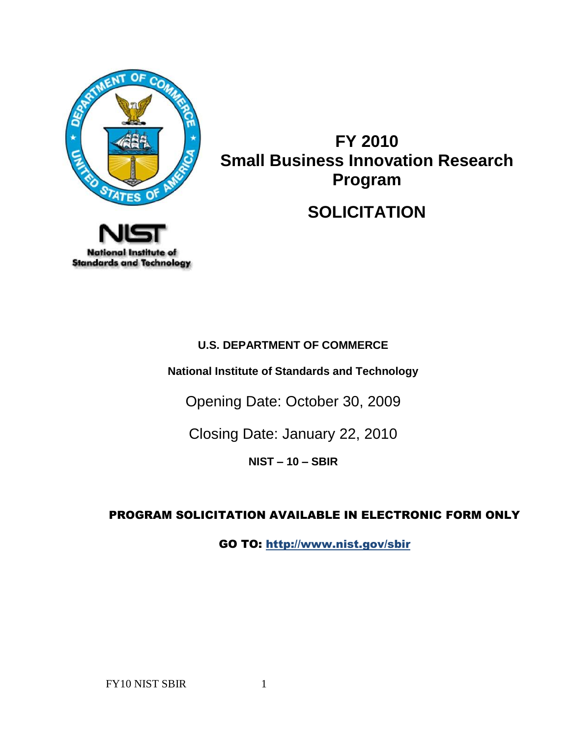# FY 2010 Small Business Innovation Research Program

# SOLICITATION

National Institute of Standards and Technology

**U.S. DEPARTMENT OF COMMERCE**

**National Institute of Standards and Technology**

Opening Date: October 30, 2009

Closing Date: January 22, 2010

**NIST – 10 – SBIR**

**PROGRAM SOLICITATION AVAILABLE IN ELECTRONIC FORM ONLY**

**GO TO: http://www.nist.gov/sbir**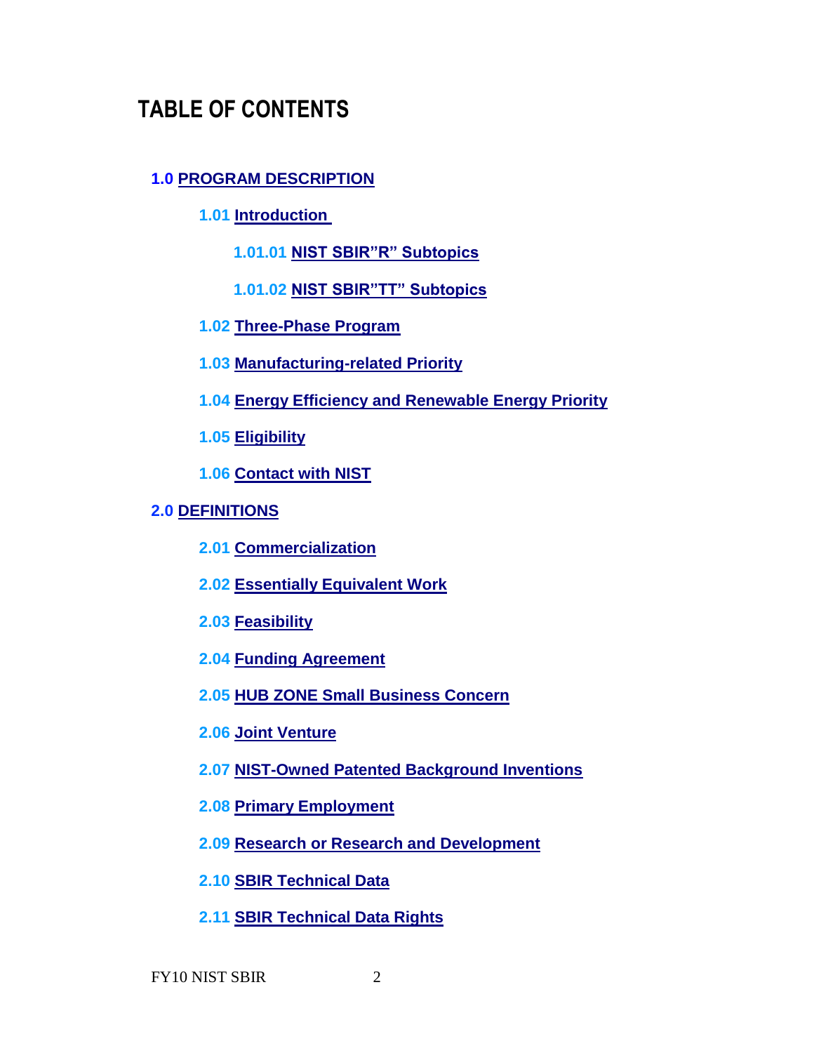# TABLE OF CONTENTS

**1.0 PROGRAM DESCRIPTION**

- **1.01 Introduction**
  - **1.01.01 NIST SBIR"R" Subtopics**
  - **1.01.02 NIST SBIR"TT" Subtopics**
- **1.02 Three-Phase Program**
- **1.03 Manufacturing-related Priority**
- **1.04 Energy Efficiency and Renewable Energy Priority**
- **1.05 Eligibility**
- **1.06 Contact with NIST**

**2.0 DEFINITIONS**

- **2.01 Commercialization**
- **2.02 Essentially Equivalent Work**
- **2.03 Feasibility**
- **2.04 Funding Agreement**
- **2.05 HUB ZONE Small Business Concern**
- **2.06 Joint Venture**
- **2.07 NIST-Owned Patented Background Inventions**
- **2.08 Primary Employment**
- **2.09 Research or Research and Development**
- **2.10 SBIR Technical Data**
- **2.11 SBIR Technical Data Rights**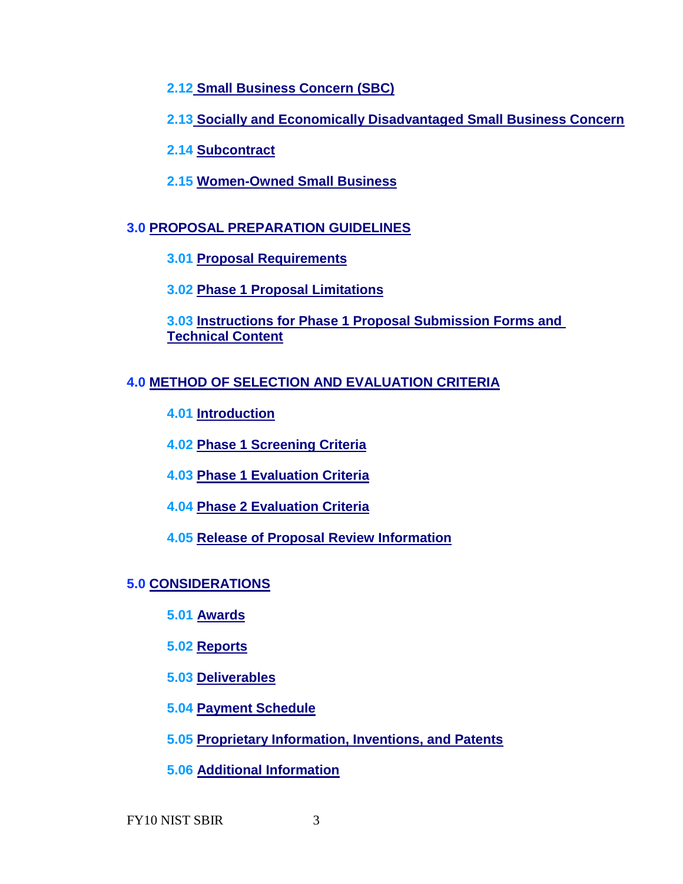- **2.12 Small Business Concern (SBC)**
- **2.13 Socially and Economically Disadvantaged Small Business Concern**
- **2.14 Subcontract**
- **2.15 Women-Owned Small Business**

**3.0 PROPOSAL PREPARATION GUIDELINES**

- **3.01 Proposal Requirements**
- **3.02 Phase 1 Proposal Limitations**
- **3.03 Instructions for Phase 1 Proposal Submission Forms and Technical Content**

**4.0 METHOD OF SELECTION AND EVALUATION CRITERIA**

- **4.01 Introduction**
- **4.02 Phase 1 Screening Criteria**
- **4.03 Phase 1 Evaluation Criteria**
- **4.04 Phase 2 Evaluation Criteria**
- **4.05 Release of Proposal Review Information**

**5.0 CONSIDERATIONS**

- **5.01 Awards**
- **5.02 Reports**
- **5.03 Deliverables**
- **5.04 Payment Schedule**
- **5.05 Proprietary Information, Inventions, and Patents**
- **5.06 Additional Information**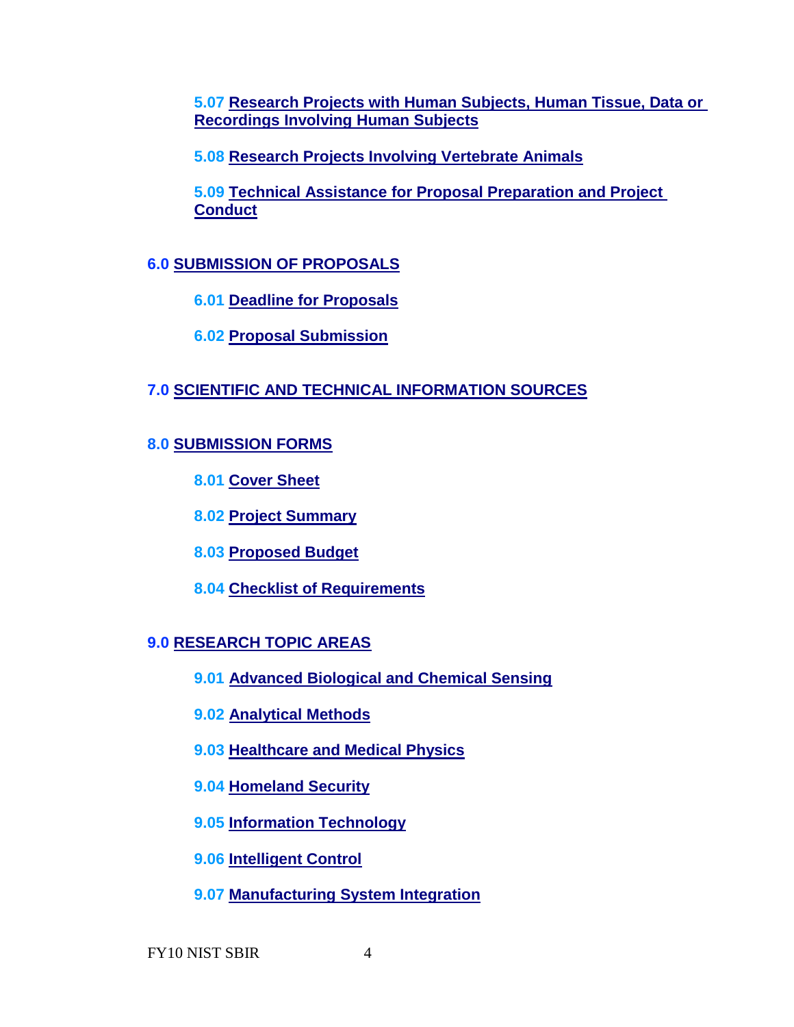5.07 Research Projects with Human Subjects, Human Tissue, Data or Recordings Involving Human Subjects

5.08 Research Projects Involving Vertebrate Animals

5.09 Technical Assistance for Proposal Preparation and Project Conduct

6.0 SUBMISSION OF PROPOSALS

6.01 Deadline for Proposals

6.02 Proposal Submission

7.0 SCIENTIFIC AND TECHNICAL INFORMATION SOURCES

8.0 SUBMISSION FORMS

8.01 Cover Sheet

8.02 Project Summary

8.03 Proposed Budget

8.04 Checklist of Requirements

9.0 RESEARCH TOPIC AREAS

9.01 Advanced Biological and Chemical Sensing

9.02 Analytical Methods

9.03 Healthcare and Medical Physics

9.04 Homeland Security

9.05 Information Technology

9.06 Intelligent Control

9.07 Manufacturing System Integration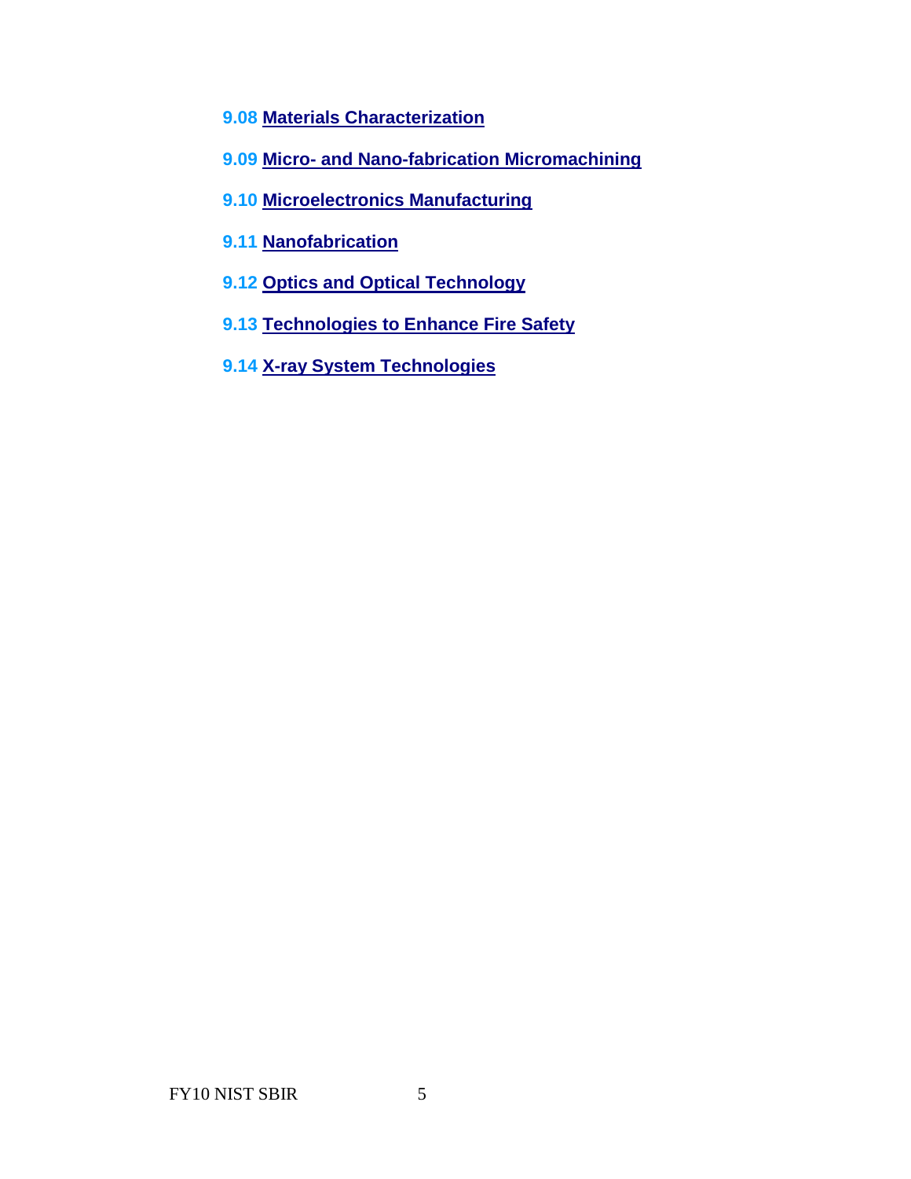**9.08** **Materials Characterization**

**9.09** **Micro- and Nano-fabrication Micromachining**

**9.10** **Microelectronics Manufacturing**

**9.11** **Nanofabrication**

**9.12** **Optics and Optical Technology**

**9.13** **Technologies to Enhance Fire Safety**

**9.14** **X-ray System Technologies**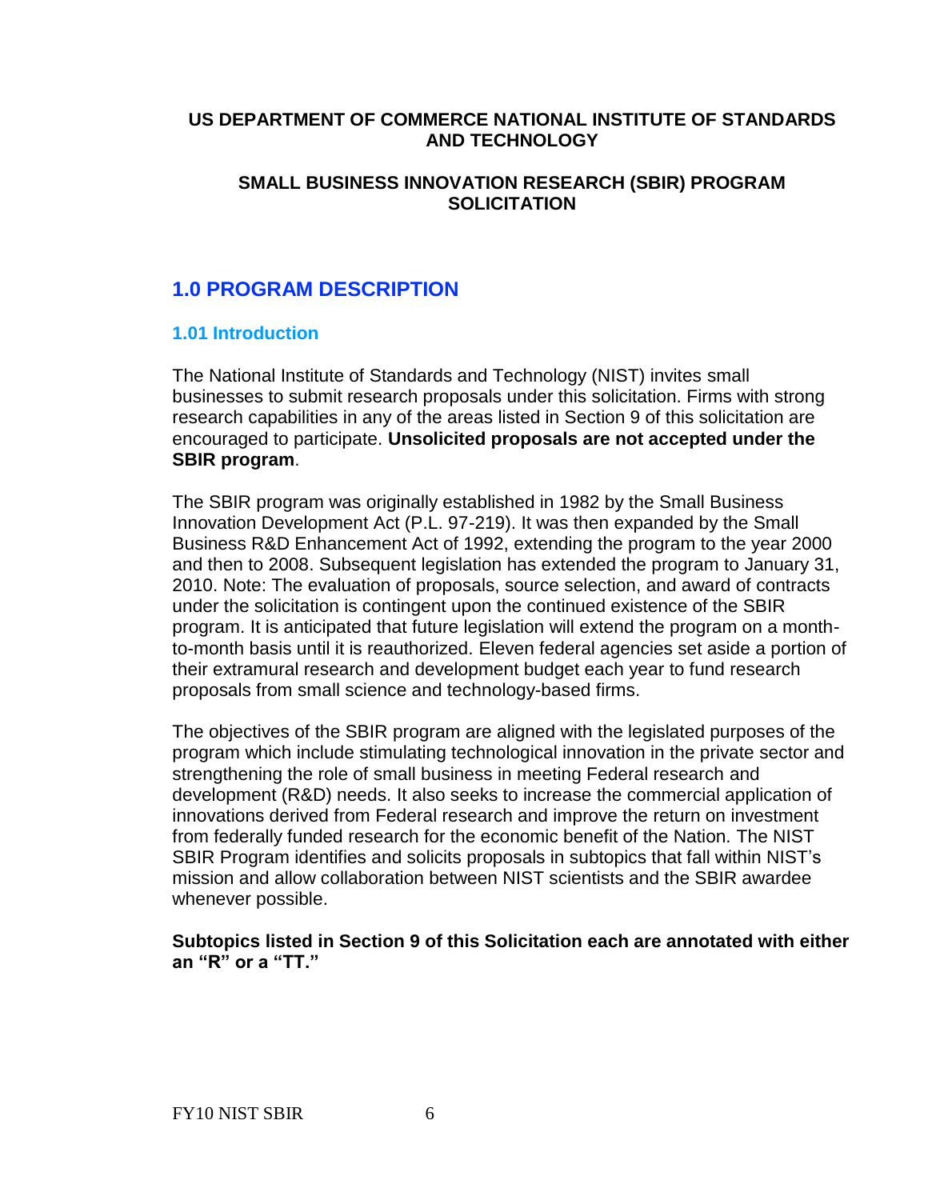**US DEPARTMENT OF COMMERCE NATIONAL INSTITUTE OF STANDARDS AND TECHNOLOGY**

**SMALL BUSINESS INNOVATION RESEARCH (SBIR) PROGRAM SOLICITATION**

# 1.0 PROGRAM DESCRIPTION

## 1.01 Introduction

The National Institute of Standards and Technology (NIST) invites small businesses to submit research proposals under this solicitation. Firms with strong research capabilities in any of the areas listed in Section 9 of this solicitation are encouraged to participate. **Unsolicited proposals are not accepted under the SBIR program**.

The SBIR program was originally established in 1982 by the Small Business Innovation Development Act (P.L. 97-219). It was then expanded by the Small Business R&D Enhancement Act of 1992, extending the program to the year 2000 and then to 2008. Subsequent legislation has extended the program to January 31, 2010. Note: The evaluation of proposals, source selection, and award of contracts under the solicitation is contingent upon the continued existence of the SBIR program. It is anticipated that future legislation will extend the program on a month-to-month basis until it is reauthorized. Eleven federal agencies set aside a portion of their extramural research and development budget each year to fund research proposals from small science and technology-based firms.

The objectives of the SBIR program are aligned with the legislated purposes of the program which include stimulating technological innovation in the private sector and strengthening the role of small business in meeting Federal research and development (R&D) needs. It also seeks to increase the commercial application of innovations derived from Federal research and improve the return on investment from federally funded research for the economic benefit of the Nation. The NIST SBIR Program identifies and solicits proposals in subtopics that fall within NIST's mission and allow collaboration between NIST scientists and the SBIR awardee whenever possible.

**Subtopics listed in Section 9 of this Solicitation each are annotated with either an "R" or a "TT."**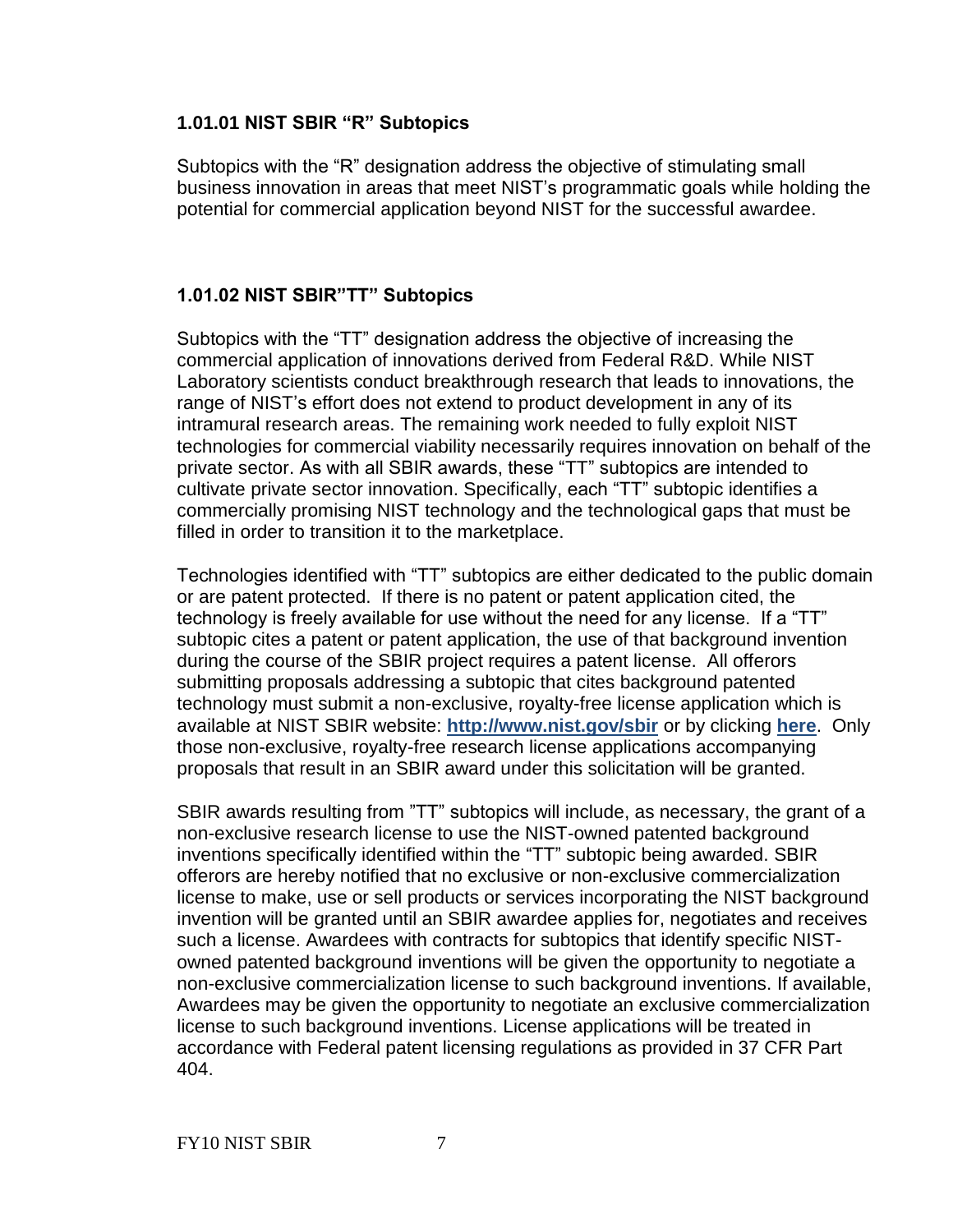### 1.01.01 NIST SBIR "R" Subtopics

Subtopics with the "R" designation address the objective of stimulating small business innovation in areas that meet NIST's programmatic goals while holding the potential for commercial application beyond NIST for the successful awardee.

### 1.01.02 NIST SBIR"TT" Subtopics

Subtopics with the "TT" designation address the objective of increasing the commercial application of innovations derived from Federal R&D. While NIST Laboratory scientists conduct breakthrough research that leads to innovations, the range of NIST's effort does not extend to product development in any of its intramural research areas. The remaining work needed to fully exploit NIST technologies for commercial viability necessarily requires innovation on behalf of the private sector. As with all SBIR awards, these "TT" subtopics are intended to cultivate private sector innovation. Specifically, each "TT" subtopic identifies a commercially promising NIST technology and the technological gaps that must be filled in order to transition it to the marketplace.

Technologies identified with "TT" subtopics are either dedicated to the public domain or are patent protected. If there is no patent or patent application cited, the technology is freely available for use without the need for any license. If a "TT" subtopic cites a patent or patent application, the use of that background invention during the course of the SBIR project requires a patent license. All offerors submitting proposals addressing a subtopic that cites background patented technology must submit a non-exclusive, royalty-free license application which is available at NIST SBIR website: **http://www.nist.gov/sbir** or by clicking **here**. Only those non-exclusive, royalty-free research license applications accompanying proposals that result in an SBIR award under this solicitation will be granted.

SBIR awards resulting from "TT" subtopics will include, as necessary, the grant of a non-exclusive research license to use the NIST-owned patented background inventions specifically identified within the "TT" subtopic being awarded. SBIR offerors are hereby notified that no exclusive or non-exclusive commercialization license to make, use or sell products or services incorporating the NIST background invention will be granted until an SBIR awardee applies for, negotiates and receives such a license. Awardees with contracts for subtopics that identify specific NIST-owned patented background inventions will be given the opportunity to negotiate a non-exclusive commercialization license to such background inventions. If available, Awardees may be given the opportunity to negotiate an exclusive commercialization license to such background inventions. License applications will be treated in accordance with Federal patent licensing regulations as provided in 37 CFR Part 404.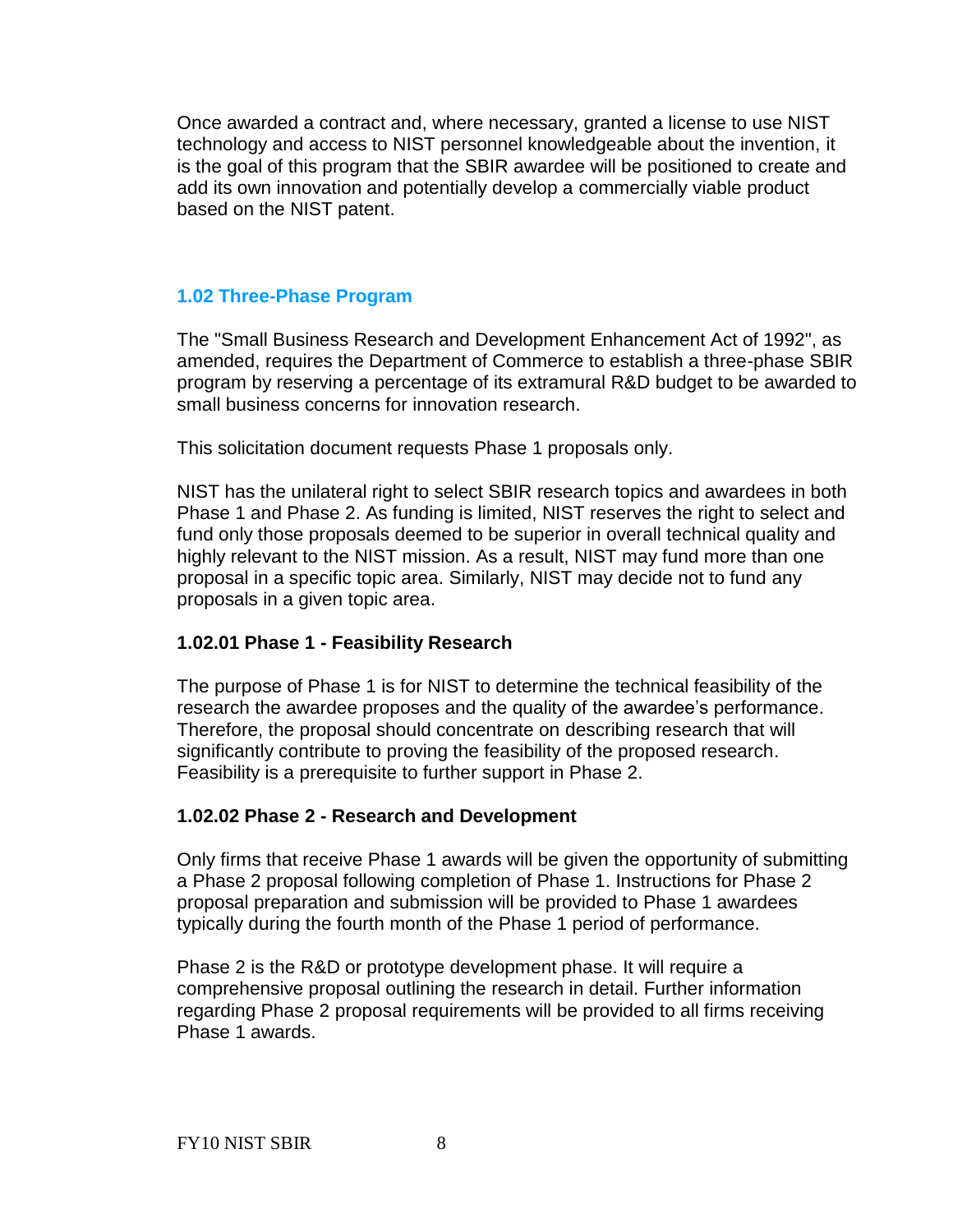Once awarded a contract and, where necessary, granted a license to use NIST technology and access to NIST personnel knowledgeable about the invention, it is the goal of this program that the SBIR awardee will be positioned to create and add its own innovation and potentially develop a commercially viable product based on the NIST patent.

## 1.02 Three-Phase Program

The "Small Business Research and Development Enhancement Act of 1992", as amended, requires the Department of Commerce to establish a three-phase SBIR program by reserving a percentage of its extramural R&D budget to be awarded to small business concerns for innovation research.

This solicitation document requests Phase 1 proposals only.

NIST has the unilateral right to select SBIR research topics and awardees in both Phase 1 and Phase 2. As funding is limited, NIST reserves the right to select and fund only those proposals deemed to be superior in overall technical quality and highly relevant to the NIST mission. As a result, NIST may fund more than one proposal in a specific topic area. Similarly, NIST may decide not to fund any proposals in a given topic area.

### 1.02.01 Phase 1 - Feasibility Research

The purpose of Phase 1 is for NIST to determine the technical feasibility of the research the awardee proposes and the quality of the awardee's performance. Therefore, the proposal should concentrate on describing research that will significantly contribute to proving the feasibility of the proposed research. Feasibility is a prerequisite to further support in Phase 2.

### 1.02.02 Phase 2 - Research and Development

Only firms that receive Phase 1 awards will be given the opportunity of submitting a Phase 2 proposal following completion of Phase 1. Instructions for Phase 2 proposal preparation and submission will be provided to Phase 1 awardees typically during the fourth month of the Phase 1 period of performance.

Phase 2 is the R&D or prototype development phase. It will require a comprehensive proposal outlining the research in detail. Further information regarding Phase 2 proposal requirements will be provided to all firms receiving Phase 1 awards.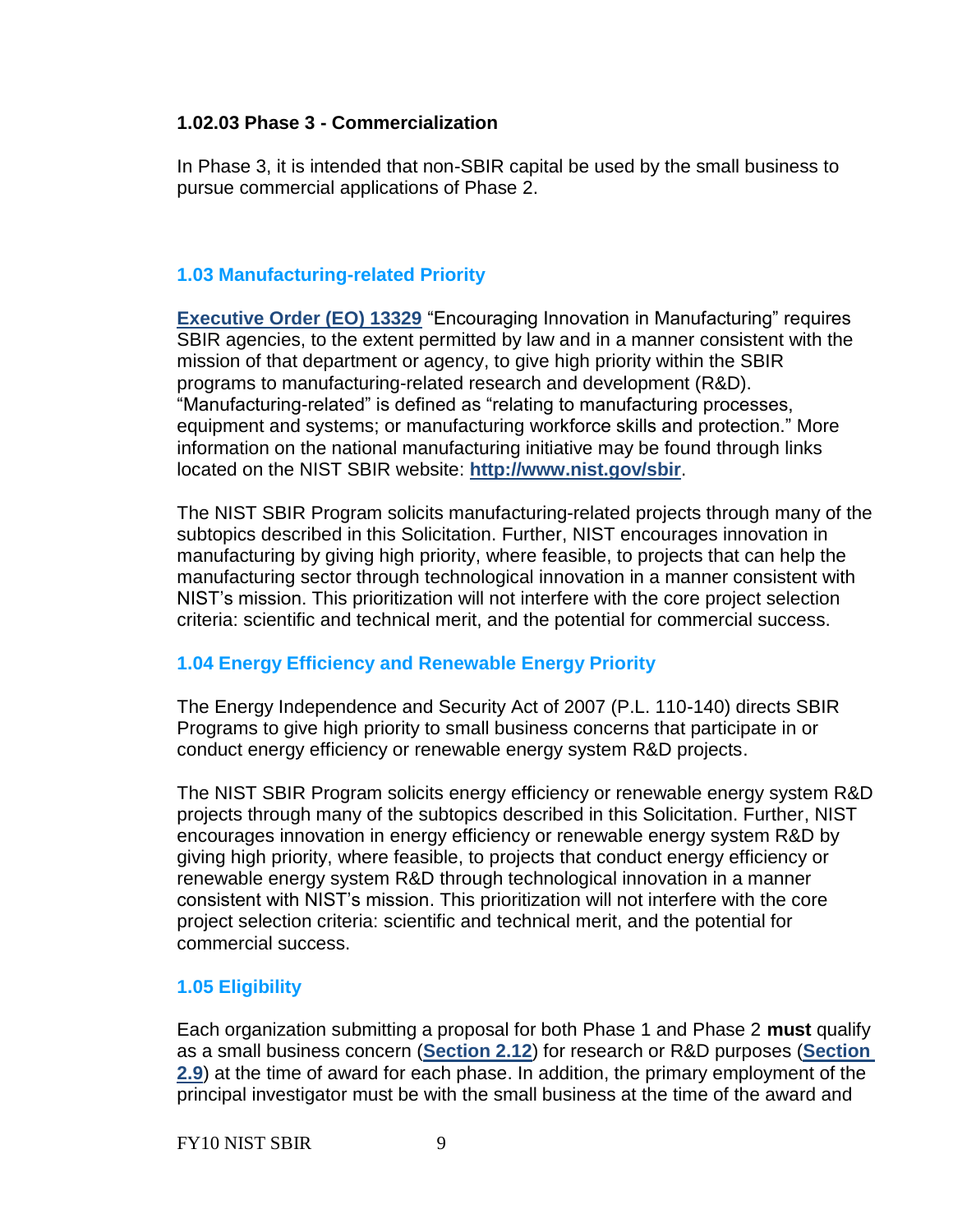#### 1.02.03 Phase 3 - Commercialization

In Phase 3, it is intended that non-SBIR capital be used by the small business to pursue commercial applications of Phase 2.

### 1.03 Manufacturing-related Priority

**Executive Order (EO) 13329** "Encouraging Innovation in Manufacturing" requires SBIR agencies, to the extent permitted by law and in a manner consistent with the mission of that department or agency, to give high priority within the SBIR programs to manufacturing-related research and development (R&D). "Manufacturing-related" is defined as "relating to manufacturing processes, equipment and systems; or manufacturing workforce skills and protection." More information on the national manufacturing initiative may be found through links located on the NIST SBIR website: **http://www.nist.gov/sbir**.

The NIST SBIR Program solicits manufacturing-related projects through many of the subtopics described in this Solicitation. Further, NIST encourages innovation in manufacturing by giving high priority, where feasible, to projects that can help the manufacturing sector through technological innovation in a manner consistent with NIST's mission. This prioritization will not interfere with the core project selection criteria: scientific and technical merit, and the potential for commercial success.

### 1.04 Energy Efficiency and Renewable Energy Priority

The Energy Independence and Security Act of 2007 (P.L. 110-140) directs SBIR Programs to give high priority to small business concerns that participate in or conduct energy efficiency or renewable energy system R&D projects.

The NIST SBIR Program solicits energy efficiency or renewable energy system R&D projects through many of the subtopics described in this Solicitation. Further, NIST encourages innovation in energy efficiency or renewable energy system R&D by giving high priority, where feasible, to projects that conduct energy efficiency or renewable energy system R&D through technological innovation in a manner consistent with NIST's mission. This prioritization will not interfere with the core project selection criteria: scientific and technical merit, and the potential for commercial success.

### 1.05 Eligibility

Each organization submitting a proposal for both Phase 1 and Phase 2 **must** qualify as a small business concern (**Section 2.12**) for research or R&D purposes (**Section 2.9**) at the time of award for each phase. In addition, the primary employment of the principal investigator must be with the small business at the time of the award and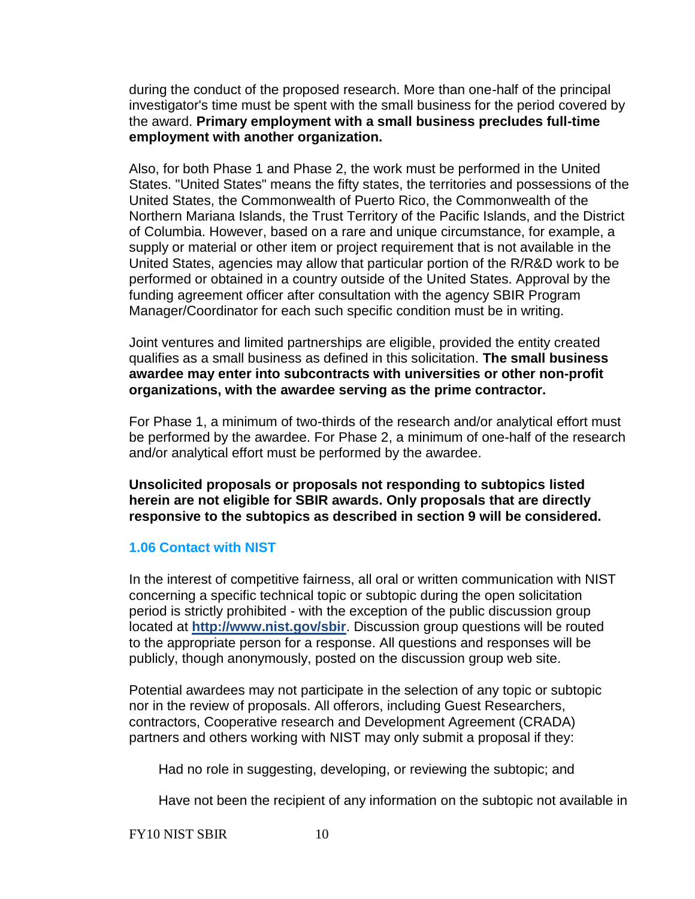during the conduct of the proposed research. More than one-half of the principal investigator's time must be spent with the small business for the period covered by the award. **Primary employment with a small business precludes full-time employment with another organization.**

Also, for both Phase 1 and Phase 2, the work must be performed in the United States. "United States" means the fifty states, the territories and possessions of the United States, the Commonwealth of Puerto Rico, the Commonwealth of the Northern Mariana Islands, the Trust Territory of the Pacific Islands, and the District of Columbia. However, based on a rare and unique circumstance, for example, a supply or material or other item or project requirement that is not available in the United States, agencies may allow that particular portion of the R/R&D work to be performed or obtained in a country outside of the United States. Approval by the funding agreement officer after consultation with the agency SBIR Program Manager/Coordinator for each such specific condition must be in writing.

Joint ventures and limited partnerships are eligible, provided the entity created qualifies as a small business as defined in this solicitation. **The small business awardee may enter into subcontracts with universities or other non-profit organizations, with the awardee serving as the prime contractor.**

For Phase 1, a minimum of two-thirds of the research and/or analytical effort must be performed by the awardee. For Phase 2, a minimum of one-half of the research and/or analytical effort must be performed by the awardee.

**Unsolicited proposals or proposals not responding to subtopics listed herein are not eligible for SBIR awards. Only proposals that are directly responsive to the subtopics as described in section 9 will be considered.**

### 1.06 Contact with NIST

In the interest of competitive fairness, all oral or written communication with NIST concerning a specific technical topic or subtopic during the open solicitation period is strictly prohibited - with the exception of the public discussion group located at **http://www.nist.gov/sbir**. Discussion group questions will be routed to the appropriate person for a response. All questions and responses will be publicly, though anonymously, posted on the discussion group web site.

Potential awardees may not participate in the selection of any topic or subtopic nor in the review of proposals. All offerors, including Guest Researchers, contractors, Cooperative research and Development Agreement (CRADA) partners and others working with NIST may only submit a proposal if they:

Had no role in suggesting, developing, or reviewing the subtopic; and

Have not been the recipient of any information on the subtopic not available in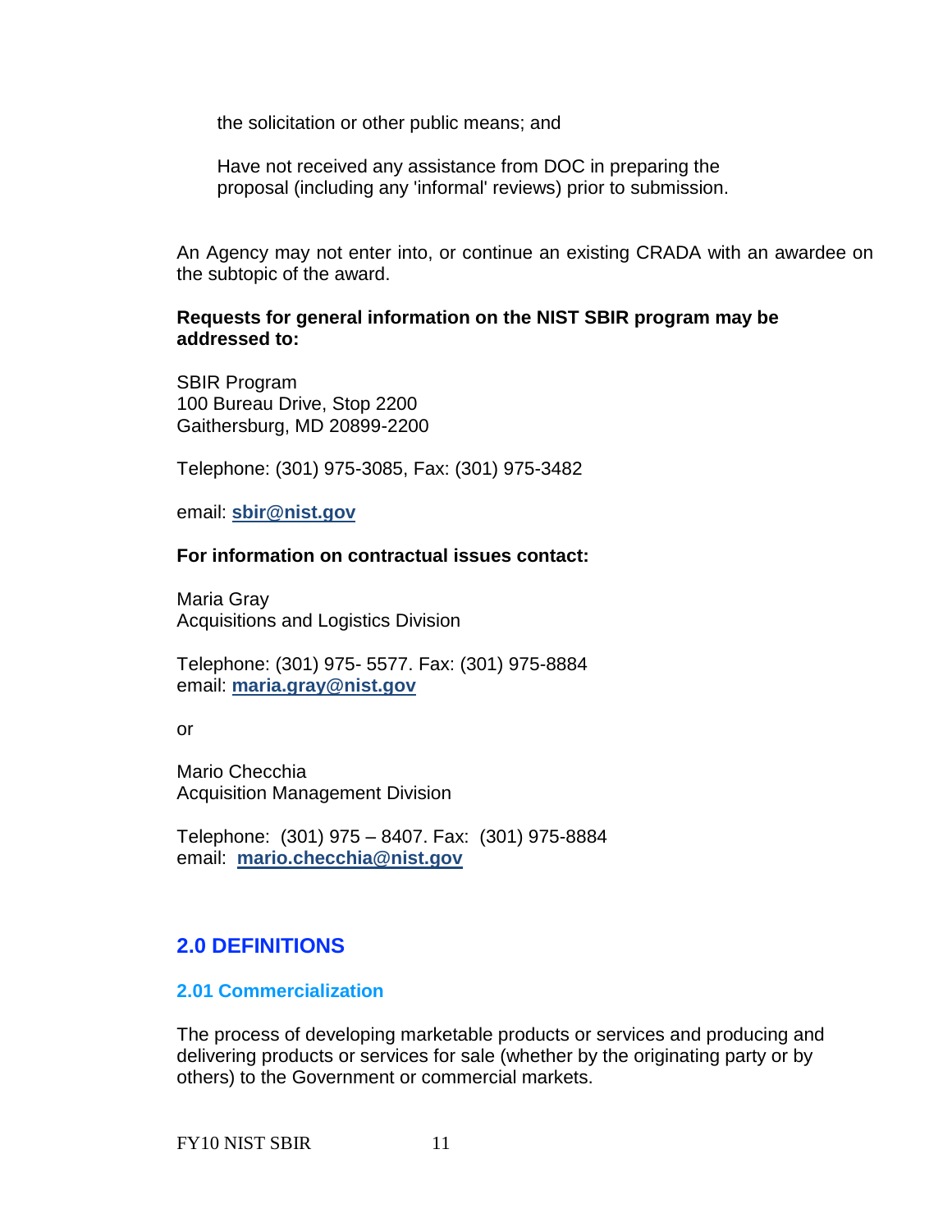the solicitation or other public means; and

Have not received any assistance from DOC in preparing the proposal (including any 'informal' reviews) prior to submission.

An Agency may not enter into, or continue an existing CRADA with an awardee on the subtopic of the award.

**Requests for general information on the NIST SBIR program may be addressed to:**

SBIR Program
100 Bureau Drive, Stop 2200
Gaithersburg, MD 20899-2200

Telephone: (301) 975-3085, Fax: (301) 975-3482

email: **sbir@nist.gov**

**For information on contractual issues contact:**

Maria Gray
Acquisitions and Logistics Division

Telephone: (301) 975- 5577. Fax: (301) 975-8884
email: **maria.gray@nist.gov**

or

Mario Checchia
Acquisition Management Division

Telephone: (301) 975 – 8407. Fax: (301) 975-8884
email: **mario.checchia@nist.gov**

## 2.0 DEFINITIONS

### 2.01 Commercialization

The process of developing marketable products or services and producing and delivering products or services for sale (whether by the originating party or by others) to the Government or commercial markets.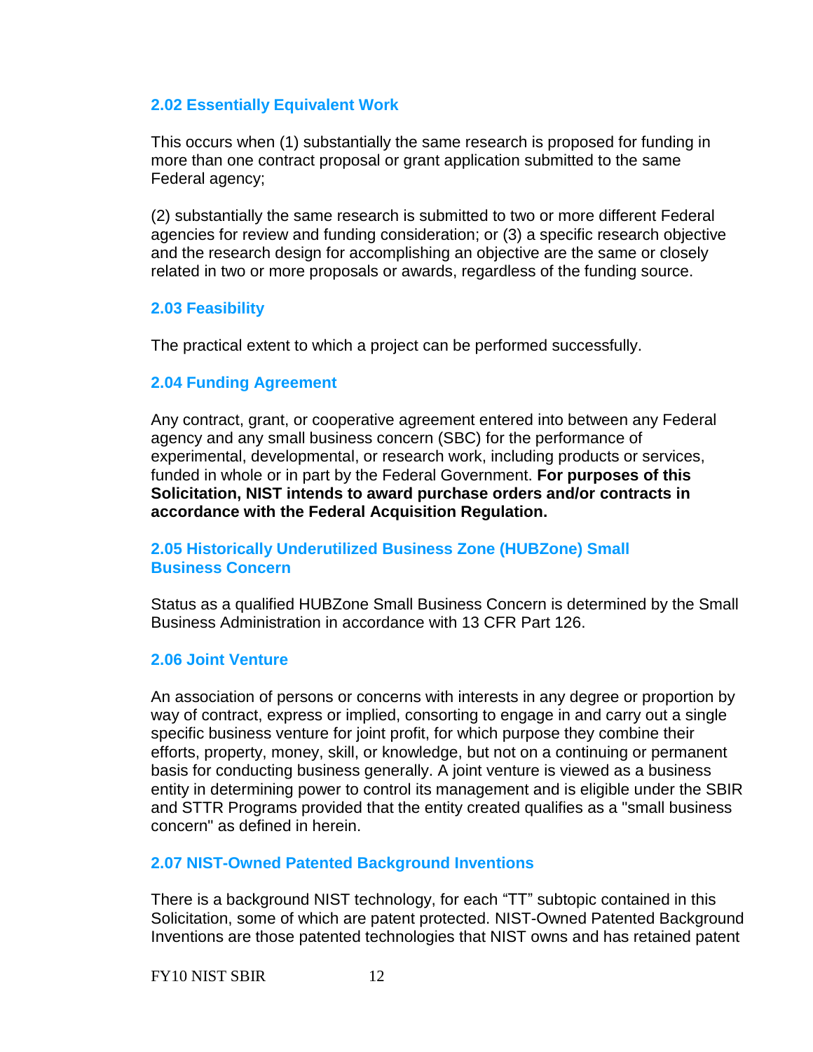### 2.02 Essentially Equivalent Work

This occurs when (1) substantially the same research is proposed for funding in more than one contract proposal or grant application submitted to the same Federal agency;

(2) substantially the same research is submitted to two or more different Federal agencies for review and funding consideration; or (3) a specific research objective and the research design for accomplishing an objective are the same or closely related in two or more proposals or awards, regardless of the funding source.

### 2.03 Feasibility

The practical extent to which a project can be performed successfully.

### 2.04 Funding Agreement

Any contract, grant, or cooperative agreement entered into between any Federal agency and any small business concern (SBC) for the performance of experimental, developmental, or research work, including products or services, funded in whole or in part by the Federal Government. **For purposes of this Solicitation, NIST intends to award purchase orders and/or contracts in accordance with the Federal Acquisition Regulation.**

### 2.05 Historically Underutilized Business Zone (HUBZone) Small Business Concern

Status as a qualified HUBZone Small Business Concern is determined by the Small Business Administration in accordance with 13 CFR Part 126.

### 2.06 Joint Venture

An association of persons or concerns with interests in any degree or proportion by way of contract, express or implied, consorting to engage in and carry out a single specific business venture for joint profit, for which purpose they combine their efforts, property, money, skill, or knowledge, but not on a continuing or permanent basis for conducting business generally. A joint venture is viewed as a business entity in determining power to control its management and is eligible under the SBIR and STTR Programs provided that the entity created qualifies as a "small business concern" as defined in herein.

### 2.07 NIST-Owned Patented Background Inventions

There is a background NIST technology, for each “TT” subtopic contained in this Solicitation, some of which are patent protected. NIST-Owned Patented Background Inventions are those patented technologies that NIST owns and has retained patent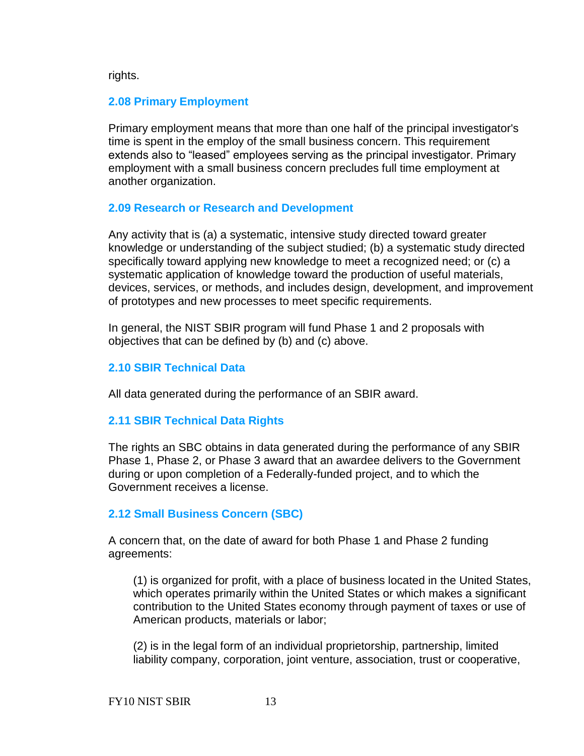rights.

### 2.08 Primary Employment

Primary employment means that more than one half of the principal investigator's time is spent in the employ of the small business concern. This requirement extends also to “leased” employees serving as the principal investigator. Primary employment with a small business concern precludes full time employment at another organization.

### 2.09 Research or Research and Development

Any activity that is (a) a systematic, intensive study directed toward greater knowledge or understanding of the subject studied; (b) a systematic study directed specifically toward applying new knowledge to meet a recognized need; or (c) a systematic application of knowledge toward the production of useful materials, devices, services, or methods, and includes design, development, and improvement of prototypes and new processes to meet specific requirements.

In general, the NIST SBIR program will fund Phase 1 and 2 proposals with objectives that can be defined by (b) and (c) above.

### 2.10 SBIR Technical Data

All data generated during the performance of an SBIR award.

### 2.11 SBIR Technical Data Rights

The rights an SBC obtains in data generated during the performance of any SBIR Phase 1, Phase 2, or Phase 3 award that an awardee delivers to the Government during or upon completion of a Federally-funded project, and to which the Government receives a license.

### 2.12 Small Business Concern (SBC)

A concern that, on the date of award for both Phase 1 and Phase 2 funding agreements:

> (1) is organized for profit, with a place of business located in the United States, which operates primarily within the United States or which makes a significant contribution to the United States economy through payment of taxes or use of American products, materials or labor;
>
> (2) is in the legal form of an individual proprietorship, partnership, limited liability company, corporation, joint venture, association, trust or cooperative,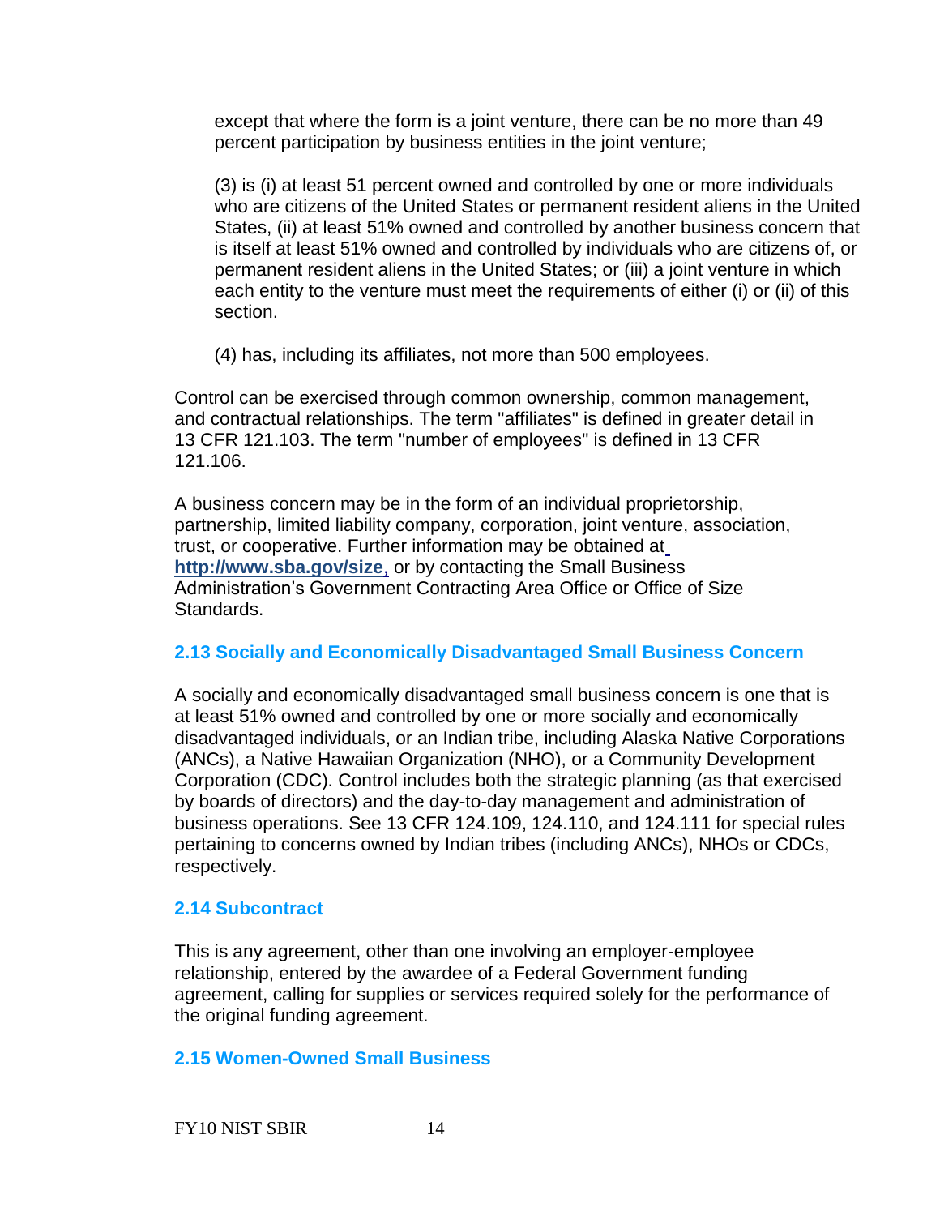except that where the form is a joint venture, there can be no more than 49 percent participation by business entities in the joint venture;

(3) is (i) at least 51 percent owned and controlled by one or more individuals who are citizens of the United States or permanent resident aliens in the United States, (ii) at least 51% owned and controlled by another business concern that is itself at least 51% owned and controlled by individuals who are citizens of, or permanent resident aliens in the United States; or (iii) a joint venture in which each entity to the venture must meet the requirements of either (i) or (ii) of this section.

(4) has, including its affiliates, not more than 500 employees.

Control can be exercised through common ownership, common management, and contractual relationships. The term "affiliates" is defined in greater detail in 13 CFR 121.103. The term "number of employees" is defined in 13 CFR 121.106.

A business concern may be in the form of an individual proprietorship, partnership, limited liability company, corporation, joint venture, association, trust, or cooperative. Further information may be obtained at **http://www.sba.gov/size,** or by contacting the Small Business Administration's Government Contracting Area Office or Office of Size Standards.

### 2.13 Socially and Economically Disadvantaged Small Business Concern

A socially and economically disadvantaged small business concern is one that is at least 51% owned and controlled by one or more socially and economically disadvantaged individuals, or an Indian tribe, including Alaska Native Corporations (ANCs), a Native Hawaiian Organization (NHO), or a Community Development Corporation (CDC). Control includes both the strategic planning (as that exercised by boards of directors) and the day-to-day management and administration of business operations. See 13 CFR 124.109, 124.110, and 124.111 for special rules pertaining to concerns owned by Indian tribes (including ANCs), NHOs or CDCs, respectively.

### 2.14 Subcontract

This is any agreement, other than one involving an employer-employee relationship, entered by the awardee of a Federal Government funding agreement, calling for supplies or services required solely for the performance of the original funding agreement.

### 2.15 Women-Owned Small Business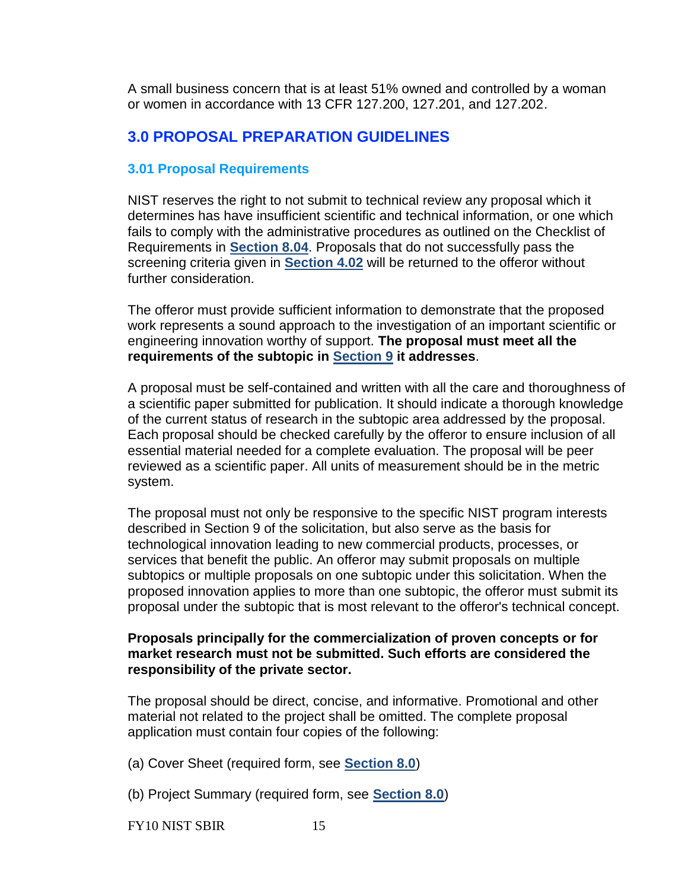A small business concern that is at least 51% owned and controlled by a woman or women in accordance with 13 CFR 127.200, 127.201, and 127.202.

## 3.0 PROPOSAL PREPARATION GUIDELINES

### 3.01 Proposal Requirements

NIST reserves the right to not submit to technical review any proposal which it determines has have insufficient scientific and technical information, or one which fails to comply with the administrative procedures as outlined on the Checklist of Requirements in **Section 8.04**. Proposals that do not successfully pass the screening criteria given in **Section 4.02** will be returned to the offeror without further consideration.

The offeror must provide sufficient information to demonstrate that the proposed work represents a sound approach to the investigation of an important scientific or engineering innovation worthy of support. **The proposal must meet all the requirements of the subtopic in Section 9 it addresses**.

A proposal must be self-contained and written with all the care and thoroughness of a scientific paper submitted for publication. It should indicate a thorough knowledge of the current status of research in the subtopic area addressed by the proposal. Each proposal should be checked carefully by the offeror to ensure inclusion of all essential material needed for a complete evaluation. The proposal will be peer reviewed as a scientific paper. All units of measurement should be in the metric system.

The proposal must not only be responsive to the specific NIST program interests described in Section 9 of the solicitation, but also serve as the basis for technological innovation leading to new commercial products, processes, or services that benefit the public. An offeror may submit proposals on multiple subtopics or multiple proposals on one subtopic under this solicitation. When the proposed innovation applies to more than one subtopic, the offeror must submit its proposal under the subtopic that is most relevant to the offeror's technical concept.

**Proposals principally for the commercialization of proven concepts or for market research must not be submitted. Such efforts are considered the responsibility of the private sector.**

The proposal should be direct, concise, and informative. Promotional and other material not related to the project shall be omitted. The complete proposal application must contain four copies of the following:

(a) Cover Sheet (required form, see **Section 8.0**)

(b) Project Summary (required form, see **Section 8.0**)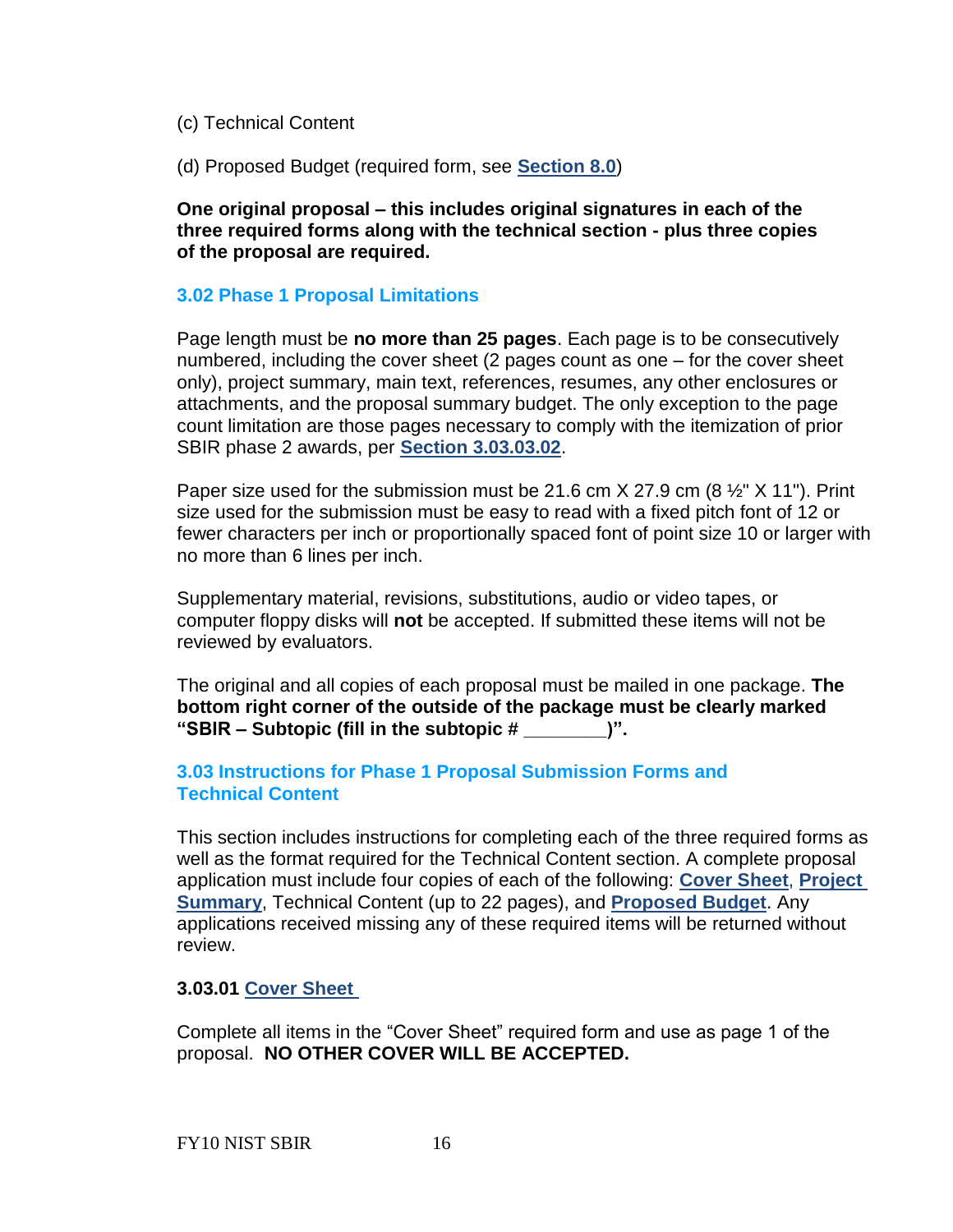(c) Technical Content

(d) Proposed Budget (required form, see **Section 8.0**)

**One original proposal – this includes original signatures in each of the three required forms along with the technical section - plus three copies of the proposal are required.**

### 3.02 Phase 1 Proposal Limitations

Page length must be **no more than 25 pages**. Each page is to be consecutively numbered, including the cover sheet (2 pages count as one – for the cover sheet only), project summary, main text, references, resumes, any other enclosures or attachments, and the proposal summary budget. The only exception to the page count limitation are those pages necessary to comply with the itemization of prior SBIR phase 2 awards, per **Section 3.03.03.02**.

Paper size used for the submission must be 21.6 cm X 27.9 cm (8 ½" X 11"). Print size used for the submission must be easy to read with a fixed pitch font of 12 or fewer characters per inch or proportionally spaced font of point size 10 or larger with no more than 6 lines per inch.

Supplementary material, revisions, substitutions, audio or video tapes, or computer floppy disks will **not** be accepted. If submitted these items will not be reviewed by evaluators.

The original and all copies of each proposal must be mailed in one package. **The bottom right corner of the outside of the package must be clearly marked "SBIR – Subtopic (fill in the subtopic # ________)".**

### 3.03 Instructions for Phase 1 Proposal Submission Forms and Technical Content

This section includes instructions for completing each of the three required forms as well as the format required for the Technical Content section. A complete proposal application must include four copies of each of the following: **Cover Sheet**, **Project Summary**, Technical Content (up to 22 pages), and **Proposed Budget**. Any applications received missing any of these required items will be returned without review.

#### 3.03.01 Cover Sheet

Complete all items in the "Cover Sheet" required form and use as page 1 of the proposal. **NO OTHER COVER WILL BE ACCEPTED.**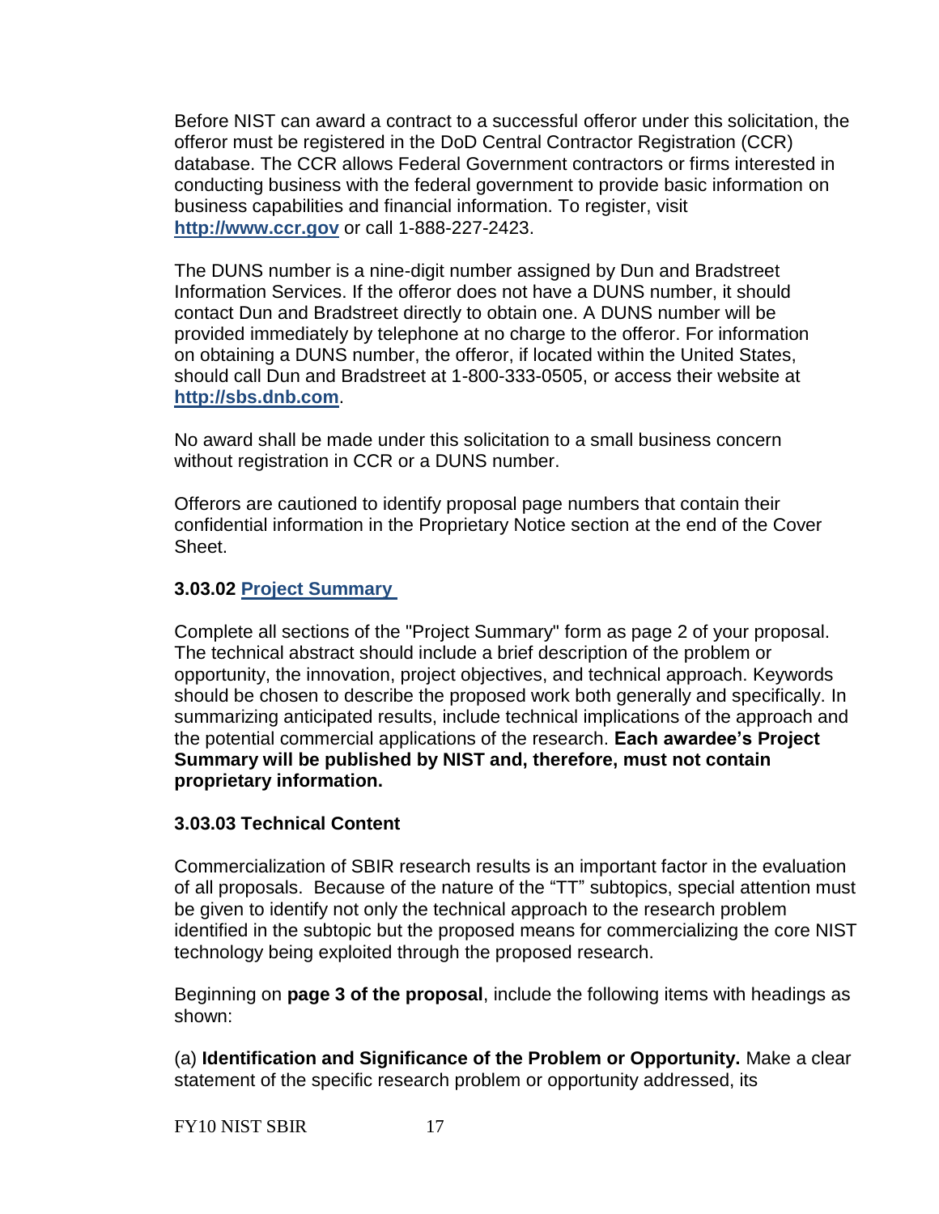Before NIST can award a contract to a successful offeror under this solicitation, the offeror must be registered in the DoD Central Contractor Registration (CCR) database. The CCR allows Federal Government contractors or firms interested in conducting business with the federal government to provide basic information on business capabilities and financial information. To register, visit **http://www.ccr.gov** or call 1-888-227-2423.

The DUNS number is a nine-digit number assigned by Dun and Bradstreet Information Services. If the offeror does not have a DUNS number, it should contact Dun and Bradstreet directly to obtain one. A DUNS number will be provided immediately by telephone at no charge to the offeror. For information on obtaining a DUNS number, the offeror, if located within the United States, should call Dun and Bradstreet at 1-800-333-0505, or access their website at **http://sbs.dnb.com**.

No award shall be made under this solicitation to a small business concern without registration in CCR or a DUNS number.

Offerors are cautioned to identify proposal page numbers that contain their confidential information in the Proprietary Notice section at the end of the Cover Sheet.

### 3.03.02 Project Summary

Complete all sections of the "Project Summary" form as page 2 of your proposal. The technical abstract should include a brief description of the problem or opportunity, the innovation, project objectives, and technical approach. Keywords should be chosen to describe the proposed work both generally and specifically. In summarizing anticipated results, include technical implications of the approach and the potential commercial applications of the research. **Each awardee's Project Summary will be published by NIST and, therefore, must not contain proprietary information.**

### 3.03.03 Technical Content

Commercialization of SBIR research results is an important factor in the evaluation of all proposals. Because of the nature of the "TT" subtopics, special attention must be given to identify not only the technical approach to the research problem identified in the subtopic but the proposed means for commercializing the core NIST technology being exploited through the proposed research.

Beginning on **page 3 of the proposal**, include the following items with headings as shown:

(a) **Identification and Significance of the Problem or Opportunity.** Make a clear statement of the specific research problem or opportunity addressed, its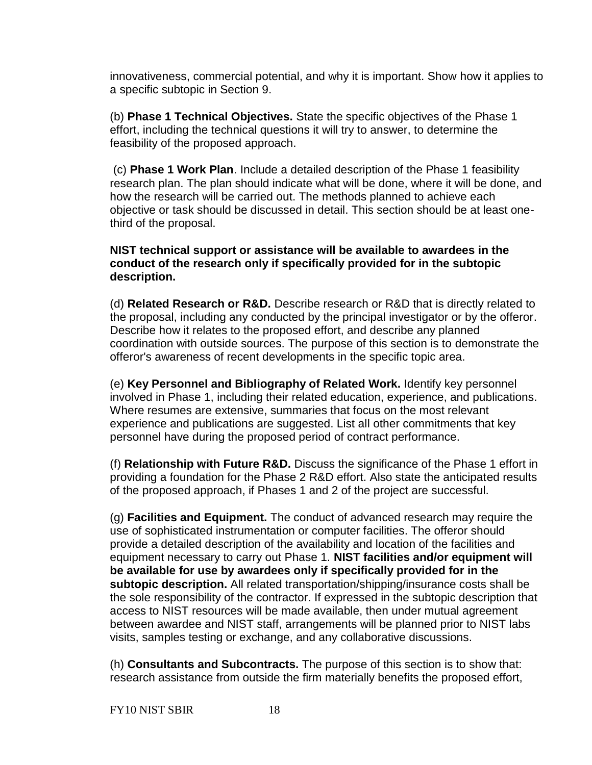innovativeness, commercial potential, and why it is important. Show how it applies to a specific subtopic in Section 9.

(b) **Phase 1 Technical Objectives.** State the specific objectives of the Phase 1 effort, including the technical questions it will try to answer, to determine the feasibility of the proposed approach.

(c) **Phase 1 Work Plan**. Include a detailed description of the Phase 1 feasibility research plan. The plan should indicate what will be done, where it will be done, and how the research will be carried out. The methods planned to achieve each objective or task should be discussed in detail. This section should be at least one-third of the proposal.

**NIST technical support or assistance will be available to awardees in the conduct of the research only if specifically provided for in the subtopic description.**

(d) **Related Research or R&D.** Describe research or R&D that is directly related to the proposal, including any conducted by the principal investigator or by the offeror. Describe how it relates to the proposed effort, and describe any planned coordination with outside sources. The purpose of this section is to demonstrate the offeror's awareness of recent developments in the specific topic area.

(e) **Key Personnel and Bibliography of Related Work.** Identify key personnel involved in Phase 1, including their related education, experience, and publications. Where resumes are extensive, summaries that focus on the most relevant experience and publications are suggested. List all other commitments that key personnel have during the proposed period of contract performance.

(f) **Relationship with Future R&D.** Discuss the significance of the Phase 1 effort in providing a foundation for the Phase 2 R&D effort. Also state the anticipated results of the proposed approach, if Phases 1 and 2 of the project are successful.

(g) **Facilities and Equipment.** The conduct of advanced research may require the use of sophisticated instrumentation or computer facilities. The offeror should provide a detailed description of the availability and location of the facilities and equipment necessary to carry out Phase 1. **NIST facilities and/or equipment will be available for use by awardees only if specifically provided for in the subtopic description.** All related transportation/shipping/insurance costs shall be the sole responsibility of the contractor. If expressed in the subtopic description that access to NIST resources will be made available, then under mutual agreement between awardee and NIST staff, arrangements will be planned prior to NIST labs visits, samples testing or exchange, and any collaborative discussions.

(h) **Consultants and Subcontracts.** The purpose of this section is to show that: research assistance from outside the firm materially benefits the proposed effort,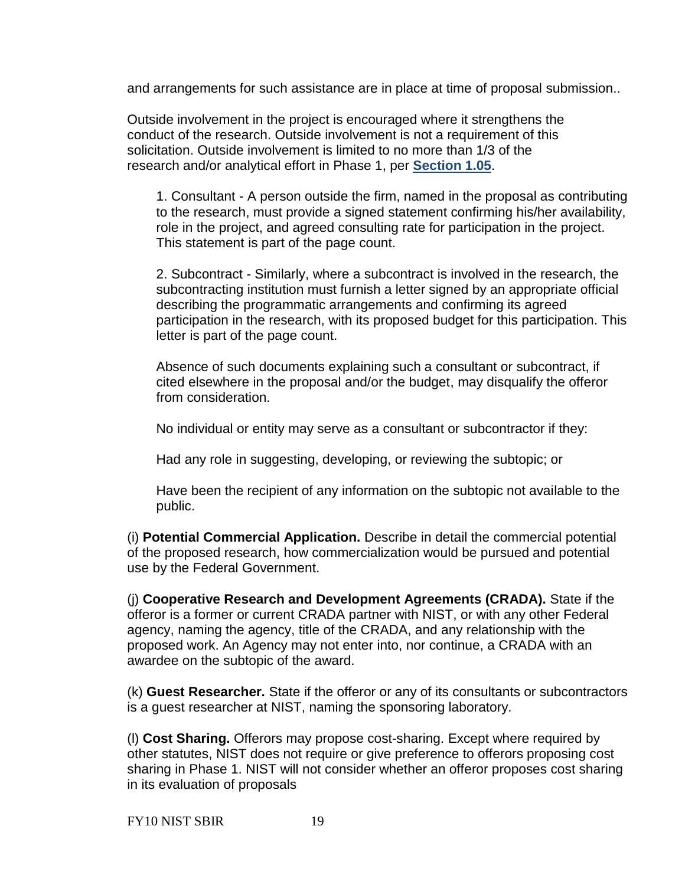and arrangements for such assistance are in place at time of proposal submission..

Outside involvement in the project is encouraged where it strengthens the conduct of the research. Outside involvement is not a requirement of this solicitation. Outside involvement is limited to no more than 1/3 of the research and/or analytical effort in Phase 1, per **Section 1.05**.

1. Consultant - A person outside the firm, named in the proposal as contributing to the research, must provide a signed statement confirming his/her availability, role in the project, and agreed consulting rate for participation in the project. This statement is part of the page count.

2. Subcontract - Similarly, where a subcontract is involved in the research, the subcontracting institution must furnish a letter signed by an appropriate official describing the programmatic arrangements and confirming its agreed participation in the research, with its proposed budget for this participation. This letter is part of the page count.

Absence of such documents explaining such a consultant or subcontract, if cited elsewhere in the proposal and/or the budget, may disqualify the offeror from consideration.

No individual or entity may serve as a consultant or subcontractor if they:

Had any role in suggesting, developing, or reviewing the subtopic; or

Have been the recipient of any information on the subtopic not available to the public.

(i) **Potential Commercial Application.** Describe in detail the commercial potential of the proposed research, how commercialization would be pursued and potential use by the Federal Government.

(j) **Cooperative Research and Development Agreements (CRADA).** State if the offeror is a former or current CRADA partner with NIST, or with any other Federal agency, naming the agency, title of the CRADA, and any relationship with the proposed work. An Agency may not enter into, nor continue, a CRADA with an awardee on the subtopic of the award.

(k) **Guest Researcher.** State if the offeror or any of its consultants or subcontractors is a guest researcher at NIST, naming the sponsoring laboratory.

(l) **Cost Sharing.** Offerors may propose cost-sharing. Except where required by other statutes, NIST does not require or give preference to offerors proposing cost sharing in Phase 1. NIST will not consider whether an offeror proposes cost sharing in its evaluation of proposals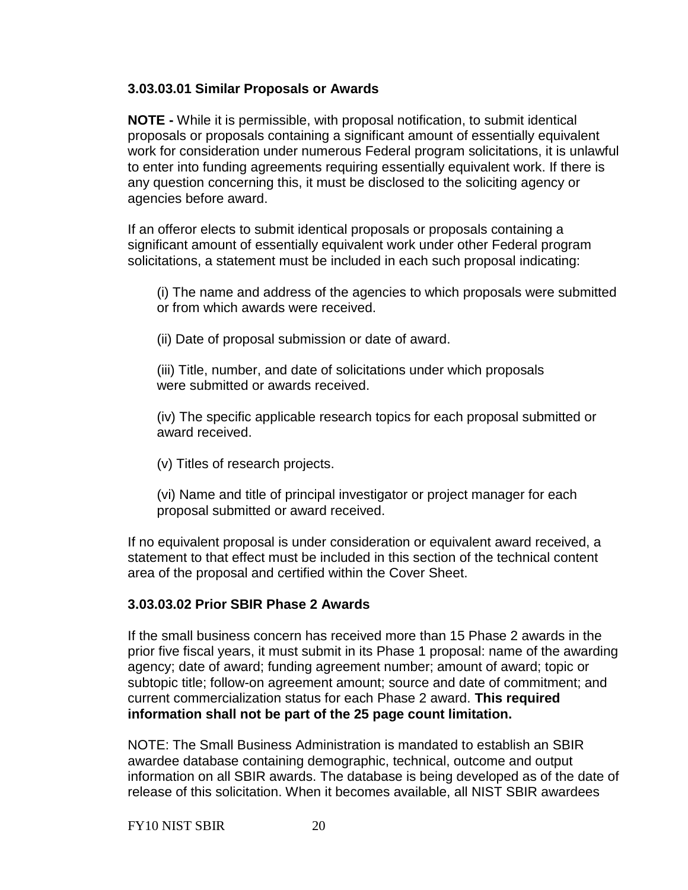### 3.03.03.01 Similar Proposals or Awards

**NOTE -** While it is permissible, with proposal notification, to submit identical proposals or proposals containing a significant amount of essentially equivalent work for consideration under numerous Federal program solicitations, it is unlawful to enter into funding agreements requiring essentially equivalent work. If there is any question concerning this, it must be disclosed to the soliciting agency or agencies before award.

If an offeror elects to submit identical proposals or proposals containing a significant amount of essentially equivalent work under other Federal program solicitations, a statement must be included in each such proposal indicating:

(i) The name and address of the agencies to which proposals were submitted or from which awards were received.

(ii) Date of proposal submission or date of award.

(iii) Title, number, and date of solicitations under which proposals were submitted or awards received.

(iv) The specific applicable research topics for each proposal submitted or award received.

(v) Titles of research projects.

(vi) Name and title of principal investigator or project manager for each proposal submitted or award received.

If no equivalent proposal is under consideration or equivalent award received, a statement to that effect must be included in this section of the technical content area of the proposal and certified within the Cover Sheet.

### 3.03.03.02 Prior SBIR Phase 2 Awards

If the small business concern has received more than 15 Phase 2 awards in the prior five fiscal years, it must submit in its Phase 1 proposal: name of the awarding agency; date of award; funding agreement number; amount of award; topic or subtopic title; follow-on agreement amount; source and date of commitment; and current commercialization status for each Phase 2 award. **This required information shall not be part of the 25 page count limitation.**

NOTE: The Small Business Administration is mandated to establish an SBIR awardee database containing demographic, technical, outcome and output information on all SBIR awards. The database is being developed as of the date of release of this solicitation. When it becomes available, all NIST SBIR awardees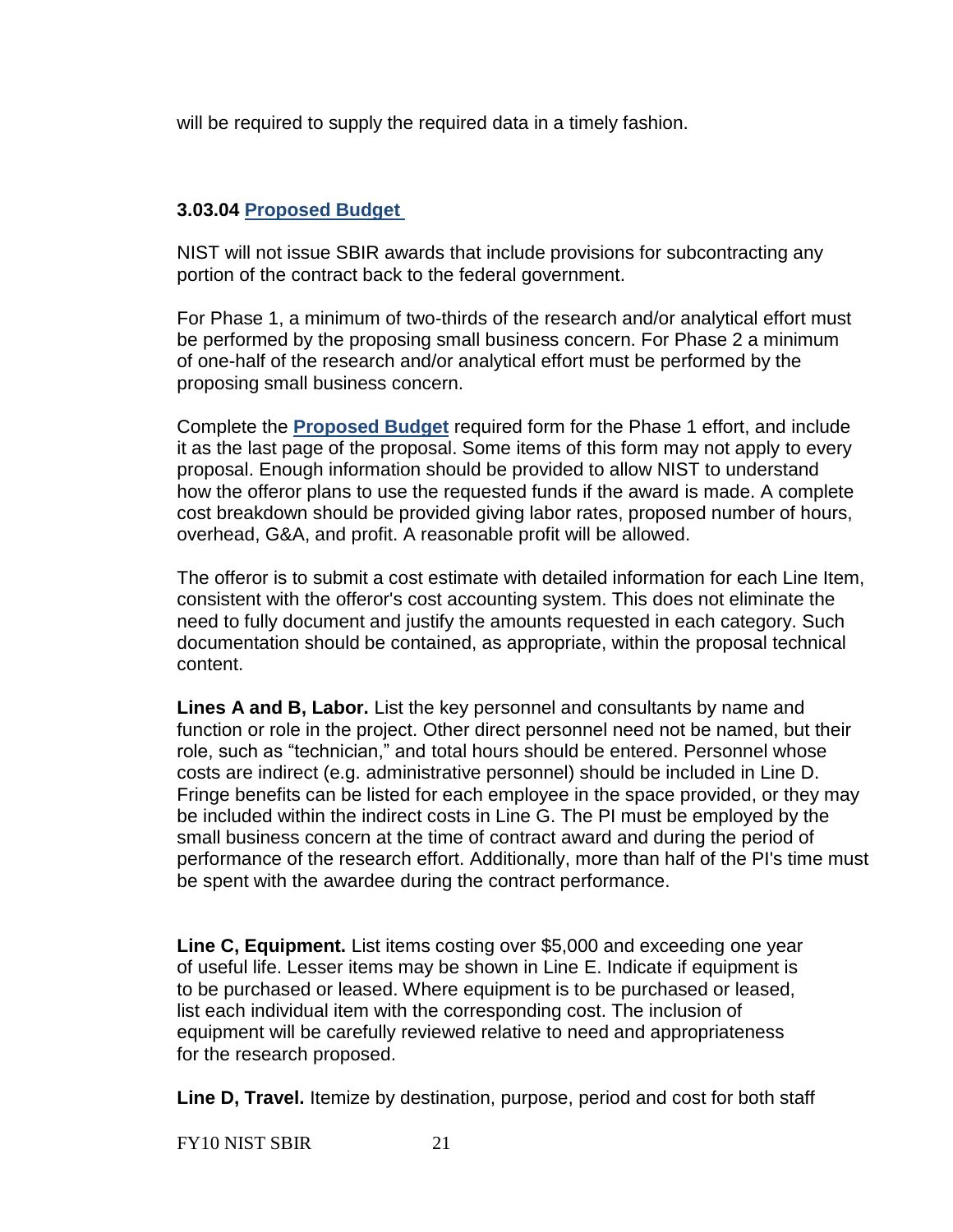will be required to supply the required data in a timely fashion.

### 3.03.04 Proposed Budget

NIST will not issue SBIR awards that include provisions for subcontracting any portion of the contract back to the federal government.

For Phase 1, a minimum of two-thirds of the research and/or analytical effort must be performed by the proposing small business concern. For Phase 2 a minimum of one-half of the research and/or analytical effort must be performed by the proposing small business concern.

Complete the **Proposed Budget** required form for the Phase 1 effort, and include it as the last page of the proposal. Some items of this form may not apply to every proposal. Enough information should be provided to allow NIST to understand how the offeror plans to use the requested funds if the award is made. A complete cost breakdown should be provided giving labor rates, proposed number of hours, overhead, G&A, and profit. A reasonable profit will be allowed.

The offeror is to submit a cost estimate with detailed information for each Line Item, consistent with the offeror's cost accounting system. This does not eliminate the need to fully document and justify the amounts requested in each category. Such documentation should be contained, as appropriate, within the proposal technical content.

**Lines A and B, Labor.** List the key personnel and consultants by name and function or role in the project. Other direct personnel need not be named, but their role, such as "technician," and total hours should be entered. Personnel whose costs are indirect (e.g. administrative personnel) should be included in Line D. Fringe benefits can be listed for each employee in the space provided, or they may be included within the indirect costs in Line G. The PI must be employed by the small business concern at the time of contract award and during the period of performance of the research effort. Additionally, more than half of the PI's time must be spent with the awardee during the contract performance.

**Line C, Equipment.** List items costing over $5,000 and exceeding one year of useful life. Lesser items may be shown in Line E. Indicate if equipment is to be purchased or leased. Where equipment is to be purchased or leased, list each individual item with the corresponding cost. The inclusion of equipment will be carefully reviewed relative to need and appropriateness for the research proposed.

**Line D, Travel.** Itemize by destination, purpose, period and cost for both staff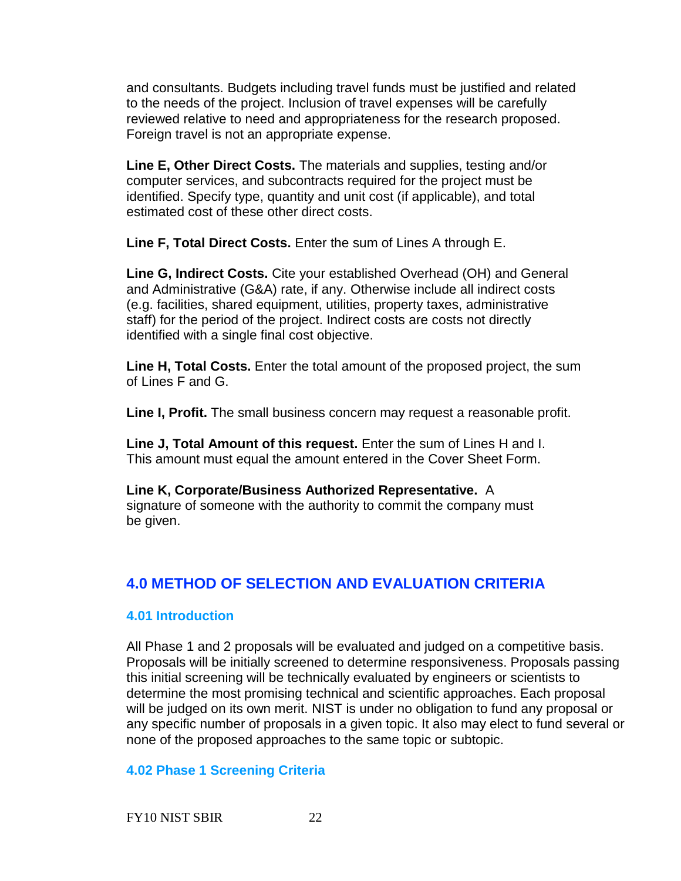and consultants. Budgets including travel funds must be justified and related to the needs of the project. Inclusion of travel expenses will be carefully reviewed relative to need and appropriateness for the research proposed. Foreign travel is not an appropriate expense.

**Line E, Other Direct Costs.** The materials and supplies, testing and/or computer services, and subcontracts required for the project must be identified. Specify type, quantity and unit cost (if applicable), and total estimated cost of these other direct costs.

**Line F, Total Direct Costs.** Enter the sum of Lines A through E.

**Line G, Indirect Costs.** Cite your established Overhead (OH) and General and Administrative (G&A) rate, if any. Otherwise include all indirect costs (e.g. facilities, shared equipment, utilities, property taxes, administrative staff) for the period of the project. Indirect costs are costs not directly identified with a single final cost objective.

**Line H, Total Costs.** Enter the total amount of the proposed project, the sum of Lines F and G.

**Line I, Profit.** The small business concern may request a reasonable profit.

**Line J, Total Amount of this request.** Enter the sum of Lines H and I. This amount must equal the amount entered in the Cover Sheet Form.

**Line K, Corporate/Business Authorized Representative.** A signature of someone with the authority to commit the company must be given.

## 4.0 METHOD OF SELECTION AND EVALUATION CRITERIA

### 4.01 Introduction

All Phase 1 and 2 proposals will be evaluated and judged on a competitive basis. Proposals will be initially screened to determine responsiveness. Proposals passing this initial screening will be technically evaluated by engineers or scientists to determine the most promising technical and scientific approaches. Each proposal will be judged on its own merit. NIST is under no obligation to fund any proposal or any specific number of proposals in a given topic. It also may elect to fund several or none of the proposed approaches to the same topic or subtopic.

### 4.02 Phase 1 Screening Criteria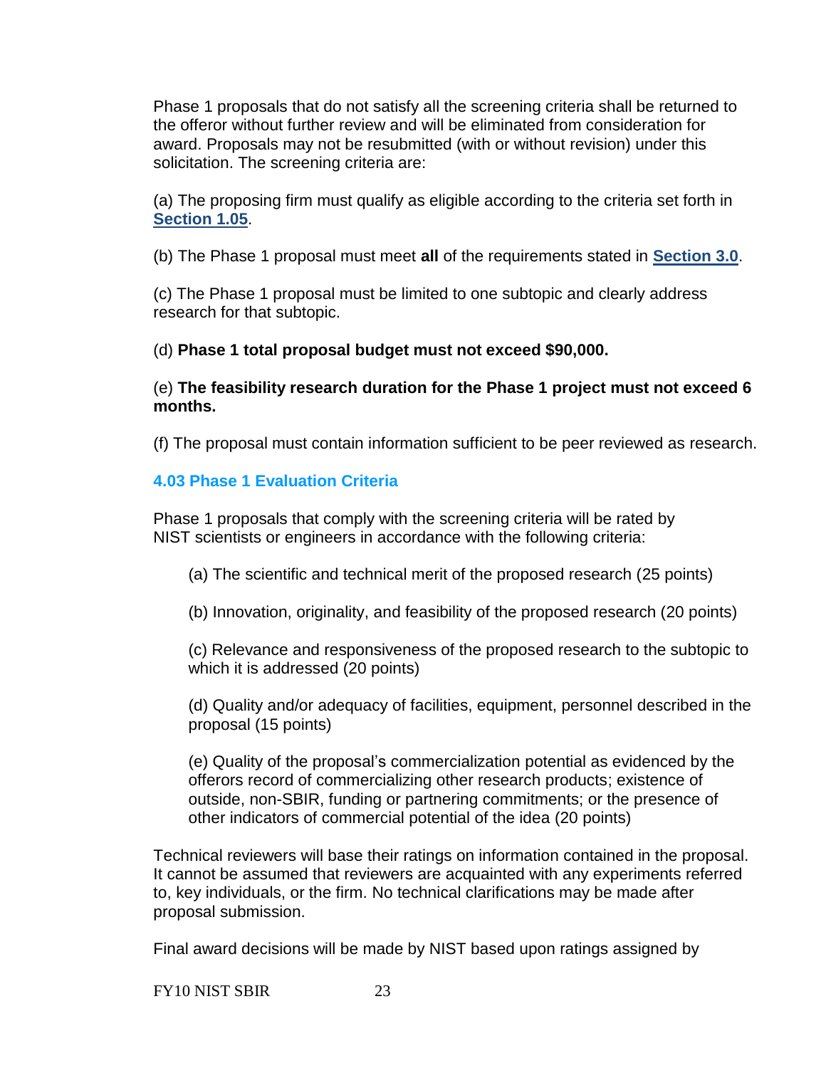Phase 1 proposals that do not satisfy all the screening criteria shall be returned to the offeror without further review and will be eliminated from consideration for award. Proposals may not be resubmitted (with or without revision) under this solicitation. The screening criteria are:

(a) The proposing firm must qualify as eligible according to the criteria set forth in **Section 1.05**.

(b) The Phase 1 proposal must meet **all** of the requirements stated in **Section 3.0**.

(c) The Phase 1 proposal must be limited to one subtopic and clearly address research for that subtopic.

(d) **Phase 1 total proposal budget must not exceed $90,000.**

(e) **The feasibility research duration for the Phase 1 project must not exceed 6 months.**

(f) The proposal must contain information sufficient to be peer reviewed as research.

### 4.03 Phase 1 Evaluation Criteria

Phase 1 proposals that comply with the screening criteria will be rated by NIST scientists or engineers in accordance with the following criteria:

(a) The scientific and technical merit of the proposed research (25 points)

(b) Innovation, originality, and feasibility of the proposed research (20 points)

(c) Relevance and responsiveness of the proposed research to the subtopic to which it is addressed (20 points)

(d) Quality and/or adequacy of facilities, equipment, personnel described in the proposal (15 points)

(e) Quality of the proposal's commercialization potential as evidenced by the offerors record of commercializing other research products; existence of outside, non-SBIR, funding or partnering commitments; or the presence of other indicators of commercial potential of the idea (20 points)

Technical reviewers will base their ratings on information contained in the proposal. It cannot be assumed that reviewers are acquainted with any experiments referred to, key individuals, or the firm. No technical clarifications may be made after proposal submission.

Final award decisions will be made by NIST based upon ratings assigned by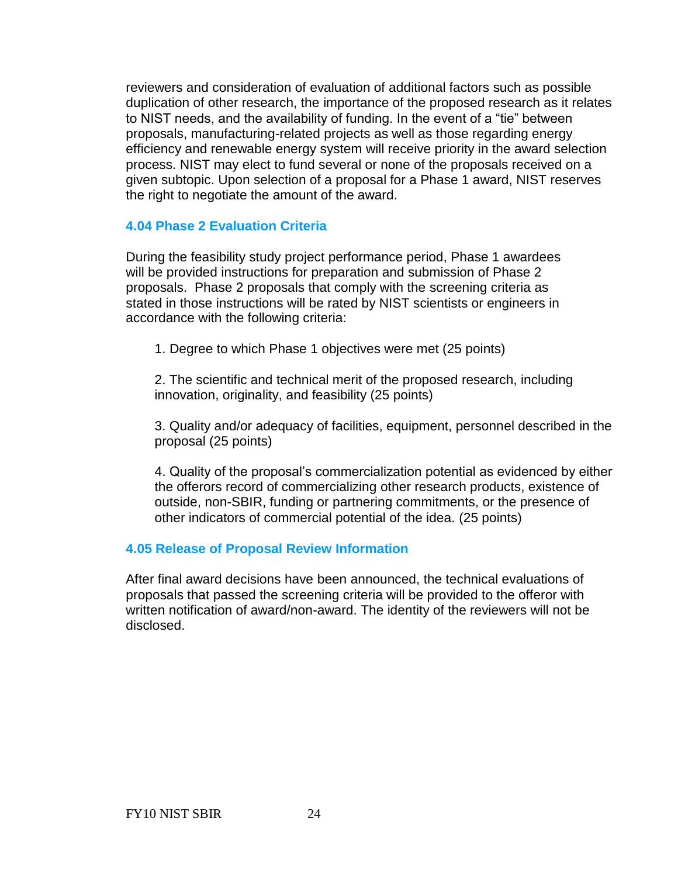reviewers and consideration of evaluation of additional factors such as possible duplication of other research, the importance of the proposed research as it relates to NIST needs, and the availability of funding. In the event of a "tie" between proposals, manufacturing-related projects as well as those regarding energy efficiency and renewable energy system will receive priority in the award selection process. NIST may elect to fund several or none of the proposals received on a given subtopic. Upon selection of a proposal for a Phase 1 award, NIST reserves the right to negotiate the amount of the award.

### 4.04 Phase 2 Evaluation Criteria

During the feasibility study project performance period, Phase 1 awardees will be provided instructions for preparation and submission of Phase 2 proposals. Phase 2 proposals that comply with the screening criteria as stated in those instructions will be rated by NIST scientists or engineers in accordance with the following criteria:

1. Degree to which Phase 1 objectives were met (25 points)

2. The scientific and technical merit of the proposed research, including innovation, originality, and feasibility (25 points)

3. Quality and/or adequacy of facilities, equipment, personnel described in the proposal (25 points)

4. Quality of the proposal's commercialization potential as evidenced by either the offerors record of commercializing other research products, existence of outside, non-SBIR, funding or partnering commitments, or the presence of other indicators of commercial potential of the idea. (25 points)

### 4.05 Release of Proposal Review Information

After final award decisions have been announced, the technical evaluations of proposals that passed the screening criteria will be provided to the offeror with written notification of award/non-award. The identity of the reviewers will not be disclosed.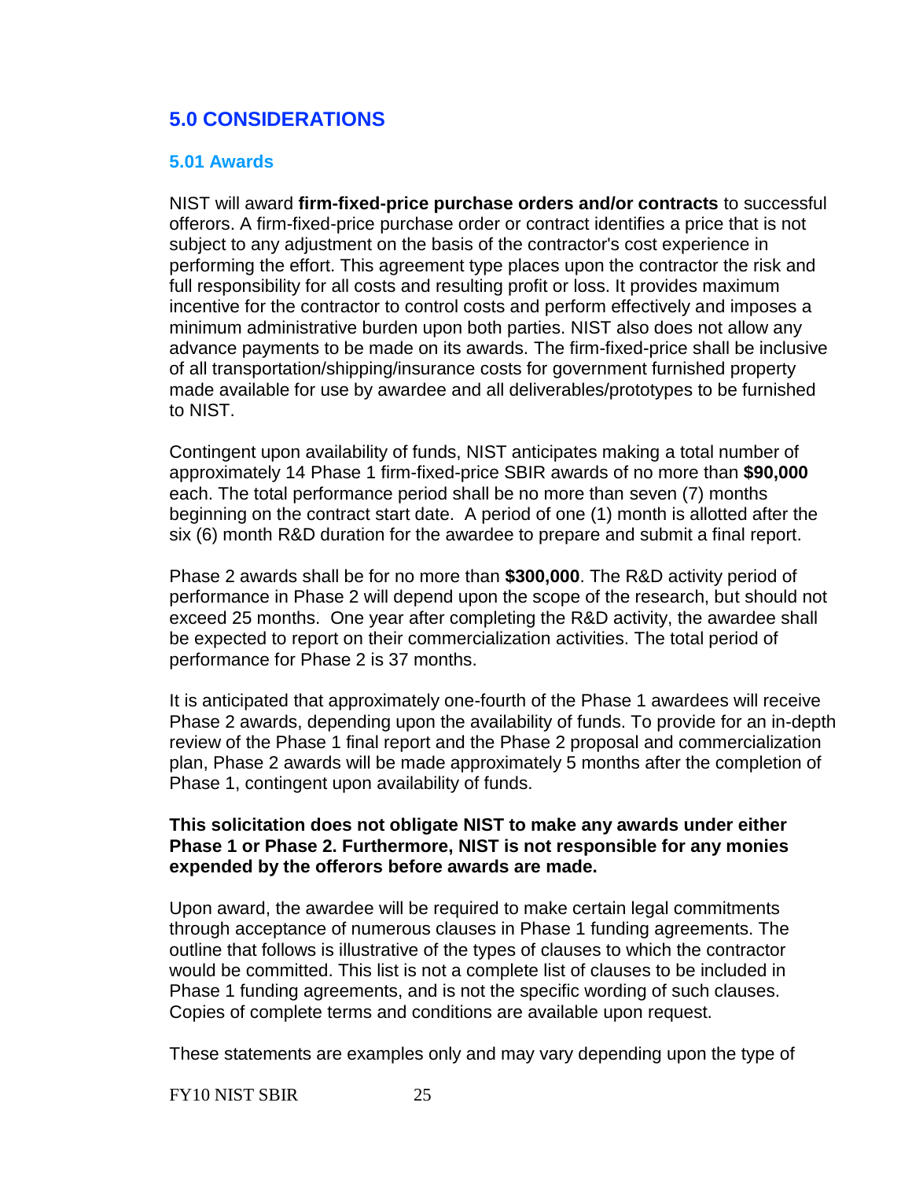## 5.0 CONSIDERATIONS

### 5.01 Awards

NIST will award **firm-fixed-price purchase orders and/or contracts** to successful offerors. A firm-fixed-price purchase order or contract identifies a price that is not subject to any adjustment on the basis of the contractor's cost experience in performing the effort. This agreement type places upon the contractor the risk and full responsibility for all costs and resulting profit or loss. It provides maximum incentive for the contractor to control costs and perform effectively and imposes a minimum administrative burden upon both parties. NIST also does not allow any advance payments to be made on its awards. The firm-fixed-price shall be inclusive of all transportation/shipping/insurance costs for government furnished property made available for use by awardee and all deliverables/prototypes to be furnished to NIST.

Contingent upon availability of funds, NIST anticipates making a total number of approximately 14 Phase 1 firm-fixed-price SBIR awards of no more than **$90,000** each. The total performance period shall be no more than seven (7) months beginning on the contract start date. A period of one (1) month is allotted after the six (6) month R&D duration for the awardee to prepare and submit a final report.

Phase 2 awards shall be for no more than **$300,000**. The R&D activity period of performance in Phase 2 will depend upon the scope of the research, but should not exceed 25 months. One year after completing the R&D activity, the awardee shall be expected to report on their commercialization activities. The total period of performance for Phase 2 is 37 months.

It is anticipated that approximately one-fourth of the Phase 1 awardees will receive Phase 2 awards, depending upon the availability of funds. To provide for an in-depth review of the Phase 1 final report and the Phase 2 proposal and commercialization plan, Phase 2 awards will be made approximately 5 months after the completion of Phase 1, contingent upon availability of funds.

**This solicitation does not obligate NIST to make any awards under either Phase 1 or Phase 2. Furthermore, NIST is not responsible for any monies expended by the offerors before awards are made.**

Upon award, the awardee will be required to make certain legal commitments through acceptance of numerous clauses in Phase 1 funding agreements. The outline that follows is illustrative of the types of clauses to which the contractor would be committed. This list is not a complete list of clauses to be included in Phase 1 funding agreements, and is not the specific wording of such clauses. Copies of complete terms and conditions are available upon request.

These statements are examples only and may vary depending upon the type of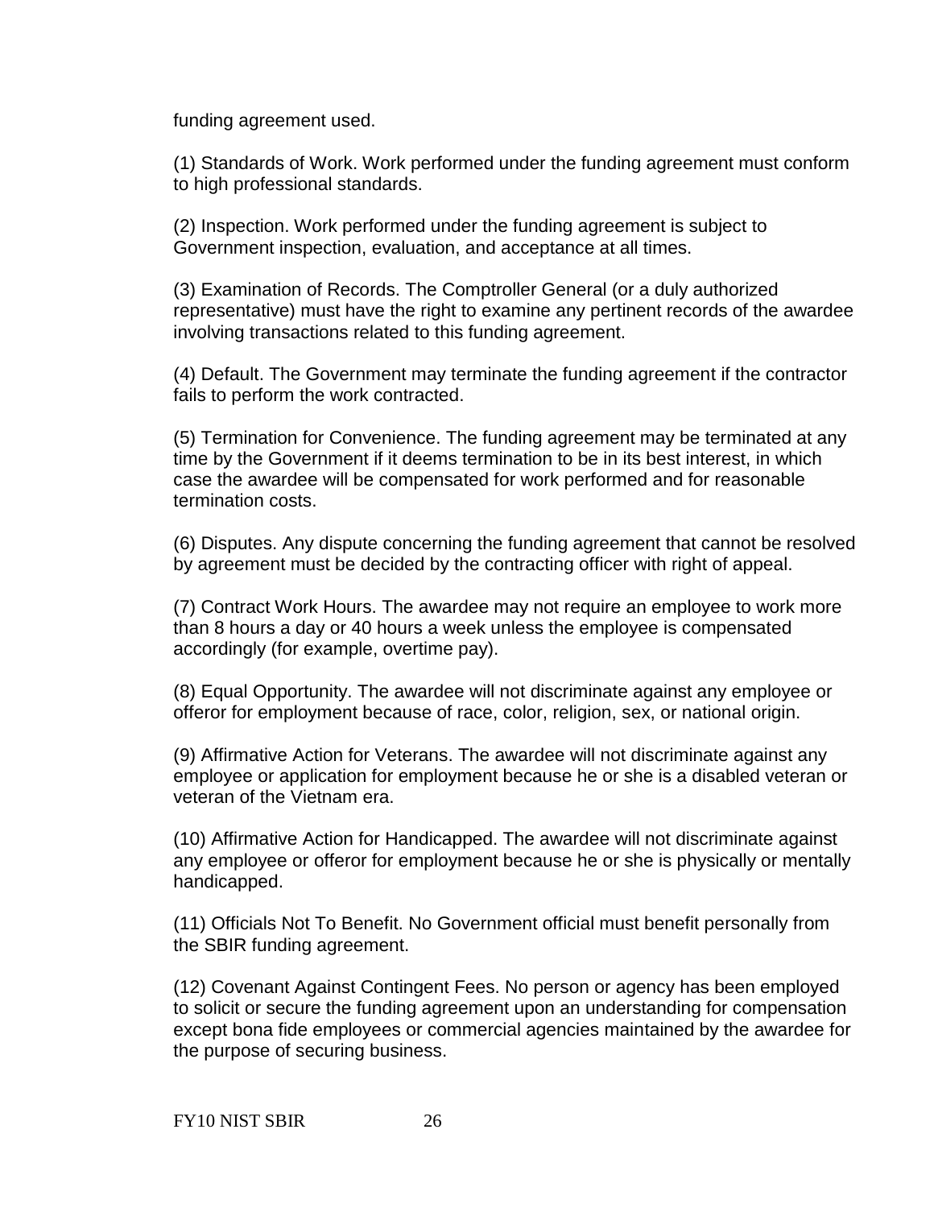funding agreement used.

(1) Standards of Work. Work performed under the funding agreement must conform to high professional standards.

(2) Inspection. Work performed under the funding agreement is subject to Government inspection, evaluation, and acceptance at all times.

(3) Examination of Records. The Comptroller General (or a duly authorized representative) must have the right to examine any pertinent records of the awardee involving transactions related to this funding agreement.

(4) Default. The Government may terminate the funding agreement if the contractor fails to perform the work contracted.

(5) Termination for Convenience. The funding agreement may be terminated at any time by the Government if it deems termination to be in its best interest, in which case the awardee will be compensated for work performed and for reasonable termination costs.

(6) Disputes. Any dispute concerning the funding agreement that cannot be resolved by agreement must be decided by the contracting officer with right of appeal.

(7) Contract Work Hours. The awardee may not require an employee to work more than 8 hours a day or 40 hours a week unless the employee is compensated accordingly (for example, overtime pay).

(8) Equal Opportunity. The awardee will not discriminate against any employee or offeror for employment because of race, color, religion, sex, or national origin.

(9) Affirmative Action for Veterans. The awardee will not discriminate against any employee or application for employment because he or she is a disabled veteran or veteran of the Vietnam era.

(10) Affirmative Action for Handicapped. The awardee will not discriminate against any employee or offeror for employment because he or she is physically or mentally handicapped.

(11) Officials Not To Benefit. No Government official must benefit personally from the SBIR funding agreement.

(12) Covenant Against Contingent Fees. No person or agency has been employed to solicit or secure the funding agreement upon an understanding for compensation except bona fide employees or commercial agencies maintained by the awardee for the purpose of securing business.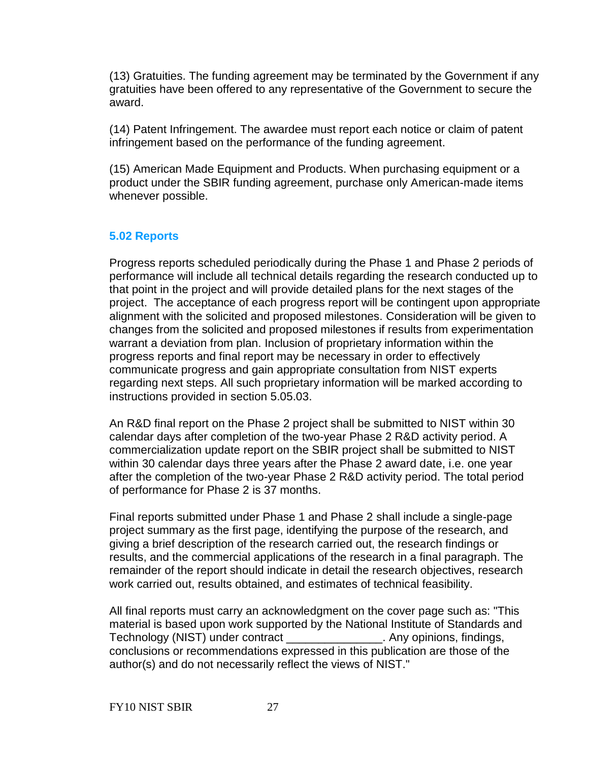(13) Gratuities. The funding agreement may be terminated by the Government if any gratuities have been offered to any representative of the Government to secure the award.

(14) Patent Infringement. The awardee must report each notice or claim of patent infringement based on the performance of the funding agreement.

(15) American Made Equipment and Products. When purchasing equipment or a product under the SBIR funding agreement, purchase only American-made items whenever possible.

### 5.02 Reports

Progress reports scheduled periodically during the Phase 1 and Phase 2 periods of performance will include all technical details regarding the research conducted up to that point in the project and will provide detailed plans for the next stages of the project. The acceptance of each progress report will be contingent upon appropriate alignment with the solicited and proposed milestones. Consideration will be given to changes from the solicited and proposed milestones if results from experimentation warrant a deviation from plan. Inclusion of proprietary information within the progress reports and final report may be necessary in order to effectively communicate progress and gain appropriate consultation from NIST experts regarding next steps. All such proprietary information will be marked according to instructions provided in section 5.05.03.

An R&D final report on the Phase 2 project shall be submitted to NIST within 30 calendar days after completion of the two-year Phase 2 R&D activity period. A commercialization update report on the SBIR project shall be submitted to NIST within 30 calendar days three years after the Phase 2 award date, i.e. one year after the completion of the two-year Phase 2 R&D activity period. The total period of performance for Phase 2 is 37 months.

Final reports submitted under Phase 1 and Phase 2 shall include a single-page project summary as the first page, identifying the purpose of the research, and giving a brief description of the research carried out, the research findings or results, and the commercial applications of the research in a final paragraph. The remainder of the report should indicate in detail the research objectives, research work carried out, results obtained, and estimates of technical feasibility.

All final reports must carry an acknowledgment on the cover page such as: "This material is based upon work supported by the National Institute of Standards and Technology (NIST) under contract _______________. Any opinions, findings, conclusions or recommendations expressed in this publication are those of the author(s) and do not necessarily reflect the views of NIST."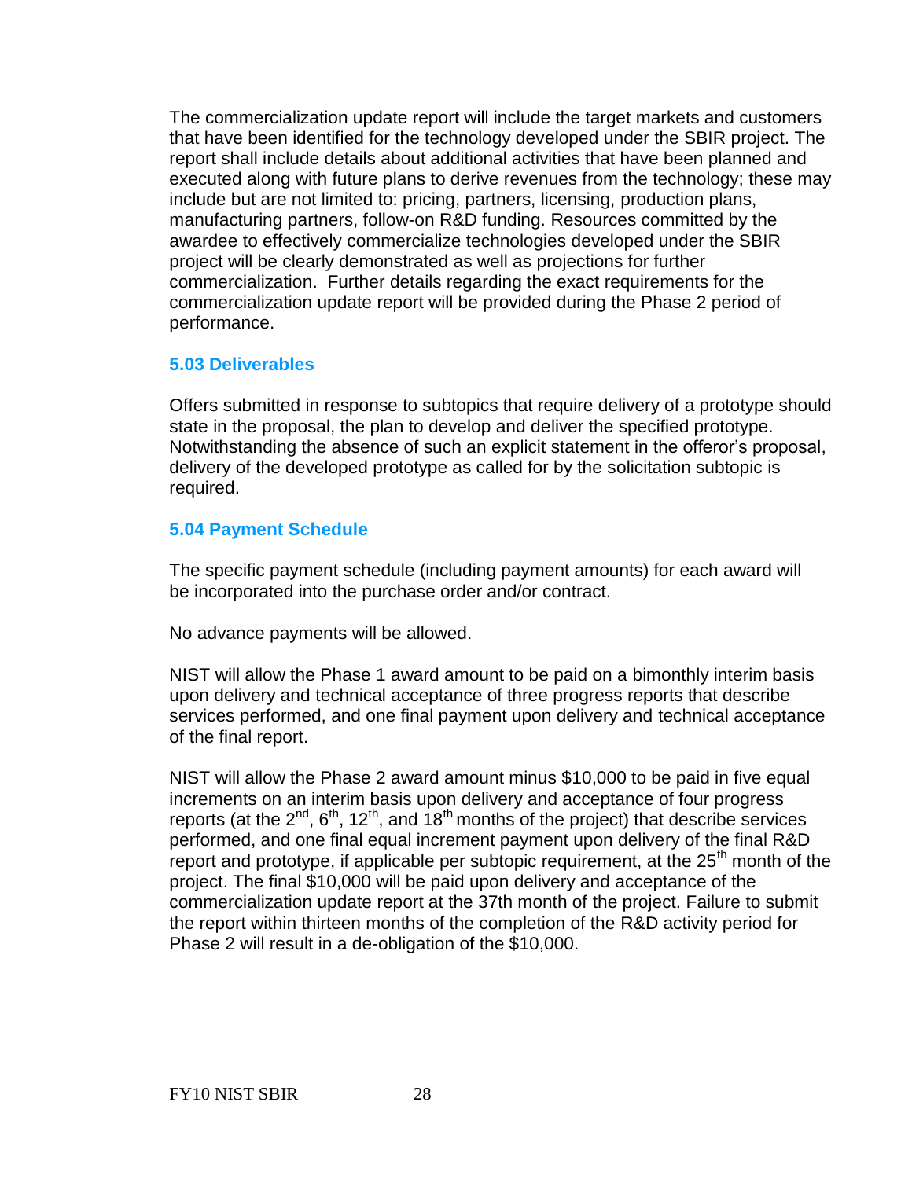The commercialization update report will include the target markets and customers that have been identified for the technology developed under the SBIR project. The report shall include details about additional activities that have been planned and executed along with future plans to derive revenues from the technology; these may include but are not limited to: pricing, partners, licensing, production plans, manufacturing partners, follow-on R&D funding. Resources committed by the awardee to effectively commercialize technologies developed under the SBIR project will be clearly demonstrated as well as projections for further commercialization. Further details regarding the exact requirements for the commercialization update report will be provided during the Phase 2 period of performance.

### 5.03 Deliverables

Offers submitted in response to subtopics that require delivery of a prototype should state in the proposal, the plan to develop and deliver the specified prototype. Notwithstanding the absence of such an explicit statement in the offeror's proposal, delivery of the developed prototype as called for by the solicitation subtopic is required.

### 5.04 Payment Schedule

The specific payment schedule (including payment amounts) for each award will be incorporated into the purchase order and/or contract.

No advance payments will be allowed.

NIST will allow the Phase 1 award amount to be paid on a bimonthly interim basis upon delivery and technical acceptance of three progress reports that describe services performed, and one final payment upon delivery and technical acceptance of the final report.

NIST will allow the Phase 2 award amount minus $10,000 to be paid in five equal increments on an interim basis upon delivery and acceptance of four progress reports (at the 2nd, 6th, 12th, and 18th months of the project) that describe services performed, and one final equal increment payment upon delivery of the final R&D report and prototype, if applicable per subtopic requirement, at the 25th month of the project. The final $10,000 will be paid upon delivery and acceptance of the commercialization update report at the 37th month of the project. Failure to submit the report within thirteen months of the completion of the R&D activity period for Phase 2 will result in a de-obligation of the $10,000.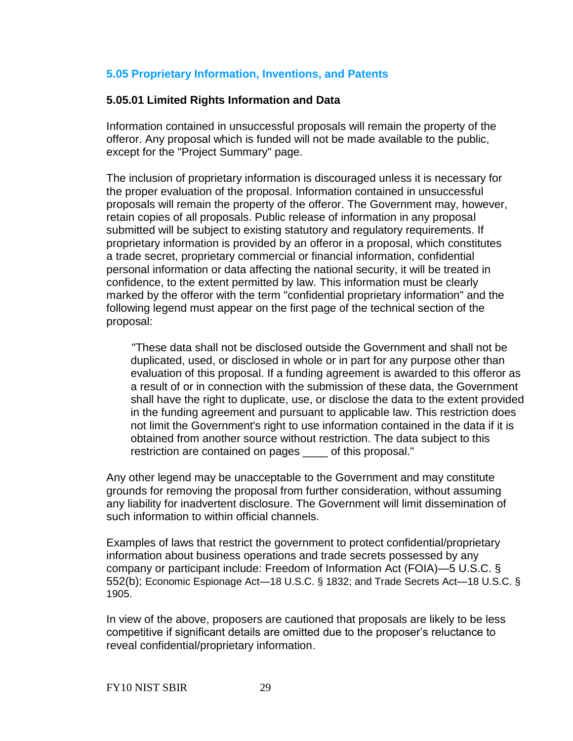## 5.05 Proprietary Information, Inventions, and Patents

### 5.05.01 Limited Rights Information and Data

Information contained in unsuccessful proposals will remain the property of the offeror. Any proposal which is funded will not be made available to the public, except for the "Project Summary" page.

The inclusion of proprietary information is discouraged unless it is necessary for the proper evaluation of the proposal. Information contained in unsuccessful proposals will remain the property of the offeror. The Government may, however, retain copies of all proposals. Public release of information in any proposal submitted will be subject to existing statutory and regulatory requirements. If proprietary information is provided by an offeror in a proposal, which constitutes a trade secret, proprietary commercial or financial information, confidential personal information or data affecting the national security, it will be treated in confidence, to the extent permitted by law. This information must be clearly marked by the offeror with the term "confidential proprietary information" and the following legend must appear on the first page of the technical section of the proposal:

> "These data shall not be disclosed outside the Government and shall not be duplicated, used, or disclosed in whole or in part for any purpose other than evaluation of this proposal. If a funding agreement is awarded to this offeror as a result of or in connection with the submission of these data, the Government shall have the right to duplicate, use, or disclose the data to the extent provided in the funding agreement and pursuant to applicable law. This restriction does not limit the Government's right to use information contained in the data if it is obtained from another source without restriction. The data subject to this restriction are contained on pages ____ of this proposal."

Any other legend may be unacceptable to the Government and may constitute grounds for removing the proposal from further consideration, without assuming any liability for inadvertent disclosure. The Government will limit dissemination of such information to within official channels.

Examples of laws that restrict the government to protect confidential/proprietary information about business operations and trade secrets possessed by any company or participant include: Freedom of Information Act (FOIA)—5 U.S.C. § 552(b); Economic Espionage Act—18 U.S.C. § 1832; and Trade Secrets Act—18 U.S.C. § 1905.

In view of the above, proposers are cautioned that proposals are likely to be less competitive if significant details are omitted due to the proposer's reluctance to reveal confidential/proprietary information.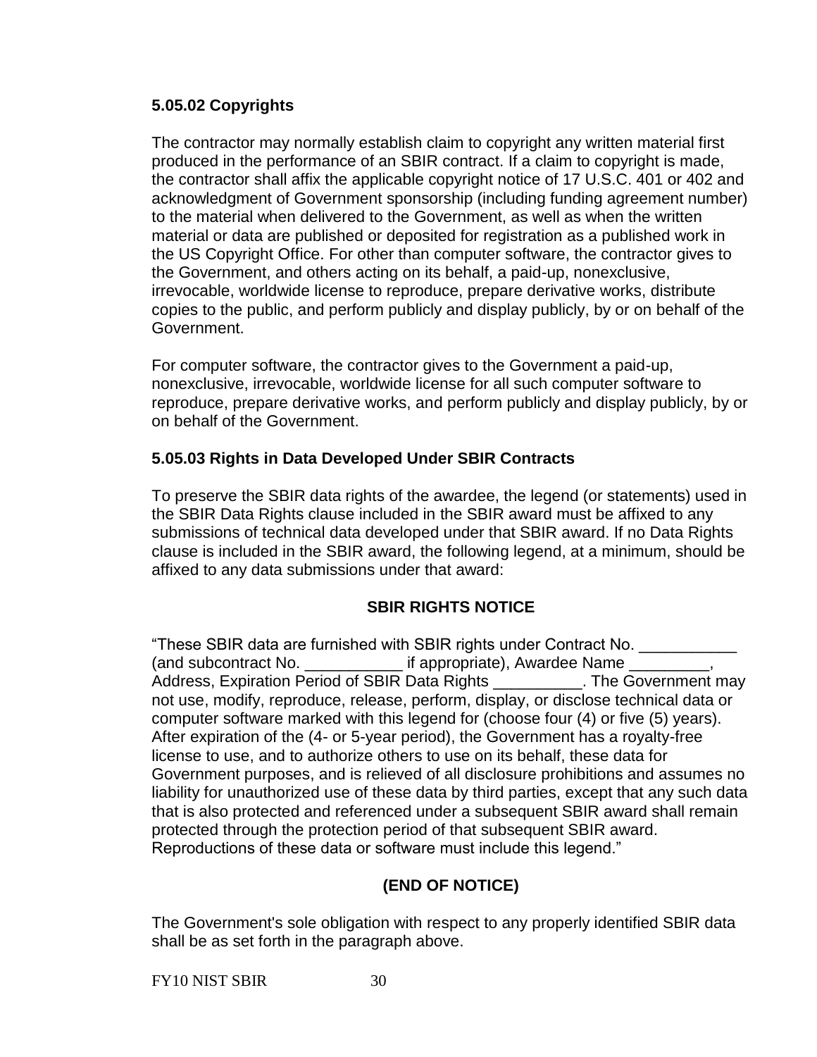### 5.05.02 Copyrights

The contractor may normally establish claim to copyright any written material first produced in the performance of an SBIR contract. If a claim to copyright is made, the contractor shall affix the applicable copyright notice of 17 U.S.C. 401 or 402 and acknowledgment of Government sponsorship (including funding agreement number) to the material when delivered to the Government, as well as when the written material or data are published or deposited for registration as a published work in the US Copyright Office. For other than computer software, the contractor gives to the Government, and others acting on its behalf, a paid-up, nonexclusive, irrevocable, worldwide license to reproduce, prepare derivative works, distribute copies to the public, and perform publicly and display publicly, by or on behalf of the Government.

For computer software, the contractor gives to the Government a paid-up, nonexclusive, irrevocable, worldwide license for all such computer software to reproduce, prepare derivative works, and perform publicly and display publicly, by or on behalf of the Government.

### 5.05.03 Rights in Data Developed Under SBIR Contracts

To preserve the SBIR data rights of the awardee, the legend (or statements) used in the SBIR Data Rights clause included in the SBIR award must be affixed to any submissions of technical data developed under that SBIR award. If no Data Rights clause is included in the SBIR award, the following legend, at a minimum, should be affixed to any data submissions under that award:

**SBIR RIGHTS NOTICE**

"These SBIR data are furnished with SBIR rights under Contract No. ___________ (and subcontract No. ___________ if appropriate), Awardee Name _________, Address, Expiration Period of SBIR Data Rights __________. The Government may not use, modify, reproduce, release, perform, display, or disclose technical data or computer software marked with this legend for (choose four (4) or five (5) years). After expiration of the (4- or 5-year period), the Government has a royalty-free license to use, and to authorize others to use on its behalf, these data for Government purposes, and is relieved of all disclosure prohibitions and assumes no liability for unauthorized use of these data by third parties, except that any such data that is also protected and referenced under a subsequent SBIR award shall remain protected through the protection period of that subsequent SBIR award. Reproductions of these data or software must include this legend."

**(END OF NOTICE)**

The Government's sole obligation with respect to any properly identified SBIR data shall be as set forth in the paragraph above.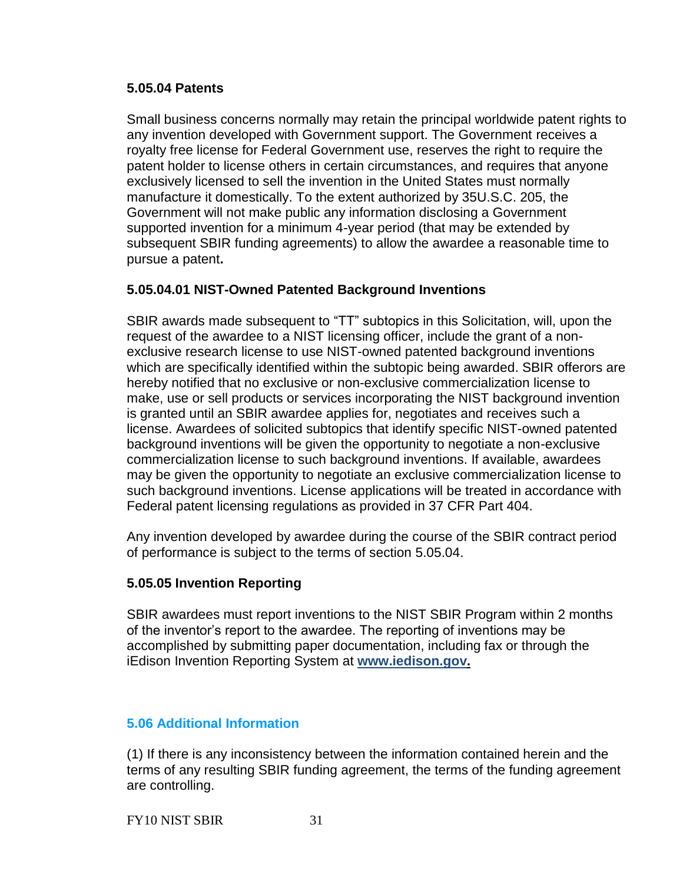### 5.05.04 Patents

Small business concerns normally may retain the principal worldwide patent rights to any invention developed with Government support. The Government receives a royalty free license for Federal Government use, reserves the right to require the patent holder to license others in certain circumstances, and requires that anyone exclusively licensed to sell the invention in the United States must normally manufacture it domestically. To the extent authorized by 35U.S.C. 205, the Government will not make public any information disclosing a Government supported invention for a minimum 4-year period (that may be extended by subsequent SBIR funding agreements) to allow the awardee a reasonable time to pursue a patent**.**

### 5.05.04.01 NIST-Owned Patented Background Inventions

SBIR awards made subsequent to "TT" subtopics in this Solicitation, will, upon the request of the awardee to a NIST licensing officer, include the grant of a non-exclusive research license to use NIST-owned patented background inventions which are specifically identified within the subtopic being awarded. SBIR offerors are hereby notified that no exclusive or non-exclusive commercialization license to make, use or sell products or services incorporating the NIST background invention is granted until an SBIR awardee applies for, negotiates and receives such a license. Awardees of solicited subtopics that identify specific NIST-owned patented background inventions will be given the opportunity to negotiate a non-exclusive commercialization license to such background inventions. If available, awardees may be given the opportunity to negotiate an exclusive commercialization license to such background inventions. License applications will be treated in accordance with Federal patent licensing regulations as provided in 37 CFR Part 404.

Any invention developed by awardee during the course of the SBIR contract period of performance is subject to the terms of section 5.05.04.

### 5.05.05 Invention Reporting

SBIR awardees must report inventions to the NIST SBIR Program within 2 months of the inventor's report to the awardee. The reporting of inventions may be accomplished by submitting paper documentation, including fax or through the iEdison Invention Reporting System at **www.iedison.gov.**

## 5.06 Additional Information

(1) If there is any inconsistency between the information contained herein and the terms of any resulting SBIR funding agreement, the terms of the funding agreement are controlling.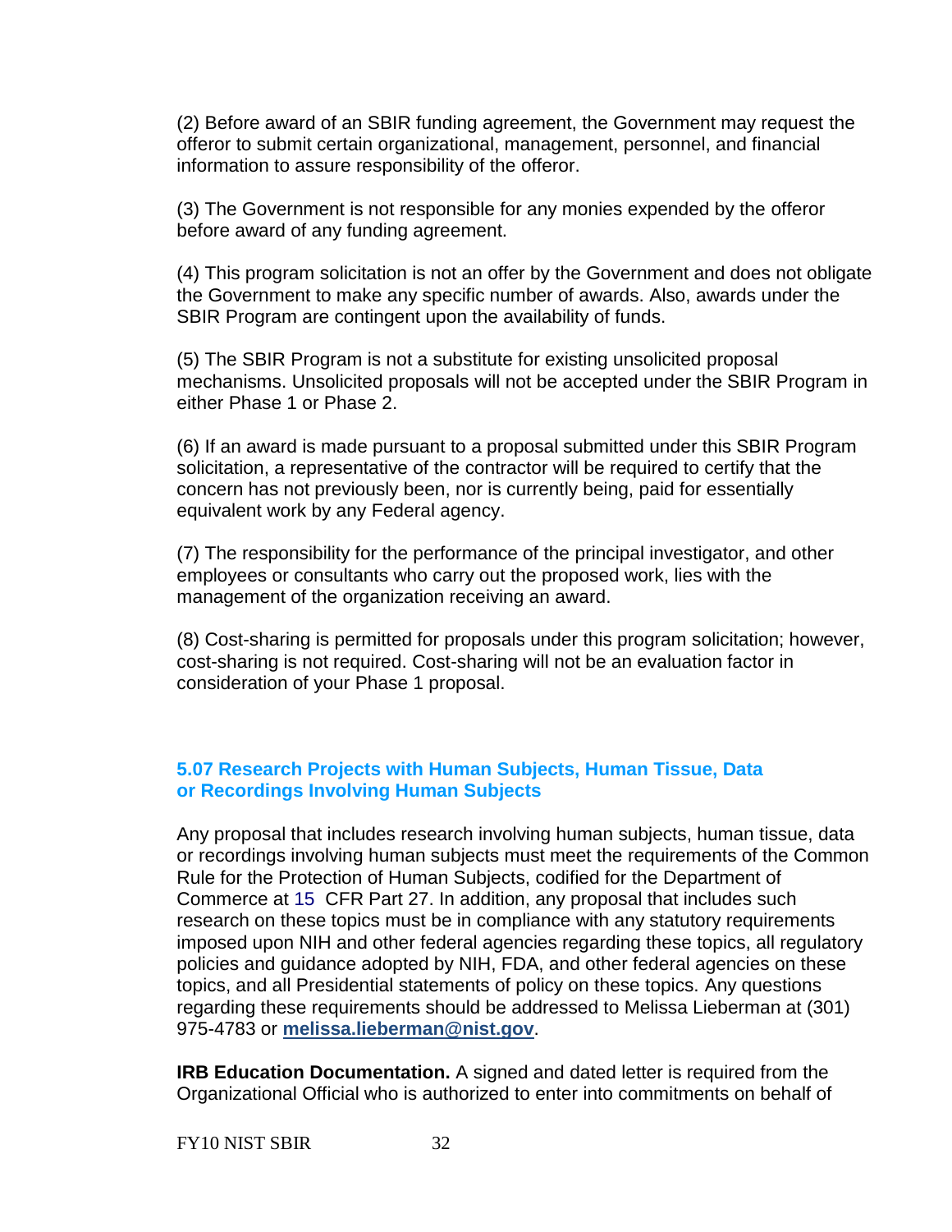(2) Before award of an SBIR funding agreement, the Government may request the offeror to submit certain organizational, management, personnel, and financial information to assure responsibility of the offeror.

(3) The Government is not responsible for any monies expended by the offeror before award of any funding agreement.

(4) This program solicitation is not an offer by the Government and does not obligate the Government to make any specific number of awards. Also, awards under the SBIR Program are contingent upon the availability of funds.

(5) The SBIR Program is not a substitute for existing unsolicited proposal mechanisms. Unsolicited proposals will not be accepted under the SBIR Program in either Phase 1 or Phase 2.

(6) If an award is made pursuant to a proposal submitted under this SBIR Program solicitation, a representative of the contractor will be required to certify that the concern has not previously been, nor is currently being, paid for essentially equivalent work by any Federal agency.

(7) The responsibility for the performance of the principal investigator, and other employees or consultants who carry out the proposed work, lies with the management of the organization receiving an award.

(8) Cost-sharing is permitted for proposals under this program solicitation; however, cost-sharing is not required. Cost-sharing will not be an evaluation factor in consideration of your Phase 1 proposal.

### 5.07 Research Projects with Human Subjects, Human Tissue, Data or Recordings Involving Human Subjects

Any proposal that includes research involving human subjects, human tissue, data or recordings involving human subjects must meet the requirements of the Common Rule for the Protection of Human Subjects, codified for the Department of Commerce at 15 CFR Part 27. In addition, any proposal that includes such research on these topics must be in compliance with any statutory requirements imposed upon NIH and other federal agencies regarding these topics, all regulatory policies and guidance adopted by NIH, FDA, and other federal agencies on these topics, and all Presidential statements of policy on these topics. Any questions regarding these requirements should be addressed to Melissa Lieberman at (301) 975-4783 or **melissa.lieberman@nist.gov**.

**IRB Education Documentation.** A signed and dated letter is required from the Organizational Official who is authorized to enter into commitments on behalf of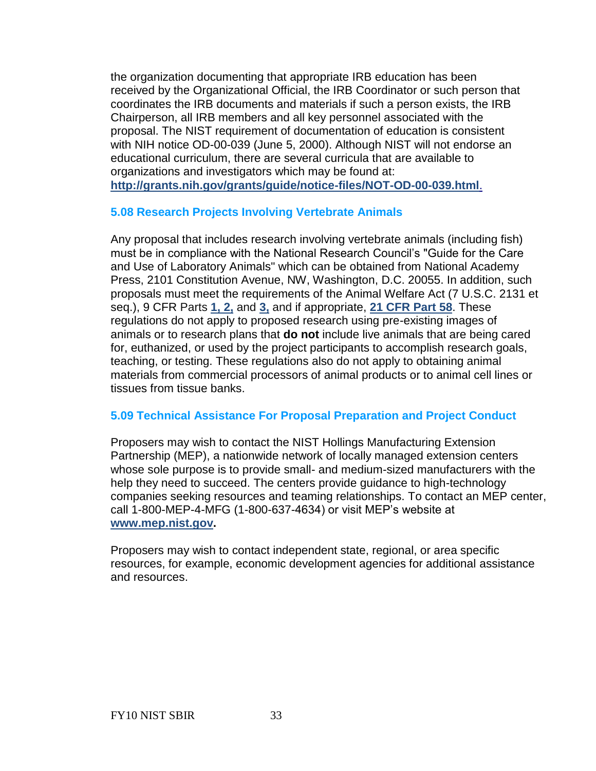the organization documenting that appropriate IRB education has been received by the Organizational Official, the IRB Coordinator or such person that coordinates the IRB documents and materials if such a person exists, the IRB Chairperson, all IRB members and all key personnel associated with the proposal. The NIST requirement of documentation of education is consistent with NIH notice OD-00-039 (June 5, 2000). Although NIST will not endorse an educational curriculum, there are several curricula that are available to organizations and investigators which may be found at: **http://grants.nih.gov/grants/guide/notice-files/NOT-OD-00-039.html**.

### 5.08 Research Projects Involving Vertebrate Animals

Any proposal that includes research involving vertebrate animals (including fish) must be in compliance with the National Research Council's "Guide for the Care and Use of Laboratory Animals" which can be obtained from National Academy Press, 2101 Constitution Avenue, NW, Washington, D.C. 20055. In addition, such proposals must meet the requirements of the Animal Welfare Act (7 U.S.C. 2131 et seq.), 9 CFR Parts **1, 2,** and **3,** and if appropriate, **21 CFR Part 58**. These regulations do not apply to proposed research using pre-existing images of animals or to research plans that **do not** include live animals that are being cared for, euthanized, or used by the project participants to accomplish research goals, teaching, or testing. These regulations also do not apply to obtaining animal materials from commercial processors of animal products or to animal cell lines or tissues from tissue banks.

### 5.09 Technical Assistance For Proposal Preparation and Project Conduct

Proposers may wish to contact the NIST Hollings Manufacturing Extension Partnership (MEP), a nationwide network of locally managed extension centers whose sole purpose is to provide small- and medium-sized manufacturers with the help they need to succeed. The centers provide guidance to high-technology companies seeking resources and teaming relationships. To contact an MEP center, call 1-800-MEP-4-MFG (1-800-637-4634) or visit MEP's website at **www.mep.nist.gov.**

Proposers may wish to contact independent state, regional, or area specific resources, for example, economic development agencies for additional assistance and resources.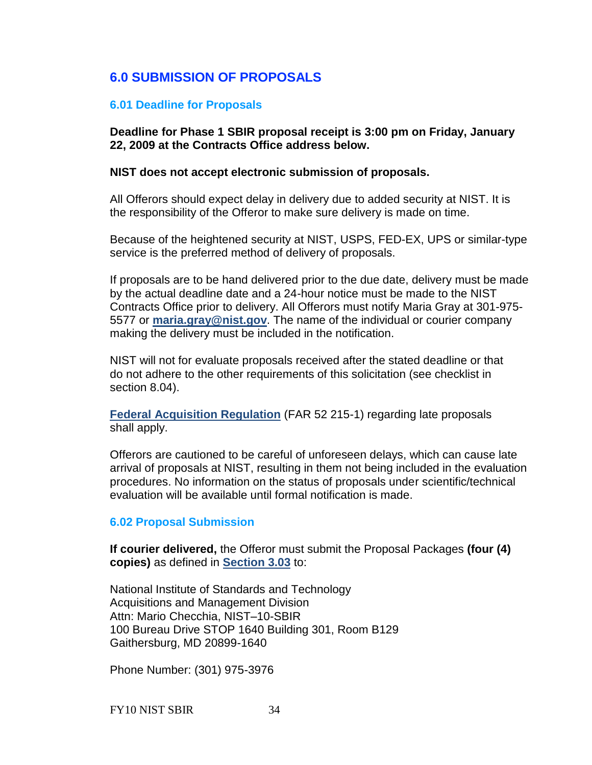# 6.0 SUBMISSION OF PROPOSALS

## 6.01 Deadline for Proposals

**Deadline for Phase 1 SBIR proposal receipt is 3:00 pm on Friday, January 22, 2009 at the Contracts Office address below.**

**NIST does not accept electronic submission of proposals.**

All Offerors should expect delay in delivery due to added security at NIST. It is the responsibility of the Offeror to make sure delivery is made on time.

Because of the heightened security at NIST, USPS, FED-EX, UPS or similar-type service is the preferred method of delivery of proposals.

If proposals are to be hand delivered prior to the due date, delivery must be made by the actual deadline date and a 24-hour notice must be made to the NIST Contracts Office prior to delivery. All Offerors must notify Maria Gray at 301-975-5577 or **maria.gray@nist.gov**. The name of the individual or courier company making the delivery must be included in the notification.

NIST will not for evaluate proposals received after the stated deadline or that do not adhere to the other requirements of this solicitation (see checklist in section 8.04).

**Federal Acquisition Regulation** (FAR 52 215-1) regarding late proposals shall apply.

Offerors are cautioned to be careful of unforeseen delays, which can cause late arrival of proposals at NIST, resulting in them not being included in the evaluation procedures. No information on the status of proposals under scientific/technical evaluation will be available until formal notification is made.

## 6.02 Proposal Submission

**If courier delivered,** the Offeror must submit the Proposal Packages **(four (4) copies)** as defined in **Section 3.03** to:

National Institute of Standards and Technology
Acquisitions and Management Division
Attn: Mario Checchia, NIST–10-SBIR
100 Bureau Drive STOP 1640 Building 301, Room B129
Gaithersburg, MD 20899-1640

Phone Number: (301) 975-3976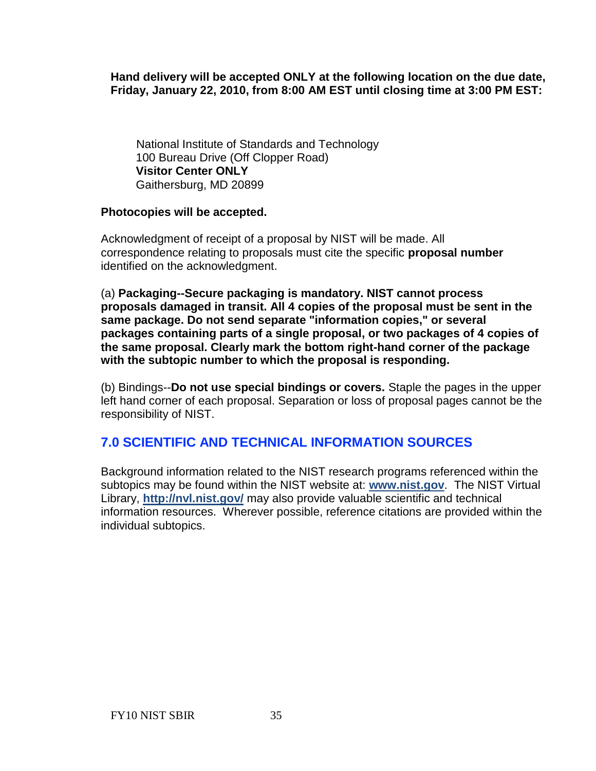**Hand delivery will be accepted ONLY at the following location on the due date, Friday, January 22, 2010, from 8:00 AM EST until closing time at 3:00 PM EST:**

National Institute of Standards and Technology
100 Bureau Drive (Off Clopper Road)
**Visitor Center ONLY**
Gaithersburg, MD 20899

**Photocopies will be accepted.**

Acknowledgment of receipt of a proposal by NIST will be made. All correspondence relating to proposals must cite the specific **proposal number** identified on the acknowledgment.

(a) **Packaging--Secure packaging is mandatory. NIST cannot process proposals damaged in transit. All 4 copies of the proposal must be sent in the same package. Do not send separate "information copies," or several packages containing parts of a single proposal, or two packages of 4 copies of the same proposal. Clearly mark the bottom right-hand corner of the package with the subtopic number to which the proposal is responding.**

(b) Bindings--**Do not use special bindings or covers.** Staple the pages in the upper left hand corner of each proposal. Separation or loss of proposal pages cannot be the responsibility of NIST.

## 7.0 SCIENTIFIC AND TECHNICAL INFORMATION SOURCES

Background information related to the NIST research programs referenced within the subtopics may be found within the NIST website at: **www.nist.gov**. The NIST Virtual Library, **http://nvl.nist.gov/** may also provide valuable scientific and technical information resources. Wherever possible, reference citations are provided within the individual subtopics.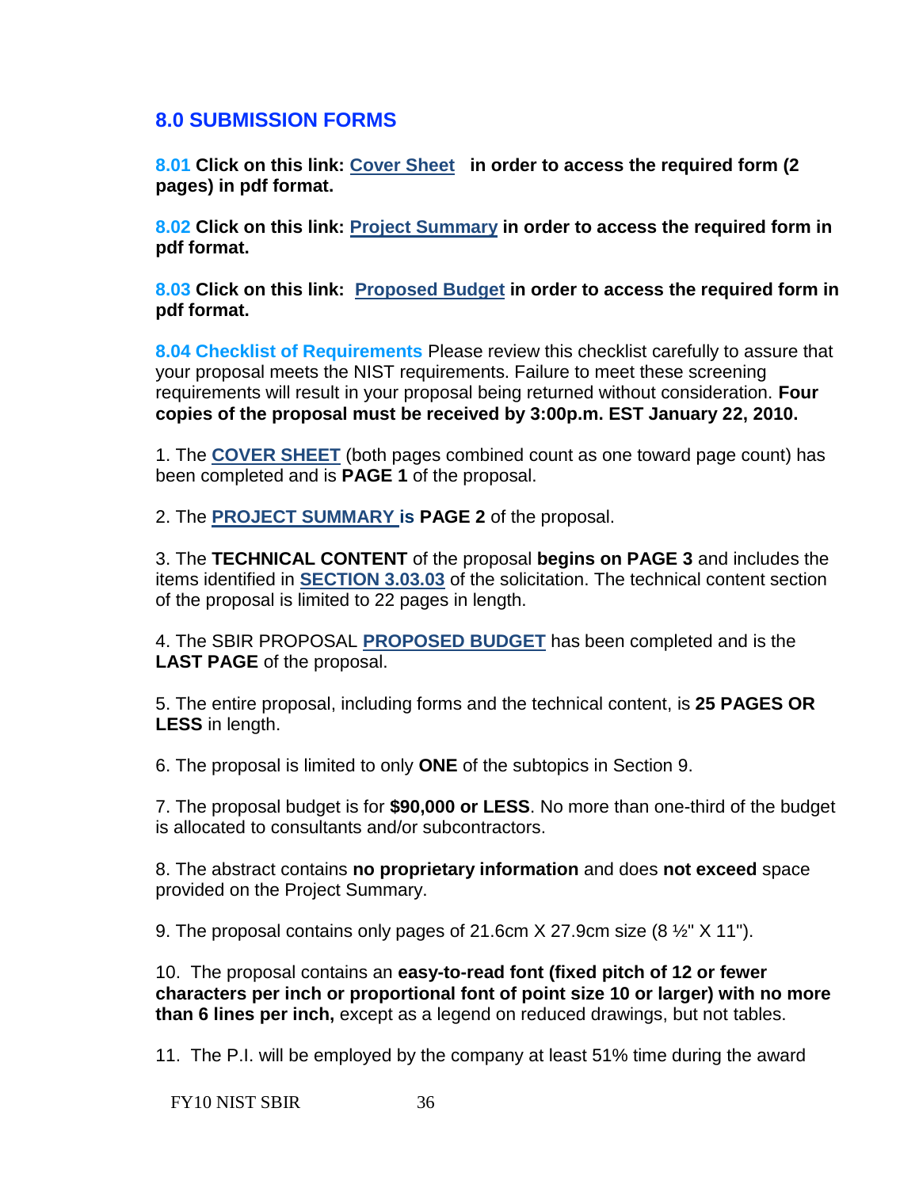## 8.0 SUBMISSION FORMS

**8.01 Click on this link: Cover Sheet in order to access the required form (2 pages) in pdf format.**

**8.02 Click on this link: Project Summary in order to access the required form in pdf format.**

**8.03 Click on this link: Proposed Budget in order to access the required form in pdf format.**

**8.04 Checklist of Requirements** Please review this checklist carefully to assure that your proposal meets the NIST requirements. Failure to meet these screening requirements will result in your proposal being returned without consideration. **Four copies of the proposal must be received by 3:00p.m. EST January 22, 2010.**

1. The **COVER SHEET** (both pages combined count as one toward page count) has been completed and is **PAGE 1** of the proposal.

2. The **PROJECT SUMMARY is PAGE 2** of the proposal.

3. The **TECHNICAL CONTENT** of the proposal **begins on PAGE 3** and includes the items identified in **SECTION 3.03.03** of the solicitation. The technical content section of the proposal is limited to 22 pages in length.

4. The SBIR PROPOSAL **PROPOSED BUDGET** has been completed and is the **LAST PAGE** of the proposal.

5. The entire proposal, including forms and the technical content, is **25 PAGES OR LESS** in length.

6. The proposal is limited to only **ONE** of the subtopics in Section 9.

7. The proposal budget is for **$90,000 or LESS**. No more than one-third of the budget is allocated to consultants and/or subcontractors.

8. The abstract contains **no proprietary information** and does **not exceed** space provided on the Project Summary.

9. The proposal contains only pages of 21.6cm X 27.9cm size (8 ½" X 11").

10. The proposal contains an **easy-to-read font (fixed pitch of 12 or fewer characters per inch or proportional font of point size 10 or larger) with no more than 6 lines per inch,** except as a legend on reduced drawings, but not tables.

11. The P.I. will be employed by the company at least 51% time during the award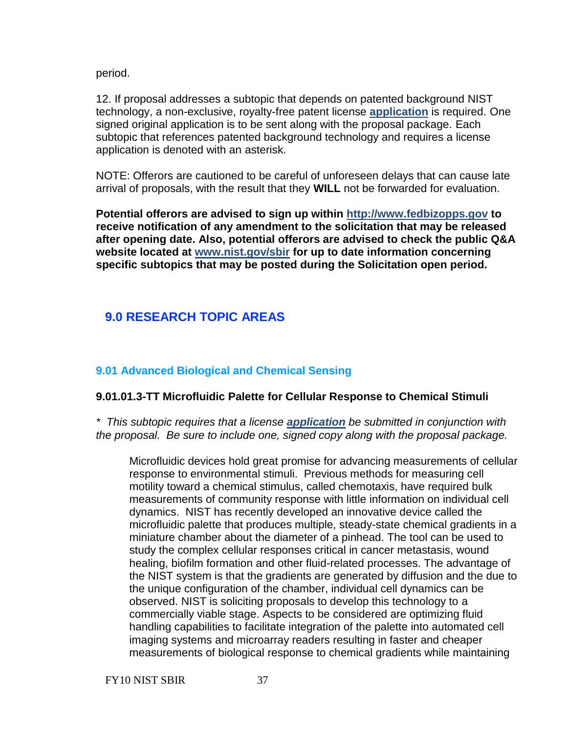period.

12. If proposal addresses a subtopic that depends on patented background NIST technology, a non-exclusive, royalty-free patent license **application** is required. One signed original application is to be sent along with the proposal package. Each subtopic that references patented background technology and requires a license application is denoted with an asterisk.

NOTE: Offerors are cautioned to be careful of unforeseen delays that can cause late arrival of proposals, with the result that they **WILL** not be forwarded for evaluation.

**Potential offerors are advised to sign up within http://www.fedbizopps.gov to receive notification of any amendment to the solicitation that may be released after opening date. Also, potential offerors are advised to check the public Q&A website located at www.nist.gov/sbir for up to date information concerning specific subtopics that may be posted during the Solicitation open period.**

# 9.0 RESEARCH TOPIC AREAS

## 9.01 Advanced Biological and Chemical Sensing

### 9.01.01.3-TT Microfluidic Palette for Cellular Response to Chemical Stimuli

*\* This subtopic requires that a license **application** be submitted in conjunction with the proposal. Be sure to include one, signed copy along with the proposal package.*

Microfluidic devices hold great promise for advancing measurements of cellular response to environmental stimuli. Previous methods for measuring cell motility toward a chemical stimulus, called chemotaxis, have required bulk measurements of community response with little information on individual cell dynamics. NIST has recently developed an innovative device called the microfluidic palette that produces multiple, steady-state chemical gradients in a miniature chamber about the diameter of a pinhead. The tool can be used to study the complex cellular responses critical in cancer metastasis, wound healing, biofilm formation and other fluid-related processes. The advantage of the NIST system is that the gradients are generated by diffusion and the due to the unique configuration of the chamber, individual cell dynamics can be observed. NIST is soliciting proposals to develop this technology to a commercially viable stage. Aspects to be considered are optimizing fluid handling capabilities to facilitate integration of the palette into automated cell imaging systems and microarray readers resulting in faster and cheaper measurements of biological response to chemical gradients while maintaining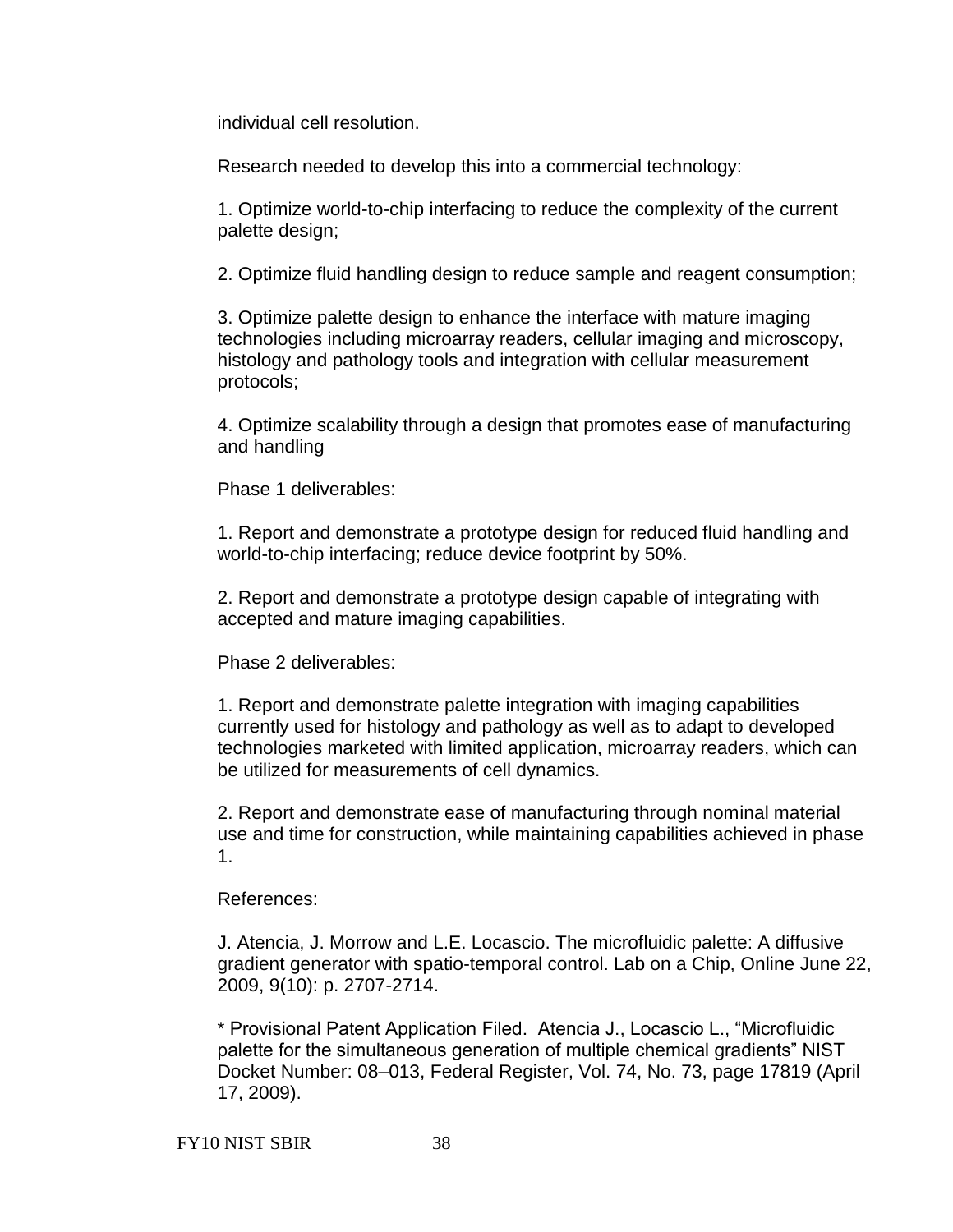individual cell resolution.

Research needed to develop this into a commercial technology:

1. Optimize world-to-chip interfacing to reduce the complexity of the current palette design;

2. Optimize fluid handling design to reduce sample and reagent consumption;

3. Optimize palette design to enhance the interface with mature imaging technologies including microarray readers, cellular imaging and microscopy, histology and pathology tools and integration with cellular measurement protocols;

4. Optimize scalability through a design that promotes ease of manufacturing and handling

Phase 1 deliverables:

1. Report and demonstrate a prototype design for reduced fluid handling and world-to-chip interfacing; reduce device footprint by 50%.

2. Report and demonstrate a prototype design capable of integrating with accepted and mature imaging capabilities.

Phase 2 deliverables:

1. Report and demonstrate palette integration with imaging capabilities currently used for histology and pathology as well as to adapt to developed technologies marketed with limited application, microarray readers, which can be utilized for measurements of cell dynamics.

2. Report and demonstrate ease of manufacturing through nominal material use and time for construction, while maintaining capabilities achieved in phase 1.

References:

J. Atencia, J. Morrow and L.E. Locascio. The microfluidic palette: A diffusive gradient generator with spatio-temporal control. Lab on a Chip, Online June 22, 2009, 9(10): p. 2707-2714.

* Provisional Patent Application Filed. Atencia J., Locascio L., “Microfluidic palette for the simultaneous generation of multiple chemical gradients” NIST Docket Number: 08–013, Federal Register, Vol. 74, No. 73, page 17819 (April 17, 2009).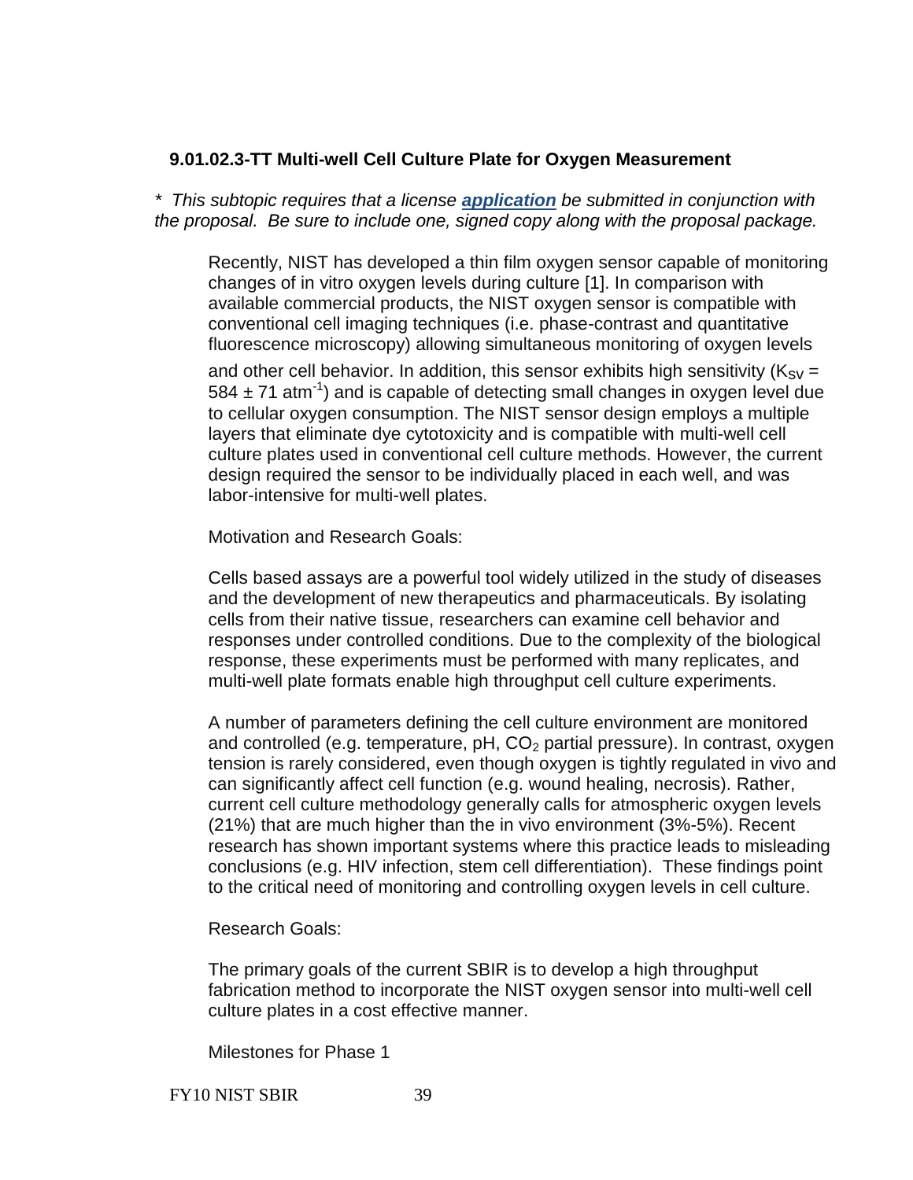### 9.01.02.3-TT Multi-well Cell Culture Plate for Oxygen Measurement

*\* This subtopic requires that a license **application** be submitted in conjunction with the proposal. Be sure to include one, signed copy along with the proposal package.*

Recently, NIST has developed a thin film oxygen sensor capable of monitoring changes of in vitro oxygen levels during culture [1]. In comparison with available commercial products, the NIST oxygen sensor is compatible with conventional cell imaging techniques (i.e. phase-contrast and quantitative fluorescence microscopy) allowing simultaneous monitoring of oxygen levels and other cell behavior. In addition, this sensor exhibits high sensitivity ($K_{SV}$ = 584 ± 71 $atm^{-1}$) and is capable of detecting small changes in oxygen level due to cellular oxygen consumption. The NIST sensor design employs a multiple layers that eliminate dye cytotoxicity and is compatible with multi-well cell culture plates used in conventional cell culture methods. However, the current design required the sensor to be individually placed in each well, and was labor-intensive for multi-well plates.

Motivation and Research Goals:

Cells based assays are a powerful tool widely utilized in the study of diseases and the development of new therapeutics and pharmaceuticals. By isolating cells from their native tissue, researchers can examine cell behavior and responses under controlled conditions. Due to the complexity of the biological response, these experiments must be performed with many replicates, and multi-well plate formats enable high throughput cell culture experiments.

A number of parameters defining the cell culture environment are monitored and controlled (e.g. temperature, pH, $CO_2$ partial pressure). In contrast, oxygen tension is rarely considered, even though oxygen is tightly regulated in vivo and can significantly affect cell function (e.g. wound healing, necrosis). Rather, current cell culture methodology generally calls for atmospheric oxygen levels (21%) that are much higher than the in vivo environment (3%-5%). Recent research has shown important systems where this practice leads to misleading conclusions (e.g. HIV infection, stem cell differentiation). These findings point to the critical need of monitoring and controlling oxygen levels in cell culture.

Research Goals:

The primary goals of the current SBIR is to develop a high throughput fabrication method to incorporate the NIST oxygen sensor into multi-well cell culture plates in a cost effective manner.

Milestones for Phase 1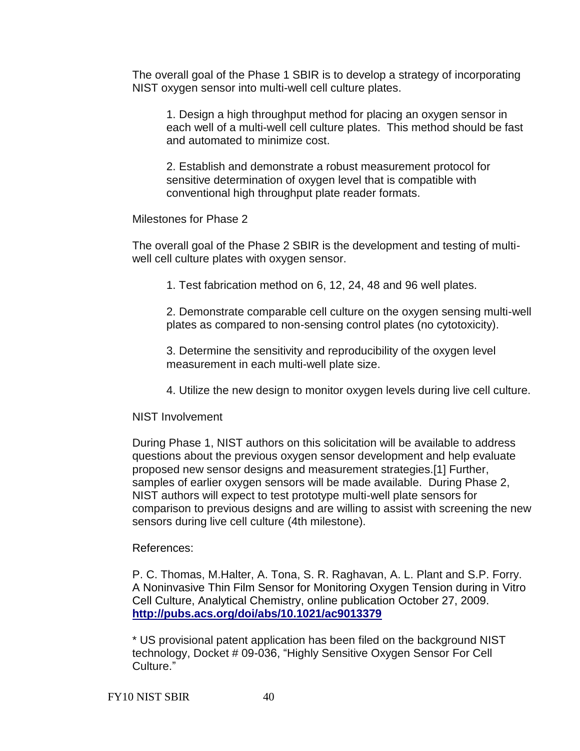The overall goal of the Phase 1 SBIR is to develop a strategy of incorporating NIST oxygen sensor into multi-well cell culture plates.

1. Design a high throughput method for placing an oxygen sensor in each well of a multi-well cell culture plates. This method should be fast and automated to minimize cost.

2. Establish and demonstrate a robust measurement protocol for sensitive determination of oxygen level that is compatible with conventional high throughput plate reader formats.

Milestones for Phase 2

The overall goal of the Phase 2 SBIR is the development and testing of multi-well cell culture plates with oxygen sensor.

1. Test fabrication method on 6, 12, 24, 48 and 96 well plates.

2. Demonstrate comparable cell culture on the oxygen sensing multi-well plates as compared to non-sensing control plates (no cytotoxicity).

3. Determine the sensitivity and reproducibility of the oxygen level measurement in each multi-well plate size.

4. Utilize the new design to monitor oxygen levels during live cell culture.

NIST Involvement

During Phase 1, NIST authors on this solicitation will be available to address questions about the previous oxygen sensor development and help evaluate proposed new sensor designs and measurement strategies.[1] Further, samples of earlier oxygen sensors will be made available. During Phase 2, NIST authors will expect to test prototype multi-well plate sensors for comparison to previous designs and are willing to assist with screening the new sensors during live cell culture (4th milestone).

References:

P. C. Thomas, M.Halter, A. Tona, S. R. Raghavan, A. L. Plant and S.P. Forry. A Noninvasive Thin Film Sensor for Monitoring Oxygen Tension during in Vitro Cell Culture, Analytical Chemistry, online publication October 27, 2009. **http://pubs.acs.org/doi/abs/10.1021/ac9013379**

* US provisional patent application has been filed on the background NIST technology, Docket # 09-036, "Highly Sensitive Oxygen Sensor For Cell Culture."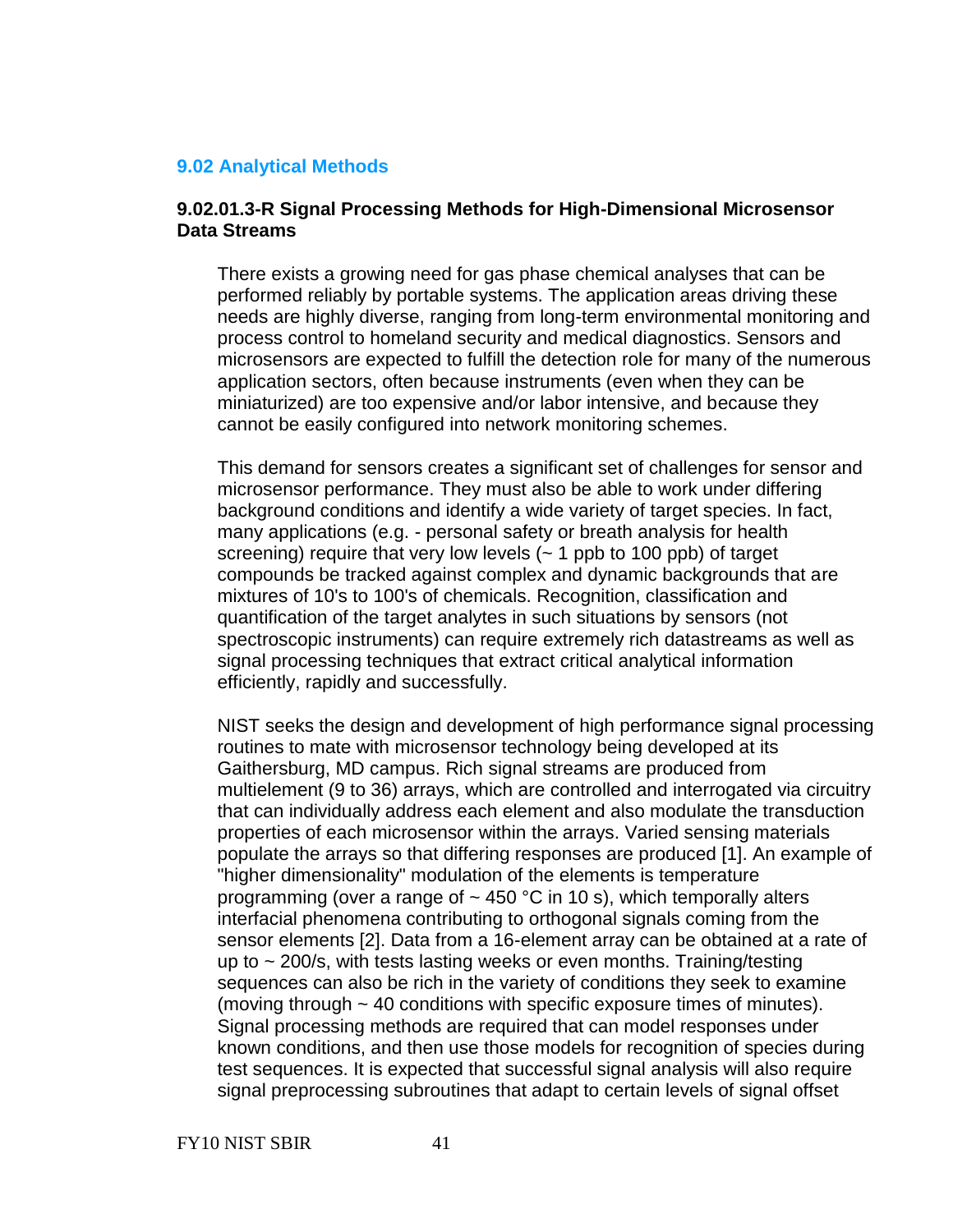## 9.02 Analytical Methods

### 9.02.01.3-R Signal Processing Methods for High-Dimensional Microsensor Data Streams

There exists a growing need for gas phase chemical analyses that can be performed reliably by portable systems. The application areas driving these needs are highly diverse, ranging from long-term environmental monitoring and process control to homeland security and medical diagnostics. Sensors and microsensors are expected to fulfill the detection role for many of the numerous application sectors, often because instruments (even when they can be miniaturized) are too expensive and/or labor intensive, and because they cannot be easily configured into network monitoring schemes.

This demand for sensors creates a significant set of challenges for sensor and microsensor performance. They must also be able to work under differing background conditions and identify a wide variety of target species. In fact, many applications (e.g. - personal safety or breath analysis for health screening) require that very low levels (~ 1 ppb to 100 ppb) of target compounds be tracked against complex and dynamic backgrounds that are mixtures of 10's to 100's of chemicals. Recognition, classification and quantification of the target analytes in such situations by sensors (not spectroscopic instruments) can require extremely rich datastreams as well as signal processing techniques that extract critical analytical information efficiently, rapidly and successfully.

NIST seeks the design and development of high performance signal processing routines to mate with microsensor technology being developed at its Gaithersburg, MD campus. Rich signal streams are produced from multielement (9 to 36) arrays, which are controlled and interrogated via circuitry that can individually address each element and also modulate the transduction properties of each microsensor within the arrays. Varied sensing materials populate the arrays so that differing responses are produced [1]. An example of "higher dimensionality" modulation of the elements is temperature programming (over a range of ~ 450 °C in 10 s), which temporally alters interfacial phenomena contributing to orthogonal signals coming from the sensor elements [2]. Data from a 16-element array can be obtained at a rate of up to ~ 200/s, with tests lasting weeks or even months. Training/testing sequences can also be rich in the variety of conditions they seek to examine (moving through ~ 40 conditions with specific exposure times of minutes). Signal processing methods are required that can model responses under known conditions, and then use those models for recognition of species during test sequences. It is expected that successful signal analysis will also require signal preprocessing subroutines that adapt to certain levels of signal offset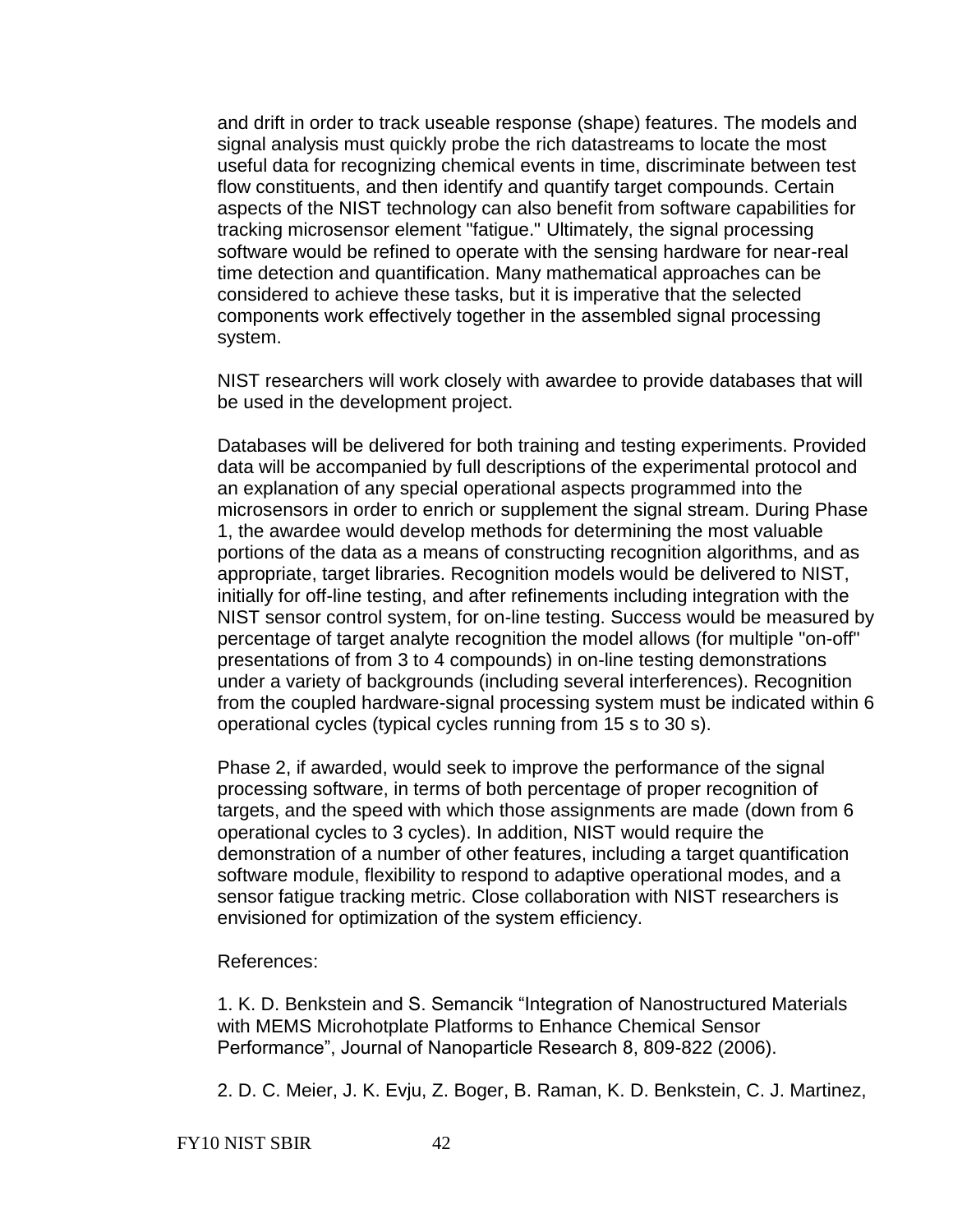and drift in order to track useable response (shape) features. The models and signal analysis must quickly probe the rich datastreams to locate the most useful data for recognizing chemical events in time, discriminate between test flow constituents, and then identify and quantify target compounds. Certain aspects of the NIST technology can also benefit from software capabilities for tracking microsensor element "fatigue." Ultimately, the signal processing software would be refined to operate with the sensing hardware for near-real time detection and quantification. Many mathematical approaches can be considered to achieve these tasks, but it is imperative that the selected components work effectively together in the assembled signal processing system.

NIST researchers will work closely with awardee to provide databases that will be used in the development project.

Databases will be delivered for both training and testing experiments. Provided data will be accompanied by full descriptions of the experimental protocol and an explanation of any special operational aspects programmed into the microsensors in order to enrich or supplement the signal stream. During Phase 1, the awardee would develop methods for determining the most valuable portions of the data as a means of constructing recognition algorithms, and as appropriate, target libraries. Recognition models would be delivered to NIST, initially for off-line testing, and after refinements including integration with the NIST sensor control system, for on-line testing. Success would be measured by percentage of target analyte recognition the model allows (for multiple "on-off" presentations of from 3 to 4 compounds) in on-line testing demonstrations under a variety of backgrounds (including several interferences). Recognition from the coupled hardware-signal processing system must be indicated within 6 operational cycles (typical cycles running from 15 s to 30 s).

Phase 2, if awarded, would seek to improve the performance of the signal processing software, in terms of both percentage of proper recognition of targets, and the speed with which those assignments are made (down from 6 operational cycles to 3 cycles). In addition, NIST would require the demonstration of a number of other features, including a target quantification software module, flexibility to respond to adaptive operational modes, and a sensor fatigue tracking metric. Close collaboration with NIST researchers is envisioned for optimization of the system efficiency.

References:

1. K. D. Benkstein and S. Semancik "Integration of Nanostructured Materials with MEMS Microhotplate Platforms to Enhance Chemical Sensor Performance", Journal of Nanoparticle Research 8, 809-822 (2006).

2. D. C. Meier, J. K. Evju, Z. Boger, B. Raman, K. D. Benkstein, C. J. Martinez,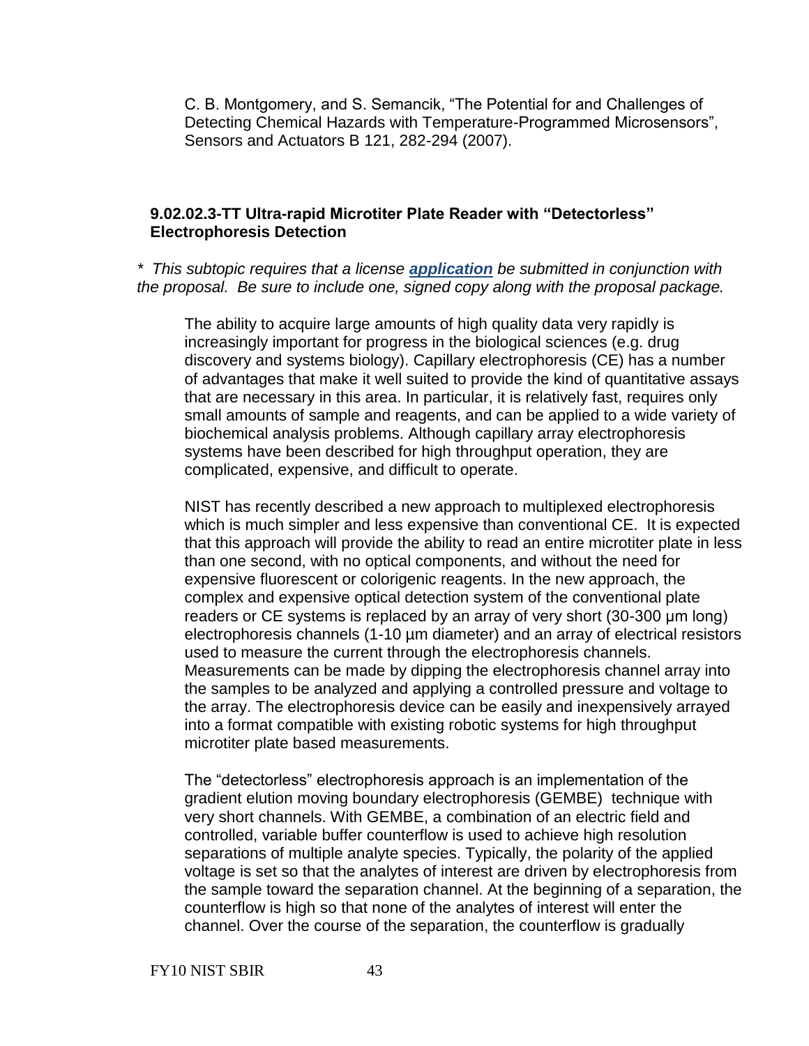C. B. Montgomery, and S. Semancik, "The Potential for and Challenges of Detecting Chemical Hazards with Temperature-Programmed Microsensors", Sensors and Actuators B 121, 282-294 (2007).

### 9.02.02.3-TT Ultra-rapid Microtiter Plate Reader with "Detectorless" Electrophoresis Detection

*\* This subtopic requires that a license **application** be submitted in conjunction with the proposal. Be sure to include one, signed copy along with the proposal package.*

The ability to acquire large amounts of high quality data very rapidly is increasingly important for progress in the biological sciences (e.g. drug discovery and systems biology). Capillary electrophoresis (CE) has a number of advantages that make it well suited to provide the kind of quantitative assays that are necessary in this area. In particular, it is relatively fast, requires only small amounts of sample and reagents, and can be applied to a wide variety of biochemical analysis problems. Although capillary array electrophoresis systems have been described for high throughput operation, they are complicated, expensive, and difficult to operate.

NIST has recently described a new approach to multiplexed electrophoresis which is much simpler and less expensive than conventional CE. It is expected that this approach will provide the ability to read an entire microtiter plate in less than one second, with no optical components, and without the need for expensive fluorescent or colorigenic reagents. In the new approach, the complex and expensive optical detection system of the conventional plate readers or CE systems is replaced by an array of very short (30-300 µm long) electrophoresis channels (1-10 µm diameter) and an array of electrical resistors used to measure the current through the electrophoresis channels. Measurements can be made by dipping the electrophoresis channel array into the samples to be analyzed and applying a controlled pressure and voltage to the array. The electrophoresis device can be easily and inexpensively arrayed into a format compatible with existing robotic systems for high throughput microtiter plate based measurements.

The "detectorless" electrophoresis approach is an implementation of the gradient elution moving boundary electrophoresis (GEMBE) technique with very short channels. With GEMBE, a combination of an electric field and controlled, variable buffer counterflow is used to achieve high resolution separations of multiple analyte species. Typically, the polarity of the applied voltage is set so that the analytes of interest are driven by electrophoresis from the sample toward the separation channel. At the beginning of a separation, the counterflow is high so that none of the analytes of interest will enter the channel. Over the course of the separation, the counterflow is gradually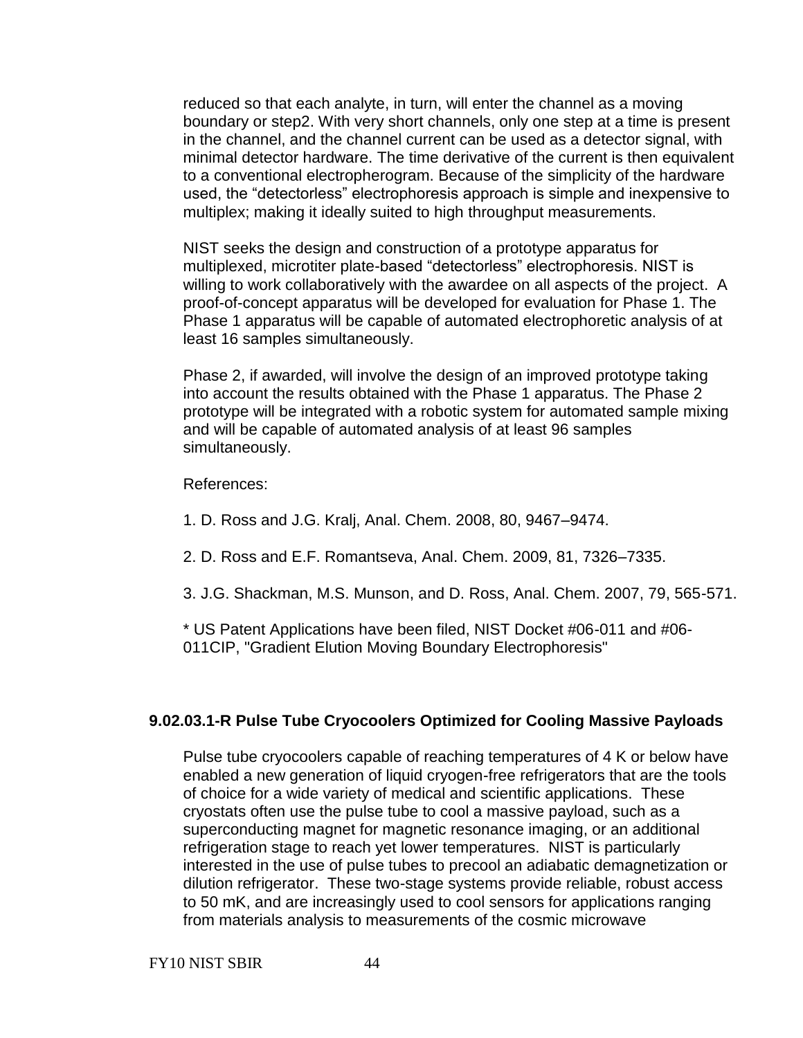reduced so that each analyte, in turn, will enter the channel as a moving boundary or step2. With very short channels, only one step at a time is present in the channel, and the channel current can be used as a detector signal, with minimal detector hardware. The time derivative of the current is then equivalent to a conventional electropherogram. Because of the simplicity of the hardware used, the "detectorless" electrophoresis approach is simple and inexpensive to multiplex; making it ideally suited to high throughput measurements.

NIST seeks the design and construction of a prototype apparatus for multiplexed, microtiter plate-based "detectorless" electrophoresis. NIST is willing to work collaboratively with the awardee on all aspects of the project. A proof-of-concept apparatus will be developed for evaluation for Phase 1. The Phase 1 apparatus will be capable of automated electrophoretic analysis of at least 16 samples simultaneously.

Phase 2, if awarded, will involve the design of an improved prototype taking into account the results obtained with the Phase 1 apparatus. The Phase 2 prototype will be integrated with a robotic system for automated sample mixing and will be capable of automated analysis of at least 96 samples simultaneously.

References:

1. D. Ross and J.G. Kralj, Anal. Chem. 2008, 80, 9467–9474.

2. D. Ross and E.F. Romantseva, Anal. Chem. 2009, 81, 7326–7335.

3. J.G. Shackman, M.S. Munson, and D. Ross, Anal. Chem. 2007, 79, 565-571.

* US Patent Applications have been filed, NIST Docket #06-011 and #06-011CIP, "Gradient Elution Moving Boundary Electrophoresis"

### 9.02.03.1-R Pulse Tube Cryocoolers Optimized for Cooling Massive Payloads

Pulse tube cryocoolers capable of reaching temperatures of 4 K or below have enabled a new generation of liquid cryogen-free refrigerators that are the tools of choice for a wide variety of medical and scientific applications. These cryostats often use the pulse tube to cool a massive payload, such as a superconducting magnet for magnetic resonance imaging, or an additional refrigeration stage to reach yet lower temperatures. NIST is particularly interested in the use of pulse tubes to precool an adiabatic demagnetization or dilution refrigerator. These two-stage systems provide reliable, robust access to 50 mK, and are increasingly used to cool sensors for applications ranging from materials analysis to measurements of the cosmic microwave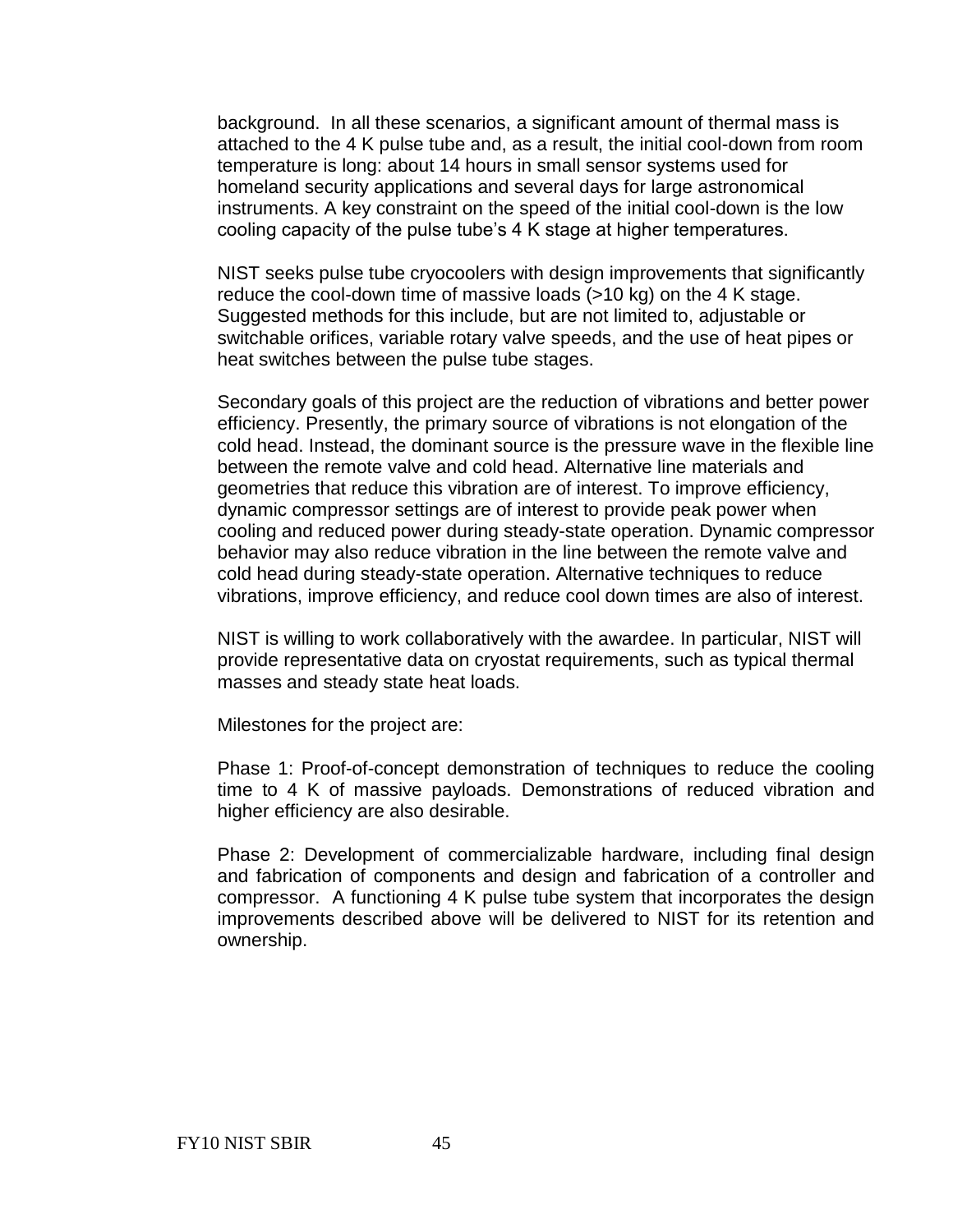background. In all these scenarios, a significant amount of thermal mass is attached to the 4 K pulse tube and, as a result, the initial cool-down from room temperature is long: about 14 hours in small sensor systems used for homeland security applications and several days for large astronomical instruments. A key constraint on the speed of the initial cool-down is the low cooling capacity of the pulse tube's 4 K stage at higher temperatures.

NIST seeks pulse tube cryocoolers with design improvements that significantly reduce the cool-down time of massive loads (>10 kg) on the 4 K stage. Suggested methods for this include, but are not limited to, adjustable or switchable orifices, variable rotary valve speeds, and the use of heat pipes or heat switches between the pulse tube stages.

Secondary goals of this project are the reduction of vibrations and better power efficiency. Presently, the primary source of vibrations is not elongation of the cold head. Instead, the dominant source is the pressure wave in the flexible line between the remote valve and cold head. Alternative line materials and geometries that reduce this vibration are of interest. To improve efficiency, dynamic compressor settings are of interest to provide peak power when cooling and reduced power during steady-state operation. Dynamic compressor behavior may also reduce vibration in the line between the remote valve and cold head during steady-state operation. Alternative techniques to reduce vibrations, improve efficiency, and reduce cool down times are also of interest.

NIST is willing to work collaboratively with the awardee. In particular, NIST will provide representative data on cryostat requirements, such as typical thermal masses and steady state heat loads.

Milestones for the project are:

Phase 1: Proof-of-concept demonstration of techniques to reduce the cooling time to 4 K of massive payloads. Demonstrations of reduced vibration and higher efficiency are also desirable.

Phase 2: Development of commercializable hardware, including final design and fabrication of components and design and fabrication of a controller and compressor. A functioning 4 K pulse tube system that incorporates the design improvements described above will be delivered to NIST for its retention and ownership.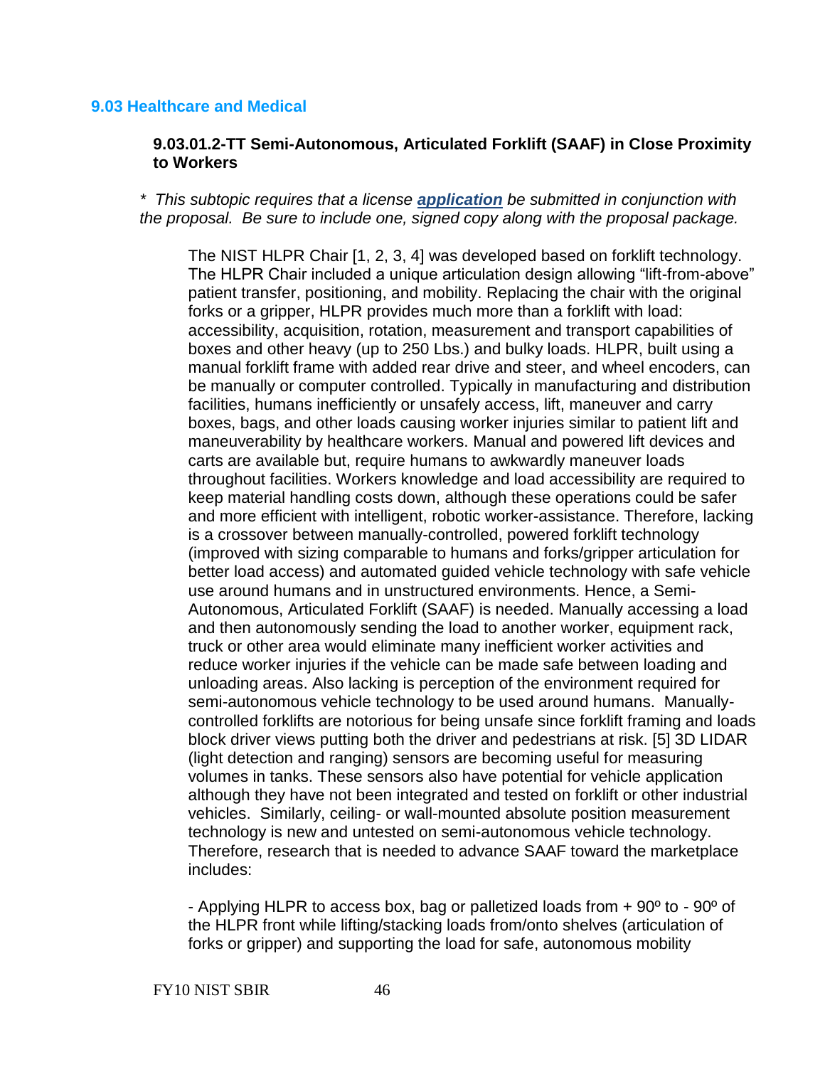## 9.03 Healthcare and Medical

### 9.03.01.2-TT Semi-Autonomous, Articulated Forklift (SAAF) in Close Proximity to Workers

*\* This subtopic requires that a license **application** be submitted in conjunction with the proposal. Be sure to include one, signed copy along with the proposal package.*

The NIST HLPR Chair [1, 2, 3, 4] was developed based on forklift technology. The HLPR Chair included a unique articulation design allowing "lift-from-above" patient transfer, positioning, and mobility. Replacing the chair with the original forks or a gripper, HLPR provides much more than a forklift with load: accessibility, acquisition, rotation, measurement and transport capabilities of boxes and other heavy (up to 250 Lbs.) and bulky loads. HLPR, built using a manual forklift frame with added rear drive and steer, and wheel encoders, can be manually or computer controlled. Typically in manufacturing and distribution facilities, humans inefficiently or unsafely access, lift, maneuver and carry boxes, bags, and other loads causing worker injuries similar to patient lift and maneuverability by healthcare workers. Manual and powered lift devices and carts are available but, require humans to awkwardly maneuver loads throughout facilities. Workers knowledge and load accessibility are required to keep material handling costs down, although these operations could be safer and more efficient with intelligent, robotic worker-assistance. Therefore, lacking is a crossover between manually-controlled, powered forklift technology (improved with sizing comparable to humans and forks/gripper articulation for better load access) and automated guided vehicle technology with safe vehicle use around humans and in unstructured environments. Hence, a Semi-Autonomous, Articulated Forklift (SAAF) is needed. Manually accessing a load and then autonomously sending the load to another worker, equipment rack, truck or other area would eliminate many inefficient worker activities and reduce worker injuries if the vehicle can be made safe between loading and unloading areas. Also lacking is perception of the environment required for semi-autonomous vehicle technology to be used around humans. Manually-controlled forklifts are notorious for being unsafe since forklift framing and loads block driver views putting both the driver and pedestrians at risk. [5] 3D LIDAR (light detection and ranging) sensors are becoming useful for measuring volumes in tanks. These sensors also have potential for vehicle application although they have not been integrated and tested on forklift or other industrial vehicles. Similarly, ceiling- or wall-mounted absolute position measurement technology is new and untested on semi-autonomous vehicle technology. Therefore, research that is needed to advance SAAF toward the marketplace includes:

- Applying HLPR to access box, bag or palletized loads from + 90º to - 90º of the HLPR front while lifting/stacking loads from/onto shelves (articulation of forks or gripper) and supporting the load for safe, autonomous mobility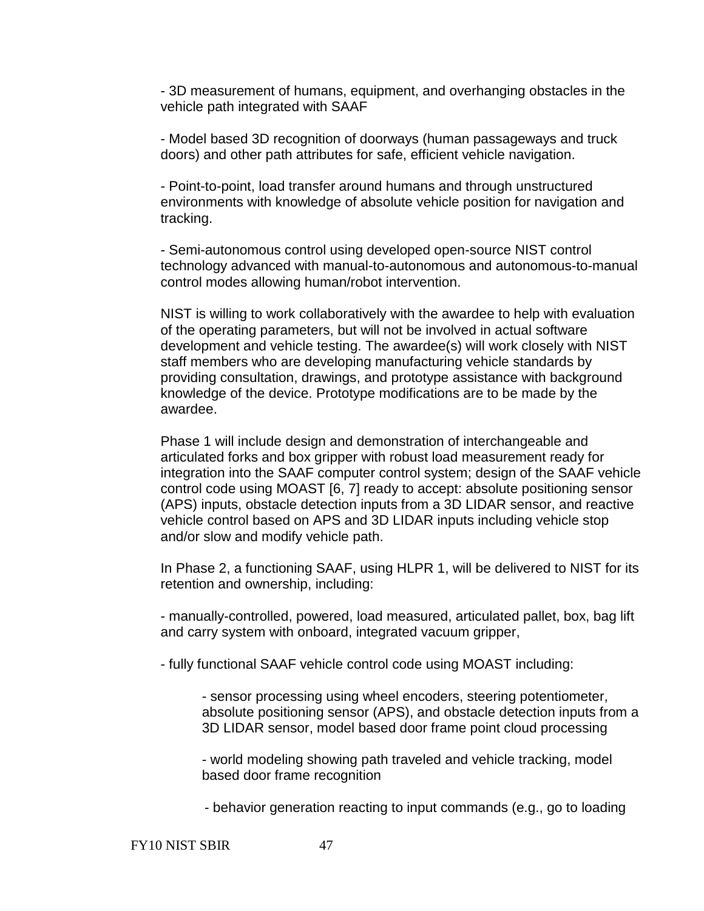- 3D measurement of humans, equipment, and overhanging obstacles in the vehicle path integrated with SAAF

- Model based 3D recognition of doorways (human passageways and truck doors) and other path attributes for safe, efficient vehicle navigation.

- Point-to-point, load transfer around humans and through unstructured environments with knowledge of absolute vehicle position for navigation and tracking.

- Semi-autonomous control using developed open-source NIST control technology advanced with manual-to-autonomous and autonomous-to-manual control modes allowing human/robot intervention.

NIST is willing to work collaboratively with the awardee to help with evaluation of the operating parameters, but will not be involved in actual software development and vehicle testing. The awardee(s) will work closely with NIST staff members who are developing manufacturing vehicle standards by providing consultation, drawings, and prototype assistance with background knowledge of the device. Prototype modifications are to be made by the awardee.

Phase 1 will include design and demonstration of interchangeable and articulated forks and box gripper with robust load measurement ready for integration into the SAAF computer control system; design of the SAAF vehicle control code using MOAST [6, 7] ready to accept: absolute positioning sensor (APS) inputs, obstacle detection inputs from a 3D LIDAR sensor, and reactive vehicle control based on APS and 3D LIDAR inputs including vehicle stop and/or slow and modify vehicle path.

In Phase 2, a functioning SAAF, using HLPR 1, will be delivered to NIST for its retention and ownership, including:

- manually-controlled, powered, load measured, articulated pallet, box, bag lift and carry system with onboard, integrated vacuum gripper,

- fully functional SAAF vehicle control code using MOAST including:

    - sensor processing using wheel encoders, steering potentiometer, absolute positioning sensor (APS), and obstacle detection inputs from a 3D LIDAR sensor, model based door frame point cloud processing

    - world modeling showing path traveled and vehicle tracking, model based door frame recognition

    - behavior generation reacting to input commands (e.g., go to loading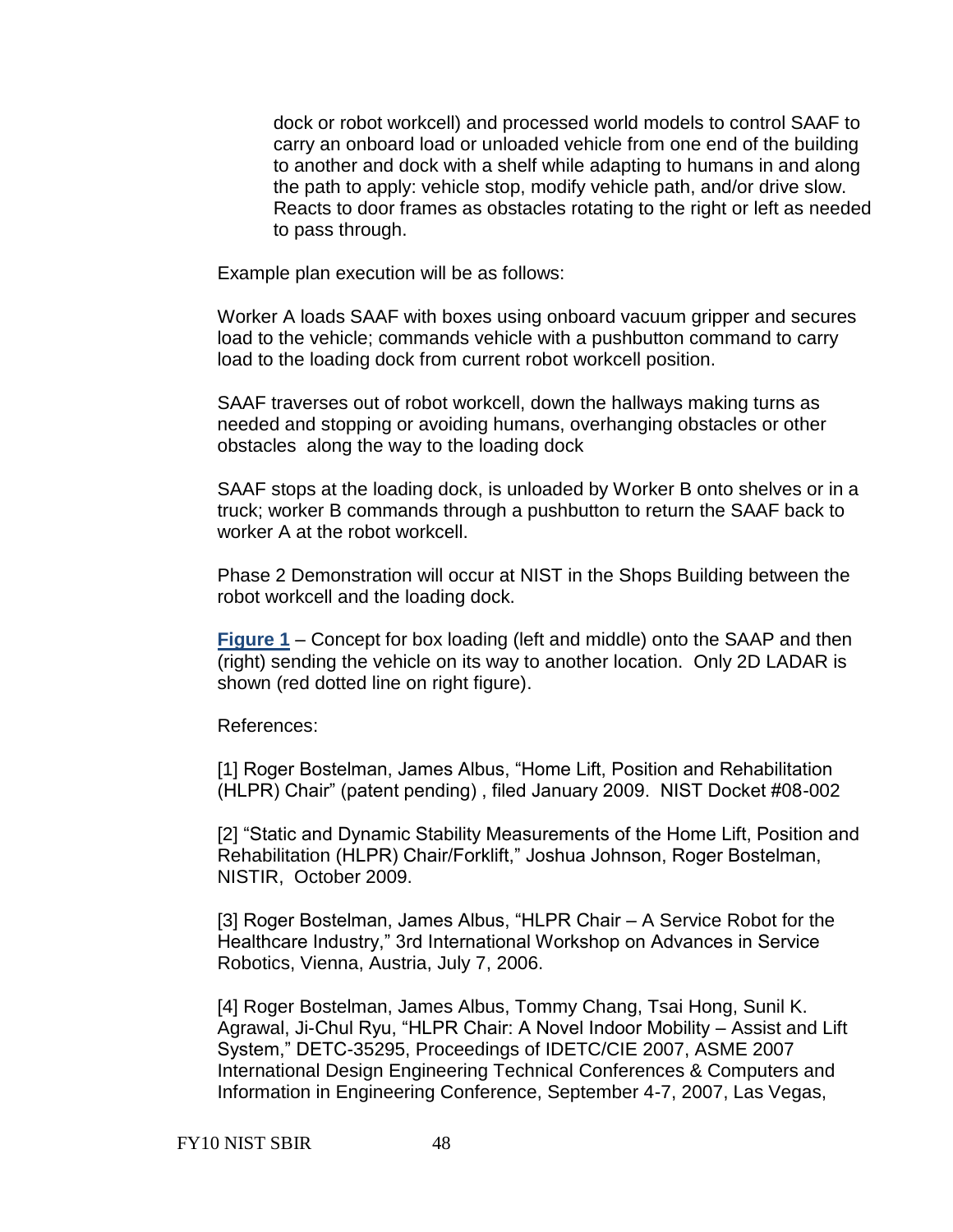dock or robot workcell) and processed world models to control SAAF to carry an onboard load or unloaded vehicle from one end of the building to another and dock with a shelf while adapting to humans in and along the path to apply: vehicle stop, modify vehicle path, and/or drive slow. Reacts to door frames as obstacles rotating to the right or left as needed to pass through.

Example plan execution will be as follows:

Worker A loads SAAF with boxes using onboard vacuum gripper and secures load to the vehicle; commands vehicle with a pushbutton command to carry load to the loading dock from current robot workcell position.

SAAF traverses out of robot workcell, down the hallways making turns as needed and stopping or avoiding humans, overhanging obstacles or other obstacles along the way to the loading dock

SAAF stops at the loading dock, is unloaded by Worker B onto shelves or in a truck; worker B commands through a pushbutton to return the SAAF back to worker A at the robot workcell.

Phase 2 Demonstration will occur at NIST in the Shops Building between the robot workcell and the loading dock.

**Figure 1** – Concept for box loading (left and middle) onto the SAAP and then (right) sending the vehicle on its way to another location. Only 2D LADAR is shown (red dotted line on right figure).

References:

[1] Roger Bostelman, James Albus, "Home Lift, Position and Rehabilitation (HLPR) Chair" (patent pending) , filed January 2009. NIST Docket #08-002

[2] "Static and Dynamic Stability Measurements of the Home Lift, Position and Rehabilitation (HLPR) Chair/Forklift," Joshua Johnson, Roger Bostelman, NISTIR, October 2009.

[3] Roger Bostelman, James Albus, "HLPR Chair – A Service Robot for the Healthcare Industry," 3rd International Workshop on Advances in Service Robotics, Vienna, Austria, July 7, 2006.

[4] Roger Bostelman, James Albus, Tommy Chang, Tsai Hong, Sunil K. Agrawal, Ji-Chul Ryu, "HLPR Chair: A Novel Indoor Mobility – Assist and Lift System," DETC-35295, Proceedings of IDETC/CIE 2007, ASME 2007 International Design Engineering Technical Conferences & Computers and Information in Engineering Conference, September 4-7, 2007, Las Vegas,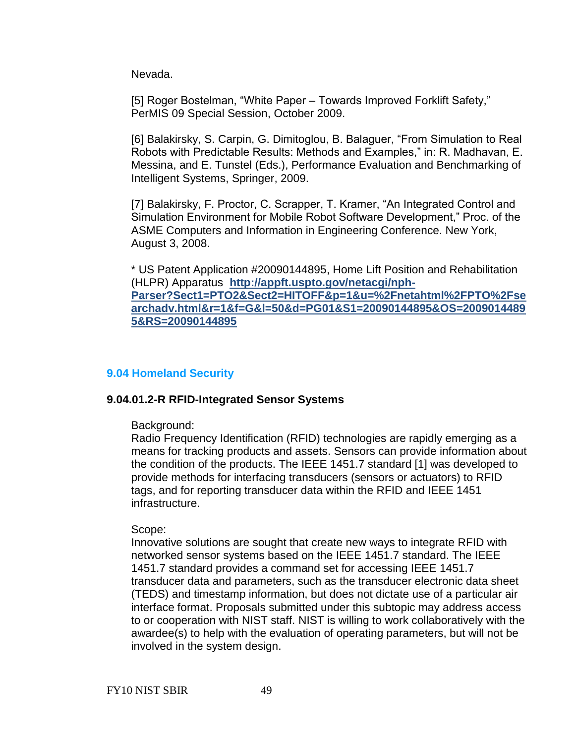Nevada.

[5] Roger Bostelman, “White Paper – Towards Improved Forklift Safety,” PerMIS 09 Special Session, October 2009.

[6] Balakirsky, S. Carpin, G. Dimitoglou, B. Balaguer, “From Simulation to Real Robots with Predictable Results: Methods and Examples,” in: R. Madhavan, E. Messina, and E. Tunstel (Eds.), Performance Evaluation and Benchmarking of Intelligent Systems, Springer, 2009.

[7] Balakirsky, F. Proctor, C. Scrapper, T. Kramer, “An Integrated Control and Simulation Environment for Mobile Robot Software Development,” Proc. of the ASME Computers and Information in Engineering Conference. New York, August 3, 2008.

* US Patent Application #20090144895, Home Lift Position and Rehabilitation (HLPR) Apparatus **http://appft.uspto.gov/netacgi/nph-Parser?Sect1=PTO2&Sect2=HITOFF&p=1&u=%2Fnetahtml%2FPTO%2Fsearchadv.html&r=1&f=G&l=50&d=PG01&S1=20090144895&OS=20090144895&RS=20090144895**

## 9.04 Homeland Security

### 9.04.01.2-R RFID-Integrated Sensor Systems

Background:
Radio Frequency Identification (RFID) technologies are rapidly emerging as a means for tracking products and assets. Sensors can provide information about the condition of the products. The IEEE 1451.7 standard [1] was developed to provide methods for interfacing transducers (sensors or actuators) to RFID tags, and for reporting transducer data within the RFID and IEEE 1451 infrastructure.

Scope:
Innovative solutions are sought that create new ways to integrate RFID with networked sensor systems based on the IEEE 1451.7 standard. The IEEE 1451.7 standard provides a command set for accessing IEEE 1451.7 transducer data and parameters, such as the transducer electronic data sheet (TEDS) and timestamp information, but does not dictate use of a particular air interface format. Proposals submitted under this subtopic may address access to or cooperation with NIST staff. NIST is willing to work collaboratively with the awardee(s) to help with the evaluation of operating parameters, but will not be involved in the system design.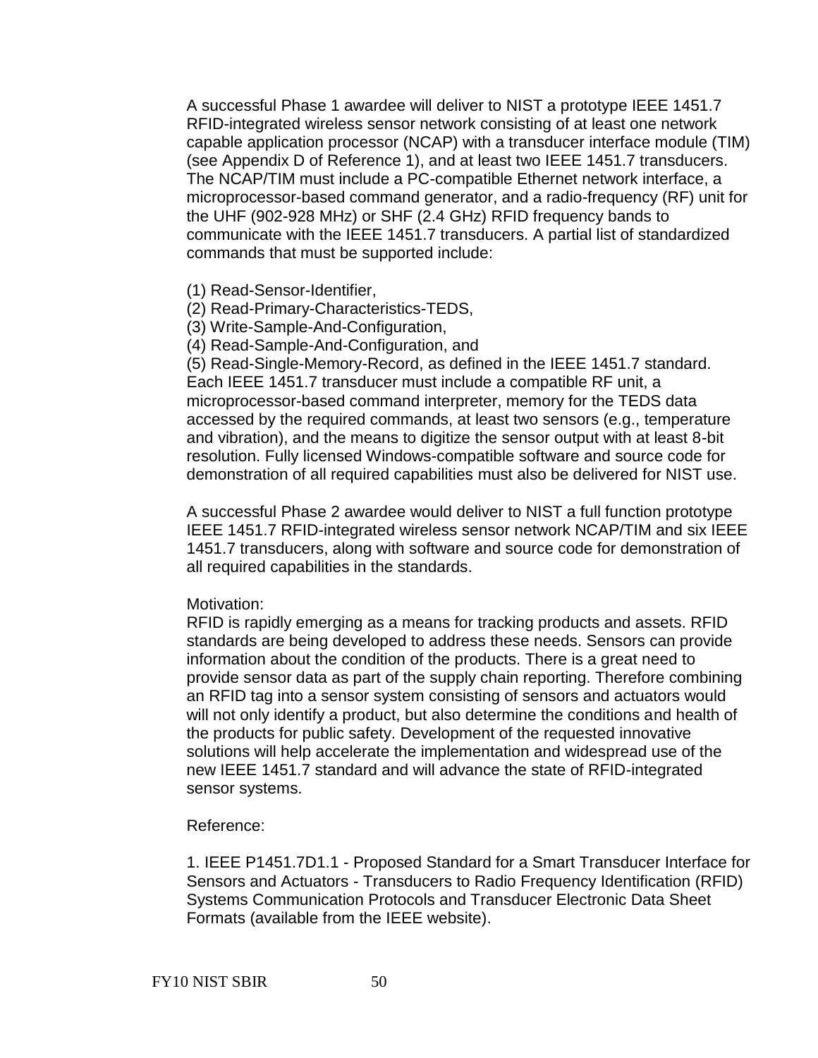A successful Phase 1 awardee will deliver to NIST a prototype IEEE 1451.7 RFID-integrated wireless sensor network consisting of at least one network capable application processor (NCAP) with a transducer interface module (TIM) (see Appendix D of Reference 1), and at least two IEEE 1451.7 transducers. The NCAP/TIM must include a PC-compatible Ethernet network interface, a microprocessor-based command generator, and a radio-frequency (RF) unit for the UHF (902-928 MHz) or SHF (2.4 GHz) RFID frequency bands to communicate with the IEEE 1451.7 transducers. A partial list of standardized commands that must be supported include:

(1) Read-Sensor-Identifier,
(2) Read-Primary-Characteristics-TEDS,
(3) Write-Sample-And-Configuration,
(4) Read-Sample-And-Configuration, and
(5) Read-Single-Memory-Record, as defined in the IEEE 1451.7 standard.
Each IEEE 1451.7 transducer must include a compatible RF unit, a microprocessor-based command interpreter, memory for the TEDS data accessed by the required commands, at least two sensors (e.g., temperature and vibration), and the means to digitize the sensor output with at least 8-bit resolution. Fully licensed Windows-compatible software and source code for demonstration of all required capabilities must also be delivered for NIST use.

A successful Phase 2 awardee would deliver to NIST a full function prototype IEEE 1451.7 RFID-integrated wireless sensor network NCAP/TIM and six IEEE 1451.7 transducers, along with software and source code for demonstration of all required capabilities in the standards.

Motivation:
RFID is rapidly emerging as a means for tracking products and assets. RFID standards are being developed to address these needs. Sensors can provide information about the condition of the products. There is a great need to provide sensor data as part of the supply chain reporting. Therefore combining an RFID tag into a sensor system consisting of sensors and actuators would will not only identify a product, but also determine the conditions and health of the products for public safety. Development of the requested innovative solutions will help accelerate the implementation and widespread use of the new IEEE 1451.7 standard and will advance the state of RFID-integrated sensor systems.

Reference:

1. IEEE P1451.7D1.1 - Proposed Standard for a Smart Transducer Interface for Sensors and Actuators - Transducers to Radio Frequency Identification (RFID) Systems Communication Protocols and Transducer Electronic Data Sheet Formats (available from the IEEE website).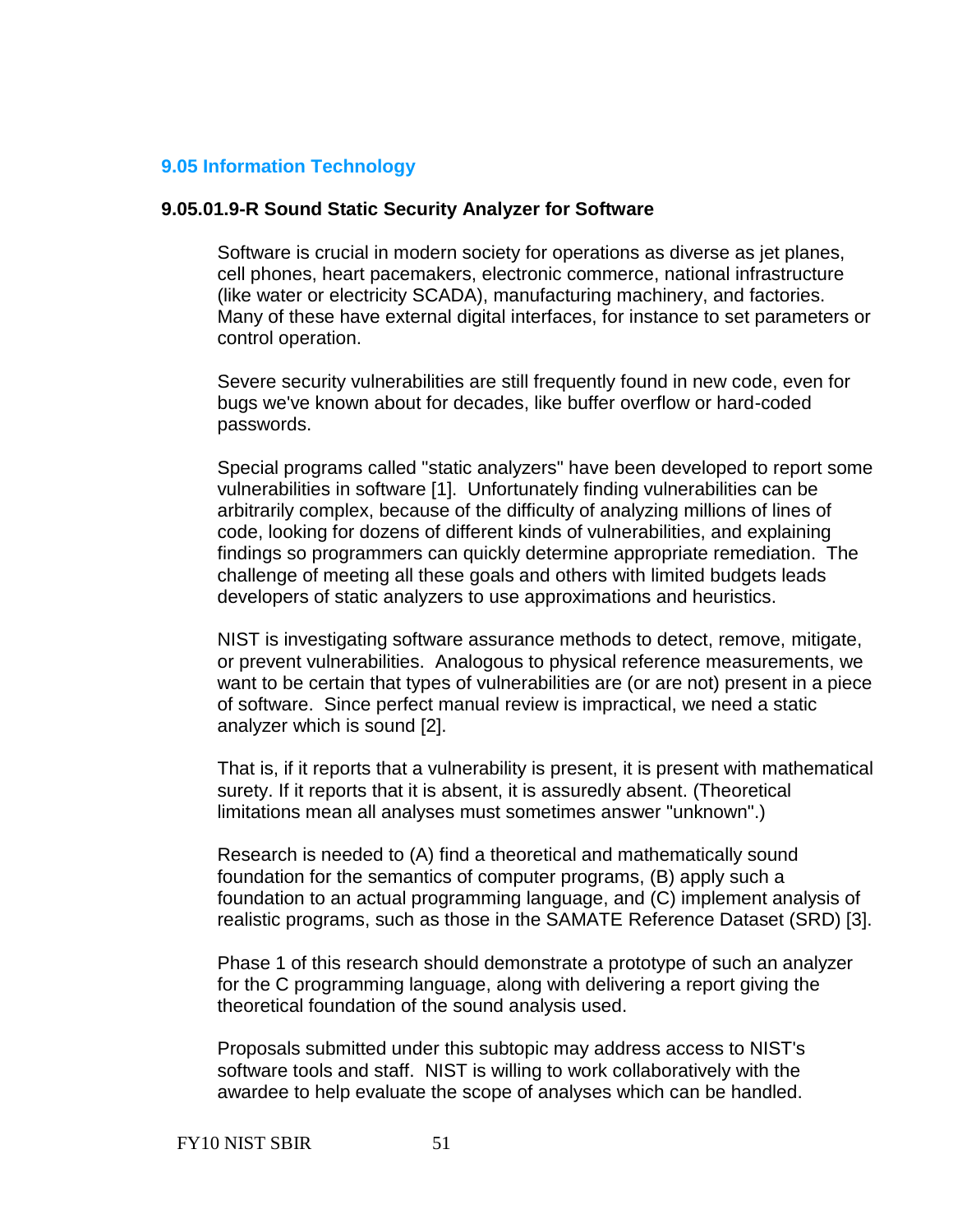## 9.05 Information Technology

### 9.05.01.9-R Sound Static Security Analyzer for Software

Software is crucial in modern society for operations as diverse as jet planes, cell phones, heart pacemakers, electronic commerce, national infrastructure (like water or electricity SCADA), manufacturing machinery, and factories. Many of these have external digital interfaces, for instance to set parameters or control operation.

Severe security vulnerabilities are still frequently found in new code, even for bugs we've known about for decades, like buffer overflow or hard-coded passwords.

Special programs called "static analyzers" have been developed to report some vulnerabilities in software [1]. Unfortunately finding vulnerabilities can be arbitrarily complex, because of the difficulty of analyzing millions of lines of code, looking for dozens of different kinds of vulnerabilities, and explaining findings so programmers can quickly determine appropriate remediation. The challenge of meeting all these goals and others with limited budgets leads developers of static analyzers to use approximations and heuristics.

NIST is investigating software assurance methods to detect, remove, mitigate, or prevent vulnerabilities. Analogous to physical reference measurements, we want to be certain that types of vulnerabilities are (or are not) present in a piece of software. Since perfect manual review is impractical, we need a static analyzer which is sound [2].

That is, if it reports that a vulnerability is present, it is present with mathematical surety. If it reports that it is absent, it is assuredly absent. (Theoretical limitations mean all analyses must sometimes answer "unknown".)

Research is needed to (A) find a theoretical and mathematically sound foundation for the semantics of computer programs, (B) apply such a foundation to an actual programming language, and (C) implement analysis of realistic programs, such as those in the SAMATE Reference Dataset (SRD) [3].

Phase 1 of this research should demonstrate a prototype of such an analyzer for the C programming language, along with delivering a report giving the theoretical foundation of the sound analysis used.

Proposals submitted under this subtopic may address access to NIST's software tools and staff. NIST is willing to work collaboratively with the awardee to help evaluate the scope of analyses which can be handled.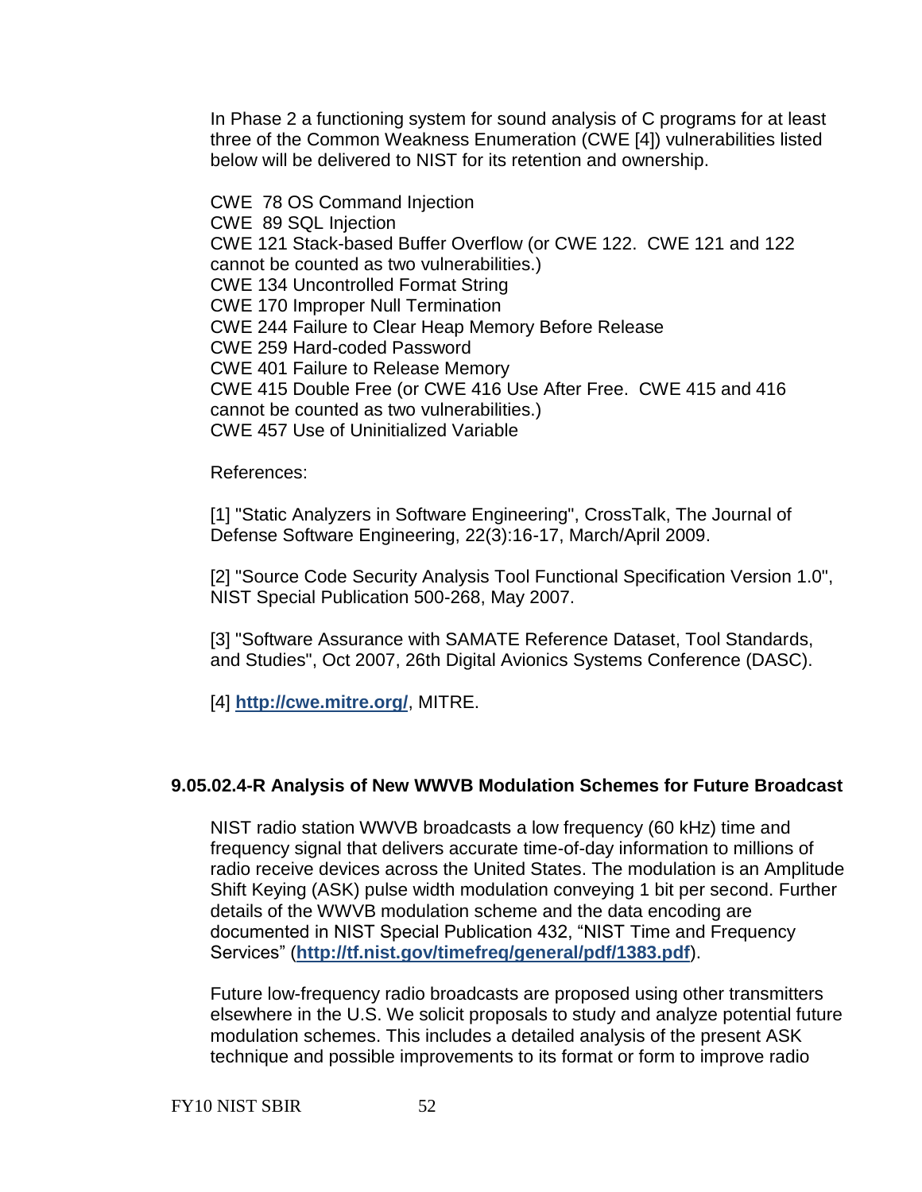In Phase 2 a functioning system for sound analysis of C programs for at least three of the Common Weakness Enumeration (CWE [4]) vulnerabilities listed below will be delivered to NIST for its retention and ownership.

CWE 78 OS Command Injection
CWE 89 SQL Injection
CWE 121 Stack-based Buffer Overflow (or CWE 122. CWE 121 and 122 cannot be counted as two vulnerabilities.)
CWE 134 Uncontrolled Format String
CWE 170 Improper Null Termination
CWE 244 Failure to Clear Heap Memory Before Release
CWE 259 Hard-coded Password
CWE 401 Failure to Release Memory
CWE 415 Double Free (or CWE 416 Use After Free. CWE 415 and 416 cannot be counted as two vulnerabilities.)
CWE 457 Use of Uninitialized Variable

References:

[1] "Static Analyzers in Software Engineering", CrossTalk, The Journal of Defense Software Engineering, 22(3):16-17, March/April 2009.

[2] "Source Code Security Analysis Tool Functional Specification Version 1.0", NIST Special Publication 500-268, May 2007.

[3] "Software Assurance with SAMATE Reference Dataset, Tool Standards, and Studies", Oct 2007, 26th Digital Avionics Systems Conference (DASC).

[4] **http://cwe.mitre.org/**, MITRE.

### 9.05.02.4-R Analysis of New WWVB Modulation Schemes for Future Broadcast

NIST radio station WWVB broadcasts a low frequency (60 kHz) time and frequency signal that delivers accurate time-of-day information to millions of radio receive devices across the United States. The modulation is an Amplitude Shift Keying (ASK) pulse width modulation conveying 1 bit per second. Further details of the WWVB modulation scheme and the data encoding are documented in NIST Special Publication 432, "NIST Time and Frequency Services" (**http://tf.nist.gov/timefreq/general/pdf/1383.pdf**).

Future low-frequency radio broadcasts are proposed using other transmitters elsewhere in the U.S. We solicit proposals to study and analyze potential future modulation schemes. This includes a detailed analysis of the present ASK technique and possible improvements to its format or form to improve radio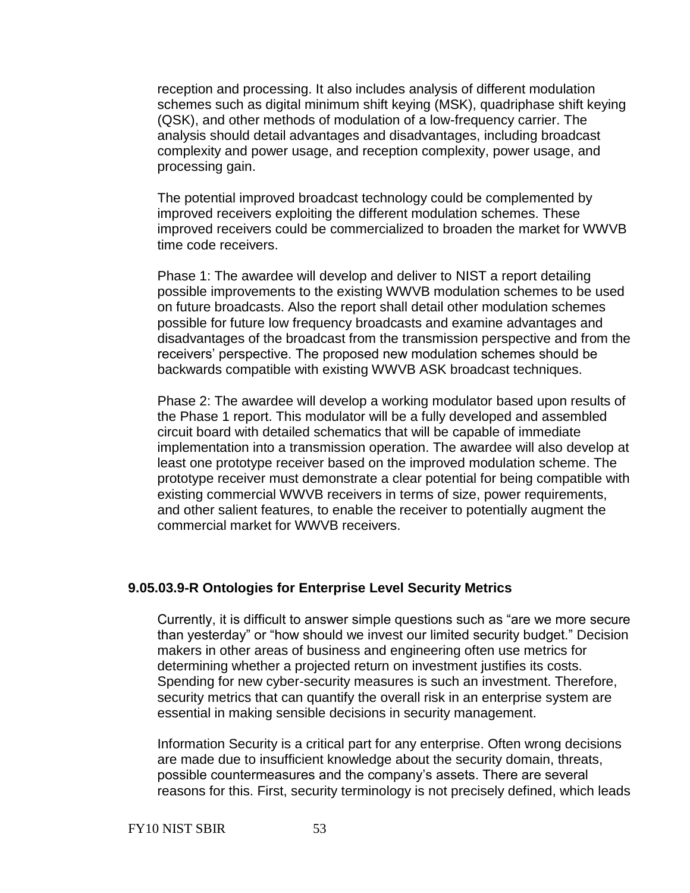reception and processing. It also includes analysis of different modulation schemes such as digital minimum shift keying (MSK), quadriphase shift keying (QSK), and other methods of modulation of a low-frequency carrier. The analysis should detail advantages and disadvantages, including broadcast complexity and power usage, and reception complexity, power usage, and processing gain.

The potential improved broadcast technology could be complemented by improved receivers exploiting the different modulation schemes. These improved receivers could be commercialized to broaden the market for WWVB time code receivers.

Phase 1: The awardee will develop and deliver to NIST a report detailing possible improvements to the existing WWVB modulation schemes to be used on future broadcasts. Also the report shall detail other modulation schemes possible for future low frequency broadcasts and examine advantages and disadvantages of the broadcast from the transmission perspective and from the receivers' perspective. The proposed new modulation schemes should be backwards compatible with existing WWVB ASK broadcast techniques.

Phase 2: The awardee will develop a working modulator based upon results of the Phase 1 report. This modulator will be a fully developed and assembled circuit board with detailed schematics that will be capable of immediate implementation into a transmission operation. The awardee will also develop at least one prototype receiver based on the improved modulation scheme. The prototype receiver must demonstrate a clear potential for being compatible with existing commercial WWVB receivers in terms of size, power requirements, and other salient features, to enable the receiver to potentially augment the commercial market for WWVB receivers.

### 9.05.03.9-R Ontologies for Enterprise Level Security Metrics

Currently, it is difficult to answer simple questions such as "are we more secure than yesterday" or "how should we invest our limited security budget." Decision makers in other areas of business and engineering often use metrics for determining whether a projected return on investment justifies its costs. Spending for new cyber-security measures is such an investment. Therefore, security metrics that can quantify the overall risk in an enterprise system are essential in making sensible decisions in security management.

Information Security is a critical part for any enterprise. Often wrong decisions are made due to insufficient knowledge about the security domain, threats, possible countermeasures and the company's assets. There are several reasons for this. First, security terminology is not precisely defined, which leads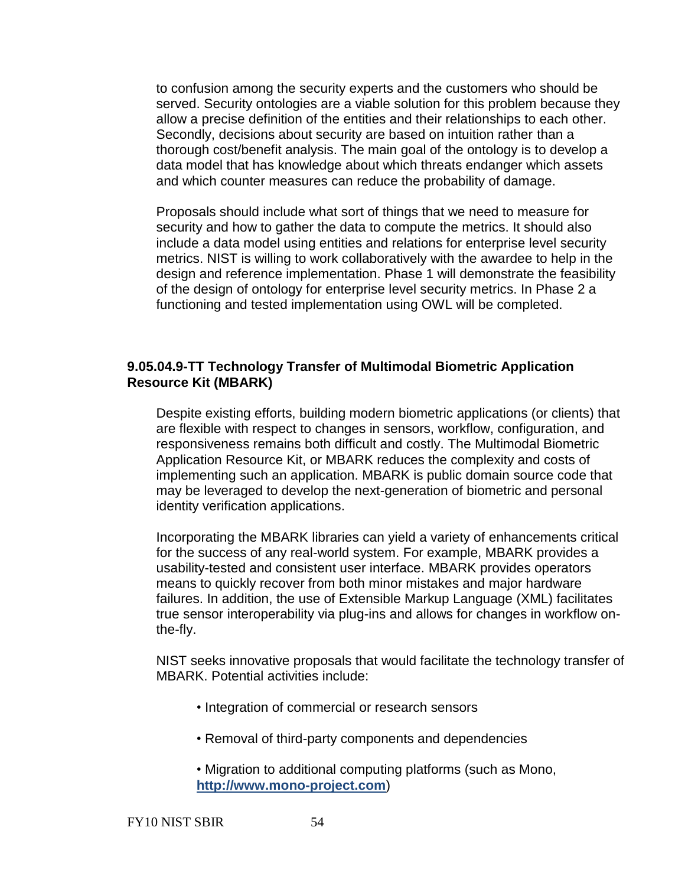to confusion among the security experts and the customers who should be served. Security ontologies are a viable solution for this problem because they allow a precise definition of the entities and their relationships to each other. Secondly, decisions about security are based on intuition rather than a thorough cost/benefit analysis. The main goal of the ontology is to develop a data model that has knowledge about which threats endanger which assets and which counter measures can reduce the probability of damage.

Proposals should include what sort of things that we need to measure for security and how to gather the data to compute the metrics. It should also include a data model using entities and relations for enterprise level security metrics. NIST is willing to work collaboratively with the awardee to help in the design and reference implementation. Phase 1 will demonstrate the feasibility of the design of ontology for enterprise level security metrics. In Phase 2 a functioning and tested implementation using OWL will be completed.

**9.05.04.9-TT Technology Transfer of Multimodal Biometric Application Resource Kit (MBARK)**

Despite existing efforts, building modern biometric applications (or clients) that are flexible with respect to changes in sensors, workflow, configuration, and responsiveness remains both difficult and costly. The Multimodal Biometric Application Resource Kit, or MBARK reduces the complexity and costs of implementing such an application. MBARK is public domain source code that may be leveraged to develop the next-generation of biometric and personal identity verification applications.

Incorporating the MBARK libraries can yield a variety of enhancements critical for the success of any real-world system. For example, MBARK provides a usability-tested and consistent user interface. MBARK provides operators means to quickly recover from both minor mistakes and major hardware failures. In addition, the use of Extensible Markup Language (XML) facilitates true sensor interoperability via plug-ins and allows for changes in workflow on-the-fly.

NIST seeks innovative proposals that would facilitate the technology transfer of MBARK. Potential activities include:

- Integration of commercial or research sensors
- Removal of third-party components and dependencies
- Migration to additional computing platforms (such as Mono, **http://www.mono-project.com**)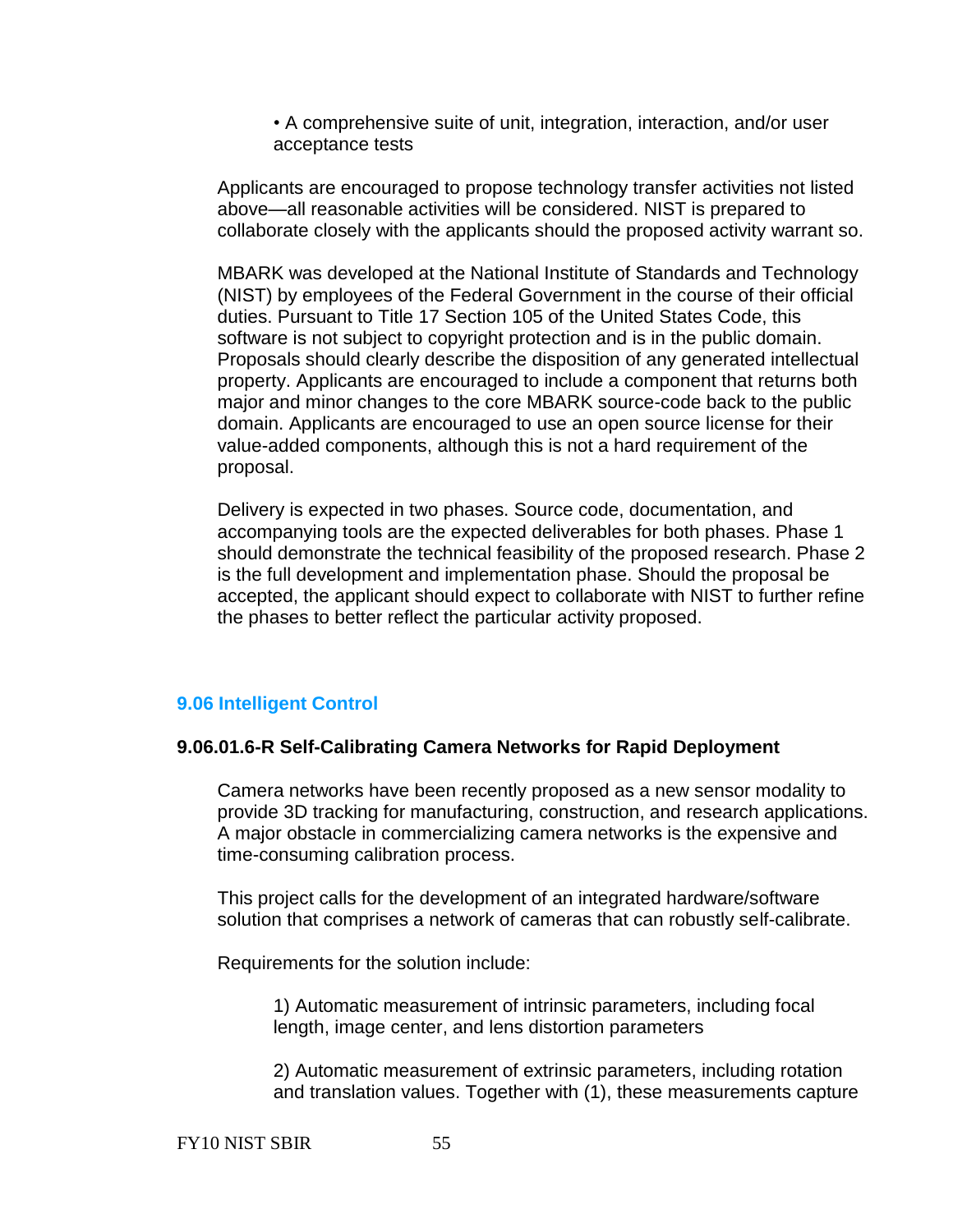- A comprehensive suite of unit, integration, interaction, and/or user acceptance tests

Applicants are encouraged to propose technology transfer activities not listed above—all reasonable activities will be considered. NIST is prepared to collaborate closely with the applicants should the proposed activity warrant so.

MBARK was developed at the National Institute of Standards and Technology (NIST) by employees of the Federal Government in the course of their official duties. Pursuant to Title 17 Section 105 of the United States Code, this software is not subject to copyright protection and is in the public domain. Proposals should clearly describe the disposition of any generated intellectual property. Applicants are encouraged to include a component that returns both major and minor changes to the core MBARK source-code back to the public domain. Applicants are encouraged to use an open source license for their value-added components, although this is not a hard requirement of the proposal.

Delivery is expected in two phases. Source code, documentation, and accompanying tools are the expected deliverables for both phases. Phase 1 should demonstrate the technical feasibility of the proposed research. Phase 2 is the full development and implementation phase. Should the proposal be accepted, the applicant should expect to collaborate with NIST to further refine the phases to better reflect the particular activity proposed.

## 9.06 Intelligent Control

### 9.06.01.6-R Self-Calibrating Camera Networks for Rapid Deployment

Camera networks have been recently proposed as a new sensor modality to provide 3D tracking for manufacturing, construction, and research applications. A major obstacle in commercializing camera networks is the expensive and time-consuming calibration process.

This project calls for the development of an integrated hardware/software solution that comprises a network of cameras that can robustly self-calibrate.

Requirements for the solution include:

1) Automatic measurement of intrinsic parameters, including focal length, image center, and lens distortion parameters

2) Automatic measurement of extrinsic parameters, including rotation and translation values. Together with (1), these measurements capture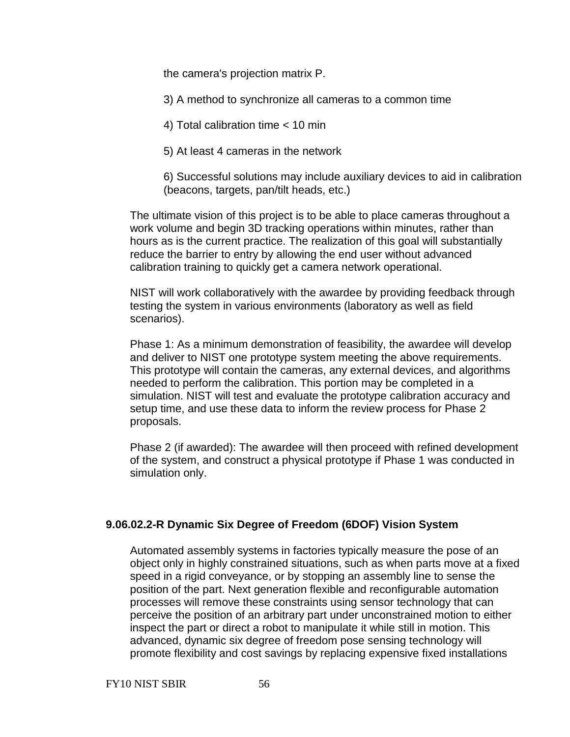the camera's projection matrix P.

3) A method to synchronize all cameras to a common time

4) Total calibration time < 10 min

5) At least 4 cameras in the network

6) Successful solutions may include auxiliary devices to aid in calibration (beacons, targets, pan/tilt heads, etc.)

The ultimate vision of this project is to be able to place cameras throughout a work volume and begin 3D tracking operations within minutes, rather than hours as is the current practice. The realization of this goal will substantially reduce the barrier to entry by allowing the end user without advanced calibration training to quickly get a camera network operational.

NIST will work collaboratively with the awardee by providing feedback through testing the system in various environments (laboratory as well as field scenarios).

Phase 1: As a minimum demonstration of feasibility, the awardee will develop and deliver to NIST one prototype system meeting the above requirements. This prototype will contain the cameras, any external devices, and algorithms needed to perform the calibration. This portion may be completed in a simulation. NIST will test and evaluate the prototype calibration accuracy and setup time, and use these data to inform the review process for Phase 2 proposals.

Phase 2 (if awarded): The awardee will then proceed with refined development of the system, and construct a physical prototype if Phase 1 was conducted in simulation only.

### 9.06.02.2-R Dynamic Six Degree of Freedom (6DOF) Vision System

Automated assembly systems in factories typically measure the pose of an object only in highly constrained situations, such as when parts move at a fixed speed in a rigid conveyance, or by stopping an assembly line to sense the position of the part. Next generation flexible and reconfigurable automation processes will remove these constraints using sensor technology that can perceive the position of an arbitrary part under unconstrained motion to either inspect the part or direct a robot to manipulate it while still in motion. This advanced, dynamic six degree of freedom pose sensing technology will promote flexibility and cost savings by replacing expensive fixed installations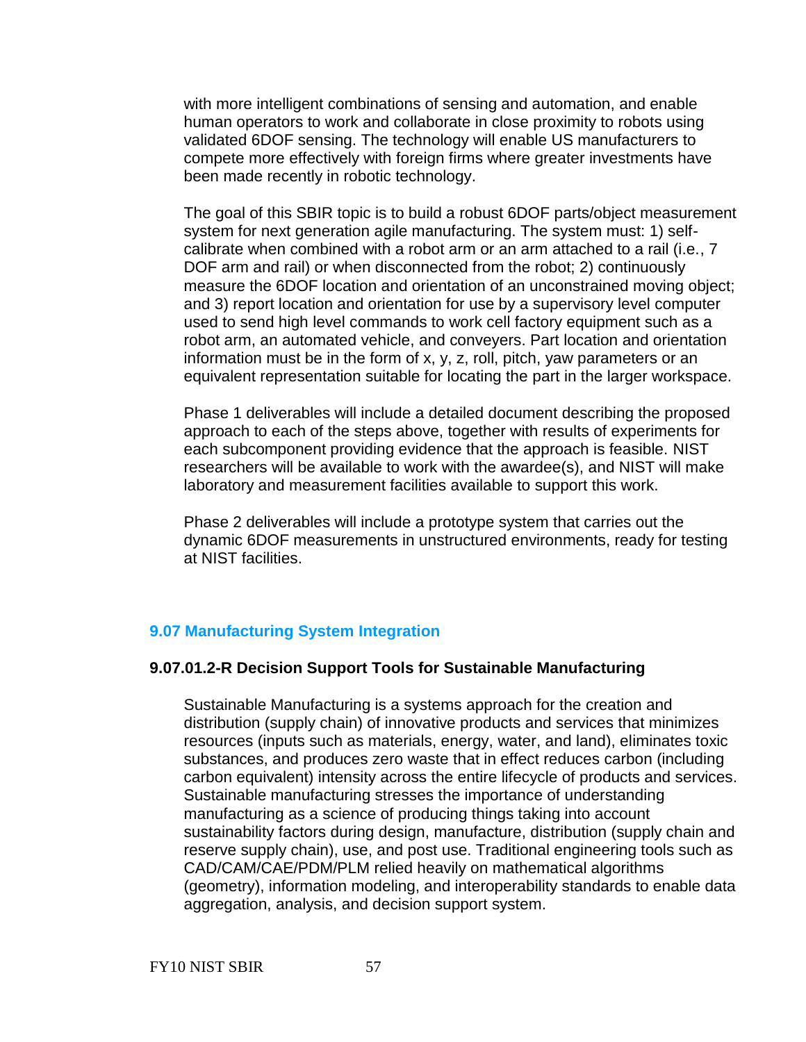with more intelligent combinations of sensing and automation, and enable human operators to work and collaborate in close proximity to robots using validated 6DOF sensing. The technology will enable US manufacturers to compete more effectively with foreign firms where greater investments have been made recently in robotic technology.

The goal of this SBIR topic is to build a robust 6DOF parts/object measurement system for next generation agile manufacturing. The system must: 1) self-calibrate when combined with a robot arm or an arm attached to a rail (i.e., 7 DOF arm and rail) or when disconnected from the robot; 2) continuously measure the 6DOF location and orientation of an unconstrained moving object; and 3) report location and orientation for use by a supervisory level computer used to send high level commands to work cell factory equipment such as a robot arm, an automated vehicle, and conveyers. Part location and orientation information must be in the form of x, y, z, roll, pitch, yaw parameters or an equivalent representation suitable for locating the part in the larger workspace.

Phase 1 deliverables will include a detailed document describing the proposed approach to each of the steps above, together with results of experiments for each subcomponent providing evidence that the approach is feasible. NIST researchers will be available to work with the awardee(s), and NIST will make laboratory and measurement facilities available to support this work.

Phase 2 deliverables will include a prototype system that carries out the dynamic 6DOF measurements in unstructured environments, ready for testing at NIST facilities.

## 9.07 Manufacturing System Integration

### 9.07.01.2-R Decision Support Tools for Sustainable Manufacturing

Sustainable Manufacturing is a systems approach for the creation and distribution (supply chain) of innovative products and services that minimizes resources (inputs such as materials, energy, water, and land), eliminates toxic substances, and produces zero waste that in effect reduces carbon (including carbon equivalent) intensity across the entire lifecycle of products and services. Sustainable manufacturing stresses the importance of understanding manufacturing as a science of producing things taking into account sustainability factors during design, manufacture, distribution (supply chain and reserve supply chain), use, and post use. Traditional engineering tools such as CAD/CAM/CAE/PDM/PLM relied heavily on mathematical algorithms (geometry), information modeling, and interoperability standards to enable data aggregation, analysis, and decision support system.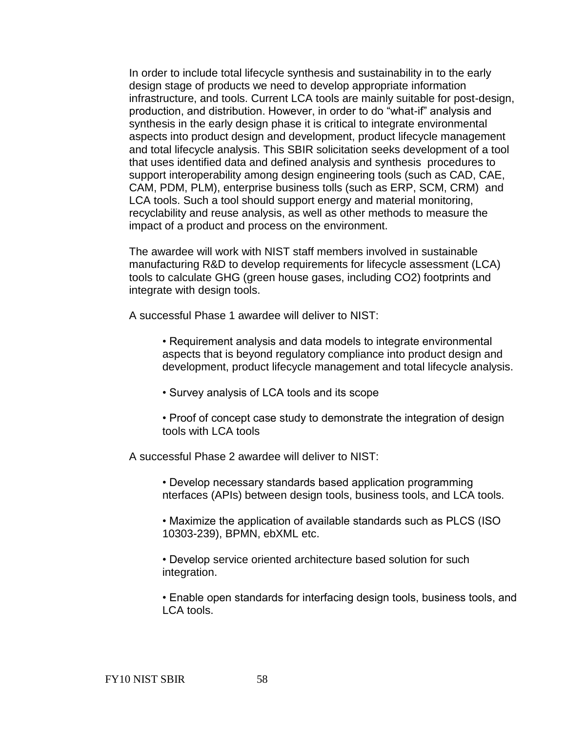In order to include total lifecycle synthesis and sustainability in to the early design stage of products we need to develop appropriate information infrastructure, and tools. Current LCA tools are mainly suitable for post-design, production, and distribution. However, in order to do "what-if" analysis and synthesis in the early design phase it is critical to integrate environmental aspects into product design and development, product lifecycle management and total lifecycle analysis. This SBIR solicitation seeks development of a tool that uses identified data and defined analysis and synthesis procedures to support interoperability among design engineering tools (such as CAD, CAE, CAM, PDM, PLM), enterprise business tolls (such as ERP, SCM, CRM) and LCA tools. Such a tool should support energy and material monitoring, recyclability and reuse analysis, as well as other methods to measure the impact of a product and process on the environment.

The awardee will work with NIST staff members involved in sustainable manufacturing R&D to develop requirements for lifecycle assessment (LCA) tools to calculate GHG (green house gases, including $CO_2$) footprints and integrate with design tools.

A successful Phase 1 awardee will deliver to NIST:

- Requirement analysis and data models to integrate environmental aspects that is beyond regulatory compliance into product design and development, product lifecycle management and total lifecycle analysis.
- Survey analysis of LCA tools and its scope
- Proof of concept case study to demonstrate the integration of design tools with LCA tools

A successful Phase 2 awardee will deliver to NIST:

- Develop necessary standards based application programming nterfaces (APIs) between design tools, business tools, and LCA tools.
- Maximize the application of available standards such as PLCS (ISO 10303-239), BPMN, ebXML etc.
- Develop service oriented architecture based solution for such integration.
- Enable open standards for interfacing design tools, business tools, and LCA tools.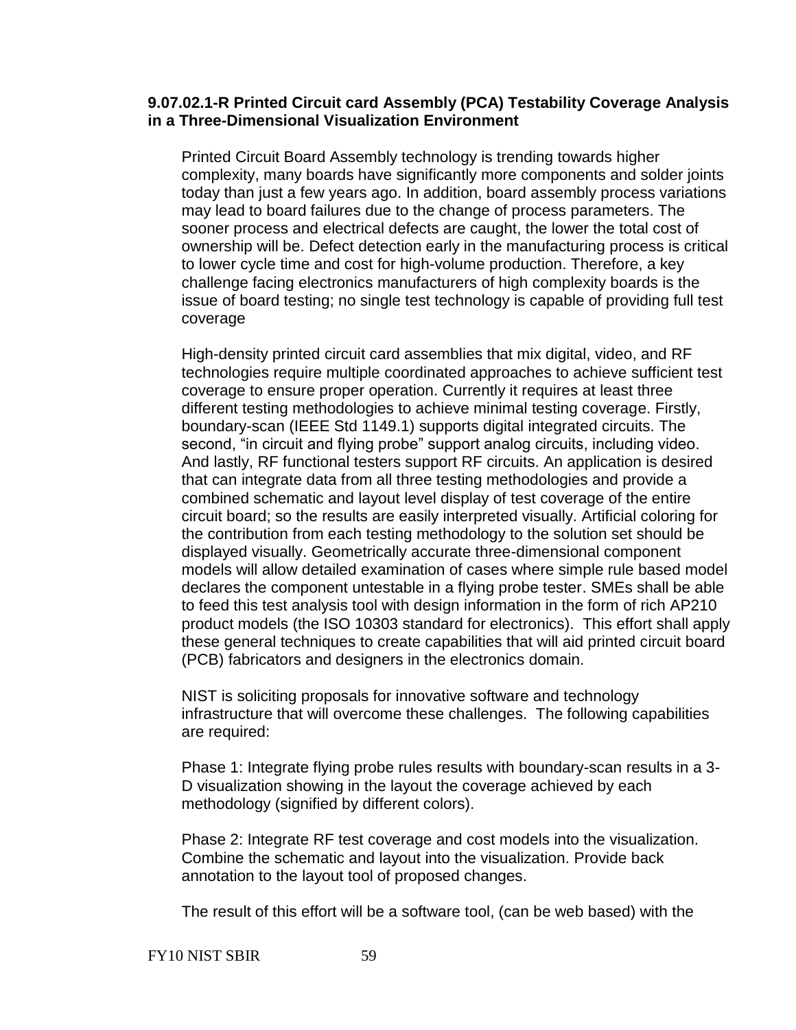### 9.07.02.1-R Printed Circuit card Assembly (PCA) Testability Coverage Analysis in a Three-Dimensional Visualization Environment

Printed Circuit Board Assembly technology is trending towards higher complexity, many boards have significantly more components and solder joints today than just a few years ago. In addition, board assembly process variations may lead to board failures due to the change of process parameters. The sooner process and electrical defects are caught, the lower the total cost of ownership will be. Defect detection early in the manufacturing process is critical to lower cycle time and cost for high-volume production. Therefore, a key challenge facing electronics manufacturers of high complexity boards is the issue of board testing; no single test technology is capable of providing full test coverage

High-density printed circuit card assemblies that mix digital, video, and RF technologies require multiple coordinated approaches to achieve sufficient test coverage to ensure proper operation. Currently it requires at least three different testing methodologies to achieve minimal testing coverage. Firstly, boundary-scan (IEEE Std 1149.1) supports digital integrated circuits. The second, “in circuit and flying probe” support analog circuits, including video. And lastly, RF functional testers support RF circuits. An application is desired that can integrate data from all three testing methodologies and provide a combined schematic and layout level display of test coverage of the entire circuit board; so the results are easily interpreted visually. Artificial coloring for the contribution from each testing methodology to the solution set should be displayed visually. Geometrically accurate three-dimensional component models will allow detailed examination of cases where simple rule based model declares the component untestable in a flying probe tester. SMEs shall be able to feed this test analysis tool with design information in the form of rich AP210 product models (the ISO 10303 standard for electronics). This effort shall apply these general techniques to create capabilities that will aid printed circuit board (PCB) fabricators and designers in the electronics domain.

NIST is soliciting proposals for innovative software and technology infrastructure that will overcome these challenges. The following capabilities are required:

Phase 1: Integrate flying probe rules results with boundary-scan results in a 3-D visualization showing in the layout the coverage achieved by each methodology (signified by different colors).

Phase 2: Integrate RF test coverage and cost models into the visualization. Combine the schematic and layout into the visualization. Provide back annotation to the layout tool of proposed changes.

The result of this effort will be a software tool, (can be web based) with the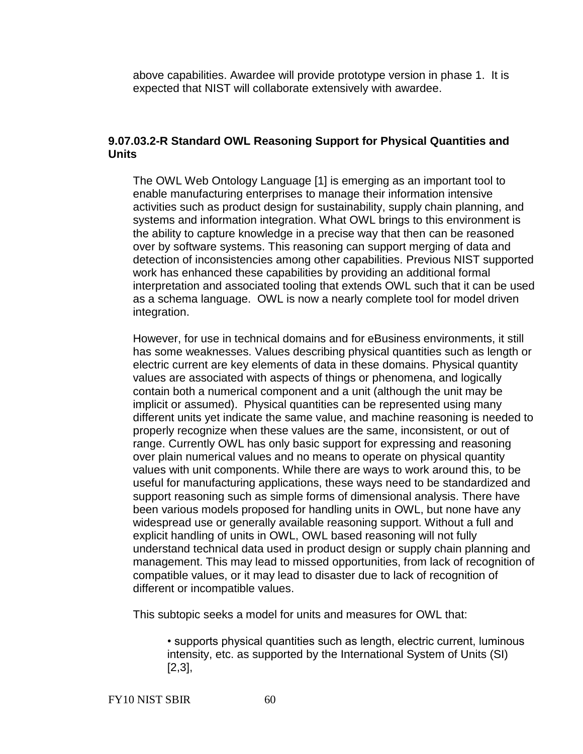above capabilities. Awardee will provide prototype version in phase 1. It is expected that NIST will collaborate extensively with awardee.

### 9.07.03.2-R Standard OWL Reasoning Support for Physical Quantities and Units

The OWL Web Ontology Language [1] is emerging as an important tool to enable manufacturing enterprises to manage their information intensive activities such as product design for sustainability, supply chain planning, and systems and information integration. What OWL brings to this environment is the ability to capture knowledge in a precise way that then can be reasoned over by software systems. This reasoning can support merging of data and detection of inconsistencies among other capabilities. Previous NIST supported work has enhanced these capabilities by providing an additional formal interpretation and associated tooling that extends OWL such that it can be used as a schema language. OWL is now a nearly complete tool for model driven integration.

However, for use in technical domains and for eBusiness environments, it still has some weaknesses. Values describing physical quantities such as length or electric current are key elements of data in these domains. Physical quantity values are associated with aspects of things or phenomena, and logically contain both a numerical component and a unit (although the unit may be implicit or assumed). Physical quantities can be represented using many different units yet indicate the same value, and machine reasoning is needed to properly recognize when these values are the same, inconsistent, or out of range. Currently OWL has only basic support for expressing and reasoning over plain numerical values and no means to operate on physical quantity values with unit components. While there are ways to work around this, to be useful for manufacturing applications, these ways need to be standardized and support reasoning such as simple forms of dimensional analysis. There have been various models proposed for handling units in OWL, but none have any widespread use or generally available reasoning support. Without a full and explicit handling of units in OWL, OWL based reasoning will not fully understand technical data used in product design or supply chain planning and management. This may lead to missed opportunities, from lack of recognition of compatible values, or it may lead to disaster due to lack of recognition of different or incompatible values.

This subtopic seeks a model for units and measures for OWL that:

- supports physical quantities such as length, electric current, luminous intensity, etc. as supported by the International System of Units (SI) [2,3],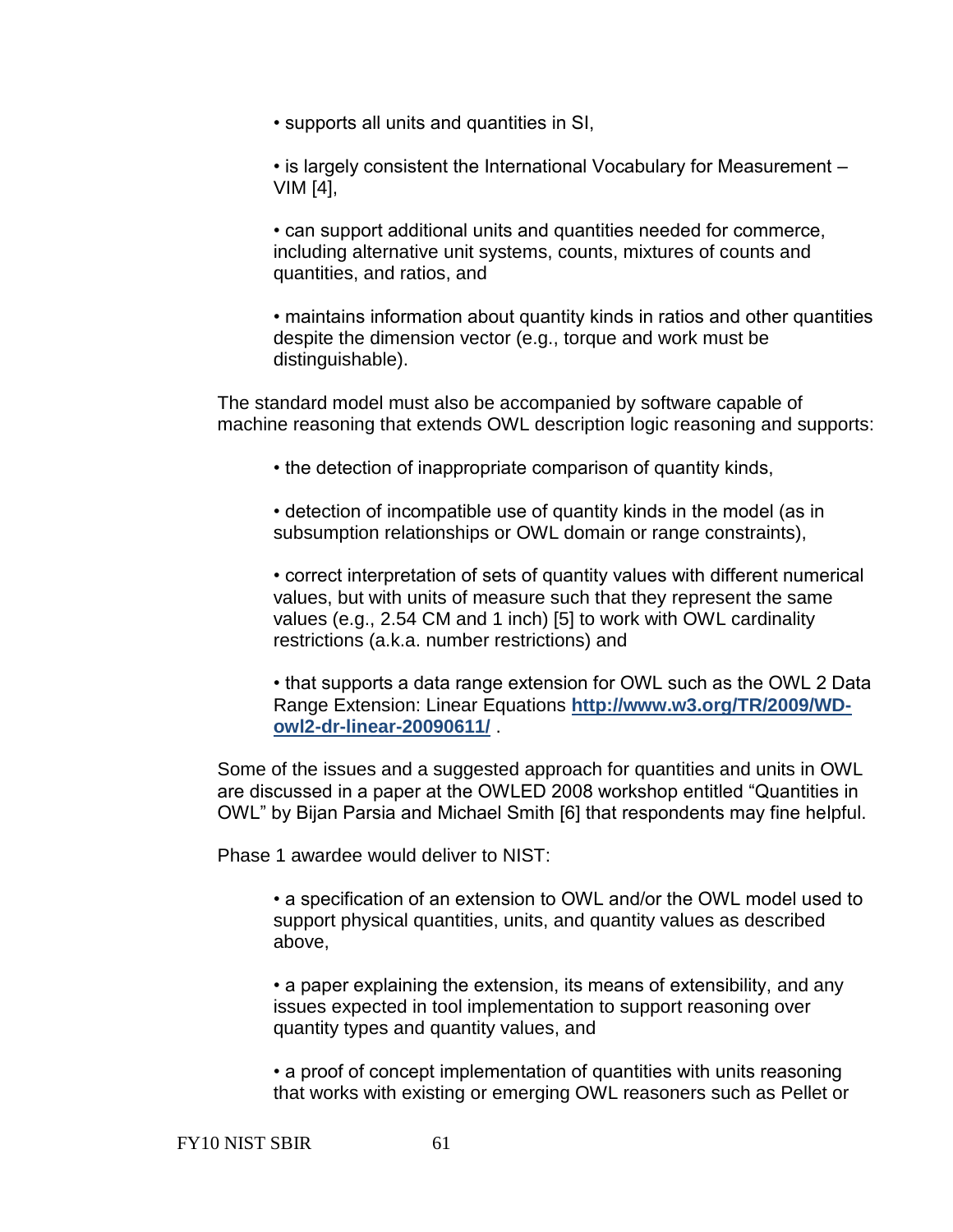- supports all units and quantities in SI,
- is largely consistent the International Vocabulary for Measurement – VIM [4],
- can support additional units and quantities needed for commerce, including alternative unit systems, counts, mixtures of counts and quantities, and ratios, and
- maintains information about quantity kinds in ratios and other quantities despite the dimension vector (e.g., torque and work must be distinguishable).

The standard model must also be accompanied by software capable of machine reasoning that extends OWL description logic reasoning and supports:

- the detection of inappropriate comparison of quantity kinds,
- detection of incompatible use of quantity kinds in the model (as in subsumption relationships or OWL domain or range constraints),
- correct interpretation of sets of quantity values with different numerical values, but with units of measure such that they represent the same values (e.g., 2.54 CM and 1 inch) [5] to work with OWL cardinality restrictions (a.k.a. number restrictions) and
- that supports a data range extension for OWL such as the OWL 2 Data Range Extension: Linear Equations **http://www.w3.org/TR/2009/WD-owl2-dr-linear-20090611/** .

Some of the issues and a suggested approach for quantities and units in OWL are discussed in a paper at the OWLED 2008 workshop entitled "Quantities in OWL" by Bijan Parsia and Michael Smith [6] that respondents may fine helpful.

Phase 1 awardee would deliver to NIST:

- a specification of an extension to OWL and/or the OWL model used to support physical quantities, units, and quantity values as described above,
- a paper explaining the extension, its means of extensibility, and any issues expected in tool implementation to support reasoning over quantity types and quantity values, and
- a proof of concept implementation of quantities with units reasoning that works with existing or emerging OWL reasoners such as Pellet or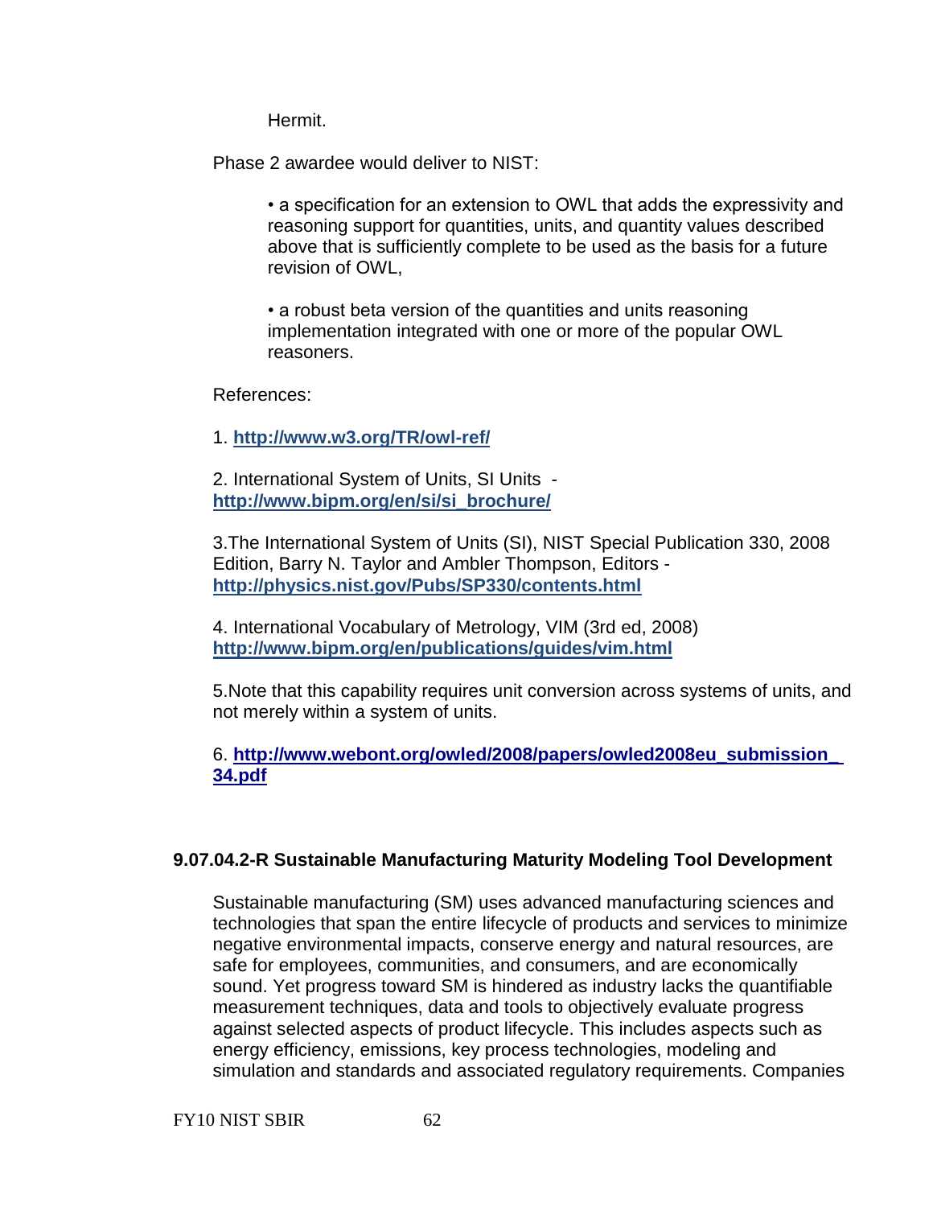Hermit.

Phase 2 awardee would deliver to NIST:

- a specification for an extension to OWL that adds the expressivity and reasoning support for quantities, units, and quantity values described above that is sufficiently complete to be used as the basis for a future revision of OWL,

- a robust beta version of the quantities and units reasoning implementation integrated with one or more of the popular OWL reasoners.

References:

1. **http://www.w3.org/TR/owl-ref/**

2. International System of Units, SI Units - **http://www.bipm.org/en/si/si_brochure/**

3. The International System of Units (SI), NIST Special Publication 330, 2008 Edition, Barry N. Taylor and Ambler Thompson, Editors - **http://physics.nist.gov/Pubs/SP330/contents.html**

4. International Vocabulary of Metrology, VIM (3rd ed, 2008) **http://www.bipm.org/en/publications/guides/vim.html**

5. Note that this capability requires unit conversion across systems of units, and not merely within a system of units.

6. **http://www.webont.org/owled/2008/papers/owled2008eu_submission_34.pdf**

### 9.07.04.2-R Sustainable Manufacturing Maturity Modeling Tool Development

Sustainable manufacturing (SM) uses advanced manufacturing sciences and technologies that span the entire lifecycle of products and services to minimize negative environmental impacts, conserve energy and natural resources, are safe for employees, communities, and consumers, and are economically sound. Yet progress toward SM is hindered as industry lacks the quantifiable measurement techniques, data and tools to objectively evaluate progress against selected aspects of product lifecycle. This includes aspects such as energy efficiency, emissions, key process technologies, modeling and simulation and standards and associated regulatory requirements. Companies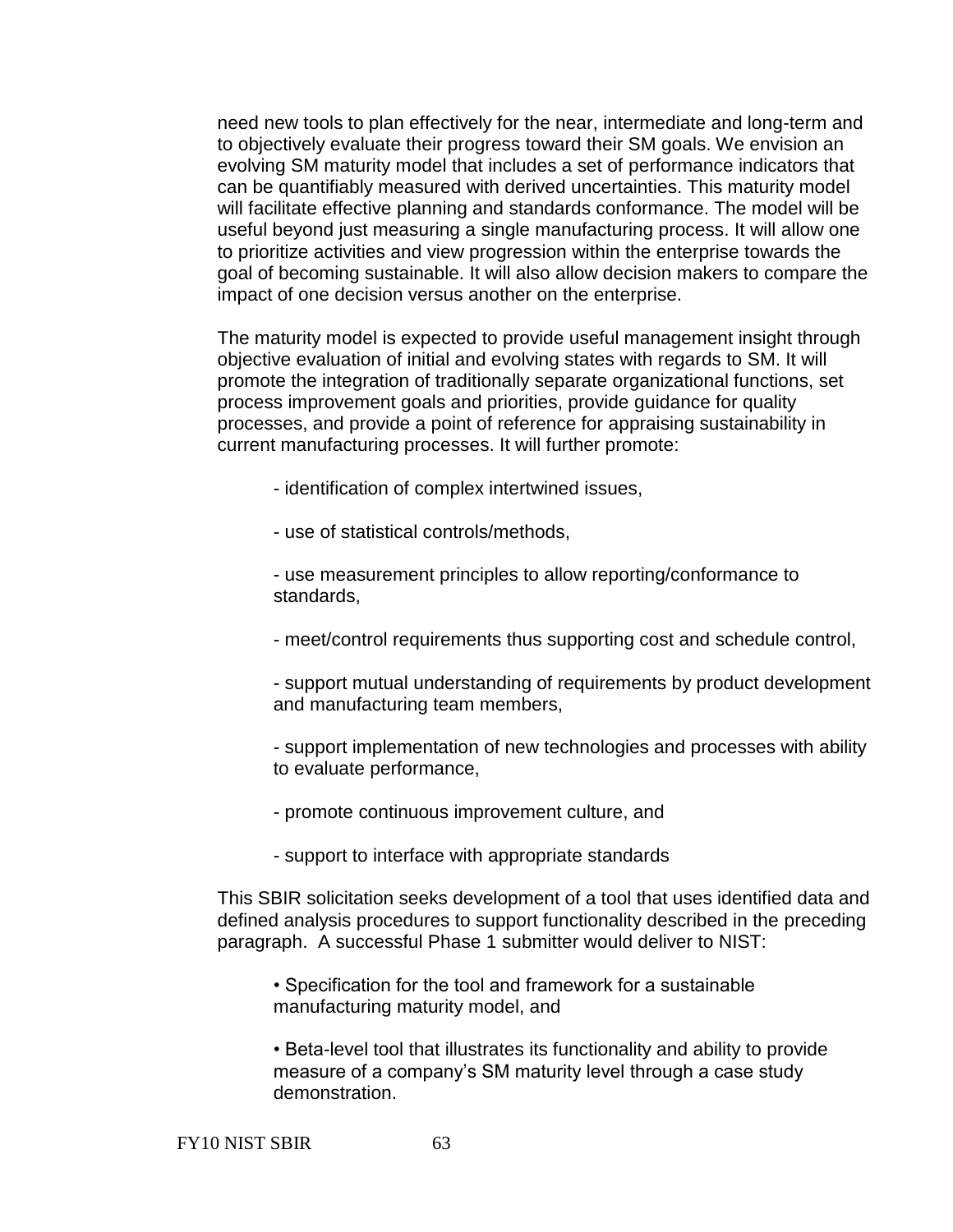need new tools to plan effectively for the near, intermediate and long-term and to objectively evaluate their progress toward their SM goals. We envision an evolving SM maturity model that includes a set of performance indicators that can be quantifiably measured with derived uncertainties. This maturity model will facilitate effective planning and standards conformance. The model will be useful beyond just measuring a single manufacturing process. It will allow one to prioritize activities and view progression within the enterprise towards the goal of becoming sustainable. It will also allow decision makers to compare the impact of one decision versus another on the enterprise.

The maturity model is expected to provide useful management insight through objective evaluation of initial and evolving states with regards to SM. It will promote the integration of traditionally separate organizational functions, set process improvement goals and priorities, provide guidance for quality processes, and provide a point of reference for appraising sustainability in current manufacturing processes. It will further promote:

- identification of complex intertwined issues,
- use of statistical controls/methods,
- use measurement principles to allow reporting/conformance to standards,
- meet/control requirements thus supporting cost and schedule control,
- support mutual understanding of requirements by product development and manufacturing team members,
- support implementation of new technologies and processes with ability to evaluate performance,
- promote continuous improvement culture, and
- support to interface with appropriate standards

This SBIR solicitation seeks development of a tool that uses identified data and defined analysis procedures to support functionality described in the preceding paragraph. A successful Phase 1 submitter would deliver to NIST:

- Specification for the tool and framework for a sustainable manufacturing maturity model, and
- Beta-level tool that illustrates its functionality and ability to provide measure of a company's SM maturity level through a case study demonstration.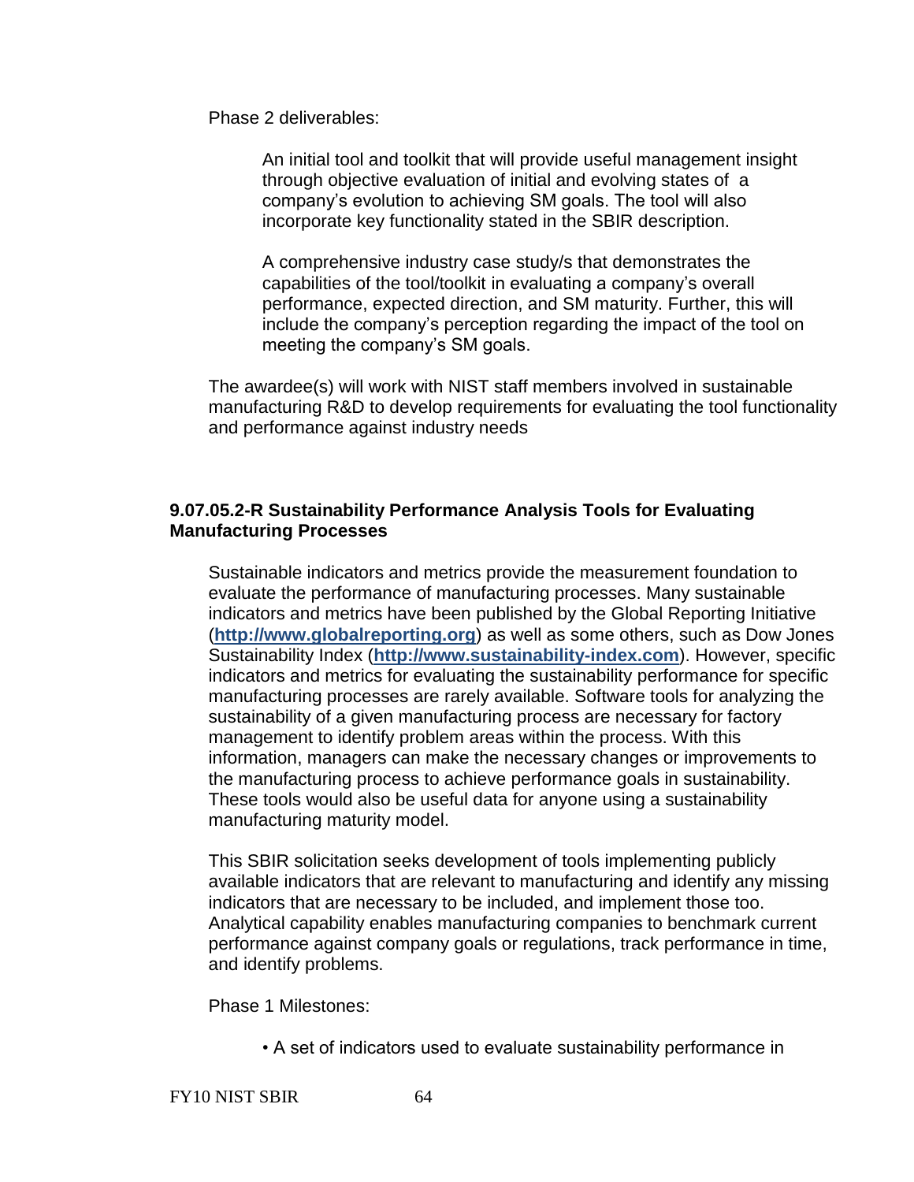Phase 2 deliverables:

An initial tool and toolkit that will provide useful management insight through objective evaluation of initial and evolving states of a company's evolution to achieving SM goals. The tool will also incorporate key functionality stated in the SBIR description.

A comprehensive industry case study/s that demonstrates the capabilities of the tool/toolkit in evaluating a company's overall performance, expected direction, and SM maturity. Further, this will include the company's perception regarding the impact of the tool on meeting the company's SM goals.

The awardee(s) will work with NIST staff members involved in sustainable manufacturing R&D to develop requirements for evaluating the tool functionality and performance against industry needs

### 9.07.05.2-R Sustainability Performance Analysis Tools for Evaluating Manufacturing Processes

Sustainable indicators and metrics provide the measurement foundation to evaluate the performance of manufacturing processes. Many sustainable indicators and metrics have been published by the Global Reporting Initiative (**http://www.globalreporting.org**) as well as some others, such as Dow Jones Sustainability Index (**http://www.sustainability-index.com**). However, specific indicators and metrics for evaluating the sustainability performance for specific manufacturing processes are rarely available. Software tools for analyzing the sustainability of a given manufacturing process are necessary for factory management to identify problem areas within the process. With this information, managers can make the necessary changes or improvements to the manufacturing process to achieve performance goals in sustainability. These tools would also be useful data for anyone using a sustainability manufacturing maturity model.

This SBIR solicitation seeks development of tools implementing publicly available indicators that are relevant to manufacturing and identify any missing indicators that are necessary to be included, and implement those too. Analytical capability enables manufacturing companies to benchmark current performance against company goals or regulations, track performance in time, and identify problems.

Phase 1 Milestones:

- A set of indicators used to evaluate sustainability performance in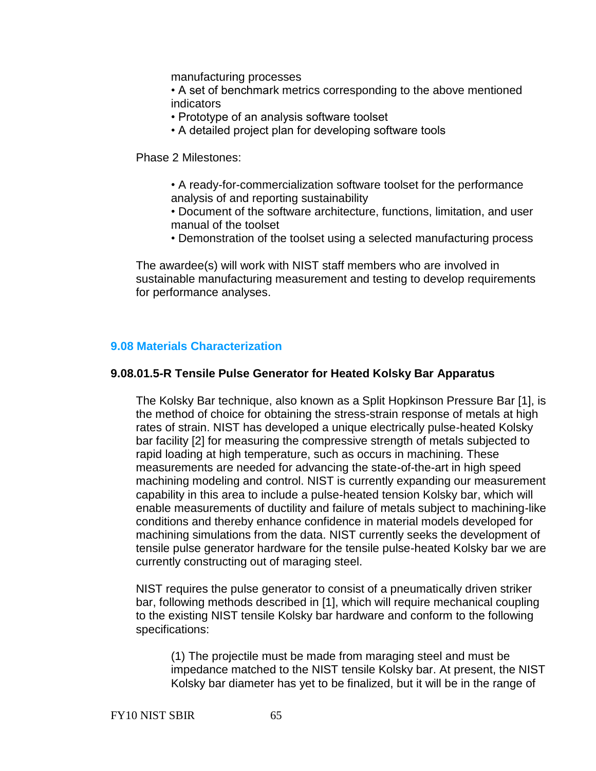manufacturing processes
- A set of benchmark metrics corresponding to the above mentioned indicators
- Prototype of an analysis software toolset
- A detailed project plan for developing software tools

Phase 2 Milestones:

- A ready-for-commercialization software toolset for the performance analysis of and reporting sustainability
- Document of the software architecture, functions, limitation, and user manual of the toolset
- Demonstration of the toolset using a selected manufacturing process

The awardee(s) will work with NIST staff members who are involved in sustainable manufacturing measurement and testing to develop requirements for performance analyses.

## 9.08 Materials Characterization

### 9.08.01.5-R Tensile Pulse Generator for Heated Kolsky Bar Apparatus

The Kolsky Bar technique, also known as a Split Hopkinson Pressure Bar [1], is the method of choice for obtaining the stress-strain response of metals at high rates of strain. NIST has developed a unique electrically pulse-heated Kolsky bar facility [2] for measuring the compressive strength of metals subjected to rapid loading at high temperature, such as occurs in machining. These measurements are needed for advancing the state-of-the-art in high speed machining modeling and control. NIST is currently expanding our measurement capability in this area to include a pulse-heated tension Kolsky bar, which will enable measurements of ductility and failure of metals subject to machining-like conditions and thereby enhance confidence in material models developed for machining simulations from the data. NIST currently seeks the development of tensile pulse generator hardware for the tensile pulse-heated Kolsky bar we are currently constructing out of maraging steel.

NIST requires the pulse generator to consist of a pneumatically driven striker bar, following methods described in [1], which will require mechanical coupling to the existing NIST tensile Kolsky bar hardware and conform to the following specifications:

(1) The projectile must be made from maraging steel and must be impedance matched to the NIST tensile Kolsky bar. At present, the NIST Kolsky bar diameter has yet to be finalized, but it will be in the range of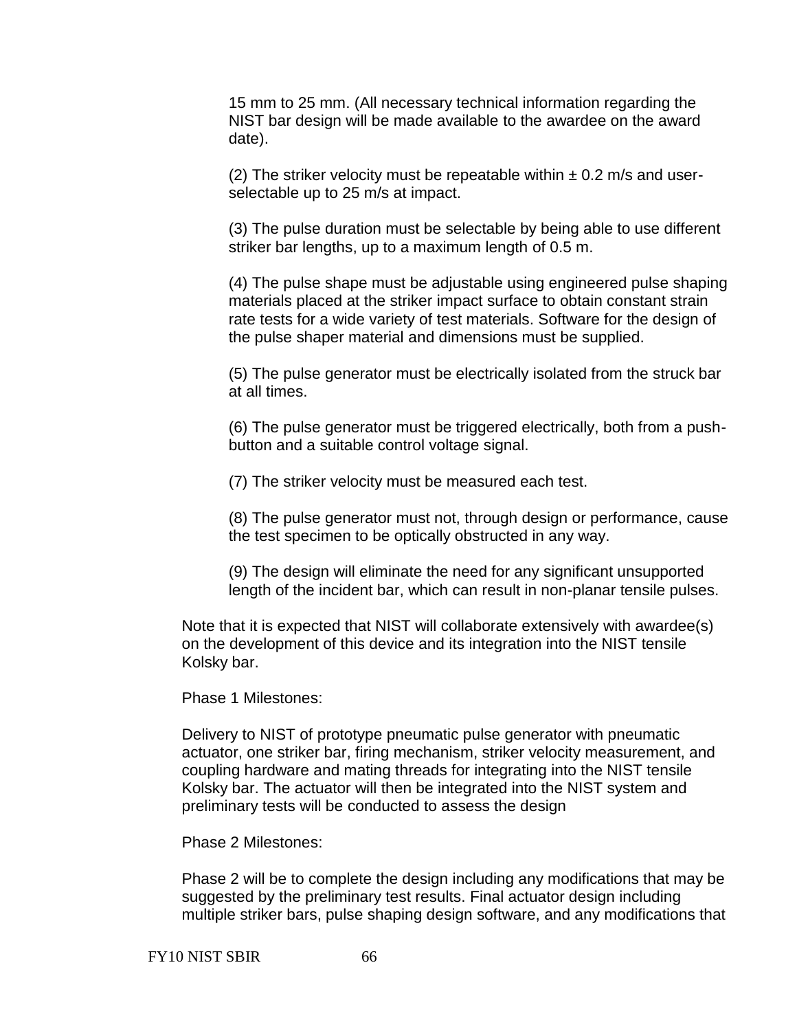15 mm to 25 mm. (All necessary technical information regarding the NIST bar design will be made available to the awardee on the award date).

(2) The striker velocity must be repeatable within ± 0.2 m/s and user-selectable up to 25 m/s at impact.

(3) The pulse duration must be selectable by being able to use different striker bar lengths, up to a maximum length of 0.5 m.

(4) The pulse shape must be adjustable using engineered pulse shaping materials placed at the striker impact surface to obtain constant strain rate tests for a wide variety of test materials. Software for the design of the pulse shaper material and dimensions must be supplied.

(5) The pulse generator must be electrically isolated from the struck bar at all times.

(6) The pulse generator must be triggered electrically, both from a push-button and a suitable control voltage signal.

(7) The striker velocity must be measured each test.

(8) The pulse generator must not, through design or performance, cause the test specimen to be optically obstructed in any way.

(9) The design will eliminate the need for any significant unsupported length of the incident bar, which can result in non-planar tensile pulses.

Note that it is expected that NIST will collaborate extensively with awardee(s) on the development of this device and its integration into the NIST tensile Kolsky bar.

Phase 1 Milestones:

Delivery to NIST of prototype pneumatic pulse generator with pneumatic actuator, one striker bar, firing mechanism, striker velocity measurement, and coupling hardware and mating threads for integrating into the NIST tensile Kolsky bar. The actuator will then be integrated into the NIST system and preliminary tests will be conducted to assess the design

Phase 2 Milestones:

Phase 2 will be to complete the design including any modifications that may be suggested by the preliminary test results. Final actuator design including multiple striker bars, pulse shaping design software, and any modifications that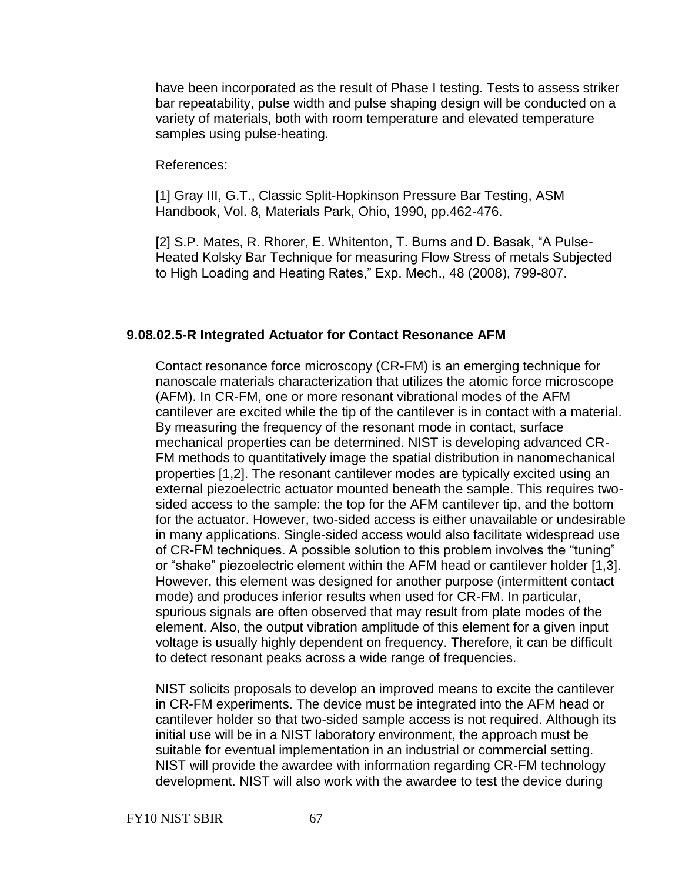have been incorporated as the result of Phase I testing. Tests to assess striker bar repeatability, pulse width and pulse shaping design will be conducted on a variety of materials, both with room temperature and elevated temperature samples using pulse-heating.

References:

[1] Gray III, G.T., Classic Split-Hopkinson Pressure Bar Testing, ASM Handbook, Vol. 8, Materials Park, Ohio, 1990, pp.462-476.

[2] S.P. Mates, R. Rhorer, E. Whitenton, T. Burns and D. Basak, "A Pulse-Heated Kolsky Bar Technique for measuring Flow Stress of metals Subjected to High Loading and Heating Rates," Exp. Mech., 48 (2008), 799-807.

### 9.08.02.5-R Integrated Actuator for Contact Resonance AFM

Contact resonance force microscopy (CR-FM) is an emerging technique for nanoscale materials characterization that utilizes the atomic force microscope (AFM). In CR-FM, one or more resonant vibrational modes of the AFM cantilever are excited while the tip of the cantilever is in contact with a material. By measuring the frequency of the resonant mode in contact, surface mechanical properties can be determined. NIST is developing advanced CR-FM methods to quantitatively image the spatial distribution in nanomechanical properties [1,2]. The resonant cantilever modes are typically excited using an external piezoelectric actuator mounted beneath the sample. This requires two-sided access to the sample: the top for the AFM cantilever tip, and the bottom for the actuator. However, two-sided access is either unavailable or undesirable in many applications. Single-sided access would also facilitate widespread use of CR-FM techniques. A possible solution to this problem involves the "tuning" or "shake" piezoelectric element within the AFM head or cantilever holder [1,3]. However, this element was designed for another purpose (intermittent contact mode) and produces inferior results when used for CR-FM. In particular, spurious signals are often observed that may result from plate modes of the element. Also, the output vibration amplitude of this element for a given input voltage is usually highly dependent on frequency. Therefore, it can be difficult to detect resonant peaks across a wide range of frequencies.

NIST solicits proposals to develop an improved means to excite the cantilever in CR-FM experiments. The device must be integrated into the AFM head or cantilever holder so that two-sided sample access is not required. Although its initial use will be in a NIST laboratory environment, the approach must be suitable for eventual implementation in an industrial or commercial setting. NIST will provide the awardee with information regarding CR-FM technology development. NIST will also work with the awardee to test the device during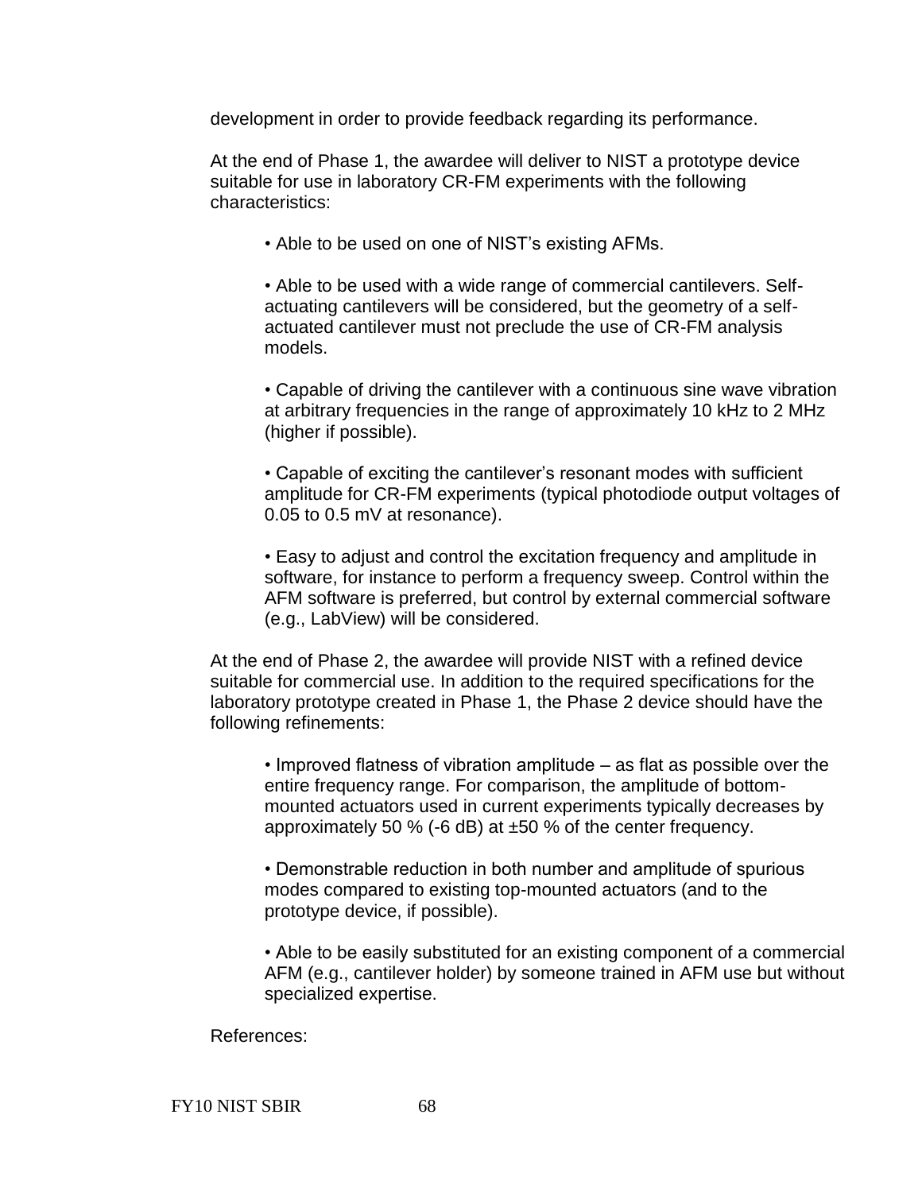development in order to provide feedback regarding its performance.

At the end of Phase 1, the awardee will deliver to NIST a prototype device suitable for use in laboratory CR-FM experiments with the following characteristics:

- Able to be used on one of NIST's existing AFMs.
- Able to be used with a wide range of commercial cantilevers. Self-actuating cantilevers will be considered, but the geometry of a self-actuated cantilever must not preclude the use of CR-FM analysis models.
- Capable of driving the cantilever with a continuous sine wave vibration at arbitrary frequencies in the range of approximately 10 kHz to 2 MHz (higher if possible).
- Capable of exciting the cantilever's resonant modes with sufficient amplitude for CR-FM experiments (typical photodiode output voltages of 0.05 to 0.5 mV at resonance).
- Easy to adjust and control the excitation frequency and amplitude in software, for instance to perform a frequency sweep. Control within the AFM software is preferred, but control by external commercial software (e.g., LabView) will be considered.

At the end of Phase 2, the awardee will provide NIST with a refined device suitable for commercial use. In addition to the required specifications for the laboratory prototype created in Phase 1, the Phase 2 device should have the following refinements:

- Improved flatness of vibration amplitude – as flat as possible over the entire frequency range. For comparison, the amplitude of bottom-mounted actuators used in current experiments typically decreases by approximately 50 % (-6 dB) at ±50 % of the center frequency.
- Demonstrable reduction in both number and amplitude of spurious modes compared to existing top-mounted actuators (and to the prototype device, if possible).
- Able to be easily substituted for an existing component of a commercial AFM (e.g., cantilever holder) by someone trained in AFM use but without specialized expertise.

References: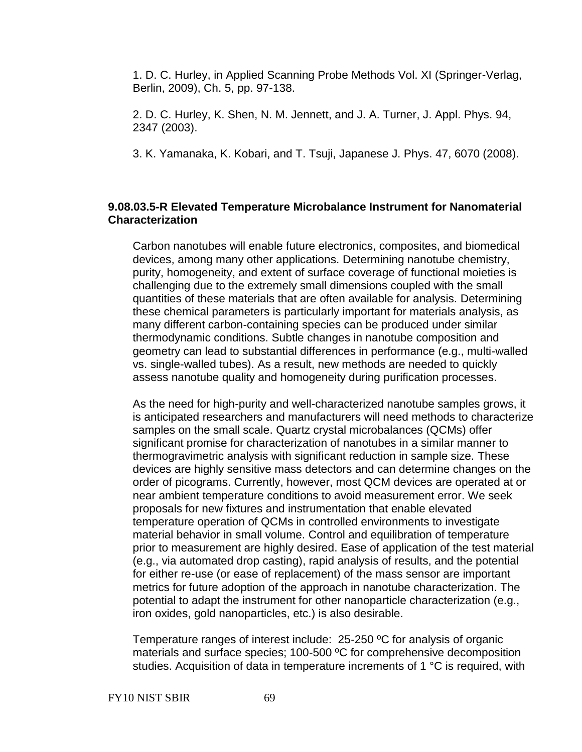1. D. C. Hurley, in Applied Scanning Probe Methods Vol. XI (Springer-Verlag, Berlin, 2009), Ch. 5, pp. 97-138.

2. D. C. Hurley, K. Shen, N. M. Jennett, and J. A. Turner, J. Appl. Phys. 94, 2347 (2003).

3. K. Yamanaka, K. Kobari, and T. Tsuji, Japanese J. Phys. 47, 6070 (2008).

### 9.08.03.5-R Elevated Temperature Microbalance Instrument for Nanomaterial Characterization

Carbon nanotubes will enable future electronics, composites, and biomedical devices, among many other applications. Determining nanotube chemistry, purity, homogeneity, and extent of surface coverage of functional moieties is challenging due to the extremely small dimensions coupled with the small quantities of these materials that are often available for analysis. Determining these chemical parameters is particularly important for materials analysis, as many different carbon-containing species can be produced under similar thermodynamic conditions. Subtle changes in nanotube composition and geometry can lead to substantial differences in performance (e.g., multi-walled vs. single-walled tubes). As a result, new methods are needed to quickly assess nanotube quality and homogeneity during purification processes.

As the need for high-purity and well-characterized nanotube samples grows, it is anticipated researchers and manufacturers will need methods to characterize samples on the small scale. Quartz crystal microbalances (QCMs) offer significant promise for characterization of nanotubes in a similar manner to thermogravimetric analysis with significant reduction in sample size. These devices are highly sensitive mass detectors and can determine changes on the order of picograms. Currently, however, most QCM devices are operated at or near ambient temperature conditions to avoid measurement error. We seek proposals for new fixtures and instrumentation that enable elevated temperature operation of QCMs in controlled environments to investigate material behavior in small volume. Control and equilibration of temperature prior to measurement are highly desired. Ease of application of the test material (e.g., via automated drop casting), rapid analysis of results, and the potential for either re-use (or ease of replacement) of the mass sensor are important metrics for future adoption of the approach in nanotube characterization. The potential to adapt the instrument for other nanoparticle characterization (e.g., iron oxides, gold nanoparticles, etc.) is also desirable.

Temperature ranges of interest include: 25-250 ºC for analysis of organic materials and surface species; 100-500 ºC for comprehensive decomposition studies. Acquisition of data in temperature increments of 1 °C is required, with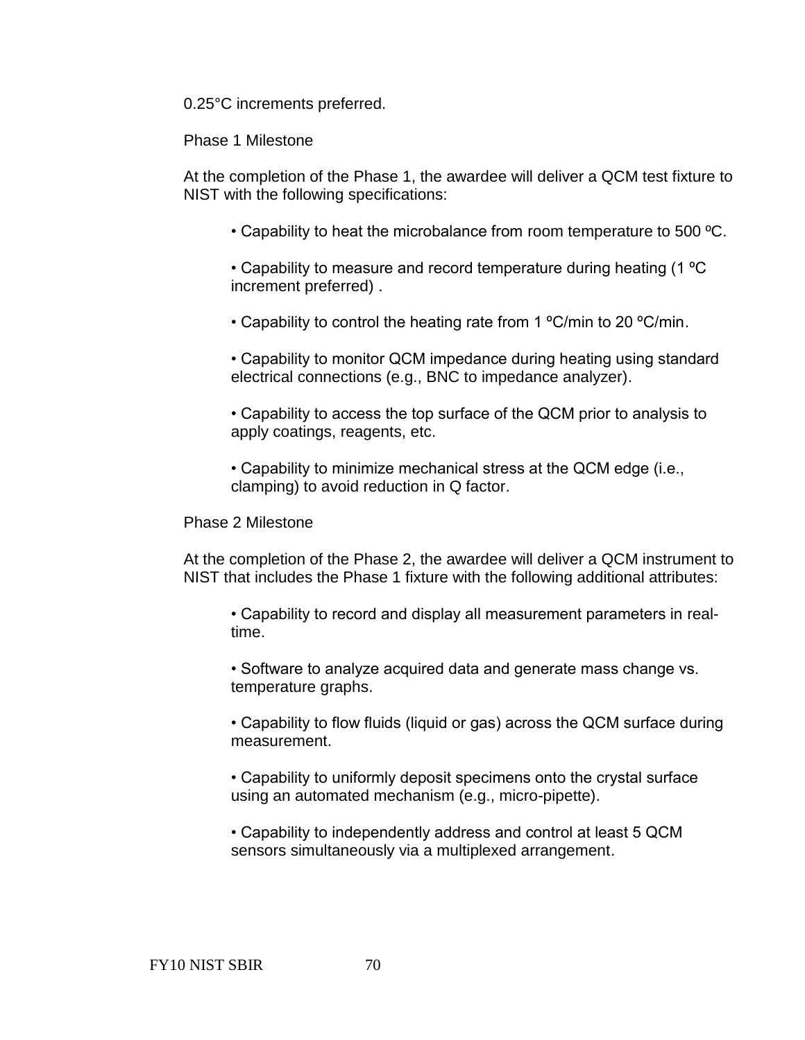0.25°C increments preferred.

Phase 1 Milestone

At the completion of the Phase 1, the awardee will deliver a QCM test fixture to NIST with the following specifications:

- Capability to heat the microbalance from room temperature to 500 ºC.
- Capability to measure and record temperature during heating (1 ºC increment preferred) .
- Capability to control the heating rate from 1 ºC/min to 20 ºC/min.
- Capability to monitor QCM impedance during heating using standard electrical connections (e.g., BNC to impedance analyzer).
- Capability to access the top surface of the QCM prior to analysis to apply coatings, reagents, etc.
- Capability to minimize mechanical stress at the QCM edge (i.e., clamping) to avoid reduction in Q factor.

Phase 2 Milestone

At the completion of the Phase 2, the awardee will deliver a QCM instrument to NIST that includes the Phase 1 fixture with the following additional attributes:

- Capability to record and display all measurement parameters in real-time.
- Software to analyze acquired data and generate mass change vs. temperature graphs.
- Capability to flow fluids (liquid or gas) across the QCM surface during measurement.
- Capability to uniformly deposit specimens onto the crystal surface using an automated mechanism (e.g., micro-pipette).
- Capability to independently address and control at least 5 QCM sensors simultaneously via a multiplexed arrangement.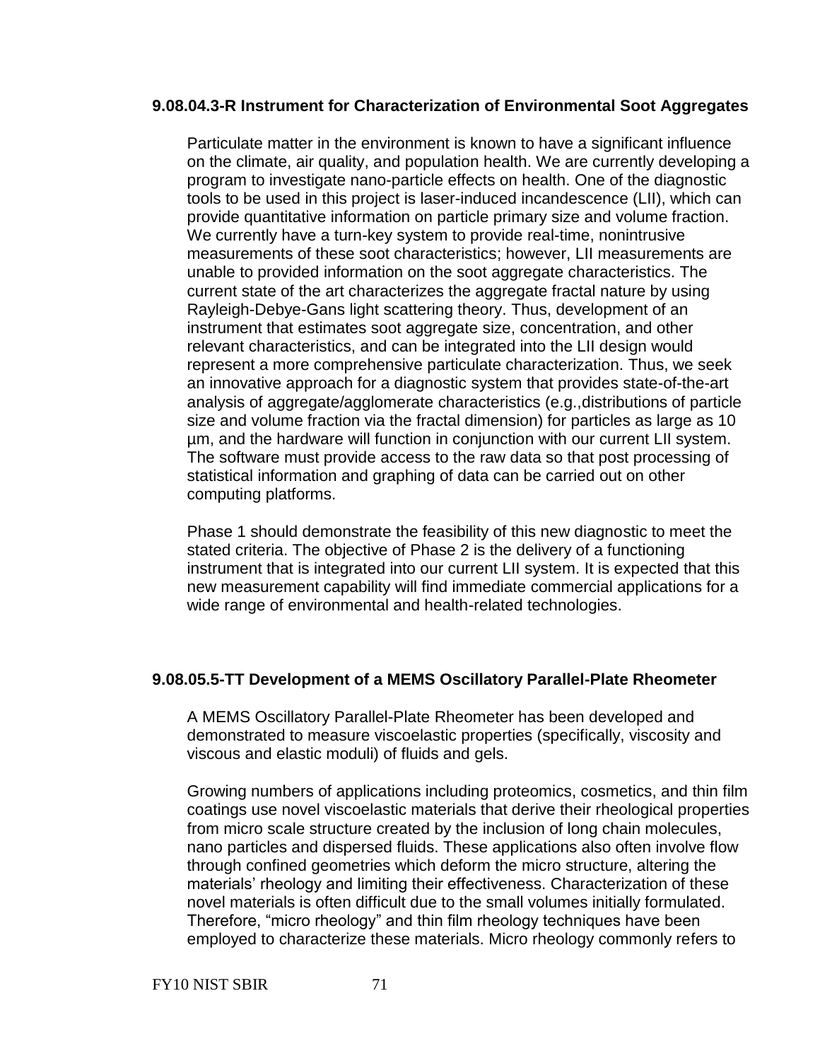### 9.08.04.3-R Instrument for Characterization of Environmental Soot Aggregates

Particulate matter in the environment is known to have a significant influence on the climate, air quality, and population health. We are currently developing a program to investigate nano-particle effects on health. One of the diagnostic tools to be used in this project is laser-induced incandescence (LII), which can provide quantitative information on particle primary size and volume fraction. We currently have a turn-key system to provide real-time, nonintrusive measurements of these soot characteristics; however, LII measurements are unable to provided information on the soot aggregate characteristics. The current state of the art characterizes the aggregate fractal nature by using Rayleigh-Debye-Gans light scattering theory. Thus, development of an instrument that estimates soot aggregate size, concentration, and other relevant characteristics, and can be integrated into the LII design would represent a more comprehensive particulate characterization. Thus, we seek an innovative approach for a diagnostic system that provides state-of-the-art analysis of aggregate/agglomerate characteristics (e.g.,distributions of particle size and volume fraction via the fractal dimension) for particles as large as 10 µm, and the hardware will function in conjunction with our current LII system. The software must provide access to the raw data so that post processing of statistical information and graphing of data can be carried out on other computing platforms.

Phase 1 should demonstrate the feasibility of this new diagnostic to meet the stated criteria. The objective of Phase 2 is the delivery of a functioning instrument that is integrated into our current LII system. It is expected that this new measurement capability will find immediate commercial applications for a wide range of environmental and health-related technologies.

### 9.08.05.5-TT Development of a MEMS Oscillatory Parallel-Plate Rheometer

A MEMS Oscillatory Parallel-Plate Rheometer has been developed and demonstrated to measure viscoelastic properties (specifically, viscosity and viscous and elastic moduli) of fluids and gels.

Growing numbers of applications including proteomics, cosmetics, and thin film coatings use novel viscoelastic materials that derive their rheological properties from micro scale structure created by the inclusion of long chain molecules, nano particles and dispersed fluids. These applications also often involve flow through confined geometries which deform the micro structure, altering the materials' rheology and limiting their effectiveness. Characterization of these novel materials is often difficult due to the small volumes initially formulated. Therefore, "micro rheology" and thin film rheology techniques have been employed to characterize these materials. Micro rheology commonly refers to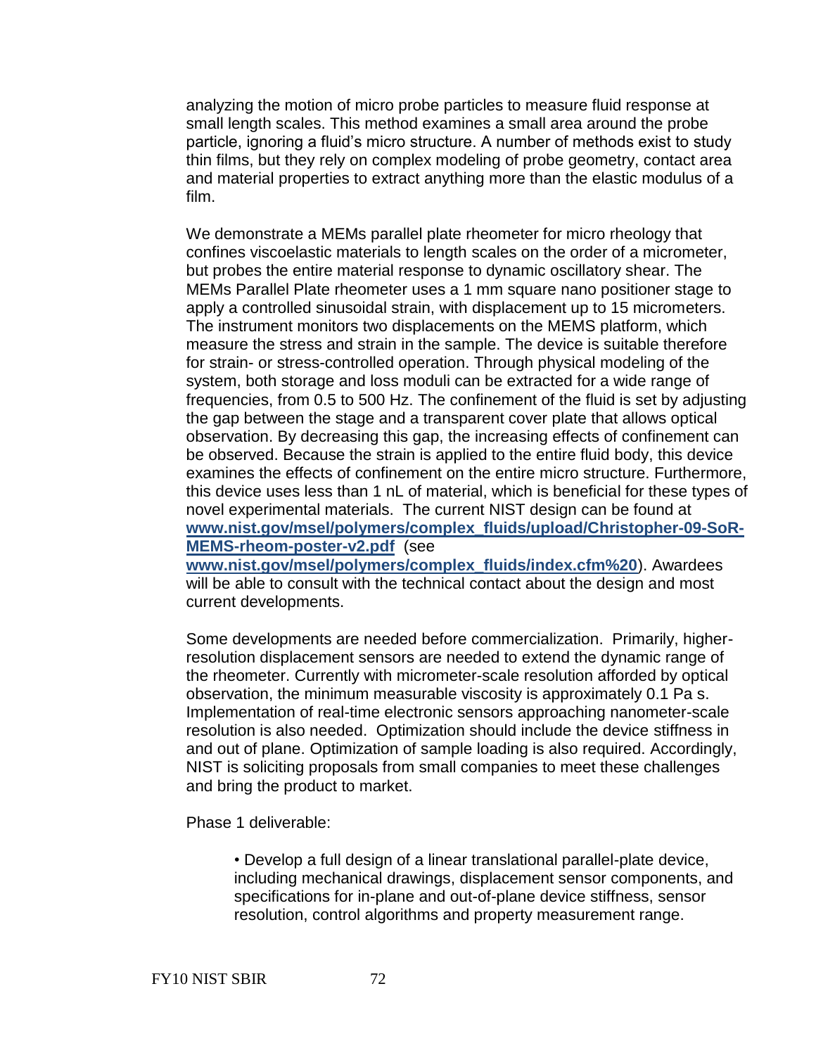analyzing the motion of micro probe particles to measure fluid response at small length scales. This method examines a small area around the probe particle, ignoring a fluid's micro structure. A number of methods exist to study thin films, but they rely on complex modeling of probe geometry, contact area and material properties to extract anything more than the elastic modulus of a film.

We demonstrate a MEMs parallel plate rheometer for micro rheology that confines viscoelastic materials to length scales on the order of a micrometer, but probes the entire material response to dynamic oscillatory shear. The MEMs Parallel Plate rheometer uses a 1 mm square nano positioner stage to apply a controlled sinusoidal strain, with displacement up to 15 micrometers. The instrument monitors two displacements on the MEMS platform, which measure the stress and strain in the sample. The device is suitable therefore for strain- or stress-controlled operation. Through physical modeling of the system, both storage and loss moduli can be extracted for a wide range of frequencies, from 0.5 to 500 Hz. The confinement of the fluid is set by adjusting the gap between the stage and a transparent cover plate that allows optical observation. By decreasing this gap, the increasing effects of confinement can be observed. Because the strain is applied to the entire fluid body, this device examines the effects of confinement on the entire micro structure. Furthermore, this device uses less than 1 nL of material, which is beneficial for these types of novel experimental materials. The current NIST design can be found at **www.nist.gov/msel/polymers/complex_fluids/upload/Christopher-09-SoR-MEMS-rheom-poster-v2.pdf** (see **www.nist.gov/msel/polymers/complex_fluids/index.cfm%20**). Awardees will be able to consult with the technical contact about the design and most current developments.

Some developments are needed before commercialization. Primarily, higher-resolution displacement sensors are needed to extend the dynamic range of the rheometer. Currently with micrometer-scale resolution afforded by optical observation, the minimum measurable viscosity is approximately 0.1 Pa s. Implementation of real-time electronic sensors approaching nanometer-scale resolution is also needed. Optimization should include the device stiffness in and out of plane. Optimization of sample loading is also required. Accordingly, NIST is soliciting proposals from small companies to meet these challenges and bring the product to market.

Phase 1 deliverable:

- Develop a full design of a linear translational parallel-plate device, including mechanical drawings, displacement sensor components, and specifications for in-plane and out-of-plane device stiffness, sensor resolution, control algorithms and property measurement range.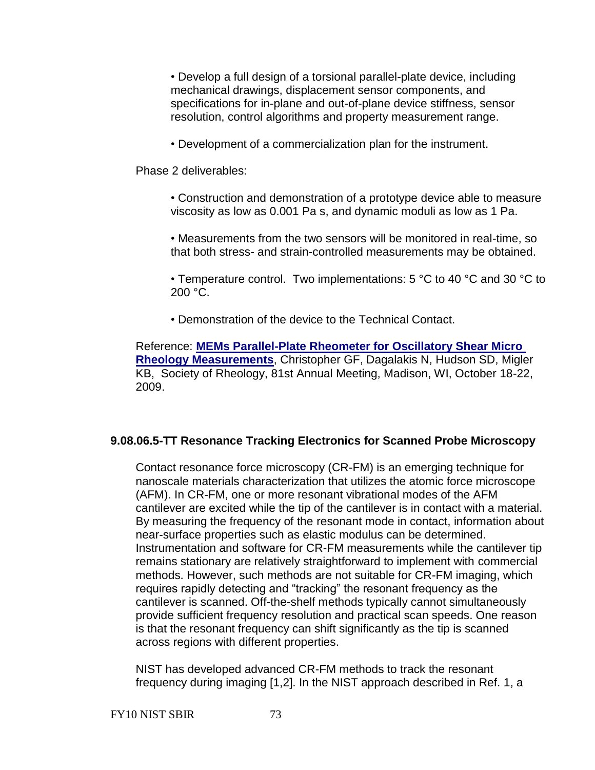- Develop a full design of a torsional parallel-plate device, including mechanical drawings, displacement sensor components, and specifications for in-plane and out-of-plane device stiffness, sensor resolution, control algorithms and property measurement range.

- Development of a commercialization plan for the instrument.

Phase 2 deliverables:

- Construction and demonstration of a prototype device able to measure viscosity as low as 0.001 Pa s, and dynamic moduli as low as 1 Pa.

- Measurements from the two sensors will be monitored in real-time, so that both stress- and strain-controlled measurements may be obtained.

- Temperature control. Two implementations: 5 °C to 40 °C and 30 °C to 200 °C.

- Demonstration of the device to the Technical Contact.

Reference: **MEMs Parallel-Plate Rheometer for Oscillatory Shear Micro Rheology Measurements**, Christopher GF, Dagalakis N, Hudson SD, Migler KB, Society of Rheology, 81st Annual Meeting, Madison, WI, October 18-22, 2009.

### 9.08.06.5-TT Resonance Tracking Electronics for Scanned Probe Microscopy

Contact resonance force microscopy (CR-FM) is an emerging technique for nanoscale materials characterization that utilizes the atomic force microscope (AFM). In CR-FM, one or more resonant vibrational modes of the AFM cantilever are excited while the tip of the cantilever is in contact with a material. By measuring the frequency of the resonant mode in contact, information about near-surface properties such as elastic modulus can be determined. Instrumentation and software for CR-FM measurements while the cantilever tip remains stationary are relatively straightforward to implement with commercial methods. However, such methods are not suitable for CR-FM imaging, which requires rapidly detecting and "tracking" the resonant frequency as the cantilever is scanned. Off-the-shelf methods typically cannot simultaneously provide sufficient frequency resolution and practical scan speeds. One reason is that the resonant frequency can shift significantly as the tip is scanned across regions with different properties.

NIST has developed advanced CR-FM methods to track the resonant frequency during imaging [1,2]. In the NIST approach described in Ref. 1, a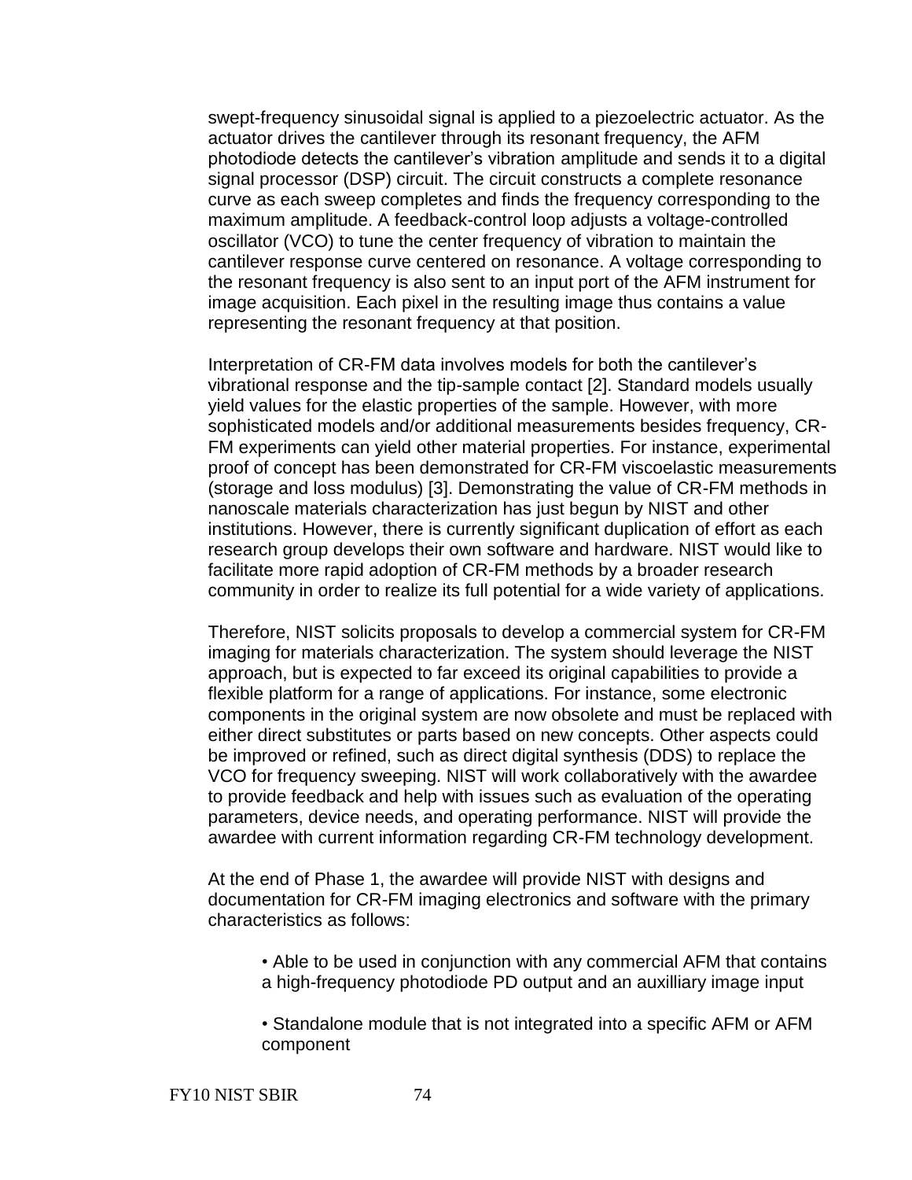swept-frequency sinusoidal signal is applied to a piezoelectric actuator. As the actuator drives the cantilever through its resonant frequency, the AFM photodiode detects the cantilever's vibration amplitude and sends it to a digital signal processor (DSP) circuit. The circuit constructs a complete resonance curve as each sweep completes and finds the frequency corresponding to the maximum amplitude. A feedback-control loop adjusts a voltage-controlled oscillator (VCO) to tune the center frequency of vibration to maintain the cantilever response curve centered on resonance. A voltage corresponding to the resonant frequency is also sent to an input port of the AFM instrument for image acquisition. Each pixel in the resulting image thus contains a value representing the resonant frequency at that position.

Interpretation of CR-FM data involves models for both the cantilever's vibrational response and the tip-sample contact [2]. Standard models usually yield values for the elastic properties of the sample. However, with more sophisticated models and/or additional measurements besides frequency, CR-FM experiments can yield other material properties. For instance, experimental proof of concept has been demonstrated for CR-FM viscoelastic measurements (storage and loss modulus) [3]. Demonstrating the value of CR-FM methods in nanoscale materials characterization has just begun by NIST and other institutions. However, there is currently significant duplication of effort as each research group develops their own software and hardware. NIST would like to facilitate more rapid adoption of CR-FM methods by a broader research community in order to realize its full potential for a wide variety of applications.

Therefore, NIST solicits proposals to develop a commercial system for CR-FM imaging for materials characterization. The system should leverage the NIST approach, but is expected to far exceed its original capabilities to provide a flexible platform for a range of applications. For instance, some electronic components in the original system are now obsolete and must be replaced with either direct substitutes or parts based on new concepts. Other aspects could be improved or refined, such as direct digital synthesis (DDS) to replace the VCO for frequency sweeping. NIST will work collaboratively with the awardee to provide feedback and help with issues such as evaluation of the operating parameters, device needs, and operating performance. NIST will provide the awardee with current information regarding CR-FM technology development.

At the end of Phase 1, the awardee will provide NIST with designs and documentation for CR-FM imaging electronics and software with the primary characteristics as follows:

- Able to be used in conjunction with any commercial AFM that contains a high-frequency photodiode PD output and an auxilliary image input

- Standalone module that is not integrated into a specific AFM or AFM component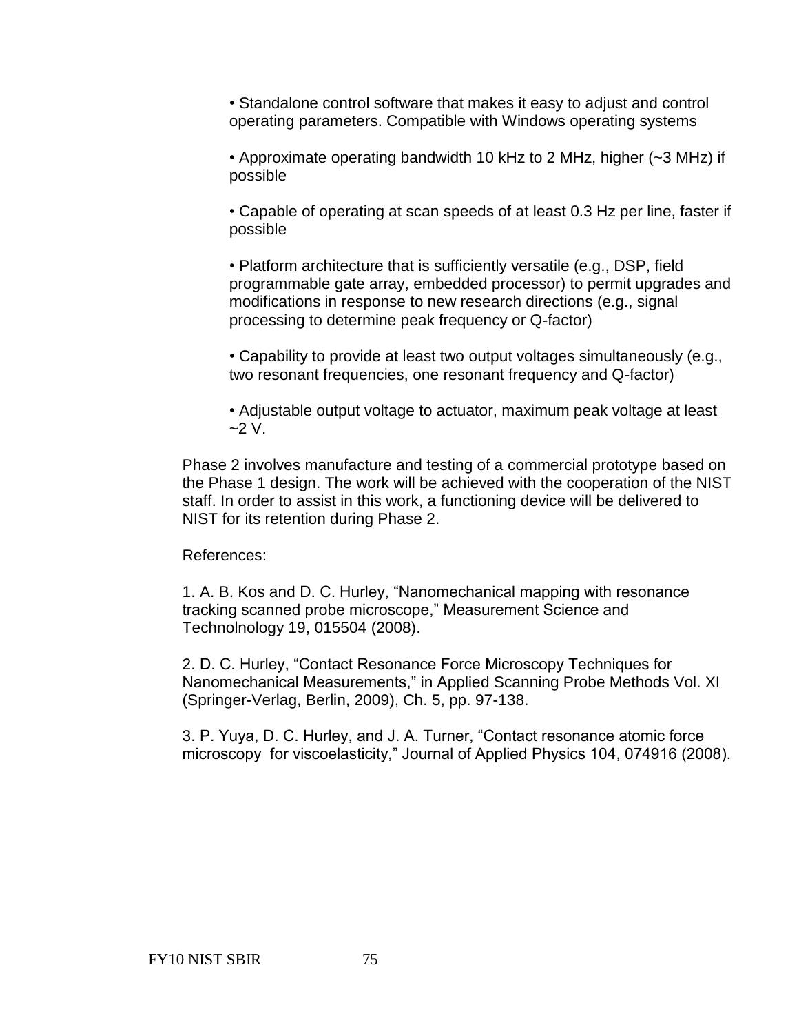- Standalone control software that makes it easy to adjust and control operating parameters. Compatible with Windows operating systems

- Approximate operating bandwidth 10 kHz to 2 MHz, higher (~3 MHz) if possible

- Capable of operating at scan speeds of at least 0.3 Hz per line, faster if possible

- Platform architecture that is sufficiently versatile (e.g., DSP, field programmable gate array, embedded processor) to permit upgrades and modifications in response to new research directions (e.g., signal processing to determine peak frequency or Q-factor)

- Capability to provide at least two output voltages simultaneously (e.g., two resonant frequencies, one resonant frequency and Q-factor)

- Adjustable output voltage to actuator, maximum peak voltage at least ~2 V.

Phase 2 involves manufacture and testing of a commercial prototype based on the Phase 1 design. The work will be achieved with the cooperation of the NIST staff. In order to assist in this work, a functioning device will be delivered to NIST for its retention during Phase 2.

References:

1. A. B. Kos and D. C. Hurley, "Nanomechanical mapping with resonance tracking scanned probe microscope," Measurement Science and Technolnology 19, 015504 (2008).

2. D. C. Hurley, "Contact Resonance Force Microscopy Techniques for Nanomechanical Measurements," in Applied Scanning Probe Methods Vol. XI (Springer-Verlag, Berlin, 2009), Ch. 5, pp. 97-138.

3. P. Yuya, D. C. Hurley, and J. A. Turner, "Contact resonance atomic force microscopy for viscoelasticity," Journal of Applied Physics 104, 074916 (2008).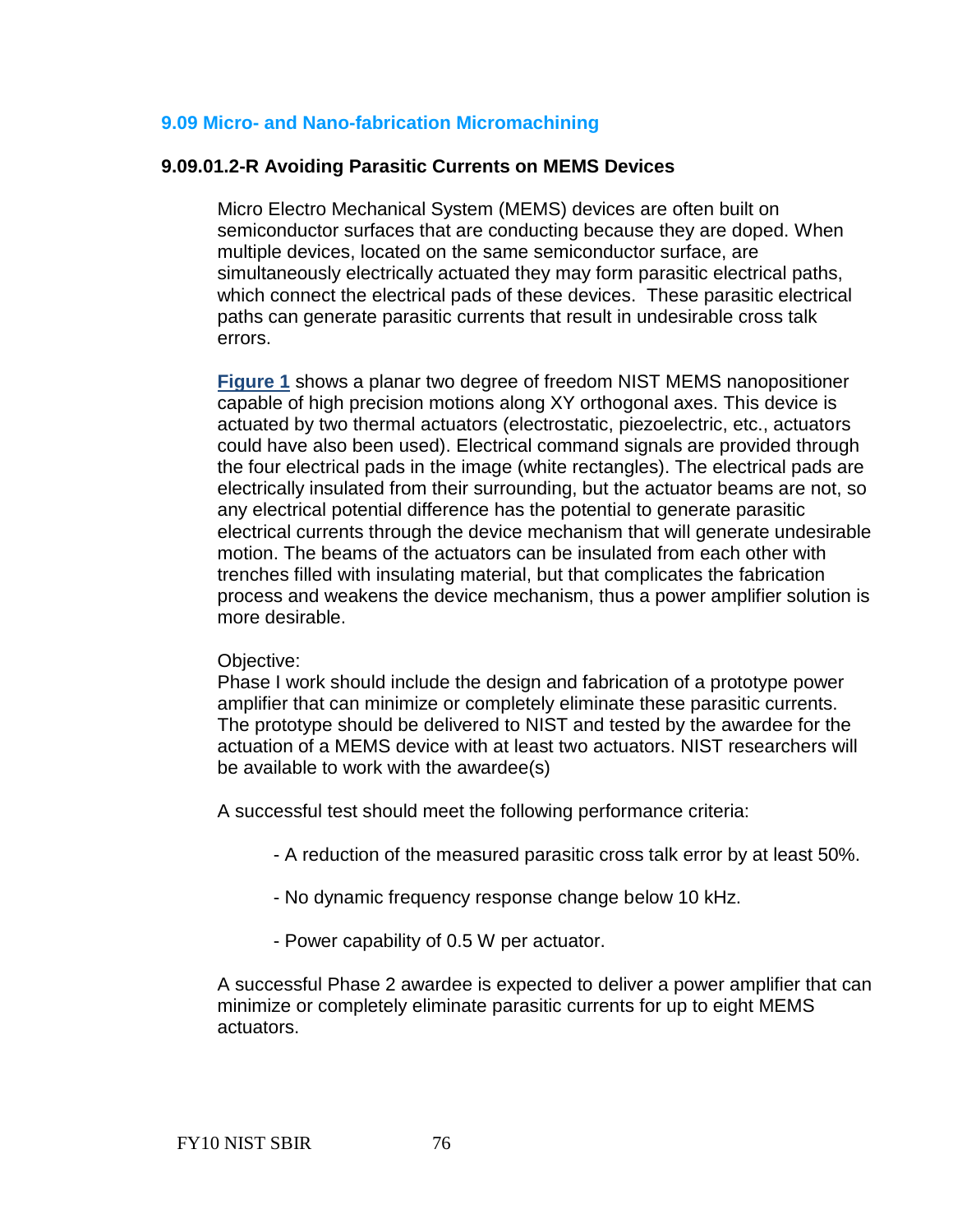## 9.09 Micro- and Nano-fabrication Micromachining

### 9.09.01.2-R Avoiding Parasitic Currents on MEMS Devices

Micro Electro Mechanical System (MEMS) devices are often built on semiconductor surfaces that are conducting because they are doped. When multiple devices, located on the same semiconductor surface, are simultaneously electrically actuated they may form parasitic electrical paths, which connect the electrical pads of these devices. These parasitic electrical paths can generate parasitic currents that result in undesirable cross talk errors.

**Figure 1** shows a planar two degree of freedom NIST MEMS nanopositioner capable of high precision motions along XY orthogonal axes. This device is actuated by two thermal actuators (electrostatic, piezoelectric, etc., actuators could have also been used). Electrical command signals are provided through the four electrical pads in the image (white rectangles). The electrical pads are electrically insulated from their surrounding, but the actuator beams are not, so any electrical potential difference has the potential to generate parasitic electrical currents through the device mechanism that will generate undesirable motion. The beams of the actuators can be insulated from each other with trenches filled with insulating material, but that complicates the fabrication process and weakens the device mechanism, thus a power amplifier solution is more desirable.

Objective:
Phase I work should include the design and fabrication of a prototype power amplifier that can minimize or completely eliminate these parasitic currents. The prototype should be delivered to NIST and tested by the awardee for the actuation of a MEMS device with at least two actuators. NIST researchers will be available to work with the awardee(s)

A successful test should meet the following performance criteria:

- A reduction of the measured parasitic cross talk error by at least 50%.

- No dynamic frequency response change below 10 kHz.

- Power capability of 0.5 W per actuator.

A successful Phase 2 awardee is expected to deliver a power amplifier that can minimize or completely eliminate parasitic currents for up to eight MEMS actuators.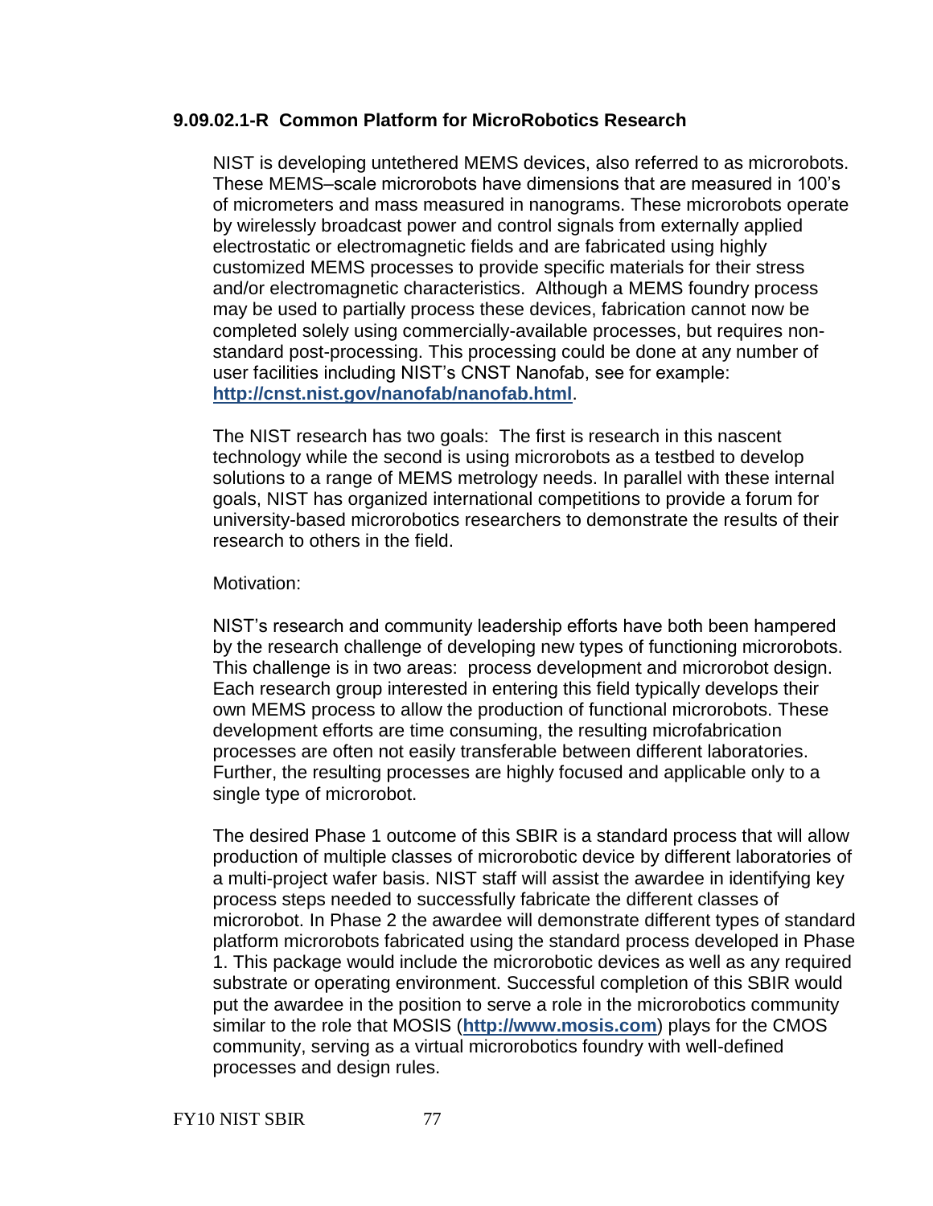### 9.09.02.1-R Common Platform for MicroRobotics Research

NIST is developing untethered MEMS devices, also referred to as microrobots. These MEMS–scale microrobots have dimensions that are measured in 100's of micrometers and mass measured in nanograms. These microrobots operate by wirelessly broadcast power and control signals from externally applied electrostatic or electromagnetic fields and are fabricated using highly customized MEMS processes to provide specific materials for their stress and/or electromagnetic characteristics. Although a MEMS foundry process may be used to partially process these devices, fabrication cannot now be completed solely using commercially-available processes, but requires non-standard post-processing. This processing could be done at any number of user facilities including NIST's CNST Nanofab, see for example: **http://cnst.nist.gov/nanofab/nanofab.html**.

The NIST research has two goals: The first is research in this nascent technology while the second is using microrobots as a testbed to develop solutions to a range of MEMS metrology needs. In parallel with these internal goals, NIST has organized international competitions to provide a forum for university-based microrobotics researchers to demonstrate the results of their research to others in the field.

Motivation:

NIST's research and community leadership efforts have both been hampered by the research challenge of developing new types of functioning microrobots. This challenge is in two areas: process development and microrobot design. Each research group interested in entering this field typically develops their own MEMS process to allow the production of functional microrobots. These development efforts are time consuming, the resulting microfabrication processes are often not easily transferable between different laboratories. Further, the resulting processes are highly focused and applicable only to a single type of microrobot.

The desired Phase 1 outcome of this SBIR is a standard process that will allow production of multiple classes of microrobotic device by different laboratories of a multi-project wafer basis. NIST staff will assist the awardee in identifying key process steps needed to successfully fabricate the different classes of microrobot. In Phase 2 the awardee will demonstrate different types of standard platform microrobots fabricated using the standard process developed in Phase 1. This package would include the microrobotic devices as well as any required substrate or operating environment. Successful completion of this SBIR would put the awardee in the position to serve a role in the microrobotics community similar to the role that MOSIS (**http://www.mosis.com**) plays for the CMOS community, serving as a virtual microrobotics foundry with well-defined processes and design rules.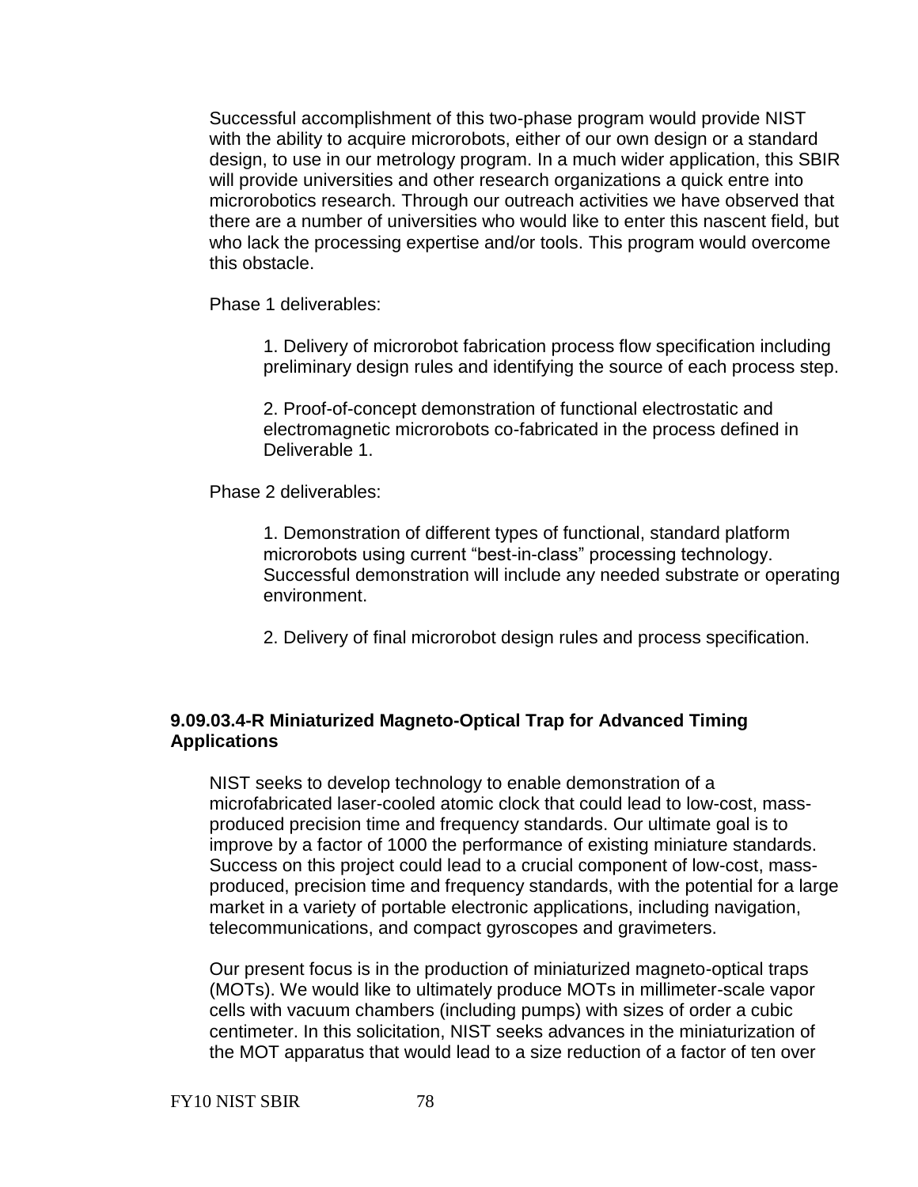Successful accomplishment of this two-phase program would provide NIST with the ability to acquire microrobots, either of our own design or a standard design, to use in our metrology program. In a much wider application, this SBIR will provide universities and other research organizations a quick entre into microrobotics research. Through our outreach activities we have observed that there are a number of universities who would like to enter this nascent field, but who lack the processing expertise and/or tools. This program would overcome this obstacle.

Phase 1 deliverables:

1. Delivery of microrobot fabrication process flow specification including preliminary design rules and identifying the source of each process step.

2. Proof-of-concept demonstration of functional electrostatic and electromagnetic microrobots co-fabricated in the process defined in Deliverable 1.

Phase 2 deliverables:

1. Demonstration of different types of functional, standard platform microrobots using current "best-in-class" processing technology. Successful demonstration will include any needed substrate or operating environment.

2. Delivery of final microrobot design rules and process specification.

### 9.09.03.4-R Miniaturized Magneto-Optical Trap for Advanced Timing Applications

NIST seeks to develop technology to enable demonstration of a microfabricated laser-cooled atomic clock that could lead to low-cost, mass-produced precision time and frequency standards. Our ultimate goal is to improve by a factor of 1000 the performance of existing miniature standards. Success on this project could lead to a crucial component of low-cost, mass-produced, precision time and frequency standards, with the potential for a large market in a variety of portable electronic applications, including navigation, telecommunications, and compact gyroscopes and gravimeters.

Our present focus is in the production of miniaturized magneto-optical traps (MOTs). We would like to ultimately produce MOTs in millimeter-scale vapor cells with vacuum chambers (including pumps) with sizes of order a cubic centimeter. In this solicitation, NIST seeks advances in the miniaturization of the MOT apparatus that would lead to a size reduction of a factor of ten over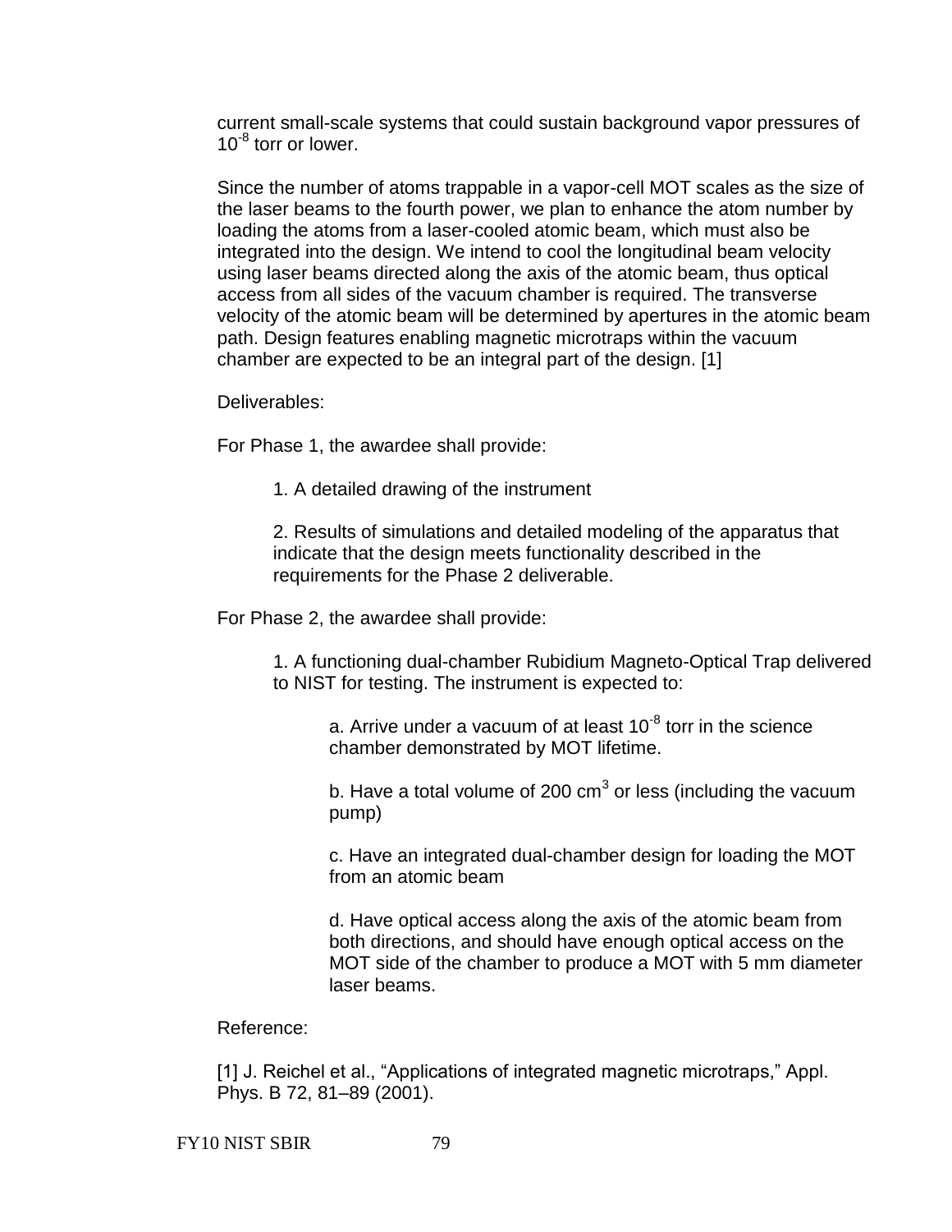current small-scale systems that could sustain background vapor pressures of $10^{-8}$ torr or lower.

Since the number of atoms trappable in a vapor-cell MOT scales as the size of the laser beams to the fourth power, we plan to enhance the atom number by loading the atoms from a laser-cooled atomic beam, which must also be integrated into the design. We intend to cool the longitudinal beam velocity using laser beams directed along the axis of the atomic beam, thus optical access from all sides of the vacuum chamber is required. The transverse velocity of the atomic beam will be determined by apertures in the atomic beam path. Design features enabling magnetic microtraps within the vacuum chamber are expected to be an integral part of the design. [1]

Deliverables:

For Phase 1, the awardee shall provide:

1. A detailed drawing of the instrument

2. Results of simulations and detailed modeling of the apparatus that indicate that the design meets functionality described in the requirements for the Phase 2 deliverable.

For Phase 2, the awardee shall provide:

1. A functioning dual-chamber Rubidium Magneto-Optical Trap delivered to NIST for testing. The instrument is expected to:

   a. Arrive under a vacuum of at least $10^{-8}$ torr in the science chamber demonstrated by MOT lifetime.

   b. Have a total volume of 200 $cm^3$ or less (including the vacuum pump)

   c. Have an integrated dual-chamber design for loading the MOT from an atomic beam

   d. Have optical access along the axis of the atomic beam from both directions, and should have enough optical access on the MOT side of the chamber to produce a MOT with 5 mm diameter laser beams.

Reference:

[1] J. Reichel et al., “Applications of integrated magnetic microtraps,” Appl. Phys. B 72, 81–89 (2001).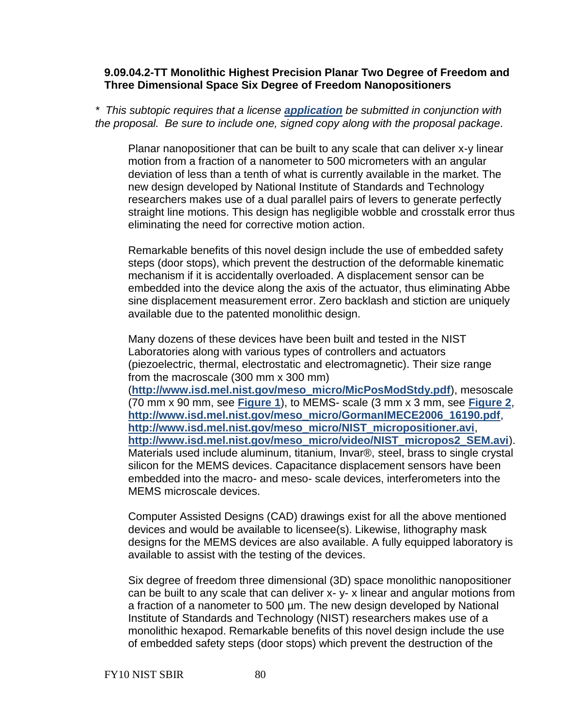**9.09.04.2-TT Monolithic Highest Precision Planar Two Degree of Freedom and Three Dimensional Space Six Degree of Freedom Nanopositioners**

*\* This subtopic requires that a license **application** be submitted in conjunction with the proposal. Be sure to include one, signed copy along with the proposal package.*

Planar nanopositioner that can be built to any scale that can deliver x-y linear motion from a fraction of a nanometer to 500 micrometers with an angular deviation of less than a tenth of what is currently available in the market. The new design developed by National Institute of Standards and Technology researchers makes use of a dual parallel pairs of levers to generate perfectly straight line motions. This design has negligible wobble and crosstalk error thus eliminating the need for corrective motion action.

Remarkable benefits of this novel design include the use of embedded safety steps (door stops), which prevent the destruction of the deformable kinematic mechanism if it is accidentally overloaded. A displacement sensor can be embedded into the device along the axis of the actuator, thus eliminating Abbe sine displacement measurement error. Zero backlash and stiction are uniquely available due to the patented monolithic design.

Many dozens of these devices have been built and tested in the NIST Laboratories along with various types of controllers and actuators (piezoelectric, thermal, electrostatic and electromagnetic). Their size range from the macroscale (300 mm x 300 mm) (**http://www.isd.mel.nist.gov/meso_micro/MicPosModStdy.pdf**), mesoscale (70 mm x 90 mm, see **Figure 1**), to MEMS- scale (3 mm x 3 mm, see **Figure 2**, **http://www.isd.mel.nist.gov/meso_micro/GormanIMECE2006_16190.pdf**, **http://www.isd.mel.nist.gov/meso_micro/NIST_micropositioner.avi**, **http://www.isd.mel.nist.gov/meso_micro/video/NIST_micropos2_SEM.avi**). Materials used include aluminum, titanium, Invar®, steel, brass to single crystal silicon for the MEMS devices. Capacitance displacement sensors have been embedded into the macro- and meso- scale devices, interferometers into the MEMS microscale devices.

Computer Assisted Designs (CAD) drawings exist for all the above mentioned devices and would be available to licensee(s). Likewise, lithography mask designs for the MEMS devices are also available. A fully equipped laboratory is available to assist with the testing of the devices.

Six degree of freedom three dimensional (3D) space monolithic nanopositioner can be built to any scale that can deliver x- y- x linear and angular motions from a fraction of a nanometer to 500 µm. The new design developed by National Institute of Standards and Technology (NIST) researchers makes use of a monolithic hexapod. Remarkable benefits of this novel design include the use of embedded safety steps (door stops) which prevent the destruction of the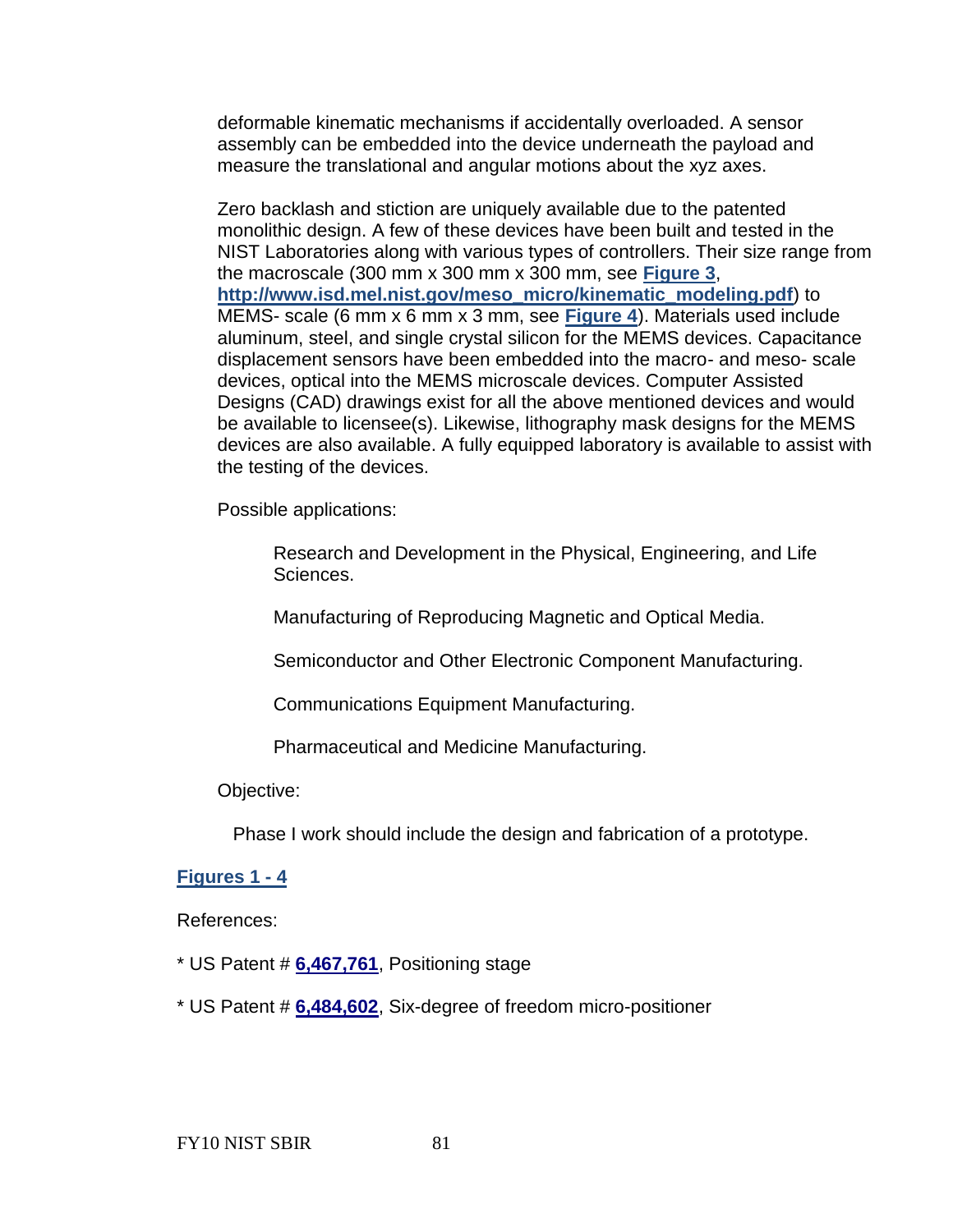deformable kinematic mechanisms if accidentally overloaded. A sensor assembly can be embedded into the device underneath the payload and measure the translational and angular motions about the xyz axes.

Zero backlash and stiction are uniquely available due to the patented monolithic design. A few of these devices have been built and tested in the NIST Laboratories along with various types of controllers. Their size range from the macroscale (300 mm x 300 mm x 300 mm, see **Figure 3**, **http://www.isd.mel.nist.gov/meso_micro/kinematic_modeling.pdf**) to MEMS- scale (6 mm x 6 mm x 3 mm, see **Figure 4**). Materials used include aluminum, steel, and single crystal silicon for the MEMS devices. Capacitance displacement sensors have been embedded into the macro- and meso- scale devices, optical into the MEMS microscale devices. Computer Assisted Designs (CAD) drawings exist for all the above mentioned devices and would be available to licensee(s). Likewise, lithography mask designs for the MEMS devices are also available. A fully equipped laboratory is available to assist with the testing of the devices.

Possible applications:

> Research and Development in the Physical, Engineering, and Life Sciences.
>
> Manufacturing of Reproducing Magnetic and Optical Media.
>
> Semiconductor and Other Electronic Component Manufacturing.
>
> Communications Equipment Manufacturing.
>
> Pharmaceutical and Medicine Manufacturing.

Objective:

Phase I work should include the design and fabrication of a prototype.

**Figures 1 - 4**

References:

* US Patent # **6,467,761**, Positioning stage

* US Patent # **6,484,602**, Six-degree of freedom micro-positioner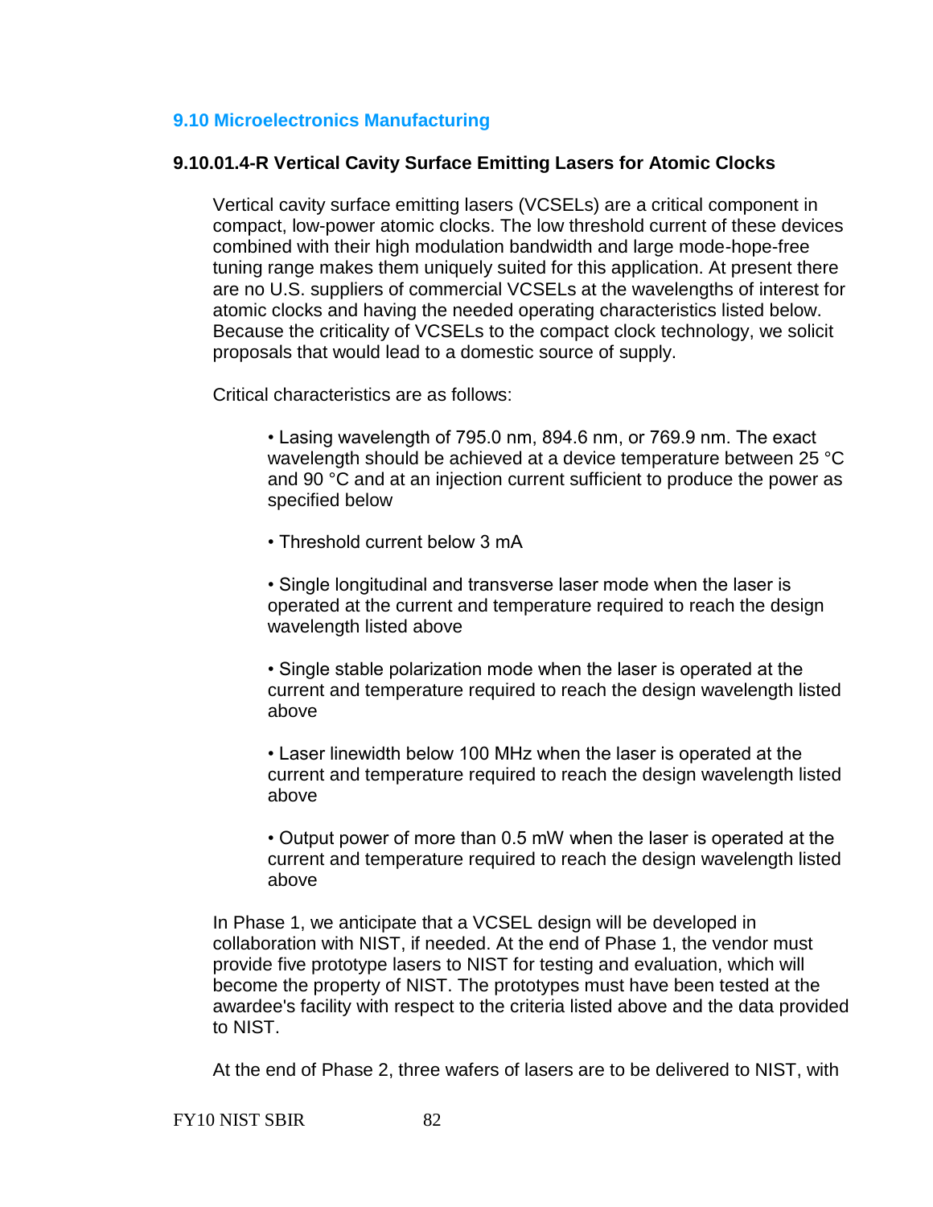## 9.10 Microelectronics Manufacturing

### 9.10.01.4-R Vertical Cavity Surface Emitting Lasers for Atomic Clocks

Vertical cavity surface emitting lasers (VCSELs) are a critical component in compact, low-power atomic clocks. The low threshold current of these devices combined with their high modulation bandwidth and large mode-hope-free tuning range makes them uniquely suited for this application. At present there are no U.S. suppliers of commercial VCSELs at the wavelengths of interest for atomic clocks and having the needed operating characteristics listed below. Because the criticality of VCSELs to the compact clock technology, we solicit proposals that would lead to a domestic source of supply.

Critical characteristics are as follows:

- Lasing wavelength of 795.0 nm, 894.6 nm, or 769.9 nm. The exact wavelength should be achieved at a device temperature between 25 °C and 90 °C and at an injection current sufficient to produce the power as specified below

- Threshold current below 3 mA

- Single longitudinal and transverse laser mode when the laser is operated at the current and temperature required to reach the design wavelength listed above

- Single stable polarization mode when the laser is operated at the current and temperature required to reach the design wavelength listed above

- Laser linewidth below 100 MHz when the laser is operated at the current and temperature required to reach the design wavelength listed above

- Output power of more than 0.5 mW when the laser is operated at the current and temperature required to reach the design wavelength listed above

In Phase 1, we anticipate that a VCSEL design will be developed in collaboration with NIST, if needed. At the end of Phase 1, the vendor must provide five prototype lasers to NIST for testing and evaluation, which will become the property of NIST. The prototypes must have been tested at the awardee's facility with respect to the criteria listed above and the data provided to NIST.

At the end of Phase 2, three wafers of lasers are to be delivered to NIST, with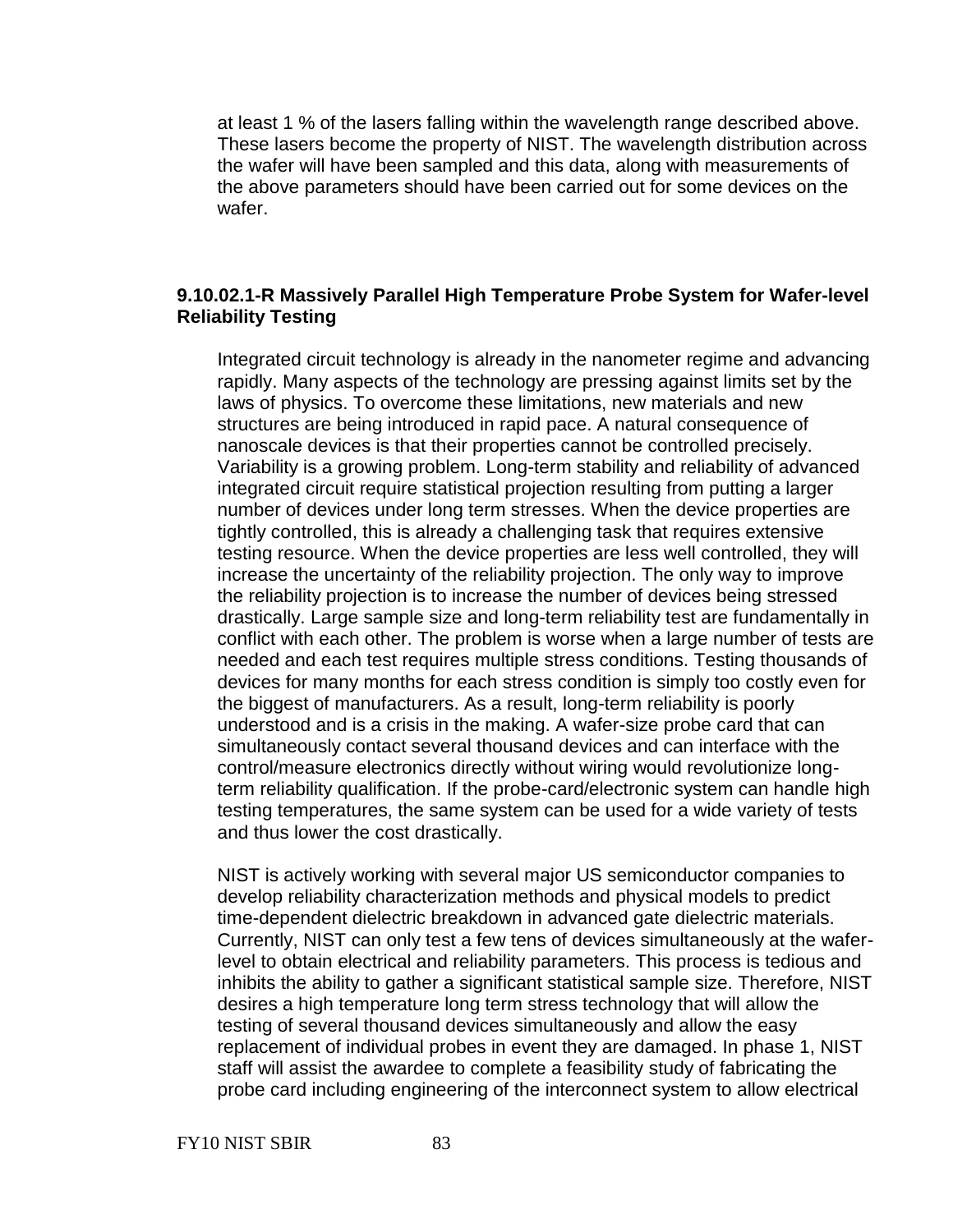at least 1 % of the lasers falling within the wavelength range described above. These lasers become the property of NIST. The wavelength distribution across the wafer will have been sampled and this data, along with measurements of the above parameters should have been carried out for some devices on the wafer.

### 9.10.02.1-R Massively Parallel High Temperature Probe System for Wafer-level Reliability Testing

Integrated circuit technology is already in the nanometer regime and advancing rapidly. Many aspects of the technology are pressing against limits set by the laws of physics. To overcome these limitations, new materials and new structures are being introduced in rapid pace. A natural consequence of nanoscale devices is that their properties cannot be controlled precisely. Variability is a growing problem. Long-term stability and reliability of advanced integrated circuit require statistical projection resulting from putting a larger number of devices under long term stresses. When the device properties are tightly controlled, this is already a challenging task that requires extensive testing resource. When the device properties are less well controlled, they will increase the uncertainty of the reliability projection. The only way to improve the reliability projection is to increase the number of devices being stressed drastically. Large sample size and long-term reliability test are fundamentally in conflict with each other. The problem is worse when a large number of tests are needed and each test requires multiple stress conditions. Testing thousands of devices for many months for each stress condition is simply too costly even for the biggest of manufacturers. As a result, long-term reliability is poorly understood and is a crisis in the making. A wafer-size probe card that can simultaneously contact several thousand devices and can interface with the control/measure electronics directly without wiring would revolutionize long-term reliability qualification. If the probe-card/electronic system can handle high testing temperatures, the same system can be used for a wide variety of tests and thus lower the cost drastically.

NIST is actively working with several major US semiconductor companies to develop reliability characterization methods and physical models to predict time-dependent dielectric breakdown in advanced gate dielectric materials. Currently, NIST can only test a few tens of devices simultaneously at the wafer-level to obtain electrical and reliability parameters. This process is tedious and inhibits the ability to gather a significant statistical sample size. Therefore, NIST desires a high temperature long term stress technology that will allow the testing of several thousand devices simultaneously and allow the easy replacement of individual probes in event they are damaged. In phase 1, NIST staff will assist the awardee to complete a feasibility study of fabricating the probe card including engineering of the interconnect system to allow electrical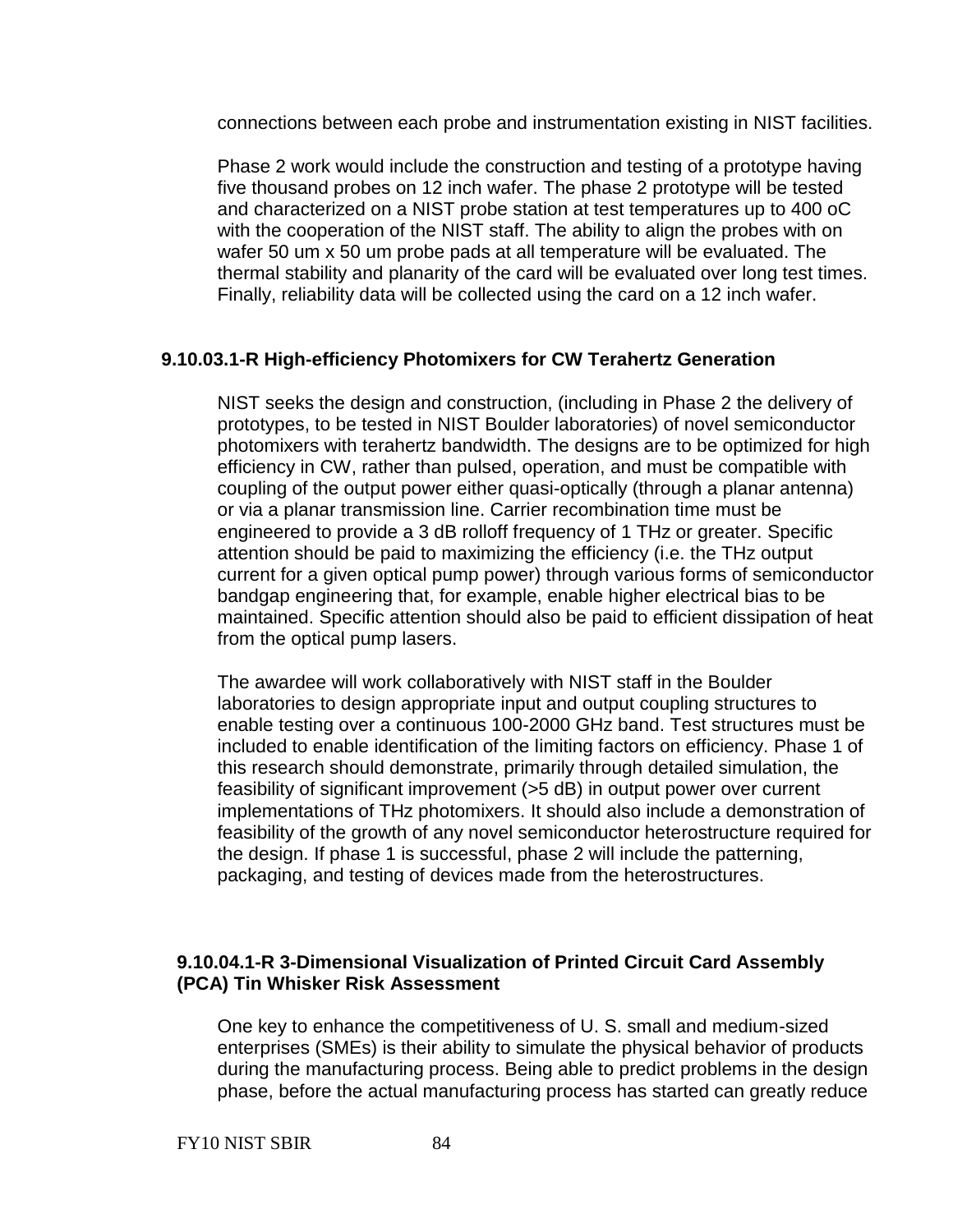connections between each probe and instrumentation existing in NIST facilities.

Phase 2 work would include the construction and testing of a prototype having five thousand probes on 12 inch wafer. The phase 2 prototype will be tested and characterized on a NIST probe station at test temperatures up to 400 oC with the cooperation of the NIST staff. The ability to align the probes with on wafer 50 um x 50 um probe pads at all temperature will be evaluated. The thermal stability and planarity of the card will be evaluated over long test times. Finally, reliability data will be collected using the card on a 12 inch wafer.

### 9.10.03.1-R High-efficiency Photomixers for CW Terahertz Generation

NIST seeks the design and construction, (including in Phase 2 the delivery of prototypes, to be tested in NIST Boulder laboratories) of novel semiconductor photomixers with terahertz bandwidth. The designs are to be optimized for high efficiency in CW, rather than pulsed, operation, and must be compatible with coupling of the output power either quasi-optically (through a planar antenna) or via a planar transmission line. Carrier recombination time must be engineered to provide a 3 dB rolloff frequency of 1 THz or greater. Specific attention should be paid to maximizing the efficiency (i.e. the THz output current for a given optical pump power) through various forms of semiconductor bandgap engineering that, for example, enable higher electrical bias to be maintained. Specific attention should also be paid to efficient dissipation of heat from the optical pump lasers.

The awardee will work collaboratively with NIST staff in the Boulder laboratories to design appropriate input and output coupling structures to enable testing over a continuous 100-2000 GHz band. Test structures must be included to enable identification of the limiting factors on efficiency. Phase 1 of this research should demonstrate, primarily through detailed simulation, the feasibility of significant improvement (>5 dB) in output power over current implementations of THz photomixers. It should also include a demonstration of feasibility of the growth of any novel semiconductor heterostructure required for the design. If phase 1 is successful, phase 2 will include the patterning, packaging, and testing of devices made from the heterostructures.

### 9.10.04.1-R 3-Dimensional Visualization of Printed Circuit Card Assembly (PCA) Tin Whisker Risk Assessment

One key to enhance the competitiveness of U. S. small and medium-sized enterprises (SMEs) is their ability to simulate the physical behavior of products during the manufacturing process. Being able to predict problems in the design phase, before the actual manufacturing process has started can greatly reduce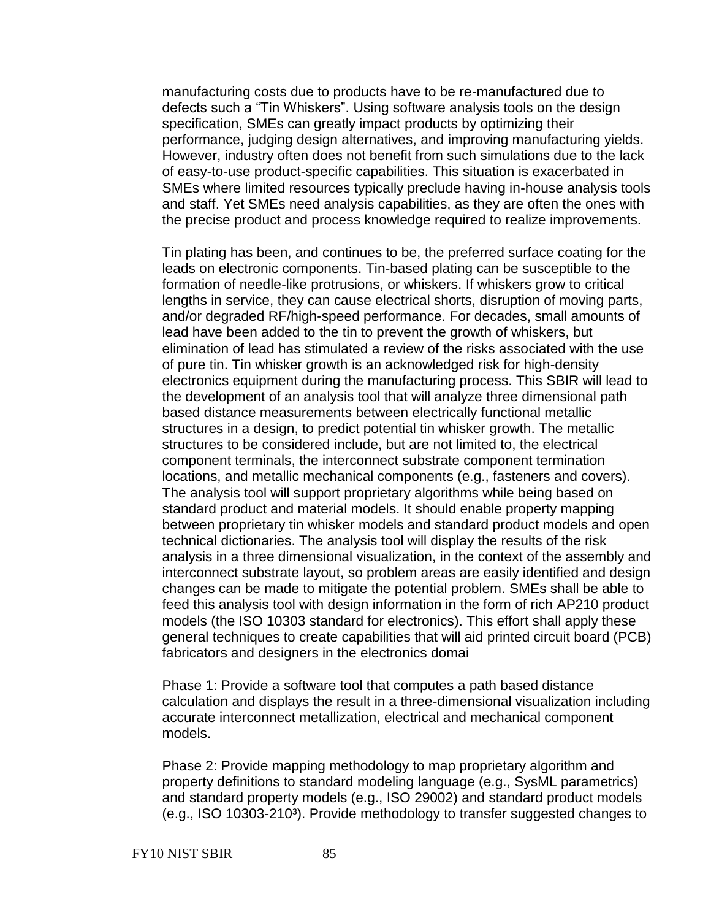manufacturing costs due to products have to be re-manufactured due to defects such a "Tin Whiskers". Using software analysis tools on the design specification, SMEs can greatly impact products by optimizing their performance, judging design alternatives, and improving manufacturing yields. However, industry often does not benefit from such simulations due to the lack of easy-to-use product-specific capabilities. This situation is exacerbated in SMEs where limited resources typically preclude having in-house analysis tools and staff. Yet SMEs need analysis capabilities, as they are often the ones with the precise product and process knowledge required to realize improvements.

Tin plating has been, and continues to be, the preferred surface coating for the leads on electronic components. Tin-based plating can be susceptible to the formation of needle-like protrusions, or whiskers. If whiskers grow to critical lengths in service, they can cause electrical shorts, disruption of moving parts, and/or degraded RF/high-speed performance. For decades, small amounts of lead have been added to the tin to prevent the growth of whiskers, but elimination of lead has stimulated a review of the risks associated with the use of pure tin. Tin whisker growth is an acknowledged risk for high-density electronics equipment during the manufacturing process. This SBIR will lead to the development of an analysis tool that will analyze three dimensional path based distance measurements between electrically functional metallic structures in a design, to predict potential tin whisker growth. The metallic structures to be considered include, but are not limited to, the electrical component terminals, the interconnect substrate component termination locations, and metallic mechanical components (e.g., fasteners and covers). The analysis tool will support proprietary algorithms while being based on standard product and material models. It should enable property mapping between proprietary tin whisker models and standard product models and open technical dictionaries. The analysis tool will display the results of the risk analysis in a three dimensional visualization, in the context of the assembly and interconnect substrate layout, so problem areas are easily identified and design changes can be made to mitigate the potential problem. SMEs shall be able to feed this analysis tool with design information in the form of rich AP210 product models (the ISO 10303 standard for electronics). This effort shall apply these general techniques to create capabilities that will aid printed circuit board (PCB) fabricators and designers in the electronics domai

Phase 1: Provide a software tool that computes a path based distance calculation and displays the result in a three-dimensional visualization including accurate interconnect metallization, electrical and mechanical component models.

Phase 2: Provide mapping methodology to map proprietary algorithm and property definitions to standard modeling language (e.g., SysML parametrics) and standard property models (e.g., ISO 29002) and standard product models (e.g., ISO 10303-210[3]). Provide methodology to transfer suggested changes to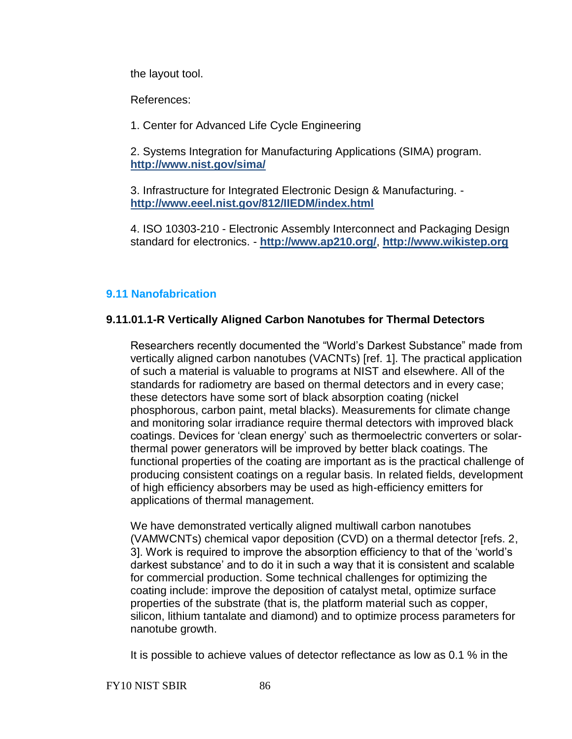the layout tool.

References:

1. Center for Advanced Life Cycle Engineering

2. Systems Integration for Manufacturing Applications (SIMA) program. **http://www.nist.gov/sima/**

3. Infrastructure for Integrated Electronic Design & Manufacturing. - **http://www.eeel.nist.gov/812/IIEDM/index.html**

4. ISO 10303-210 - Electronic Assembly Interconnect and Packaging Design standard for electronics. - **http://www.ap210.org/**, **http://www.wikistep.org**

## 9.11 Nanofabrication

### 9.11.01.1-R Vertically Aligned Carbon Nanotubes for Thermal Detectors

Researchers recently documented the "World's Darkest Substance" made from vertically aligned carbon nanotubes (VACNTs) [ref. 1]. The practical application of such a material is valuable to programs at NIST and elsewhere. All of the standards for radiometry are based on thermal detectors and in every case; these detectors have some sort of black absorption coating (nickel phosphorous, carbon paint, metal blacks). Measurements for climate change and monitoring solar irradiance require thermal detectors with improved black coatings. Devices for 'clean energy' such as thermoelectric converters or solar-thermal power generators will be improved by better black coatings. The functional properties of the coating are important as is the practical challenge of producing consistent coatings on a regular basis. In related fields, development of high efficiency absorbers may be used as high-efficiency emitters for applications of thermal management.

We have demonstrated vertically aligned multiwall carbon nanotubes (VAMWCNTs) chemical vapor deposition (CVD) on a thermal detector [refs. 2, 3]. Work is required to improve the absorption efficiency to that of the 'world's darkest substance' and to do it in such a way that it is consistent and scalable for commercial production. Some technical challenges for optimizing the coating include: improve the deposition of catalyst metal, optimize surface properties of the substrate (that is, the platform material such as copper, silicon, lithium tantalate and diamond) and to optimize process parameters for nanotube growth.

It is possible to achieve values of detector reflectance as low as 0.1 % in the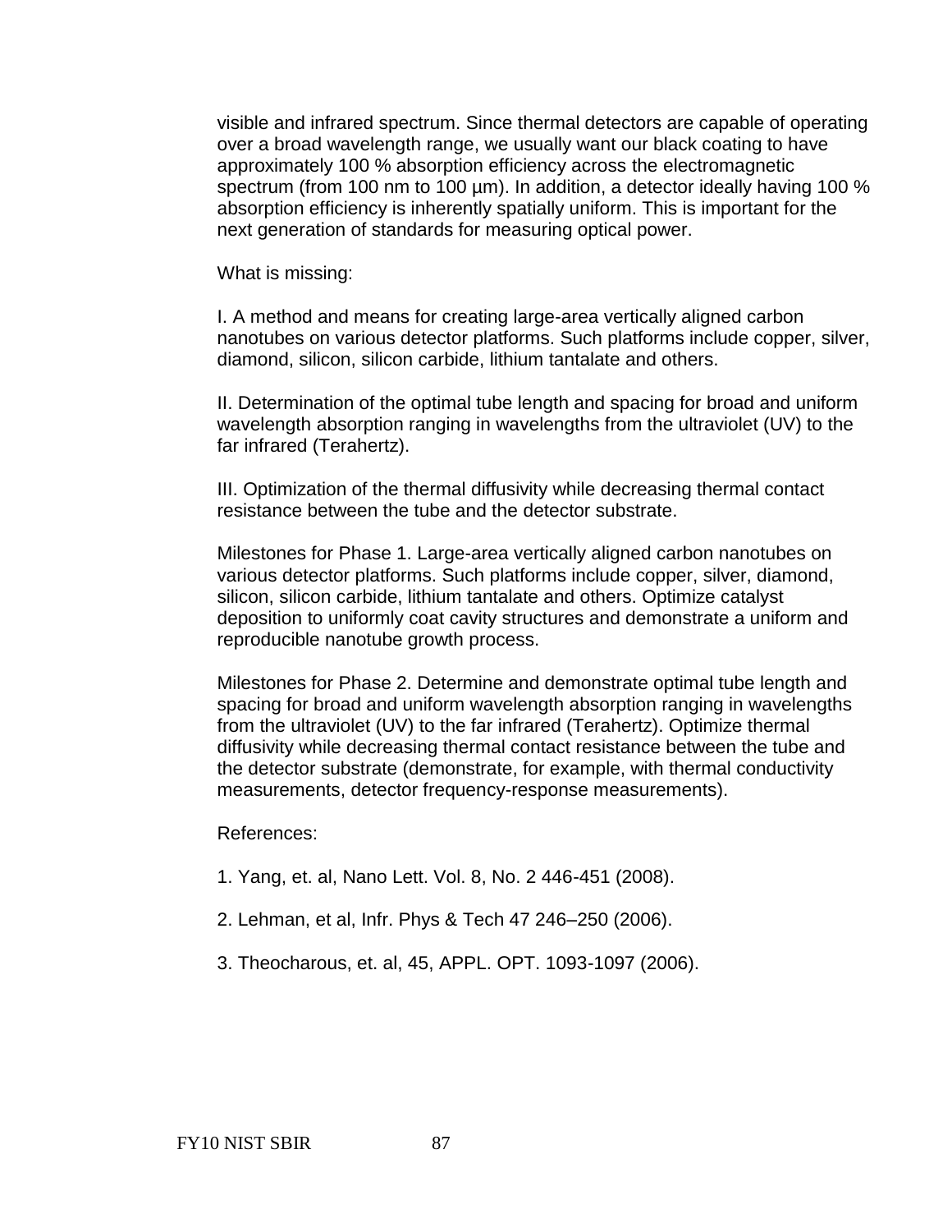visible and infrared spectrum. Since thermal detectors are capable of operating over a broad wavelength range, we usually want our black coating to have approximately 100 % absorption efficiency across the electromagnetic spectrum (from 100 nm to 100 µm). In addition, a detector ideally having 100 % absorption efficiency is inherently spatially uniform. This is important for the next generation of standards for measuring optical power.

What is missing:

I. A method and means for creating large-area vertically aligned carbon nanotubes on various detector platforms. Such platforms include copper, silver, diamond, silicon, silicon carbide, lithium tantalate and others.

II. Determination of the optimal tube length and spacing for broad and uniform wavelength absorption ranging in wavelengths from the ultraviolet (UV) to the far infrared (Terahertz).

III. Optimization of the thermal diffusivity while decreasing thermal contact resistance between the tube and the detector substrate.

Milestones for Phase 1. Large-area vertically aligned carbon nanotubes on various detector platforms. Such platforms include copper, silver, diamond, silicon, silicon carbide, lithium tantalate and others. Optimize catalyst deposition to uniformly coat cavity structures and demonstrate a uniform and reproducible nanotube growth process.

Milestones for Phase 2. Determine and demonstrate optimal tube length and spacing for broad and uniform wavelength absorption ranging in wavelengths from the ultraviolet (UV) to the far infrared (Terahertz). Optimize thermal diffusivity while decreasing thermal contact resistance between the tube and the detector substrate (demonstrate, for example, with thermal conductivity measurements, detector frequency-response measurements).

References:

1. Yang, et. al, Nano Lett. Vol. 8, No. 2 446-451 (2008).

2. Lehman, et al, Infr. Phys & Tech 47 246–250 (2006).

3. Theocharous, et. al, 45, APPL. OPT. 1093-1097 (2006).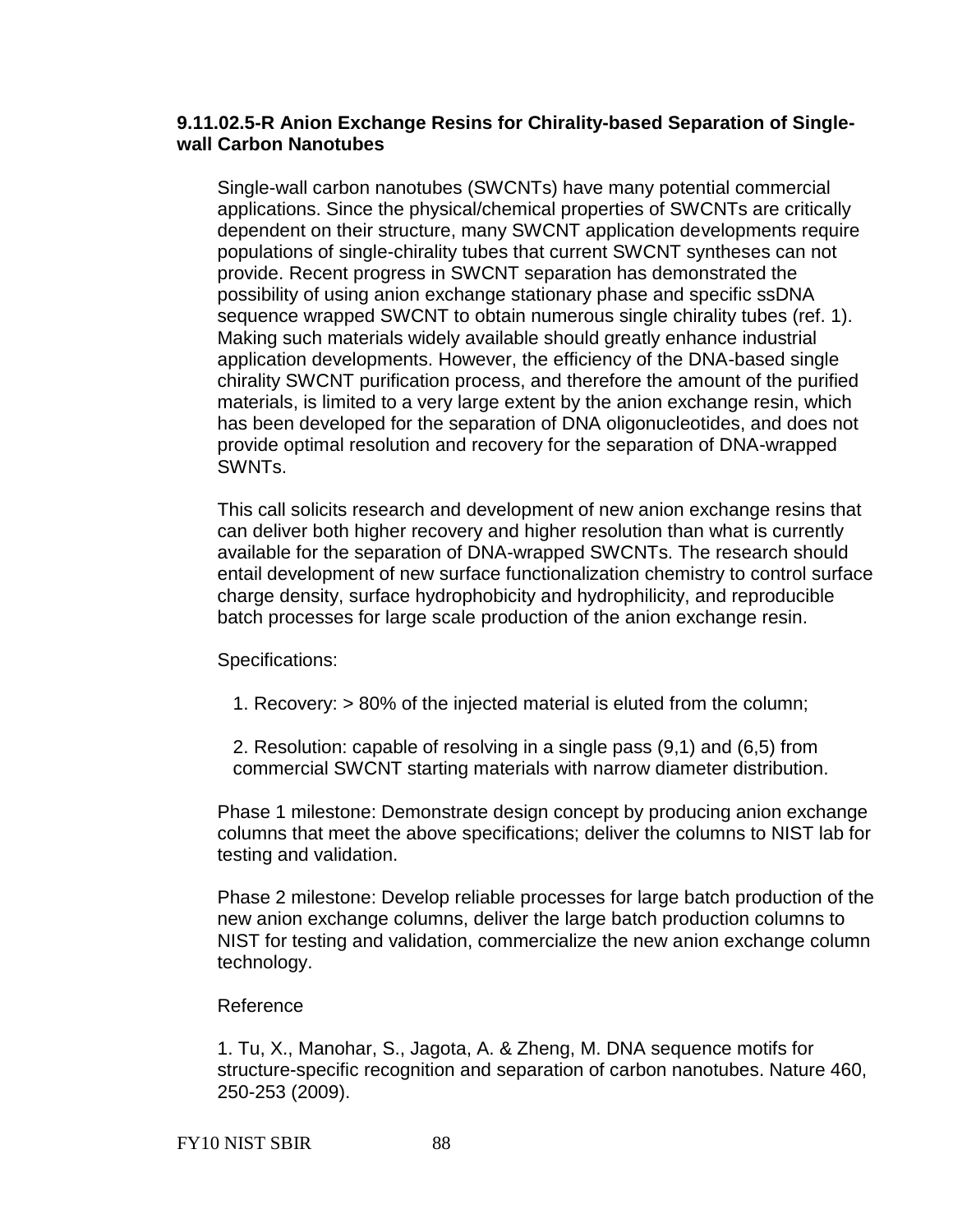### 9.11.02.5-R Anion Exchange Resins for Chirality-based Separation of Single-wall Carbon Nanotubes

Single-wall carbon nanotubes (SWCNTs) have many potential commercial applications. Since the physical/chemical properties of SWCNTs are critically dependent on their structure, many SWCNT application developments require populations of single-chirality tubes that current SWCNT syntheses can not provide. Recent progress in SWCNT separation has demonstrated the possibility of using anion exchange stationary phase and specific ssDNA sequence wrapped SWCNT to obtain numerous single chirality tubes (ref. 1). Making such materials widely available should greatly enhance industrial application developments. However, the efficiency of the DNA-based single chirality SWCNT purification process, and therefore the amount of the purified materials, is limited to a very large extent by the anion exchange resin, which has been developed for the separation of DNA oligonucleotides, and does not provide optimal resolution and recovery for the separation of DNA-wrapped SWNTs.

This call solicits research and development of new anion exchange resins that can deliver both higher recovery and higher resolution than what is currently available for the separation of DNA-wrapped SWCNTs. The research should entail development of new surface functionalization chemistry to control surface charge density, surface hydrophobicity and hydrophilicity, and reproducible batch processes for large scale production of the anion exchange resin.

Specifications:

1. Recovery: > 80% of the injected material is eluted from the column;

2. Resolution: capable of resolving in a single pass (9,1) and (6,5) from commercial SWCNT starting materials with narrow diameter distribution.

Phase 1 milestone: Demonstrate design concept by producing anion exchange columns that meet the above specifications; deliver the columns to NIST lab for testing and validation.

Phase 2 milestone: Develop reliable processes for large batch production of the new anion exchange columns, deliver the large batch production columns to NIST for testing and validation, commercialize the new anion exchange column technology.

Reference

1. Tu, X., Manohar, S., Jagota, A. & Zheng, M. DNA sequence motifs for structure-specific recognition and separation of carbon nanotubes. Nature 460, 250-253 (2009).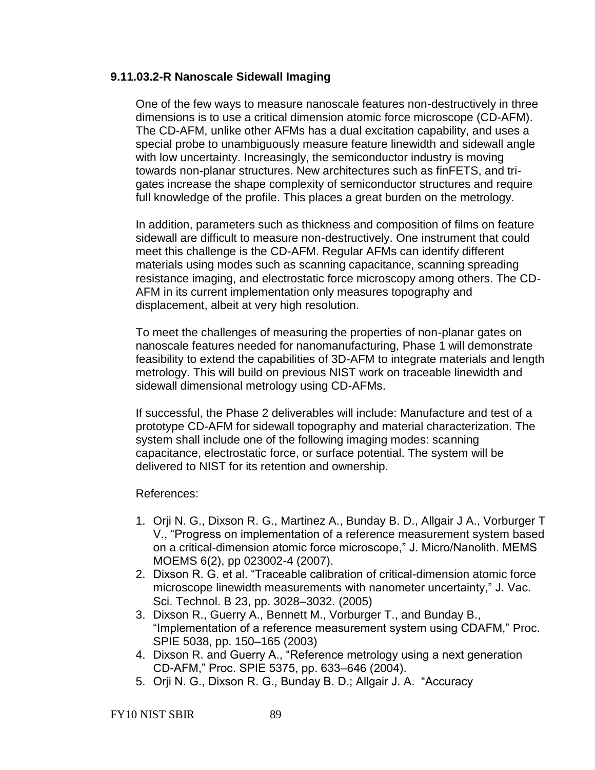### 9.11.03.2-R Nanoscale Sidewall Imaging

One of the few ways to measure nanoscale features non-destructively in three dimensions is to use a critical dimension atomic force microscope (CD-AFM). The CD-AFM, unlike other AFMs has a dual excitation capability, and uses a special probe to unambiguously measure feature linewidth and sidewall angle with low uncertainty. Increasingly, the semiconductor industry is moving towards non-planar structures. New architectures such as finFETS, and tri-gates increase the shape complexity of semiconductor structures and require full knowledge of the profile. This places a great burden on the metrology.

In addition, parameters such as thickness and composition of films on feature sidewall are difficult to measure non-destructively. One instrument that could meet this challenge is the CD-AFM. Regular AFMs can identify different materials using modes such as scanning capacitance, scanning spreading resistance imaging, and electrostatic force microscopy among others. The CD-AFM in its current implementation only measures topography and displacement, albeit at very high resolution.

To meet the challenges of measuring the properties of non-planar gates on nanoscale features needed for nanomanufacturing, Phase 1 will demonstrate feasibility to extend the capabilities of 3D-AFM to integrate materials and length metrology. This will build on previous NIST work on traceable linewidth and sidewall dimensional metrology using CD-AFMs.

If successful, the Phase 2 deliverables will include: Manufacture and test of a prototype CD-AFM for sidewall topography and material characterization. The system shall include one of the following imaging modes: scanning capacitance, electrostatic force, or surface potential. The system will be delivered to NIST for its retention and ownership.

References:

1. Orji N. G., Dixson R. G., Martinez A., Bunday B. D., Allgair J A., Vorburger T V., “Progress on implementation of a reference measurement system based on a critical-dimension atomic force microscope,” J. Micro/Nanolith. MEMS MOEMS 6(2), pp 023002-4 (2007).
2. Dixson R. G. et al. “Traceable calibration of critical-dimension atomic force microscope linewidth measurements with nanometer uncertainty,” J. Vac. Sci. Technol. B 23, pp. 3028–3032. (2005)
3. Dixson R., Guerry A., Bennett M., Vorburger T., and Bunday B., “Implementation of a reference measurement system using CDAFM,” Proc. SPIE 5038, pp. 150–165 (2003)
4. Dixson R. and Guerry A., “Reference metrology using a next generation CD-AFM,” Proc. SPIE 5375, pp. 633–646 (2004).
5. Orji N. G., Dixson R. G., Bunday B. D.; Allgair J. A. “Accuracy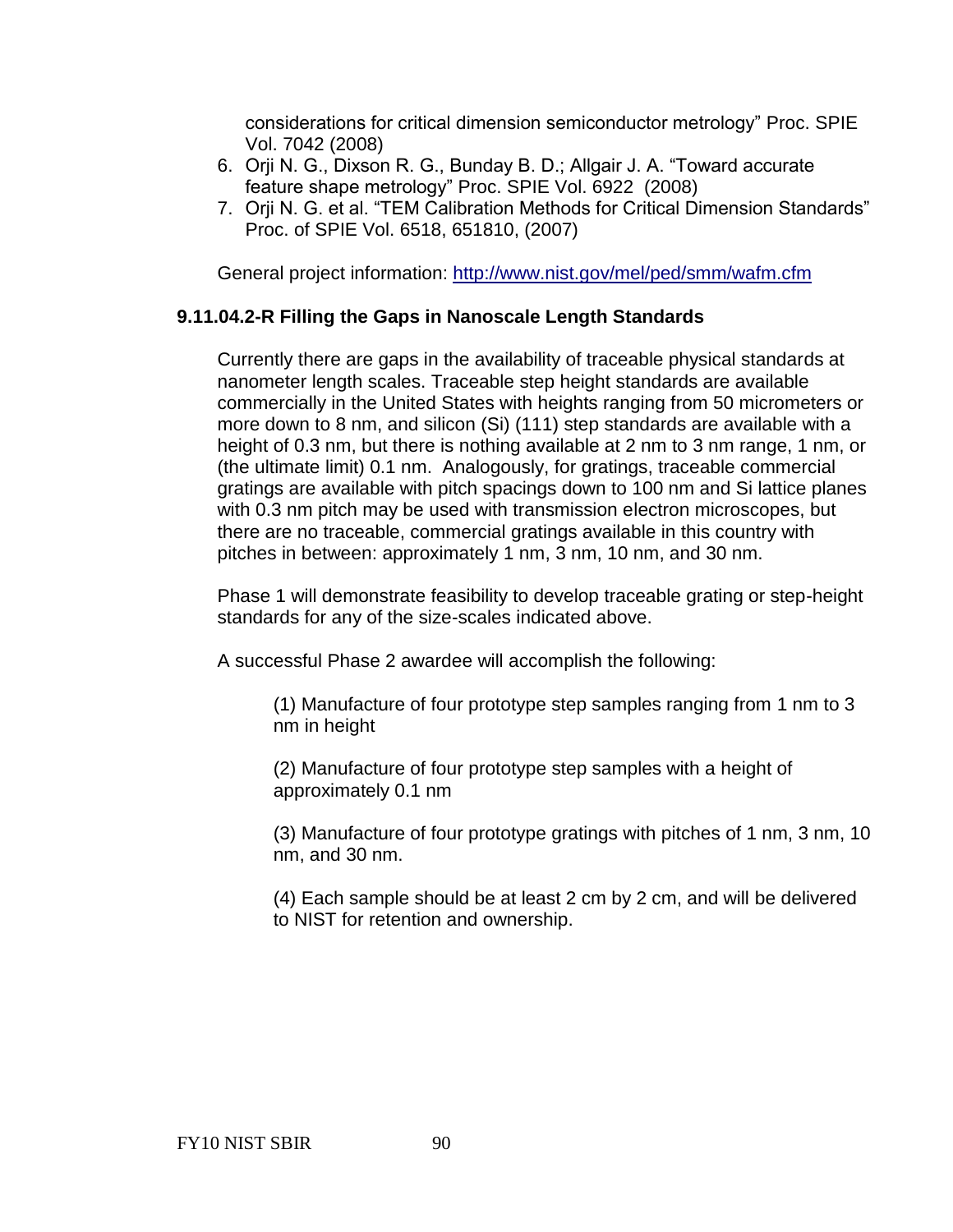considerations for critical dimension semiconductor metrology" Proc. SPIE Vol. 7042 (2008)

6. Orji N. G., Dixson R. G., Bunday B. D.; Allgair J. A. "Toward accurate feature shape metrology" Proc. SPIE Vol. 6922 (2008)
7. Orji N. G. et al. "TEM Calibration Methods for Critical Dimension Standards" Proc. of SPIE Vol. 6518, 651810, (2007)

General project information: [http://www.nist.gov/mel/ped/smm/wafm.cfm](http://www.nist.gov/mel/ped/smm/wafm.cfm)

### 9.11.04.2-R Filling the Gaps in Nanoscale Length Standards

Currently there are gaps in the availability of traceable physical standards at nanometer length scales. Traceable step height standards are available commercially in the United States with heights ranging from 50 micrometers or more down to 8 nm, and silicon (Si) (111) step standards are available with a height of 0.3 nm, but there is nothing available at 2 nm to 3 nm range, 1 nm, or (the ultimate limit) 0.1 nm. Analogously, for gratings, traceable commercial gratings are available with pitch spacings down to 100 nm and Si lattice planes with 0.3 nm pitch may be used with transmission electron microscopes, but there are no traceable, commercial gratings available in this country with pitches in between: approximately 1 nm, 3 nm, 10 nm, and 30 nm.

Phase 1 will demonstrate feasibility to develop traceable grating or step-height standards for any of the size-scales indicated above.

A successful Phase 2 awardee will accomplish the following:

(1) Manufacture of four prototype step samples ranging from 1 nm to 3 nm in height

(2) Manufacture of four prototype step samples with a height of approximately 0.1 nm

(3) Manufacture of four prototype gratings with pitches of 1 nm, 3 nm, 10 nm, and 30 nm.

(4) Each sample should be at least 2 cm by 2 cm, and will be delivered to NIST for retention and ownership.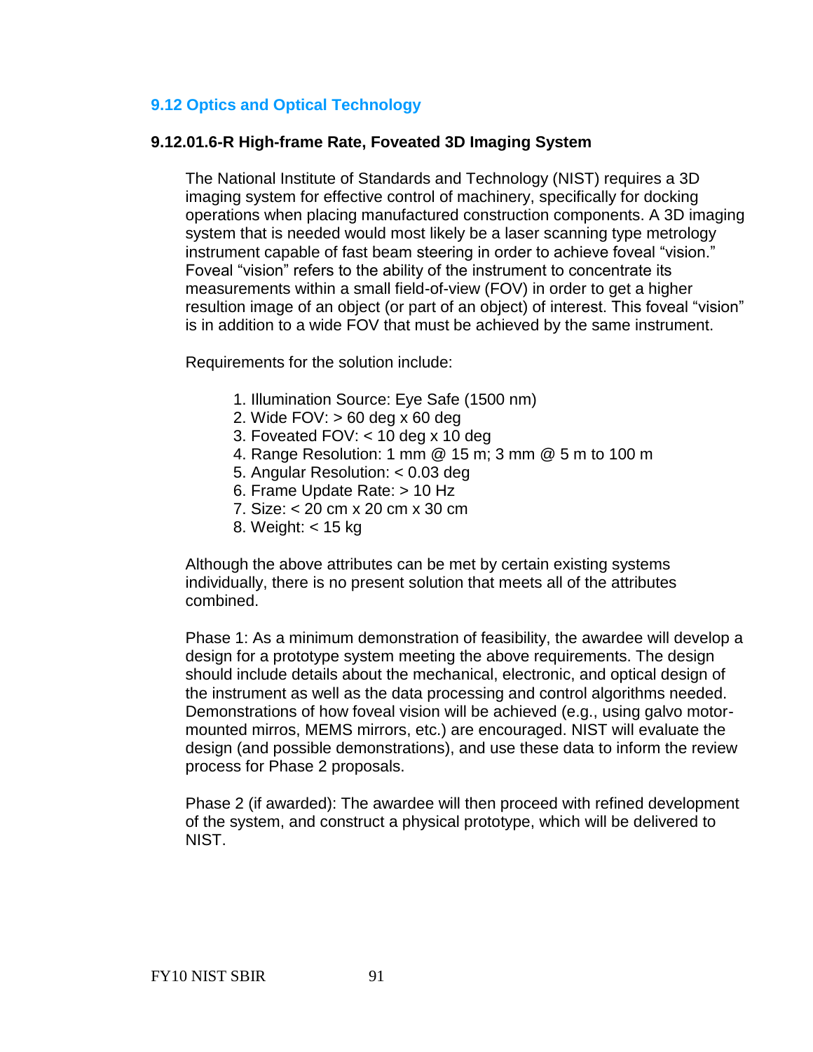## 9.12 Optics and Optical Technology

### 9.12.01.6-R High-frame Rate, Foveated 3D Imaging System

The National Institute of Standards and Technology (NIST) requires a 3D imaging system for effective control of machinery, specifically for docking operations when placing manufactured construction components. A 3D imaging system that is needed would most likely be a laser scanning type metrology instrument capable of fast beam steering in order to achieve foveal "vision." Foveal "vision" refers to the ability of the instrument to concentrate its measurements within a small field-of-view (FOV) in order to get a higher resultion image of an object (or part of an object) of interest. This foveal "vision" is in addition to a wide FOV that must be achieved by the same instrument.

Requirements for the solution include:

1. Illumination Source: Eye Safe (1500 nm)
2. Wide FOV: > 60 deg x 60 deg
3. Foveated FOV: < 10 deg x 10 deg
4. Range Resolution: 1 mm @ 15 m; 3 mm @ 5 m to 100 m
5. Angular Resolution: < 0.03 deg
6. Frame Update Rate: > 10 Hz
7. Size: < 20 cm x 20 cm x 30 cm
8. Weight: < 15 kg

Although the above attributes can be met by certain existing systems individually, there is no present solution that meets all of the attributes combined.

Phase 1: As a minimum demonstration of feasibility, the awardee will develop a design for a prototype system meeting the above requirements. The design should include details about the mechanical, electronic, and optical design of the instrument as well as the data processing and control algorithms needed. Demonstrations of how foveal vision will be achieved (e.g., using galvo motor-mounted mirros, MEMS mirrors, etc.) are encouraged. NIST will evaluate the design (and possible demonstrations), and use these data to inform the review process for Phase 2 proposals.

Phase 2 (if awarded): The awardee will then proceed with refined development of the system, and construct a physical prototype, which will be delivered to NIST.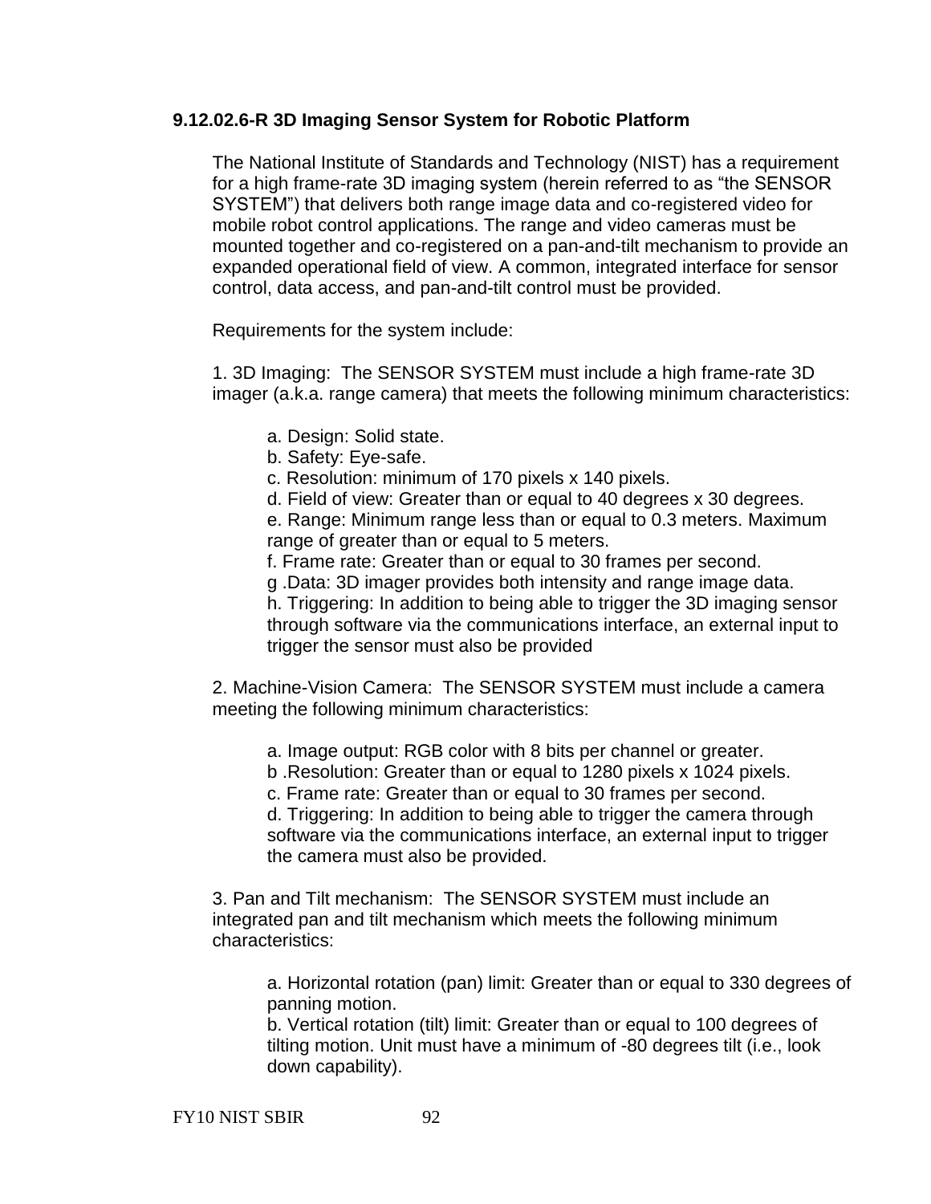### 9.12.02.6-R 3D Imaging Sensor System for Robotic Platform

The National Institute of Standards and Technology (NIST) has a requirement for a high frame-rate 3D imaging system (herein referred to as "the SENSOR SYSTEM") that delivers both range image data and co-registered video for mobile robot control applications. The range and video cameras must be mounted together and co-registered on a pan-and-tilt mechanism to provide an expanded operational field of view. A common, integrated interface for sensor control, data access, and pan-and-tilt control must be provided.

Requirements for the system include:

1. 3D Imaging: The SENSOR SYSTEM must include a high frame-rate 3D imager (a.k.a. range camera) that meets the following minimum characteristics:

   a. Design: Solid state.
   b. Safety: Eye-safe.
   c. Resolution: minimum of 170 pixels x 140 pixels.
   d. Field of view: Greater than or equal to 40 degrees x 30 degrees.
   e. Range: Minimum range less than or equal to 0.3 meters. Maximum range of greater than or equal to 5 meters.
   f. Frame rate: Greater than or equal to 30 frames per second.
   g .Data: 3D imager provides both intensity and range image data.
   h. Triggering: In addition to being able to trigger the 3D imaging sensor through software via the communications interface, an external input to trigger the sensor must also be provided

2. Machine-Vision Camera: The SENSOR SYSTEM must include a camera meeting the following minimum characteristics:

   a. Image output: RGB color with 8 bits per channel or greater.
   b .Resolution: Greater than or equal to 1280 pixels x 1024 pixels.
   c. Frame rate: Greater than or equal to 30 frames per second.
   d. Triggering: In addition to being able to trigger the camera through software via the communications interface, an external input to trigger the camera must also be provided.

3. Pan and Tilt mechanism: The SENSOR SYSTEM must include an integrated pan and tilt mechanism which meets the following minimum characteristics:

   a. Horizontal rotation (pan) limit: Greater than or equal to 330 degrees of panning motion.
   b. Vertical rotation (tilt) limit: Greater than or equal to 100 degrees of tilting motion. Unit must have a minimum of -80 degrees tilt (i.e., look down capability).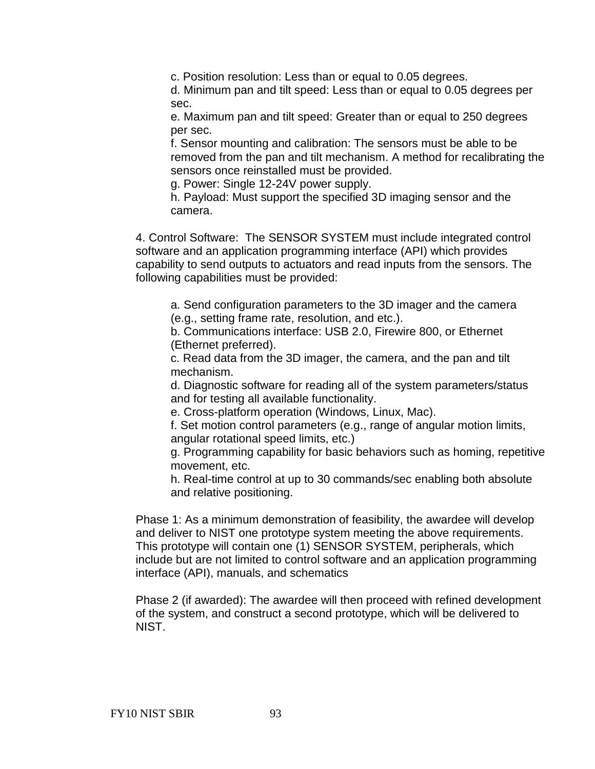c. Position resolution: Less than or equal to 0.05 degrees.  
d. Minimum pan and tilt speed: Less than or equal to 0.05 degrees per sec.  
e. Maximum pan and tilt speed: Greater than or equal to 250 degrees per sec.  
f. Sensor mounting and calibration: The sensors must be able to be removed from the pan and tilt mechanism. A method for recalibrating the sensors once reinstalled must be provided.  
g. Power: Single 12-24V power supply.  
h. Payload: Must support the specified 3D imaging sensor and the camera.

4. Control Software: The SENSOR SYSTEM must include integrated control software and an application programming interface (API) which provides capability to send outputs to actuators and read inputs from the sensors. The following capabilities must be provided:

a. Send configuration parameters to the 3D imager and the camera (e.g., setting frame rate, resolution, and etc.).  
b. Communications interface: USB 2.0, Firewire 800, or Ethernet (Ethernet preferred).  
c. Read data from the 3D imager, the camera, and the pan and tilt mechanism.  
d. Diagnostic software for reading all of the system parameters/status and for testing all available functionality.  
e. Cross-platform operation (Windows, Linux, Mac).  
f. Set motion control parameters (e.g., range of angular motion limits, angular rotational speed limits, etc.)  
g. Programming capability for basic behaviors such as homing, repetitive movement, etc.  
h. Real-time control at up to 30 commands/sec enabling both absolute and relative positioning.

Phase 1: As a minimum demonstration of feasibility, the awardee will develop and deliver to NIST one prototype system meeting the above requirements. This prototype will contain one (1) SENSOR SYSTEM, peripherals, which include but are not limited to control software and an application programming interface (API), manuals, and schematics

Phase 2 (if awarded): The awardee will then proceed with refined development of the system, and construct a second prototype, which will be delivered to NIST.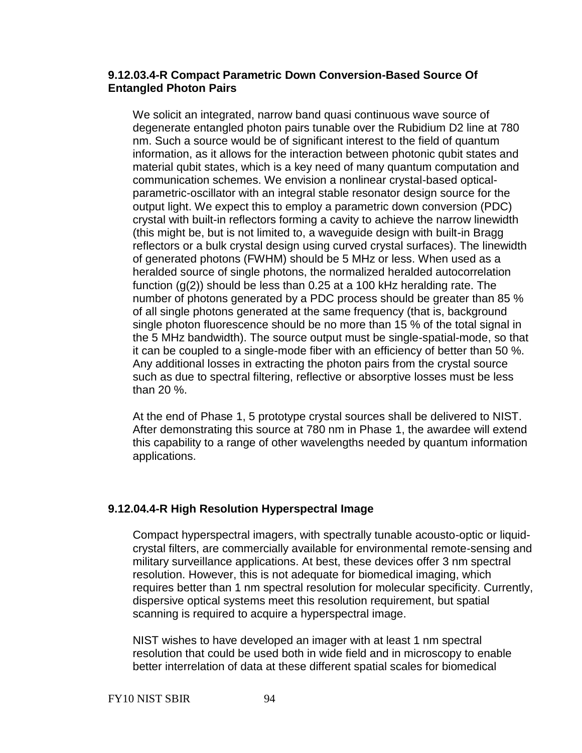### 9.12.03.4-R Compact Parametric Down Conversion-Based Source Of Entangled Photon Pairs

We solicit an integrated, narrow band quasi continuous wave source of degenerate entangled photon pairs tunable over the Rubidium D2 line at 780 nm. Such a source would be of significant interest to the field of quantum information, as it allows for the interaction between photonic qubit states and material qubit states, which is a key need of many quantum computation and communication schemes. We envision a nonlinear crystal-based optical-parametric-oscillator with an integral stable resonator design source for the output light. We expect this to employ a parametric down conversion (PDC) crystal with built-in reflectors forming a cavity to achieve the narrow linewidth (this might be, but is not limited to, a waveguide design with built-in Bragg reflectors or a bulk crystal design using curved crystal surfaces). The linewidth of generated photons (FWHM) should be 5 MHz or less. When used as a heralded source of single photons, the normalized heralded autocorrelation function ($g(2)$) should be less than 0.25 at a 100 kHz heralding rate. The number of photons generated by a PDC process should be greater than 85 % of all single photons generated at the same frequency (that is, background single photon fluorescence should be no more than 15 % of the total signal in the 5 MHz bandwidth). The source output must be single-spatial-mode, so that it can be coupled to a single-mode fiber with an efficiency of better than 50 %. Any additional losses in extracting the photon pairs from the crystal source such as due to spectral filtering, reflective or absorptive losses must be less than 20 %.

At the end of Phase 1, 5 prototype crystal sources shall be delivered to NIST. After demonstrating this source at 780 nm in Phase 1, the awardee will extend this capability to a range of other wavelengths needed by quantum information applications.

### 9.12.04.4-R High Resolution Hyperspectral Image

Compact hyperspectral imagers, with spectrally tunable acousto-optic or liquid-crystal filters, are commercially available for environmental remote-sensing and military surveillance applications. At best, these devices offer 3 nm spectral resolution. However, this is not adequate for biomedical imaging, which requires better than 1 nm spectral resolution for molecular specificity. Currently, dispersive optical systems meet this resolution requirement, but spatial scanning is required to acquire a hyperspectral image.

NIST wishes to have developed an imager with at least 1 nm spectral resolution that could be used both in wide field and in microscopy to enable better interrelation of data at these different spatial scales for biomedical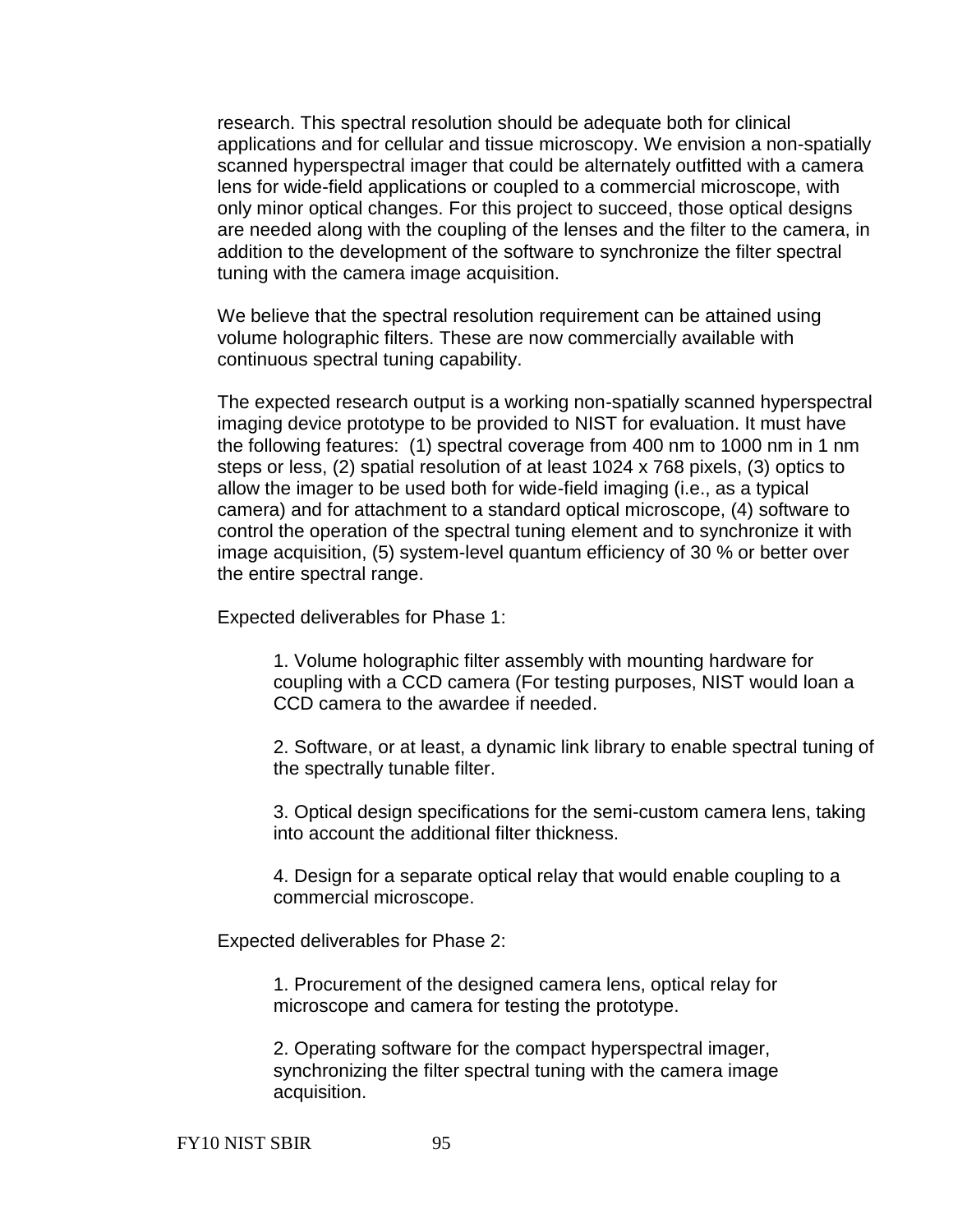research. This spectral resolution should be adequate both for clinical applications and for cellular and tissue microscopy. We envision a non-spatially scanned hyperspectral imager that could be alternately outfitted with a camera lens for wide-field applications or coupled to a commercial microscope, with only minor optical changes. For this project to succeed, those optical designs are needed along with the coupling of the lenses and the filter to the camera, in addition to the development of the software to synchronize the filter spectral tuning with the camera image acquisition.

We believe that the spectral resolution requirement can be attained using volume holographic filters. These are now commercially available with continuous spectral tuning capability.

The expected research output is a working non-spatially scanned hyperspectral imaging device prototype to be provided to NIST for evaluation. It must have the following features: (1) spectral coverage from 400 nm to 1000 nm in 1 nm steps or less, (2) spatial resolution of at least 1024 x 768 pixels, (3) optics to allow the imager to be used both for wide-field imaging (i.e., as a typical camera) and for attachment to a standard optical microscope, (4) software to control the operation of the spectral tuning element and to synchronize it with image acquisition, (5) system-level quantum efficiency of 30 % or better over the entire spectral range.

Expected deliverables for Phase 1:

1. Volume holographic filter assembly with mounting hardware for coupling with a CCD camera (For testing purposes, NIST would loan a CCD camera to the awardee if needed.

2. Software, or at least, a dynamic link library to enable spectral tuning of the spectrally tunable filter.

3. Optical design specifications for the semi-custom camera lens, taking into account the additional filter thickness.

4. Design for a separate optical relay that would enable coupling to a commercial microscope.

Expected deliverables for Phase 2:

1. Procurement of the designed camera lens, optical relay for microscope and camera for testing the prototype.

2. Operating software for the compact hyperspectral imager, synchronizing the filter spectral tuning with the camera image acquisition.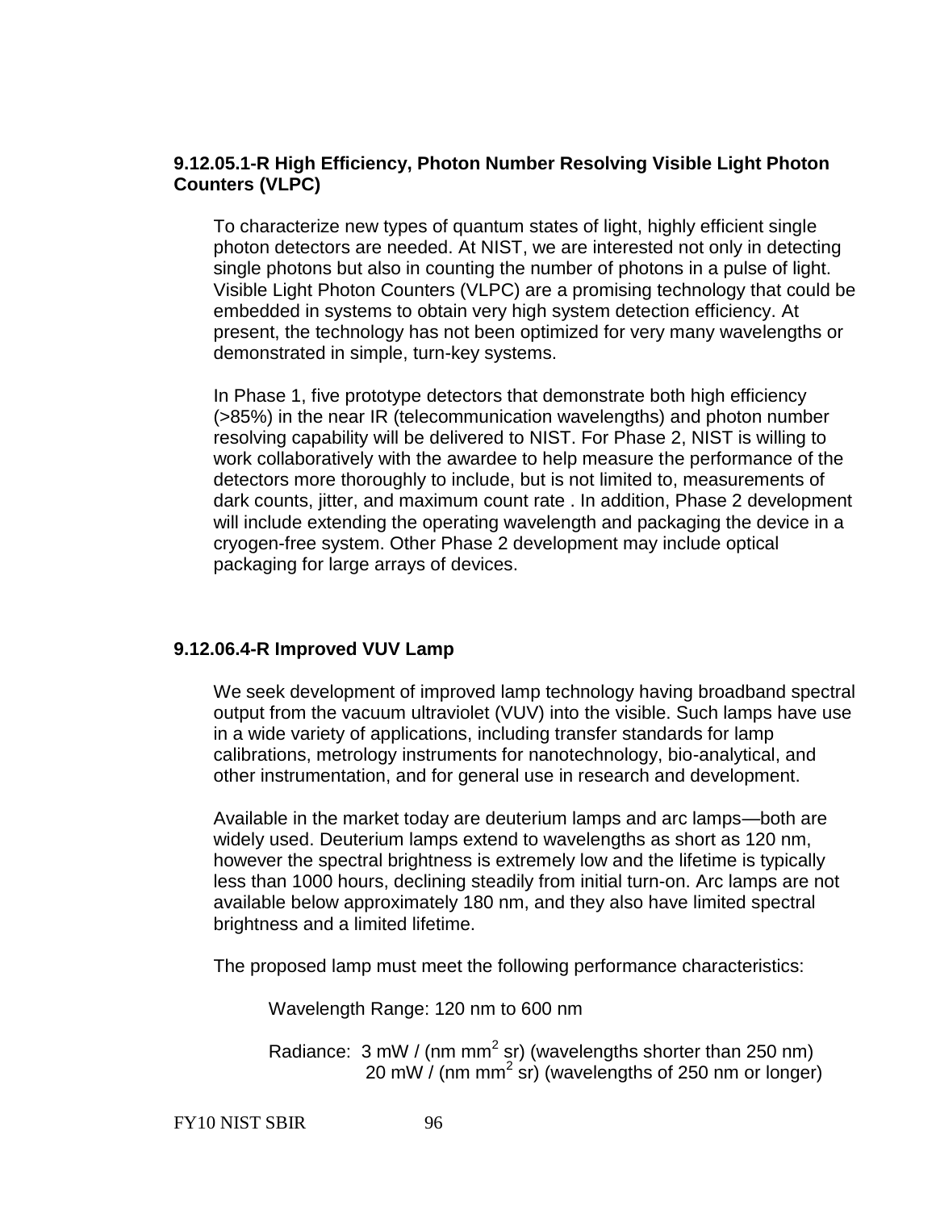### 9.12.05.1-R High Efficiency, Photon Number Resolving Visible Light Photon Counters (VLPC)

To characterize new types of quantum states of light, highly efficient single photon detectors are needed. At NIST, we are interested not only in detecting single photons but also in counting the number of photons in a pulse of light. Visible Light Photon Counters (VLPC) are a promising technology that could be embedded in systems to obtain very high system detection efficiency. At present, the technology has not been optimized for very many wavelengths or demonstrated in simple, turn-key systems.

In Phase 1, five prototype detectors that demonstrate both high efficiency (>85%) in the near IR (telecommunication wavelengths) and photon number resolving capability will be delivered to NIST. For Phase 2, NIST is willing to work collaboratively with the awardee to help measure the performance of the detectors more thoroughly to include, but is not limited to, measurements of dark counts, jitter, and maximum count rate . In addition, Phase 2 development will include extending the operating wavelength and packaging the device in a cryogen-free system. Other Phase 2 development may include optical packaging for large arrays of devices.

### 9.12.06.4-R Improved VUV Lamp

We seek development of improved lamp technology having broadband spectral output from the vacuum ultraviolet (VUV) into the visible. Such lamps have use in a wide variety of applications, including transfer standards for lamp calibrations, metrology instruments for nanotechnology, bio-analytical, and other instrumentation, and for general use in research and development.

Available in the market today are deuterium lamps and arc lamps—both are widely used. Deuterium lamps extend to wavelengths as short as 120 nm, however the spectral brightness is extremely low and the lifetime is typically less than 1000 hours, declining steadily from initial turn-on. Arc lamps are not available below approximately 180 nm, and they also have limited spectral brightness and a limited lifetime.

The proposed lamp must meet the following performance characteristics:

Wavelength Range: 120 nm to 600 nm

Radiance: 3 mW / (nm $mm^2$ sr) (wavelengths shorter than 250 nm)
20 mW / (nm $mm^2$ sr) (wavelengths of 250 nm or longer)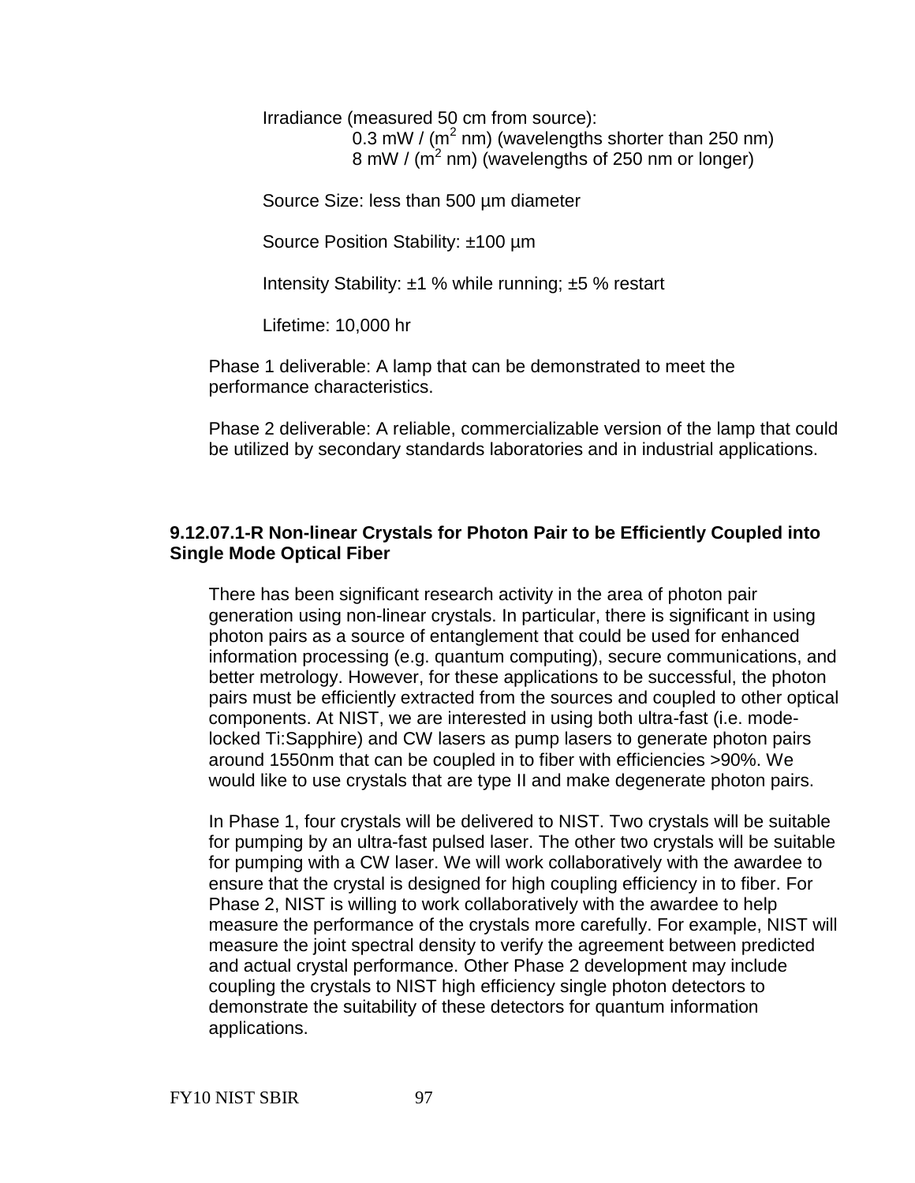Irradiance (measured 50 cm from source):

0.3 mW / ($m^2$ nm) (wavelengths shorter than 250 nm)
8 mW / ($m^2$ nm) (wavelengths of 250 nm or longer)

Source Size: less than 500 µm diameter

Source Position Stability: ±100 µm

Intensity Stability: ±1 % while running; ±5 % restart

Lifetime: 10,000 hr

Phase 1 deliverable: A lamp that can be demonstrated to meet the performance characteristics.

Phase 2 deliverable: A reliable, commercializable version of the lamp that could be utilized by secondary standards laboratories and in industrial applications.

### 9.12.07.1-R Non-linear Crystals for Photon Pair to be Efficiently Coupled into Single Mode Optical Fiber

There has been significant research activity in the area of photon pair generation using non-linear crystals. In particular, there is significant in using photon pairs as a source of entanglement that could be used for enhanced information processing (e.g. quantum computing), secure communications, and better metrology. However, for these applications to be successful, the photon pairs must be efficiently extracted from the sources and coupled to other optical components. At NIST, we are interested in using both ultra-fast (i.e. mode-locked Ti:Sapphire) and CW lasers as pump lasers to generate photon pairs around 1550nm that can be coupled in to fiber with efficiencies >90%. We would like to use crystals that are type II and make degenerate photon pairs.

In Phase 1, four crystals will be delivered to NIST. Two crystals will be suitable for pumping by an ultra-fast pulsed laser. The other two crystals will be suitable for pumping with a CW laser. We will work collaboratively with the awardee to ensure that the crystal is designed for high coupling efficiency in to fiber. For Phase 2, NIST is willing to work collaboratively with the awardee to help measure the performance of the crystals more carefully. For example, NIST will measure the joint spectral density to verify the agreement between predicted and actual crystal performance. Other Phase 2 development may include coupling the crystals to NIST high efficiency single photon detectors to demonstrate the suitability of these detectors for quantum information applications.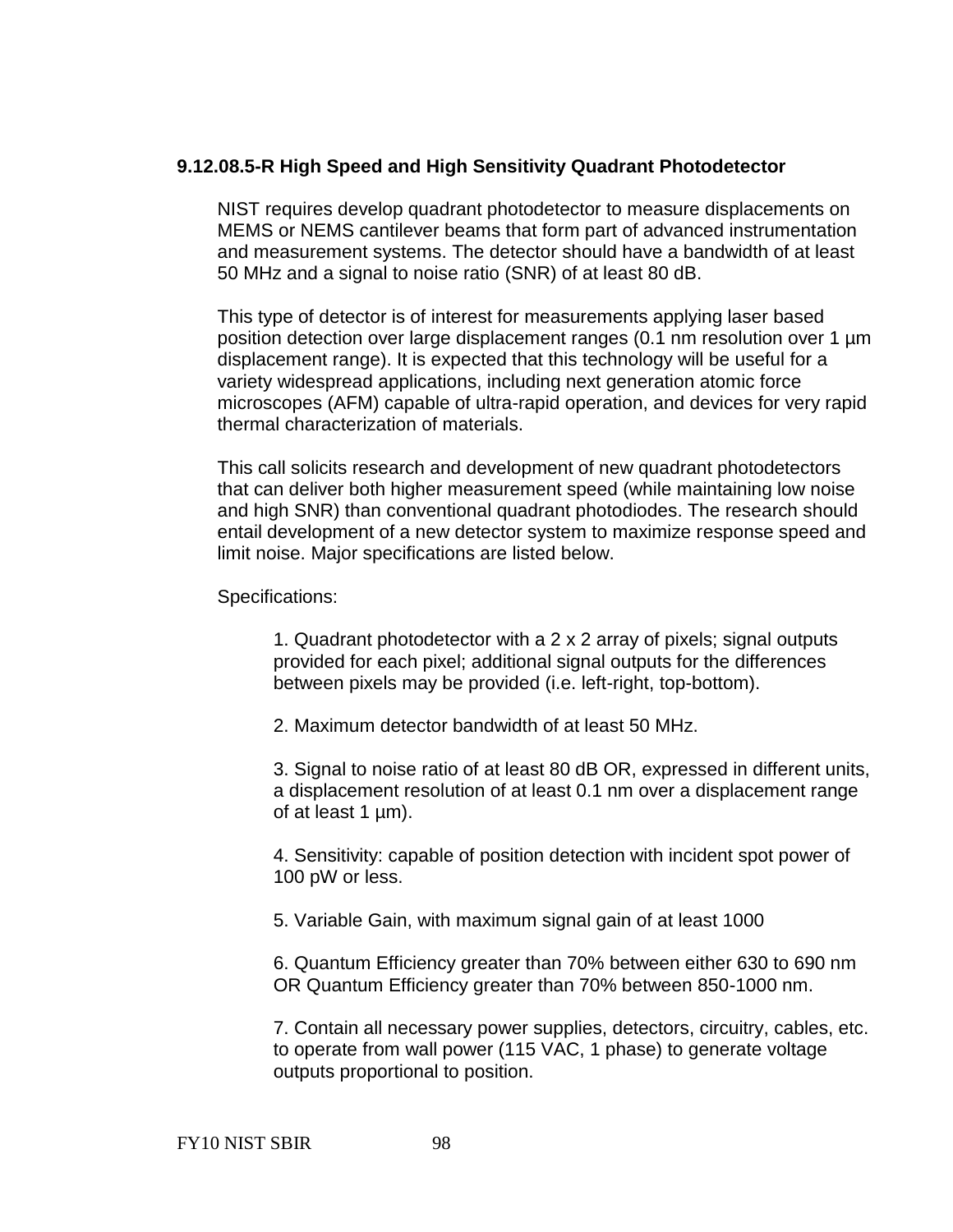**9.12.08.5-R High Speed and High Sensitivity Quadrant Photodetector**

NIST requires develop quadrant photodetector to measure displacements on MEMS or NEMS cantilever beams that form part of advanced instrumentation and measurement systems. The detector should have a bandwidth of at least 50 MHz and a signal to noise ratio (SNR) of at least 80 dB.

This type of detector is of interest for measurements applying laser based position detection over large displacement ranges (0.1 nm resolution over 1 µm displacement range). It is expected that this technology will be useful for a variety widespread applications, including next generation atomic force microscopes (AFM) capable of ultra-rapid operation, and devices for very rapid thermal characterization of materials.

This call solicits research and development of new quadrant photodetectors that can deliver both higher measurement speed (while maintaining low noise and high SNR) than conventional quadrant photodiodes. The research should entail development of a new detector system to maximize response speed and limit noise. Major specifications are listed below.

Specifications:

1. Quadrant photodetector with a 2 x 2 array of pixels; signal outputs provided for each pixel; additional signal outputs for the differences between pixels may be provided (i.e. left-right, top-bottom).

2. Maximum detector bandwidth of at least 50 MHz.

3. Signal to noise ratio of at least 80 dB OR, expressed in different units, a displacement resolution of at least 0.1 nm over a displacement range of at least 1 µm).

4. Sensitivity: capable of position detection with incident spot power of 100 pW or less.

5. Variable Gain, with maximum signal gain of at least 1000

6. Quantum Efficiency greater than 70% between either 630 to 690 nm OR Quantum Efficiency greater than 70% between 850-1000 nm.

7. Contain all necessary power supplies, detectors, circuitry, cables, etc. to operate from wall power (115 VAC, 1 phase) to generate voltage outputs proportional to position.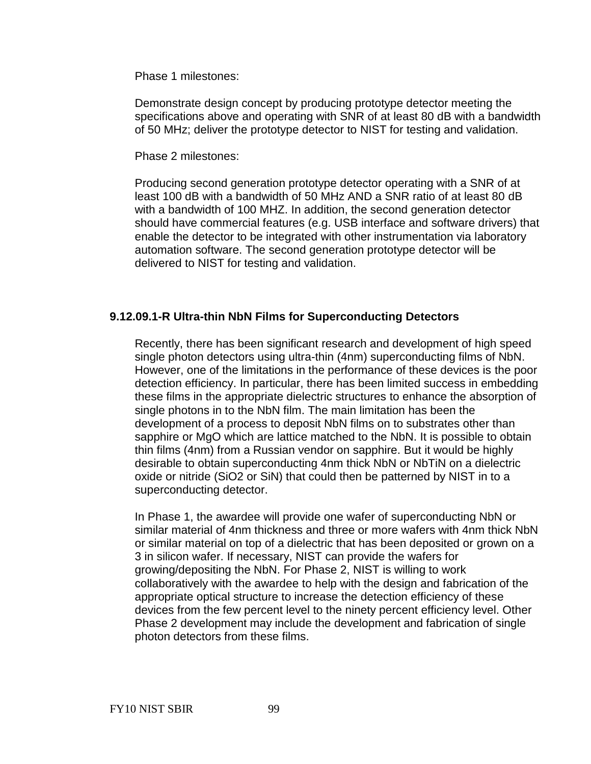Phase 1 milestones:

Demonstrate design concept by producing prototype detector meeting the specifications above and operating with SNR of at least 80 dB with a bandwidth of 50 MHz; deliver the prototype detector to NIST for testing and validation.

Phase 2 milestones:

Producing second generation prototype detector operating with a SNR of at least 100 dB with a bandwidth of 50 MHz AND a SNR ratio of at least 80 dB with a bandwidth of 100 MHZ. In addition, the second generation detector should have commercial features (e.g. USB interface and software drivers) that enable the detector to be integrated with other instrumentation via laboratory automation software. The second generation prototype detector will be delivered to NIST for testing and validation.

### 9.12.09.1-R Ultra-thin NbN Films for Superconducting Detectors

Recently, there has been significant research and development of high speed single photon detectors using ultra-thin (4nm) superconducting films of NbN. However, one of the limitations in the performance of these devices is the poor detection efficiency. In particular, there has been limited success in embedding these films in the appropriate dielectric structures to enhance the absorption of single photons in to the NbN film. The main limitation has been the development of a process to deposit NbN films on to substrates other than sapphire or MgO which are lattice matched to the NbN. It is possible to obtain thin films (4nm) from a Russian vendor on sapphire. But it would be highly desirable to obtain superconducting 4nm thick NbN or NbTiN on a dielectric oxide or nitride ($SiO_2$ or SiN) that could then be patterned by NIST in to a superconducting detector.

In Phase 1, the awardee will provide one wafer of superconducting NbN or similar material of 4nm thickness and three or more wafers with 4nm thick NbN or similar material on top of a dielectric that has been deposited or grown on a 3 in silicon wafer. If necessary, NIST can provide the wafers for growing/depositing the NbN. For Phase 2, NIST is willing to work collaboratively with the awardee to help with the design and fabrication of the appropriate optical structure to increase the detection efficiency of these devices from the few percent level to the ninety percent efficiency level. Other Phase 2 development may include the development and fabrication of single photon detectors from these films.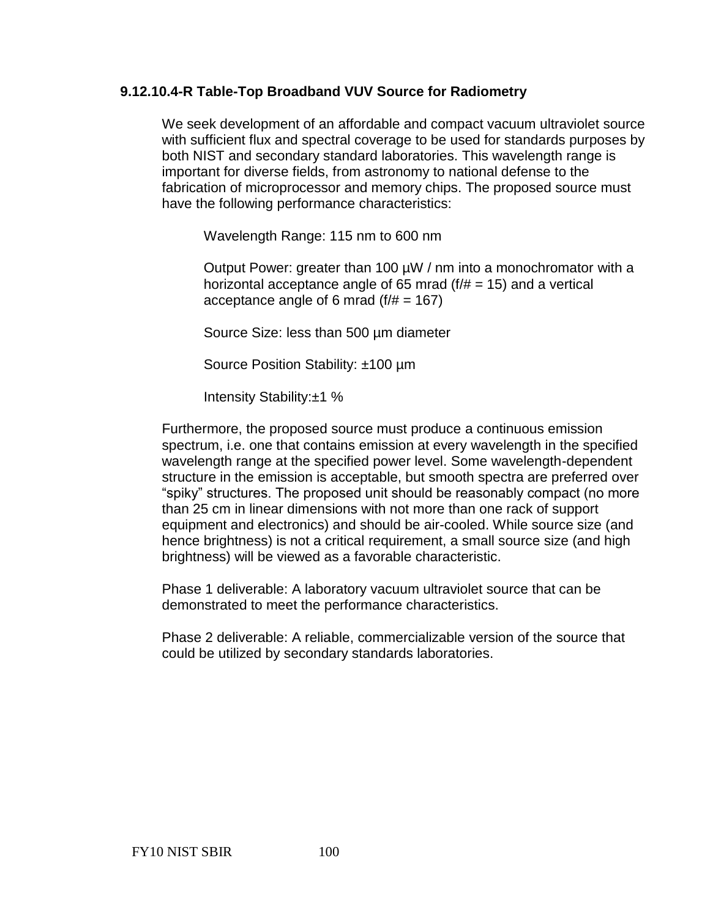### 9.12.10.4-R Table-Top Broadband VUV Source for Radiometry

We seek development of an affordable and compact vacuum ultraviolet source with sufficient flux and spectral coverage to be used for standards purposes by both NIST and secondary standard laboratories. This wavelength range is important for diverse fields, from astronomy to national defense to the fabrication of microprocessor and memory chips. The proposed source must have the following performance characteristics:

Wavelength Range: 115 nm to 600 nm

Output Power: greater than 100 µW / nm into a monochromator with a horizontal acceptance angle of 65 mrad (f/# = 15) and a vertical acceptance angle of 6 mrad (f/# = 167)

Source Size: less than 500 µm diameter

Source Position Stability: ±100 µm

Intensity Stability:±1 %

Furthermore, the proposed source must produce a continuous emission spectrum, i.e. one that contains emission at every wavelength in the specified wavelength range at the specified power level. Some wavelength-dependent structure in the emission is acceptable, but smooth spectra are preferred over "spiky" structures. The proposed unit should be reasonably compact (no more than 25 cm in linear dimensions with not more than one rack of support equipment and electronics) and should be air-cooled. While source size (and hence brightness) is not a critical requirement, a small source size (and high brightness) will be viewed as a favorable characteristic.

Phase 1 deliverable: A laboratory vacuum ultraviolet source that can be demonstrated to meet the performance characteristics.

Phase 2 deliverable: A reliable, commercializable version of the source that could be utilized by secondary standards laboratories.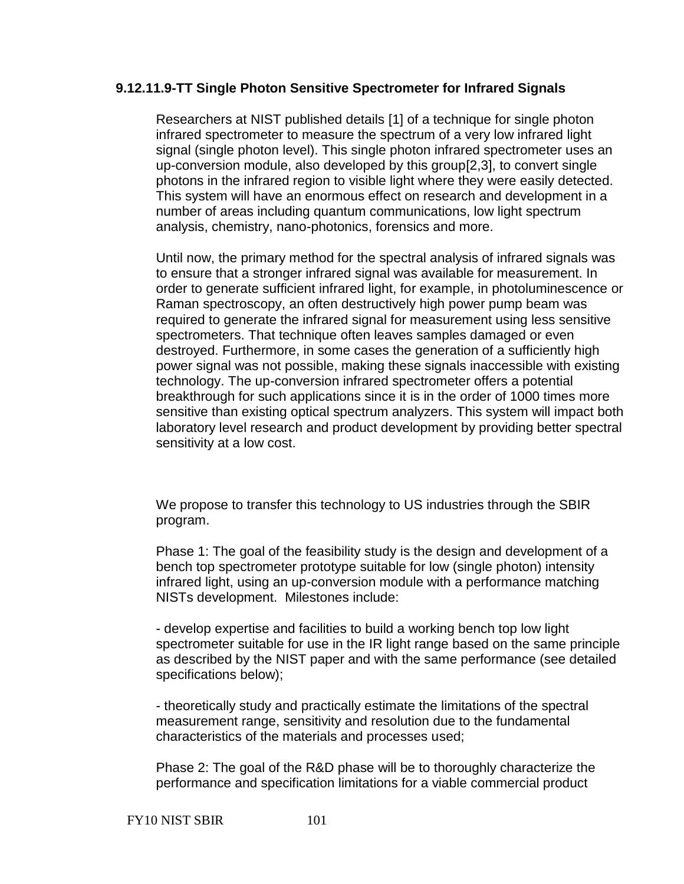### 9.12.11.9-TT Single Photon Sensitive Spectrometer for Infrared Signals

Researchers at NIST published details [1] of a technique for single photon infrared spectrometer to measure the spectrum of a very low infrared light signal (single photon level). This single photon infrared spectrometer uses an up-conversion module, also developed by this group[2,3], to convert single photons in the infrared region to visible light where they were easily detected. This system will have an enormous effect on research and development in a number of areas including quantum communications, low light spectrum analysis, chemistry, nano-photonics, forensics and more.

Until now, the primary method for the spectral analysis of infrared signals was to ensure that a stronger infrared signal was available for measurement. In order to generate sufficient infrared light, for example, in photoluminescence or Raman spectroscopy, an often destructively high power pump beam was required to generate the infrared signal for measurement using less sensitive spectrometers. That technique often leaves samples damaged or even destroyed. Furthermore, in some cases the generation of a sufficiently high power signal was not possible, making these signals inaccessible with existing technology. The up-conversion infrared spectrometer offers a potential breakthrough for such applications since it is in the order of 1000 times more sensitive than existing optical spectrum analyzers. This system will impact both laboratory level research and product development by providing better spectral sensitivity at a low cost.

We propose to transfer this technology to US industries through the SBIR program.

Phase 1: The goal of the feasibility study is the design and development of a bench top spectrometer prototype suitable for low (single photon) intensity infrared light, using an up-conversion module with a performance matching NISTs development. Milestones include:

- develop expertise and facilities to build a working bench top low light spectrometer suitable for use in the IR light range based on the same principle as described by the NIST paper and with the same performance (see detailed specifications below);

- theoretically study and practically estimate the limitations of the spectral measurement range, sensitivity and resolution due to the fundamental characteristics of the materials and processes used;

Phase 2: The goal of the R&D phase will be to thoroughly characterize the performance and specification limitations for a viable commercial product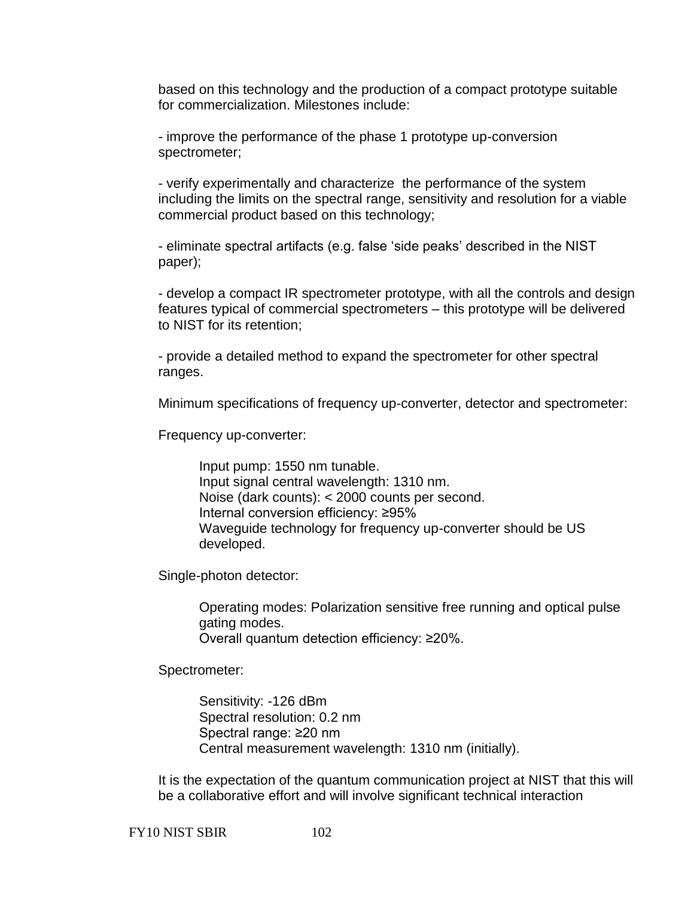based on this technology and the production of a compact prototype suitable for commercialization. Milestones include:

- improve the performance of the phase 1 prototype up-conversion spectrometer;

- verify experimentally and characterize the performance of the system including the limits on the spectral range, sensitivity and resolution for a viable commercial product based on this technology;

- eliminate spectral artifacts (e.g. false 'side peaks' described in the NIST paper);

- develop a compact IR spectrometer prototype, with all the controls and design features typical of commercial spectrometers – this prototype will be delivered to NIST for its retention;

- provide a detailed method to expand the spectrometer for other spectral ranges.

Minimum specifications of frequency up-converter, detector and spectrometer:

Frequency up-converter:

> Input pump: 1550 nm tunable.
> Input signal central wavelength: 1310 nm.
> Noise (dark counts): < 2000 counts per second.
> Internal conversion efficiency: ≥95%
> Waveguide technology for frequency up-converter should be US developed.

Single-photon detector:

> Operating modes: Polarization sensitive free running and optical pulse gating modes.
> Overall quantum detection efficiency: ≥20%.

Spectrometer:

> Sensitivity: -126 dBm
> Spectral resolution: 0.2 nm
> Spectral range: ≥20 nm
> Central measurement wavelength: 1310 nm (initially).

It is the expectation of the quantum communication project at NIST that this will be a collaborative effort and will involve significant technical interaction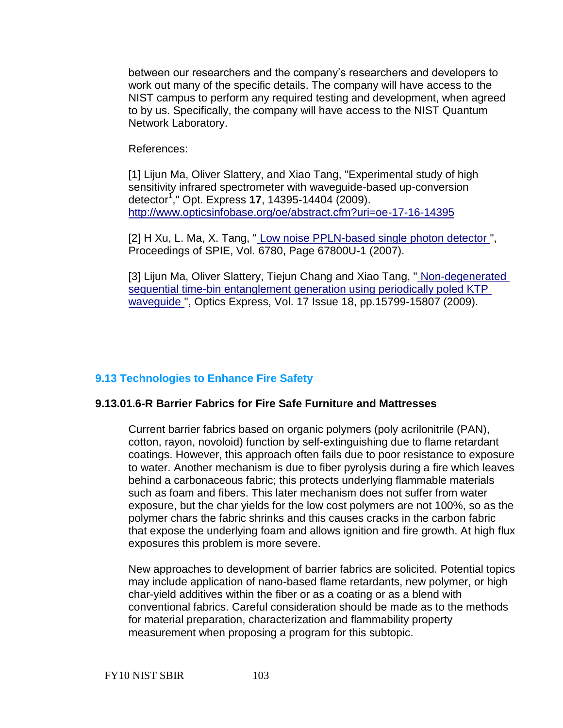between our researchers and the company's researchers and developers to work out many of the specific details. The company will have access to the NIST campus to perform any required testing and development, when agreed to by us. Specifically, the company will have access to the NIST Quantum Network Laboratory.

References:

[1] Lijun Ma, Oliver Slattery, and Xiao Tang, "Experimental study of high sensitivity infrared spectrometer with waveguide-based up-conversion detector[1]," Opt. Express **17**, 14395-14404 (2009). http://www.opticsinfobase.org/oe/abstract.cfm?uri=oe-17-16-14395

[2] H Xu, L. Ma, X. Tang, " Low noise PPLN-based single photon detector ", Proceedings of SPIE, Vol. 6780, Page 67800U-1 (2007).

[3] Lijun Ma, Oliver Slattery, Tiejun Chang and Xiao Tang, " Non-degenerated sequential time-bin entanglement generation using periodically poled KTP waveguide ", Optics Express, Vol. 17 Issue 18, pp.15799-15807 (2009).

## 9.13 Technologies to Enhance Fire Safety

### 9.13.01.6-R Barrier Fabrics for Fire Safe Furniture and Mattresses

Current barrier fabrics based on organic polymers (poly acrilonitrile (PAN), cotton, rayon, novoloid) function by self-extinguishing due to flame retardant coatings. However, this approach often fails due to poor resistance to exposure to water. Another mechanism is due to fiber pyrolysis during a fire which leaves behind a carbonaceous fabric; this protects underlying flammable materials such as foam and fibers. This later mechanism does not suffer from water exposure, but the char yields for the low cost polymers are not 100%, so as the polymer chars the fabric shrinks and this causes cracks in the carbon fabric that expose the underlying foam and allows ignition and fire growth. At high flux exposures this problem is more severe.

New approaches to development of barrier fabrics are solicited. Potential topics may include application of nano-based flame retardants, new polymer, or high char-yield additives within the fiber or as a coating or as a blend with conventional fabrics. Careful consideration should be made as to the methods for material preparation, characterization and flammability property measurement when proposing a program for this subtopic.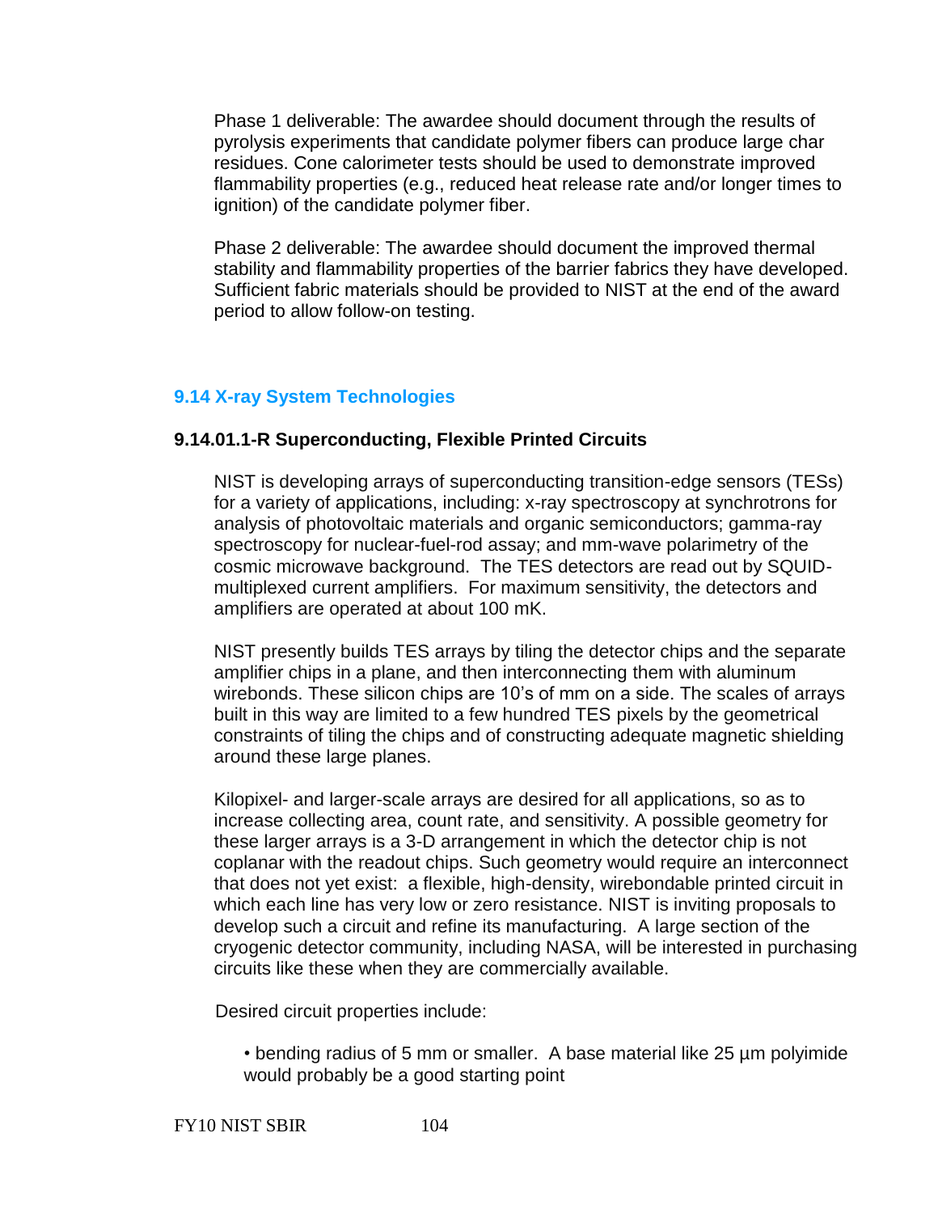Phase 1 deliverable: The awardee should document through the results of pyrolysis experiments that candidate polymer fibers can produce large char residues. Cone calorimeter tests should be used to demonstrate improved flammability properties (e.g., reduced heat release rate and/or longer times to ignition) of the candidate polymer fiber.

Phase 2 deliverable: The awardee should document the improved thermal stability and flammability properties of the barrier fabrics they have developed. Sufficient fabric materials should be provided to NIST at the end of the award period to allow follow-on testing.

## 9.14 X-ray System Technologies

### 9.14.01.1-R Superconducting, Flexible Printed Circuits

NIST is developing arrays of superconducting transition-edge sensors (TESs) for a variety of applications, including: x-ray spectroscopy at synchrotrons for analysis of photovoltaic materials and organic semiconductors; gamma-ray spectroscopy for nuclear-fuel-rod assay; and mm-wave polarimetry of the cosmic microwave background. The TES detectors are read out by SQUID-multiplexed current amplifiers. For maximum sensitivity, the detectors and amplifiers are operated at about 100 mK.

NIST presently builds TES arrays by tiling the detector chips and the separate amplifier chips in a plane, and then interconnecting them with aluminum wirebonds. These silicon chips are 10's of mm on a side. The scales of arrays built in this way are limited to a few hundred TES pixels by the geometrical constraints of tiling the chips and of constructing adequate magnetic shielding around these large planes.

Kilopixel- and larger-scale arrays are desired for all applications, so as to increase collecting area, count rate, and sensitivity. A possible geometry for these larger arrays is a 3-D arrangement in which the detector chip is not coplanar with the readout chips. Such geometry would require an interconnect that does not yet exist: a flexible, high-density, wirebondable printed circuit in which each line has very low or zero resistance. NIST is inviting proposals to develop such a circuit and refine its manufacturing. A large section of the cryogenic detector community, including NASA, will be interested in purchasing circuits like these when they are commercially available.

Desired circuit properties include:

- bending radius of 5 mm or smaller. A base material like 25 µm polyimide would probably be a good starting point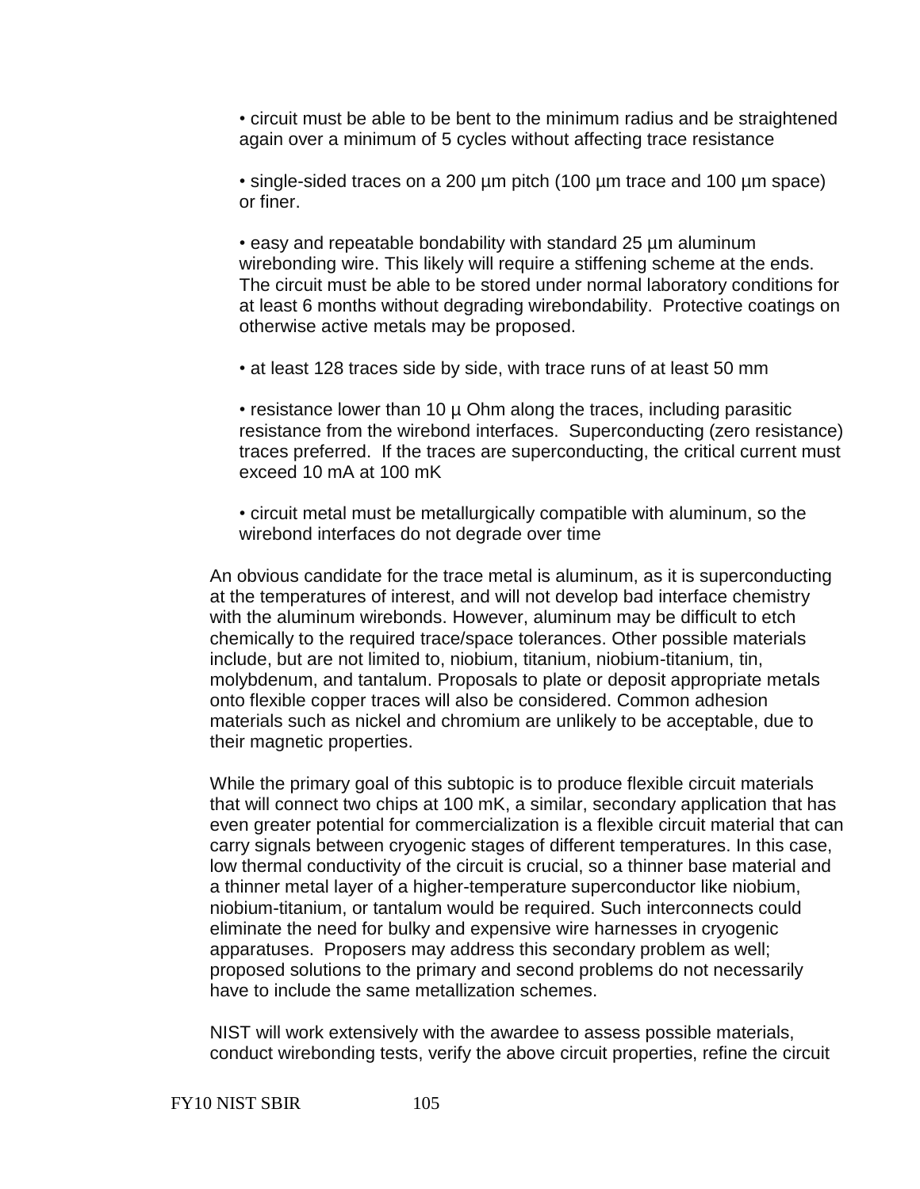- circuit must be able to be bent to the minimum radius and be straightened again over a minimum of 5 cycles without affecting trace resistance

- single-sided traces on a 200 µm pitch (100 µm trace and 100 µm space) or finer.

- easy and repeatable bondability with standard 25 µm aluminum wirebonding wire. This likely will require a stiffening scheme at the ends. The circuit must be able to be stored under normal laboratory conditions for at least 6 months without degrading wirebondability. Protective coatings on otherwise active metals may be proposed.

- at least 128 traces side by side, with trace runs of at least 50 mm

- resistance lower than 10 µ Ohm along the traces, including parasitic resistance from the wirebond interfaces. Superconducting (zero resistance) traces preferred. If the traces are superconducting, the critical current must exceed 10 mA at 100 mK

- circuit metal must be metallurgically compatible with aluminum, so the wirebond interfaces do not degrade over time

An obvious candidate for the trace metal is aluminum, as it is superconducting at the temperatures of interest, and will not develop bad interface chemistry with the aluminum wirebonds. However, aluminum may be difficult to etch chemically to the required trace/space tolerances. Other possible materials include, but are not limited to, niobium, titanium, niobium-titanium, tin, molybdenum, and tantalum. Proposals to plate or deposit appropriate metals onto flexible copper traces will also be considered. Common adhesion materials such as nickel and chromium are unlikely to be acceptable, due to their magnetic properties.

While the primary goal of this subtopic is to produce flexible circuit materials that will connect two chips at 100 mK, a similar, secondary application that has even greater potential for commercialization is a flexible circuit material that can carry signals between cryogenic stages of different temperatures. In this case, low thermal conductivity of the circuit is crucial, so a thinner base material and a thinner metal layer of a higher-temperature superconductor like niobium, niobium-titanium, or tantalum would be required. Such interconnects could eliminate the need for bulky and expensive wire harnesses in cryogenic apparatuses. Proposers may address this secondary problem as well; proposed solutions to the primary and second problems do not necessarily have to include the same metallization schemes.

NIST will work extensively with the awardee to assess possible materials, conduct wirebonding tests, verify the above circuit properties, refine the circuit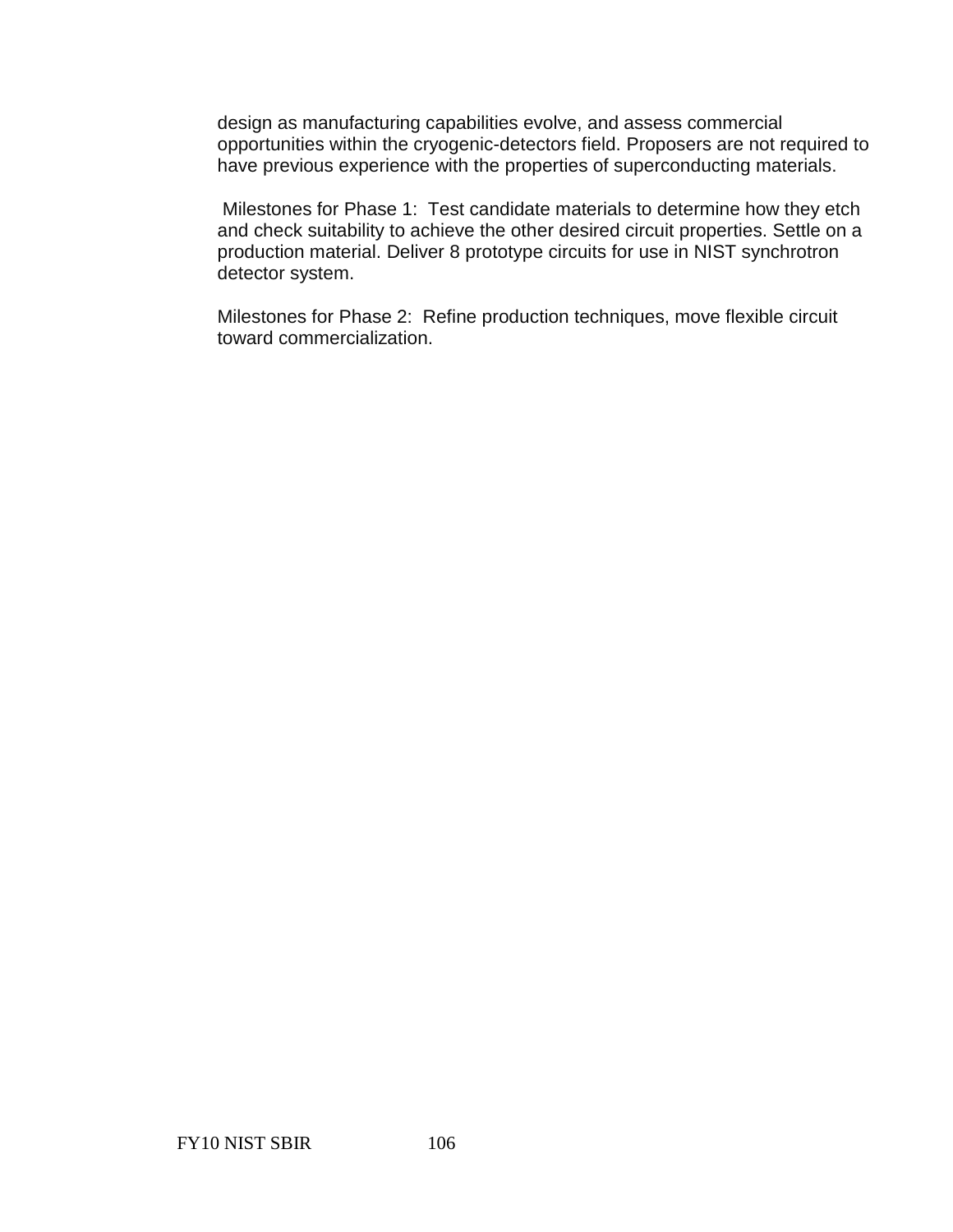design as manufacturing capabilities evolve, and assess commercial opportunities within the cryogenic-detectors field. Proposers are not required to have previous experience with the properties of superconducting materials.

Milestones for Phase 1: Test candidate materials to determine how they etch and check suitability to achieve the other desired circuit properties. Settle on a production material. Deliver 8 prototype circuits for use in NIST synchrotron detector system.

Milestones for Phase 2: Refine production techniques, move flexible circuit toward commercialization.